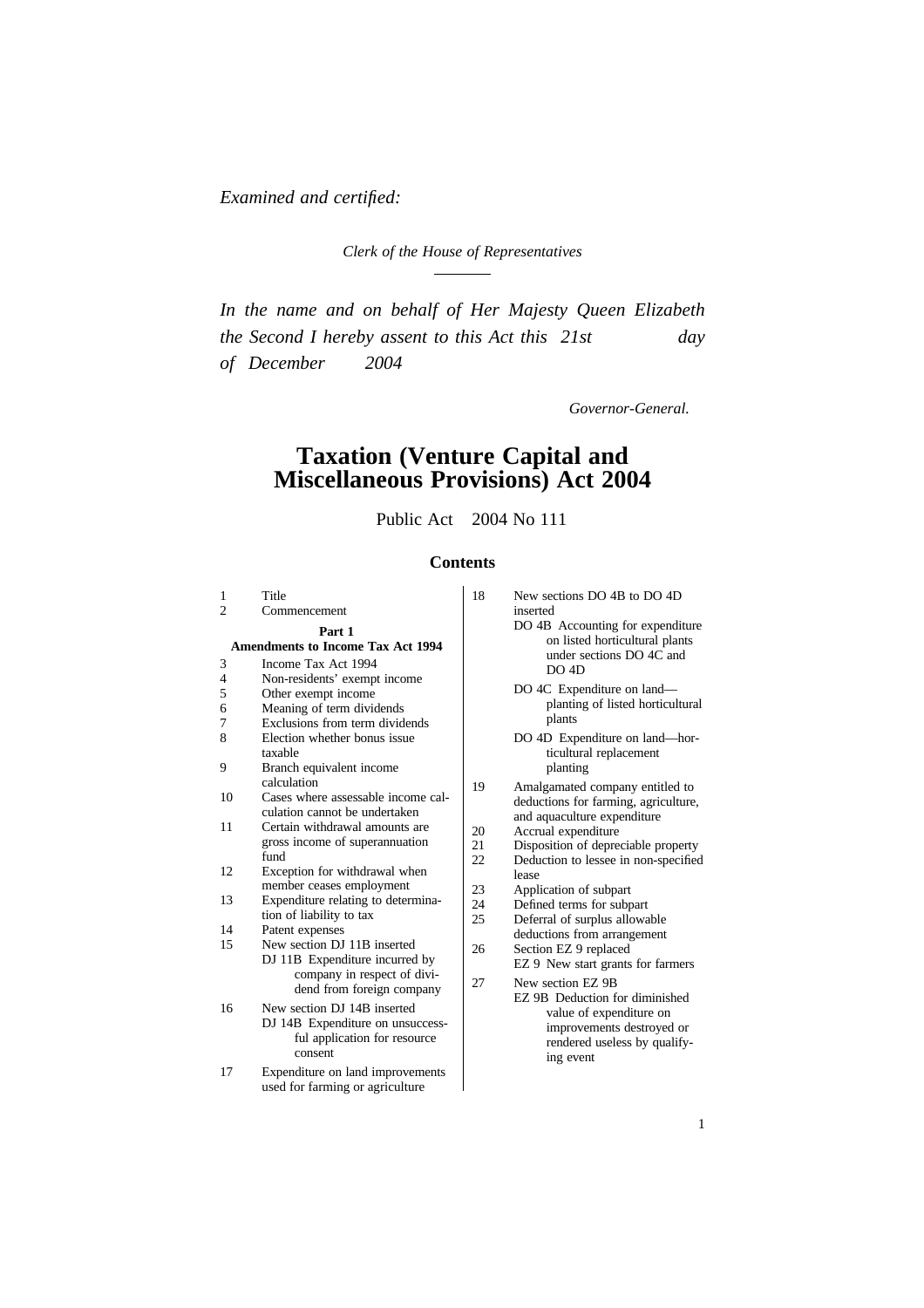*Examined and certified:*

*Clerk of the House of Representatives*

---

*In the name and on behalf of Her Majesty Queen Elizabeth the Second I hereby assent to this Act this 21st day of December 2004*

*Governor-General.*

# Taxation (Venture Capital and Miscellaneous Provisions) Act 2004

Public Act 2004 No 111

## Contents

1 Title
2 Commencement

**Part 1**
**Amendments to Income Tax Act 1994**

3 Income Tax Act 1994
4 Non-residents' exempt income
5 Other exempt income
6 Meaning of term dividends
7 Exclusions from term dividends
8 Election whether bonus issue taxable
9 Branch equivalent income calculation
10 Cases where assessable income calculation cannot be undertaken
11 Certain withdrawal amounts are gross income of superannuation fund
12 Exception for withdrawal when member ceases employment
13 Expenditure relating to determination of liability to tax
14 Patent expenses
15 New section DJ 11B inserted
  DJ 11B Expenditure incurred by company in respect of dividend from foreign company
16 New section DJ 14B inserted
  DJ 14B Expenditure on unsuccessful application for resource consent
17 Expenditure on land improvements used for farming or agriculture
18 New sections DO 4B to DO 4D inserted
  DO 4B Accounting for expenditure on listed horticultural plants under sections DO 4C and DO 4D
  DO 4C Expenditure on land—planting of listed horticultural plants
  DO 4D Expenditure on land—horticultural replacement planting
19 Amalgamated company entitled to deductions for farming, agriculture, and aquaculture expenditure
20 Accrual expenditure
21 Disposition of depreciable property
22 Deduction to lessee in non-specified lease
23 Application of subpart
24 Defined terms for subpart
25 Deferral of surplus allowable deductions from arrangement
26 Section EZ 9 replaced
  EZ 9 New start grants for farmers
27 New section EZ 9B
  EZ 9B Deduction for diminished value of expenditure on improvements destroyed or rendered useless by qualifying event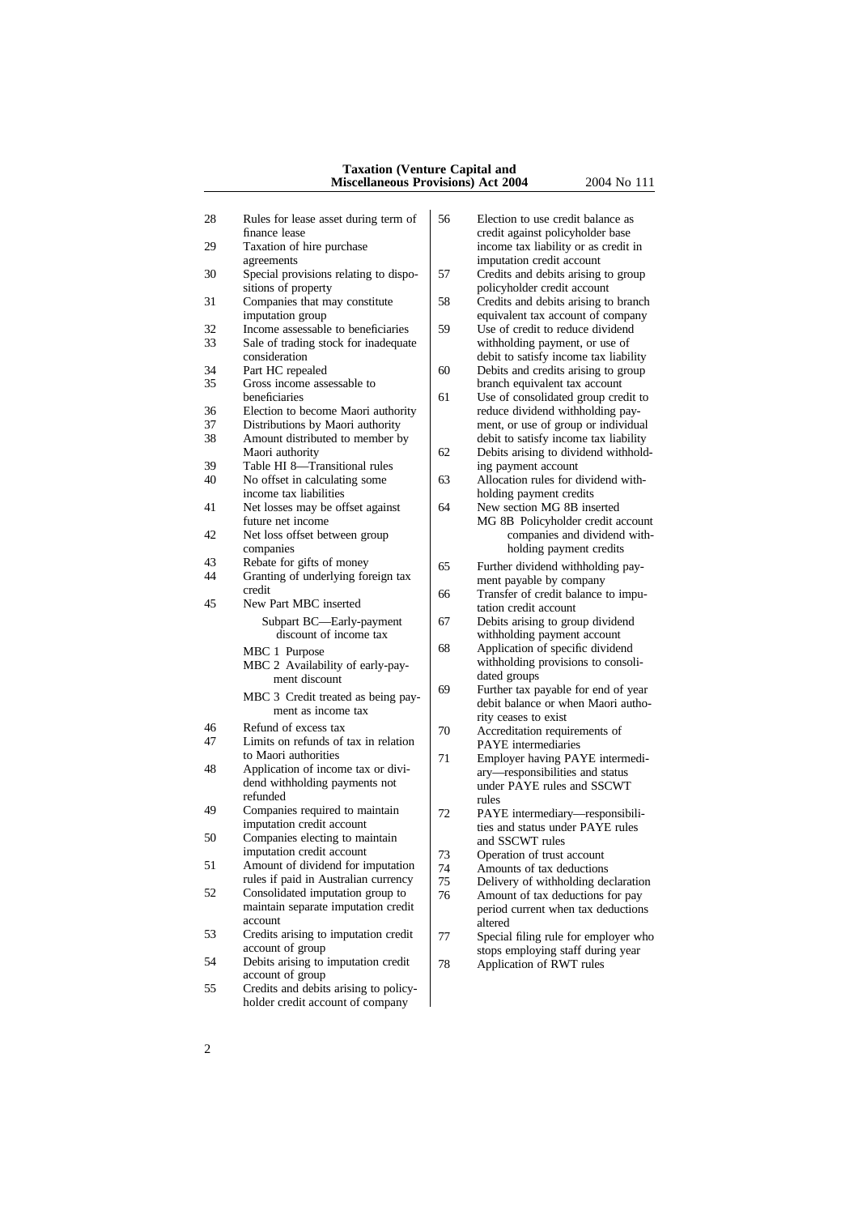28 Rules for lease asset during term of finance lease
29 Taxation of hire purchase agreements
30 Special provisions relating to dispositions of property
31 Companies that may constitute imputation group
32 Income assessable to beneficiaries
33 Sale of trading stock for inadequate consideration
34 Part HC repealed
35 Gross income assessable to beneficiaries
36 Election to become Maori authority
37 Distributions by Maori authority
38 Amount distributed to member by Maori authority
39 Table HI 8—Transitional rules
40 No offset in calculating some income tax liabilities
41 Net losses may be offset against future net income
42 Net loss offset between group companies
43 Rebate for gifts of money
44 Granting of underlying foreign tax credit
45 New Part MBC inserted

Subpart BC—Early-payment discount of income tax

MBC 1 Purpose
MBC 2 Availability of early-payment discount
MBC 3 Credit treated as being payment as income tax

46 Refund of excess tax
47 Limits on refunds of tax in relation to Maori authorities
48 Application of income tax or dividend withholding payments not refunded
49 Companies required to maintain imputation credit account
50 Companies electing to maintain imputation credit account
51 Amount of dividend for imputation rules if paid in Australian currency
52 Consolidated imputation group to maintain separate imputation credit account
53 Credits arising to imputation credit account of group
54 Debits arising to imputation credit account of group
55 Credits and debits arising to policyholder credit account of company
56 Election to use credit balance as credit against policyholder base income tax liability or as credit in imputation credit account
57 Credits and debits arising to group policyholder credit account
58 Credits and debits arising to branch equivalent tax account of company
59 Use of credit to reduce dividend withholding payment, or use of debit to satisfy income tax liability
60 Debits and credits arising to group branch equivalent tax account
61 Use of consolidated group credit to reduce dividend withholding payment, or use of group or individual debit to satisfy income tax liability
62 Debits arising to dividend withholding payment account
63 Allocation rules for dividend withholding payment credits
64 New section MG 8B inserted

MG 8B Policyholder credit account companies and dividend withholding payment credits

65 Further dividend withholding payment payable by company
66 Transfer of credit balance to imputation credit account
67 Debits arising to group dividend withholding payment account
68 Application of specific dividend withholding provisions to consolidated groups
69 Further tax payable for end of year debit balance or when Maori authority ceases to exist
70 Accreditation requirements of PAYE intermediaries
71 Employer having PAYE intermediary—responsibilities and status under PAYE rules and SSCWT rules
72 PAYE intermediary—responsibilities and status under PAYE rules and SSCWT rules
73 Operation of trust account
74 Amounts of tax deductions
75 Delivery of withholding declaration
76 Amount of tax deductions for pay period current when tax deductions altered
77 Special filing rule for employer who stops employing staff during year
78 Application of RWT rules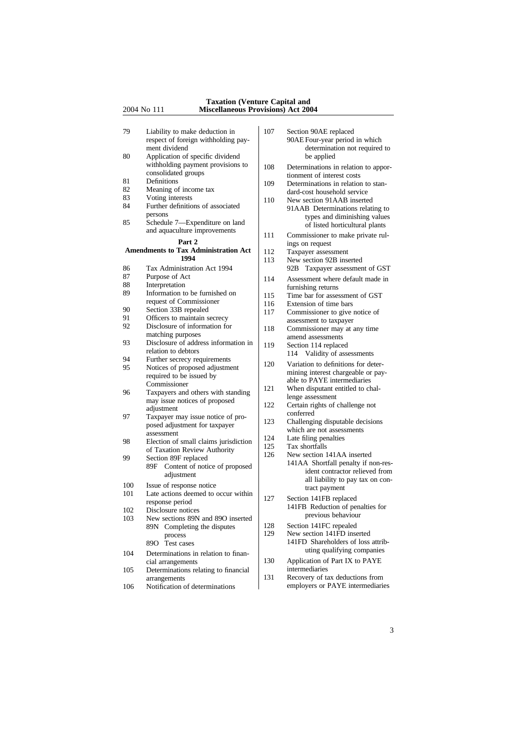79 Liability to make deduction in respect of foreign withholding payment dividend
80 Application of specific dividend withholding payment provisions to consolidated groups
81 Definitions
82 Meaning of income tax
83 Voting interests
84 Further definitions of associated persons
85 Schedule 7—Expenditure on land and aquaculture improvements

## Part 2
## Amendments to Tax Administration Act 1994

86 Tax Administration Act 1994
87 Purpose of Act
88 Interpretation
89 Information to be furnished on request of Commissioner
90 Section 33B repealed
91 Officers to maintain secrecy
92 Disclosure of information for matching purposes
93 Disclosure of address information in relation to debtors
94 Further secrecy requirements
95 Notices of proposed adjustment required to be issued by Commissioner
96 Taxpayers and others with standing may issue notices of proposed adjustment
97 Taxpayer may issue notice of proposed adjustment for taxpayer assessment
98 Election of small claims jurisdiction of Taxation Review Authority
99 Section 89F replaced
   89F Content of notice of proposed adjustment
100 Issue of response notice
101 Late actions deemed to occur within response period
102 Disclosure notices
103 New sections 89N and 89O inserted
   89N Completing the disputes process
   89O Test cases
104 Determinations in relation to financial arrangements
105 Determinations relating to financial arrangements
106 Notification of determinations
107 Section 90AE replaced
   90AE Four-year period in which determination not required to be applied
108 Determinations in relation to apportionment of interest costs
109 Determinations in relation to standard-cost household service
110 New section 91AAB inserted
   91AAB Determinations relating to types and diminishing values of listed horticultural plants
111 Commissioner to make private rulings on request
112 Taxpayer assessment
113 New section 92B inserted
   92B Taxpayer assessment of GST
114 Assessment where default made in furnishing returns
115 Time bar for assessment of GST
116 Extension of time bars
117 Commissioner to give notice of assessment to taxpayer
118 Commissioner may at any time amend assessments
119 Section 114 replaced
   114 Validity of assessments
120 Variation to definitions for determining interest chargeable or payable to PAYE intermediaries
121 When disputant entitled to challenge assessment
122 Certain rights of challenge not conferred
123 Challenging disputable decisions which are not assessments
124 Late filing penalties
125 Tax shortfalls
126 New section 141AA inserted
   141AA Shortfall penalty if non-resident contractor relieved from all liability to pay tax on contract payment
127 Section 141FB replaced
   141FB Reduction of penalties for previous behaviour
128 Section 141FC repealed
129 New section 141FD inserted
   141FD Shareholders of loss attributing qualifying companies
130 Application of Part IX to PAYE intermediaries
131 Recovery of tax deductions from employers or PAYE intermediaries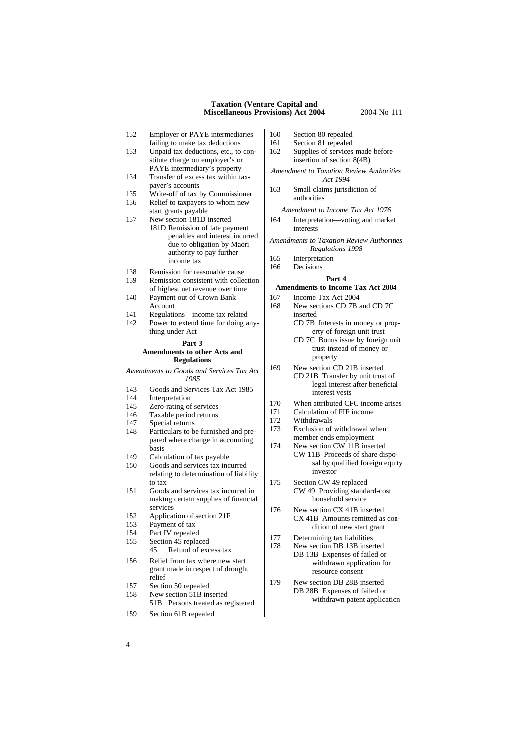132 Employer or PAYE intermediaries failing to make tax deductions
133 Unpaid tax deductions, etc., to constitute charge on employer's or PAYE intermediary's property
134 Transfer of excess tax within taxpayer's accounts
135 Write-off of tax by Commissioner
136 Relief to taxpayers to whom new start grants payable
137 New section 181D inserted
181D Remission of late payment penalties and interest incurred due to obligation by Maori authority to pay further income tax
138 Remission for reasonable cause
139 Remission consistent with collection of highest net revenue over time
140 Payment out of Crown Bank Account
141 Regulations—income tax related
142 Power to extend time for doing anything under Act

**Part 3**
**Amendments to other Acts and Regulations**

*Amendments to Goods and Services Tax Act 1985*

143 Goods and Services Tax Act 1985
144 Interpretation
145 Zero-rating of services
146 Taxable period returns
147 Special returns
148 Particulars to be furnished and prepared where change in accounting basis
149 Calculation of tax payable
150 Goods and services tax incurred relating to determination of liability to tax
151 Goods and services tax incurred in making certain supplies of financial services
152 Application of section 21F
153 Payment of tax
154 Part IV repealed
155 Section 45 replaced
45 Refund of excess tax
156 Relief from tax where new start grant made in respect of drought relief
157 Section 50 repealed
158 New section 51B inserted
51B Persons treated as registered
159 Section 61B repealed
160 Section 80 repealed
161 Section 81 repealed
162 Supplies of services made before insertion of section 8(4B)

*Amendment to Taxation Review Authorities Act 1994*

163 Small claims jurisdiction of authorities

*Amendment to Income Tax Act 1976*

164 Interpretation—voting and market interests

*Amendments to Taxation Review Authorities Regulations 1998*

165 Interpretation
166 Decisions

**Part 4**
**Amendments to Income Tax Act 2004**

167 Income Tax Act 2004
168 New sections CD 7B and CD 7C inserted
CD 7B Interests in money or property of foreign unit trust
CD 7C Bonus issue by foreign unit trust instead of money or property
169 New section CD 21B inserted
CD 21B Transfer by unit trust of legal interest after beneficial interest vests
170 When attributed CFC income arises
171 Calculation of FIF income
172 Withdrawals
173 Exclusion of withdrawal when member ends employment
174 New section CW 11B inserted
CW 11B Proceeds of share disposal by qualified foreign equity investor
175 Section CW 49 replaced
CW 49 Providing standard-cost household service
176 New section CX 41B inserted
CX 41B Amounts remitted as condition of new start grant
177 Determining tax liabilities
178 New section DB 13B inserted
DB 13B Expenses of failed or withdrawn application for resource consent
179 New section DB 28B inserted
DB 28B Expenses of failed or withdrawn patent application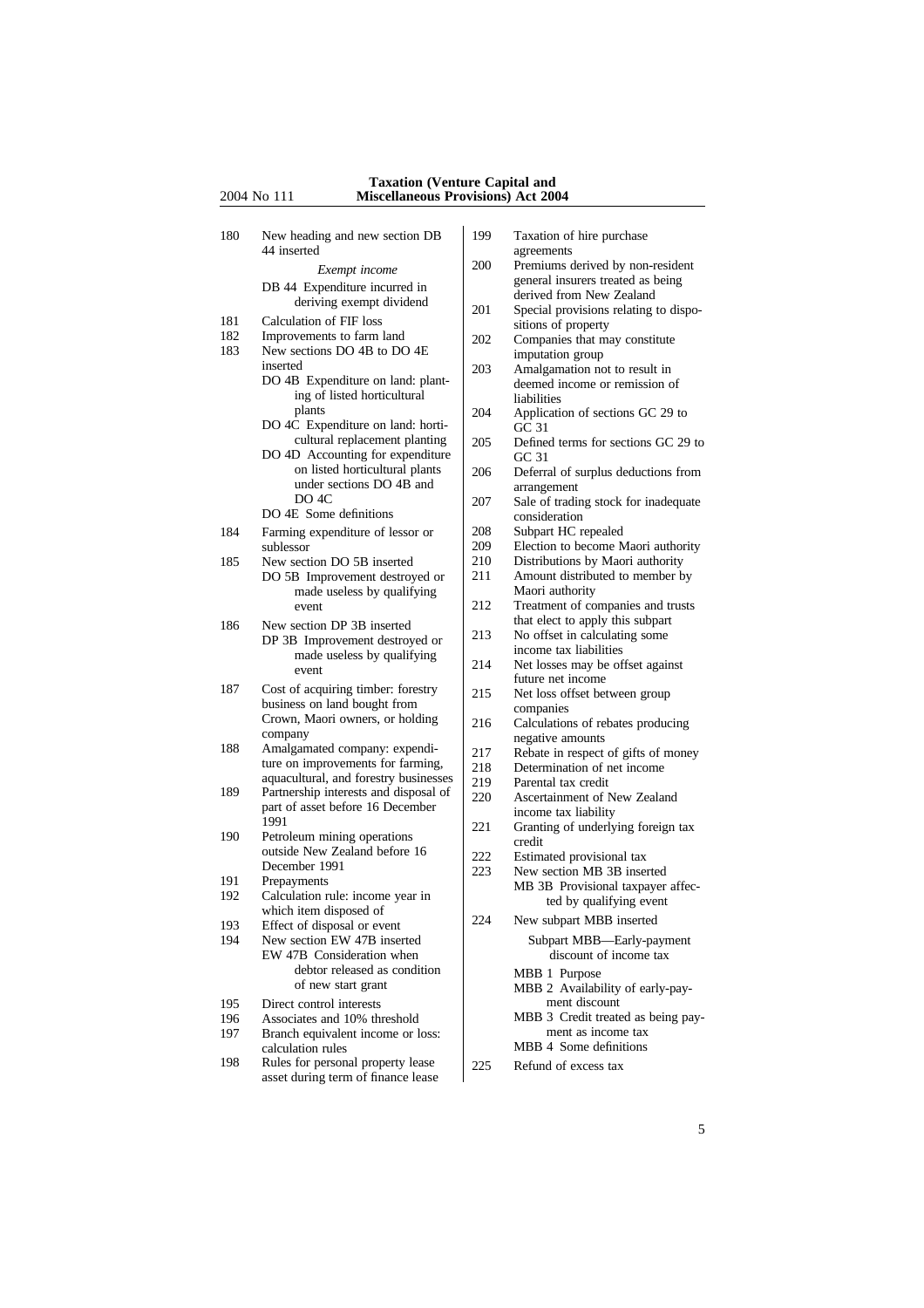180 New heading and new section DB 44 inserted

*Exempt income*

DB 44 Expenditure incurred in deriving exempt dividend

181 Calculation of FIF loss

182 Improvements to farm land

183 New sections DO 4B to DO 4E inserted

DO 4B Expenditure on land: planting of listed horticultural plants

DO 4C Expenditure on land: horticultural replacement planting

DO 4D Accounting for expenditure on listed horticultural plants under sections DO 4B and DO 4C

DO 4E Some definitions

184 Farming expenditure of lessor or sublessor

185 New section DO 5B inserted

DO 5B Improvement destroyed or made useless by qualifying event

186 New section DP 3B inserted

DP 3B Improvement destroyed or made useless by qualifying event

187 Cost of acquiring timber: forestry business on land bought from Crown, Maori owners, or holding company

188 Amalgamated company: expenditure on improvements for farming, aquacultural, and forestry businesses

189 Partnership interests and disposal of part of asset before 16 December 1991

190 Petroleum mining operations outside New Zealand before 16 December 1991

191 Prepayments

192 Calculation rule: income year in which item disposed of

193 Effect of disposal or event

194 New section EW 47B inserted

EW 47B Consideration when debtor released as condition of new start grant

195 Direct control interests

196 Associates and 10% threshold

197 Branch equivalent income or loss: calculation rules

198 Rules for personal property lease asset during term of finance lease

199 Taxation of hire purchase agreements

200 Premiums derived by non-resident general insurers treated as being derived from New Zealand

201 Special provisions relating to dispositions of property

202 Companies that may constitute imputation group

203 Amalgamation not to result in deemed income or remission of liabilities

204 Application of sections GC 29 to GC 31

205 Defined terms for sections GC 29 to GC 31

206 Deferral of surplus deductions from arrangement

207 Sale of trading stock for inadequate consideration

208 Subpart HC repealed

209 Election to become Maori authority

210 Distributions by Maori authority

211 Amount distributed to member by Maori authority

212 Treatment of companies and trusts that elect to apply this subpart

213 No offset in calculating some income tax liabilities

214 Net losses may be offset against future net income

215 Net loss offset between group companies

216 Calculations of rebates producing negative amounts

217 Rebate in respect of gifts of money

218 Determination of net income

219 Parental tax credit

220 Ascertainment of New Zealand income tax liability

221 Granting of underlying foreign tax credit

222 Estimated provisional tax

223 New section MB 3B inserted

MB 3B Provisional taxpayer affected by qualifying event

224 New subpart MBB inserted

Subpart MBB—Early-payment discount of income tax

MBB 1 Purpose

MBB 2 Availability of early-payment discount

MBB 3 Credit treated as being payment as income tax

MBB 4 Some definitions

225 Refund of excess tax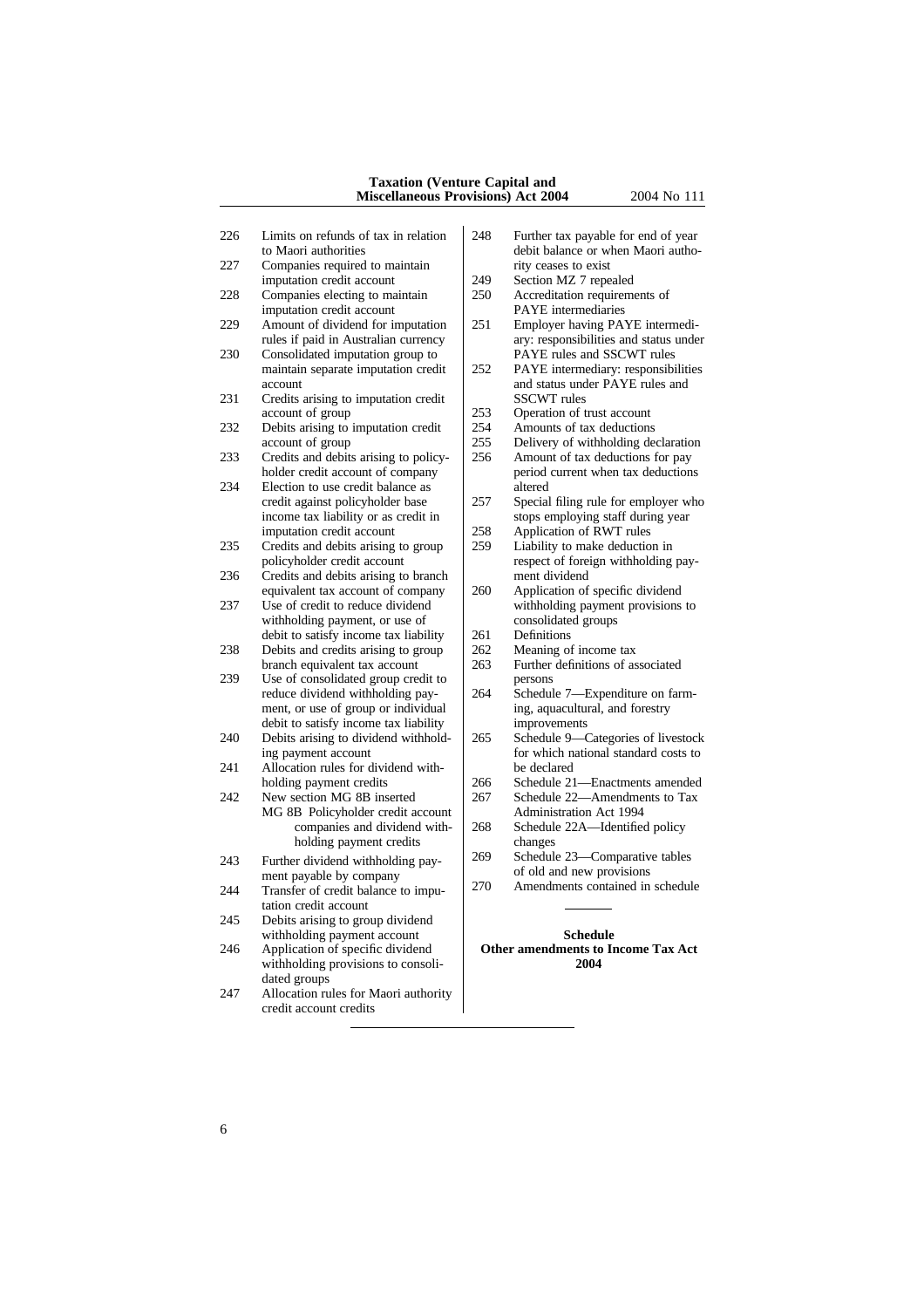226 Limits on refunds of tax in relation to Maori authorities
227 Companies required to maintain imputation credit account
228 Companies electing to maintain imputation credit account
229 Amount of dividend for imputation rules if paid in Australian currency
230 Consolidated imputation group to maintain separate imputation credit account
231 Credits arising to imputation credit account of group
232 Debits arising to imputation credit account of group
233 Credits and debits arising to policyholder credit account of company
234 Election to use credit balance as credit against policyholder base income tax liability or as credit in imputation credit account
235 Credits and debits arising to group policyholder credit account
236 Credits and debits arising to branch equivalent tax account of company
237 Use of credit to reduce dividend withholding payment, or use of debit to satisfy income tax liability
238 Debits and credits arising to group branch equivalent tax account
239 Use of consolidated group credit to reduce dividend withholding payment, or use of group or individual debit to satisfy income tax liability
240 Debits arising to dividend withholding payment account
241 Allocation rules for dividend withholding payment credits
242 New section MG 8B inserted
    MG 8B Policyholder credit account companies and dividend withholding payment credits
243 Further dividend withholding payment payable by company
244 Transfer of credit balance to imputation credit account
245 Debits arising to group dividend withholding payment account
246 Application of specific dividend withholding provisions to consolidated groups
247 Allocation rules for Maori authority credit account credits
248 Further tax payable for end of year debit balance or when Maori authority ceases to exist
249 Section MZ 7 repealed
250 Accreditation requirements of PAYE intermediaries
251 Employer having PAYE intermediary: responsibilities and status under PAYE rules and SSCWT rules
252 PAYE intermediary: responsibilities and status under PAYE rules and SSCWT rules
253 Operation of trust account
254 Amounts of tax deductions
255 Delivery of withholding declaration
256 Amount of tax deductions for pay period current when tax deductions altered
257 Special filing rule for employer who stops employing staff during year
258 Application of RWT rules
259 Liability to make deduction in respect of foreign withholding payment dividend
260 Application of specific dividend withholding payment provisions to consolidated groups
261 Definitions
262 Meaning of income tax
263 Further definitions of associated persons
264 Schedule 7—Expenditure on farming, aquacultural, and forestry improvements
265 Schedule 9—Categories of livestock for which national standard costs to be declared
266 Schedule 21—Enactments amended
267 Schedule 22—Amendments to Tax Administration Act 1994
268 Schedule 22A—Identified policy changes
269 Schedule 23—Comparative tables of old and new provisions
270 Amendments contained in schedule

---

**Schedule**
**Other amendments to Income Tax Act 2004**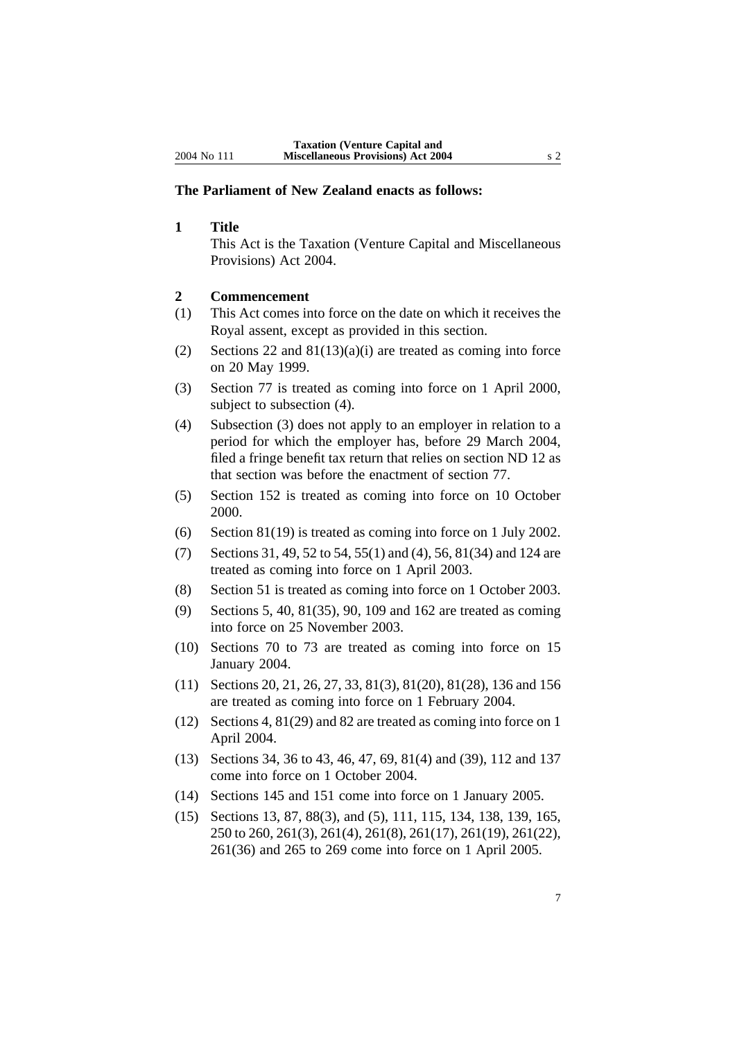**The Parliament of New Zealand enacts as follows:**

## 1 Title

This Act is the Taxation (Venture Capital and Miscellaneous Provisions) Act 2004.

## 2 Commencement

(1) This Act comes into force on the date on which it receives the Royal assent, except as provided in this section.

(2) Sections 22 and 81(13)(a)(i) are treated as coming into force on 20 May 1999.

(3) Section 77 is treated as coming into force on 1 April 2000, subject to subsection (4).

(4) Subsection (3) does not apply to an employer in relation to a period for which the employer has, before 29 March 2004, filed a fringe benefit tax return that relies on section ND 12 as that section was before the enactment of section 77.

(5) Section 152 is treated as coming into force on 10 October 2000.

(6) Section 81(19) is treated as coming into force on 1 July 2002.

(7) Sections 31, 49, 52 to 54, 55(1) and (4), 56, 81(34) and 124 are treated as coming into force on 1 April 2003.

(8) Section 51 is treated as coming into force on 1 October 2003.

(9) Sections 5, 40, 81(35), 90, 109 and 162 are treated as coming into force on 25 November 2003.

(10) Sections 70 to 73 are treated as coming into force on 15 January 2004.

(11) Sections 20, 21, 26, 27, 33, 81(3), 81(20), 81(28), 136 and 156 are treated as coming into force on 1 February 2004.

(12) Sections 4, 81(29) and 82 are treated as coming into force on 1 April 2004.

(13) Sections 34, 36 to 43, 46, 47, 69, 81(4) and (39), 112 and 137 come into force on 1 October 2004.

(14) Sections 145 and 151 come into force on 1 January 2005.

(15) Sections 13, 87, 88(3), and (5), 111, 115, 134, 138, 139, 165, 250 to 260, 261(3), 261(4), 261(8), 261(17), 261(19), 261(22), 261(36) and 265 to 269 come into force on 1 April 2005.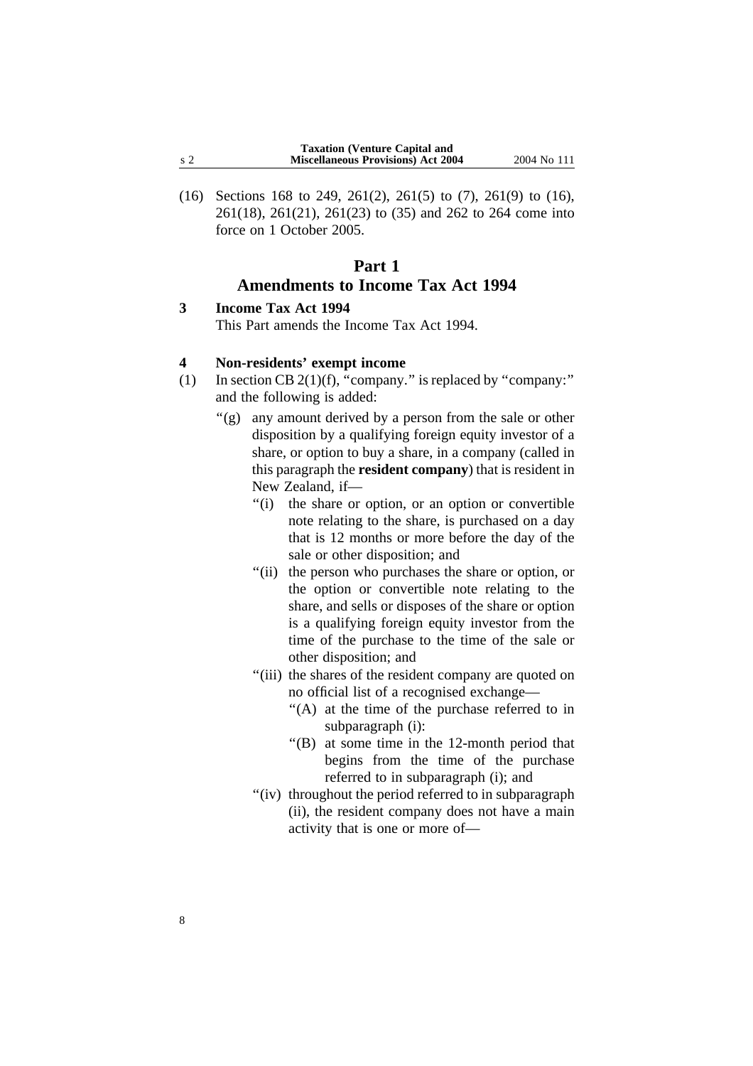(16) Sections 168 to 249, 261(2), 261(5) to (7), 261(9) to (16), 261(18), 261(21), 261(23) to (35) and 262 to 264 come into force on 1 October 2005.

## Part 1
## Amendments to Income Tax Act 1994

### 3 Income Tax Act 1994

This Part amends the Income Tax Act 1994.

### 4 Non-residents' exempt income

(1) In section CB 2(1)(f), "company." is replaced by "company:" and the following is added:

"(g) any amount derived by a person from the sale or other disposition by a qualifying foreign equity investor of a share, or option to buy a share, in a company (called in this paragraph the **resident company**) that is resident in New Zealand, if—

"(i) the share or option, or an option or convertible note relating to the share, is purchased on a day that is 12 months or more before the day of the sale or other disposition; and

"(ii) the person who purchases the share or option, or the option or convertible note relating to the share, and sells or disposes of the share or option is a qualifying foreign equity investor from the time of the purchase to the time of the sale or other disposition; and

"(iii) the shares of the resident company are quoted on no official list of a recognised exchange—

"(A) at the time of the purchase referred to in subparagraph (i):

"(B) at some time in the 12-month period that begins from the time of the purchase referred to in subparagraph (i); and

"(iv) throughout the period referred to in subparagraph (ii), the resident company does not have a main activity that is one or more of—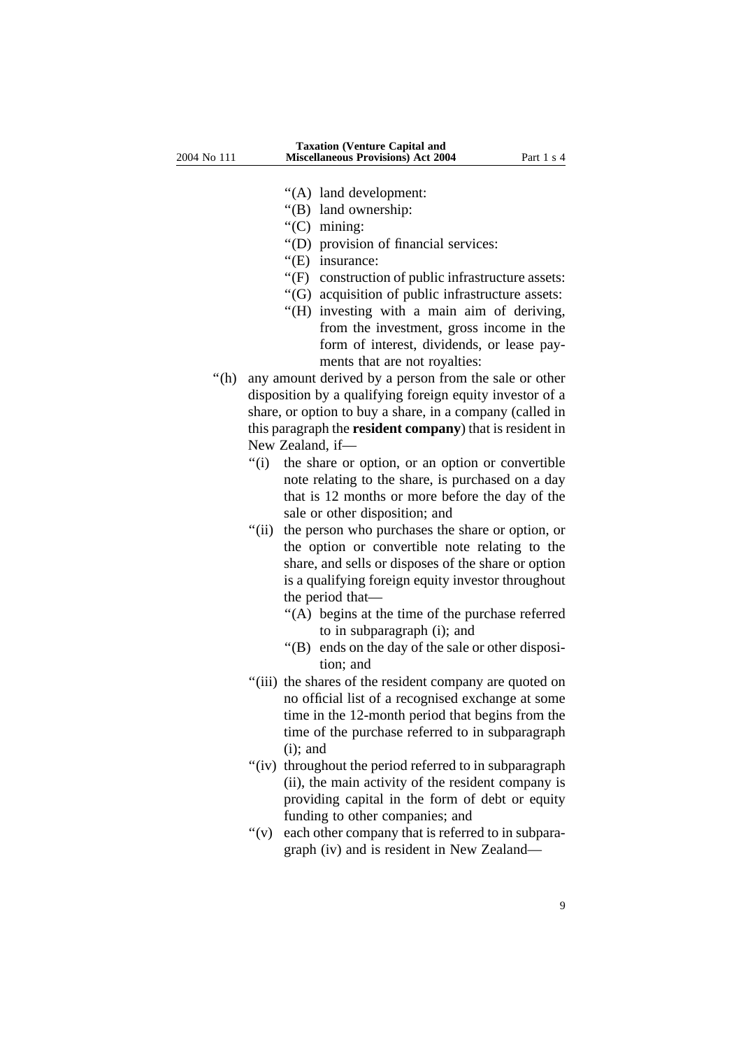“(A) land development:

“(B) land ownership:

“(C) mining:

“(D) provision of financial services:

“(E) insurance:

“(F) construction of public infrastructure assets:

“(G) acquisition of public infrastructure assets:

“(H) investing with a main aim of deriving, from the investment, gross income in the form of interest, dividends, or lease payments that are not royalties:

“(h) any amount derived by a person from the sale or other disposition by a qualifying foreign equity investor of a share, or option to buy a share, in a company (called in this paragraph the **resident company**) that is resident in New Zealand, if—

“(i) the share or option, or an option or convertible note relating to the share, is purchased on a day that is 12 months or more before the day of the sale or other disposition; and

“(ii) the person who purchases the share or option, or the option or convertible note relating to the share, and sells or disposes of the share or option is a qualifying foreign equity investor throughout the period that—

“(A) begins at the time of the purchase referred to in subparagraph (i); and

“(B) ends on the day of the sale or other disposition; and

“(iii) the shares of the resident company are quoted on no official list of a recognised exchange at some time in the 12-month period that begins from the time of the purchase referred to in subparagraph (i); and

“(iv) throughout the period referred to in subparagraph (ii), the main activity of the resident company is providing capital in the form of debt or equity funding to other companies; and

“(v) each other company that is referred to in subparagraph (iv) and is resident in New Zealand—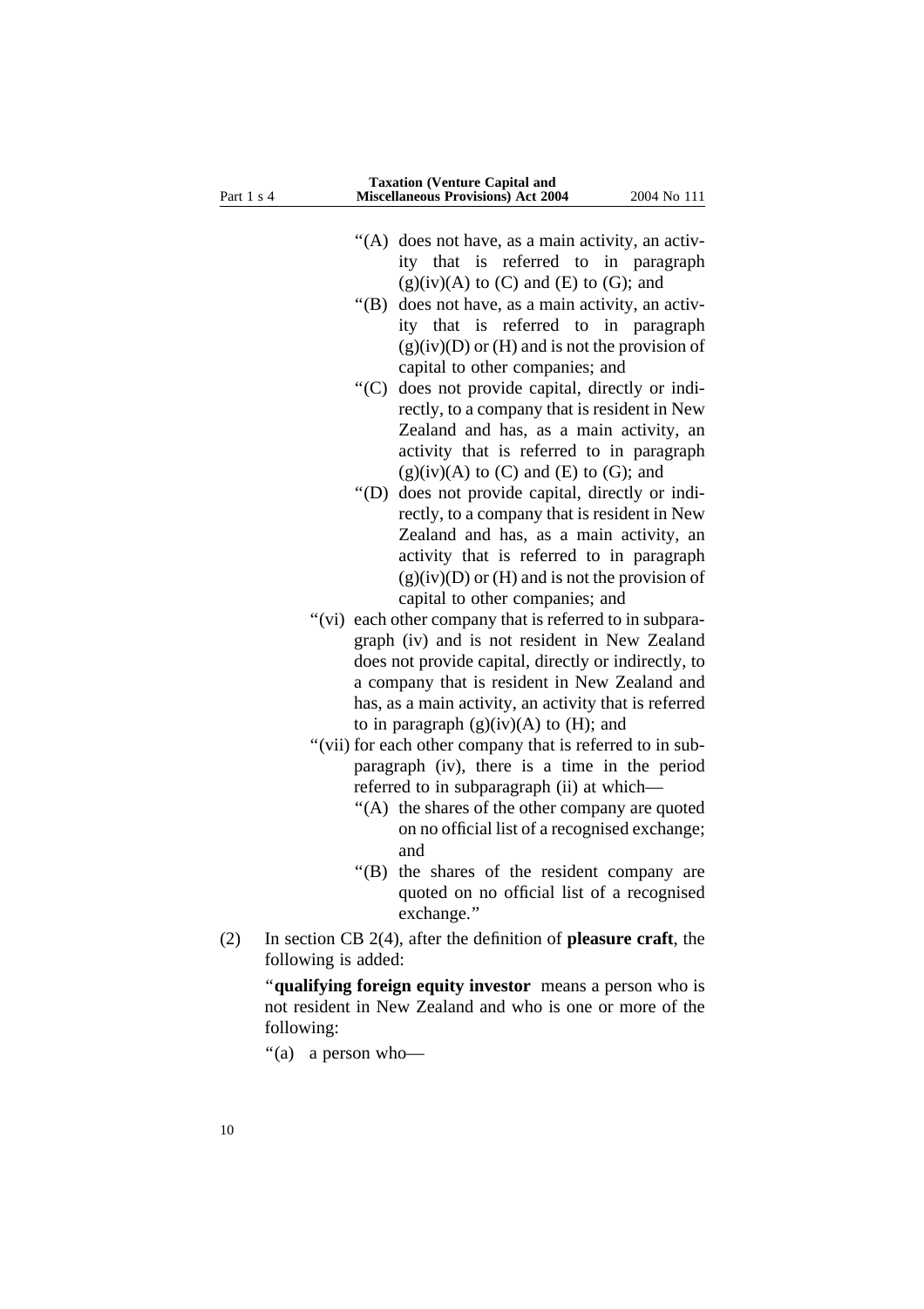"(A) does not have, as a main activity, an activity that is referred to in paragraph (g)(iv)(A) to (C) and (E) to (G); and

"(B) does not have, as a main activity, an activity that is referred to in paragraph (g)(iv)(D) or (H) and is not the provision of capital to other companies; and

"(C) does not provide capital, directly or indirectly, to a company that is resident in New Zealand and has, as a main activity, an activity that is referred to in paragraph (g)(iv)(A) to (C) and (E) to (G); and

"(D) does not provide capital, directly or indirectly, to a company that is resident in New Zealand and has, as a main activity, an activity that is referred to in paragraph (g)(iv)(D) or (H) and is not the provision of capital to other companies; and

"(vi) each other company that is referred to in subparagraph (iv) and is not resident in New Zealand does not provide capital, directly or indirectly, to a company that is resident in New Zealand and has, as a main activity, an activity that is referred to in paragraph (g)(iv)(A) to (H); and

"(vii) for each other company that is referred to in subparagraph (iv), there is a time in the period referred to in subparagraph (ii) at which—

"(A) the shares of the other company are quoted on no official list of a recognised exchange; and

"(B) the shares of the resident company are quoted on no official list of a recognised exchange."

(2) In section CB 2(4), after the definition of **pleasure craft**, the following is added:

"**qualifying foreign equity investor** means a person who is not resident in New Zealand and who is one or more of the following:

"(a) a person who—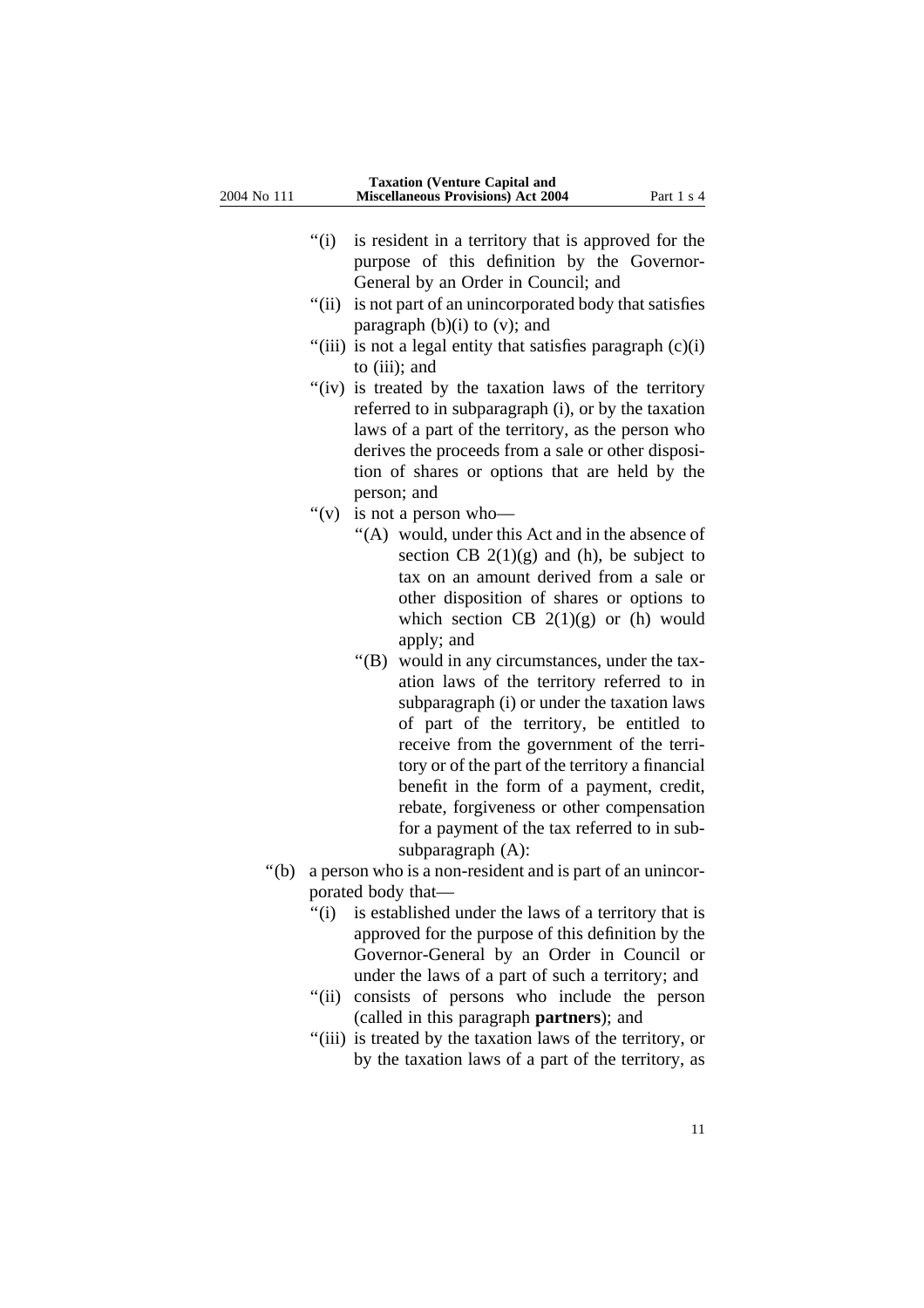"(i) is resident in a territory that is approved for the purpose of this definition by the Governor-General by an Order in Council; and

"(ii) is not part of an unincorporated body that satisfies paragraph (b)(i) to (v); and

"(iii) is not a legal entity that satisfies paragraph (c)(i) to (iii); and

"(iv) is treated by the taxation laws of the territory referred to in subparagraph (i), or by the taxation laws of a part of the territory, as the person who derives the proceeds from a sale or other disposition of shares or options that are held by the person; and

"(v) is not a person who—

"(A) would, under this Act and in the absence of section CB 2(1)(g) and (h), be subject to tax on an amount derived from a sale or other disposition of shares or options to which section CB 2(1)(g) or (h) would apply; and

"(B) would in any circumstances, under the taxation laws of the territory referred to in subparagraph (i) or under the taxation laws of part of the territory, be entitled to receive from the government of the territory or of the part of the territory a financial benefit in the form of a payment, credit, rebate, forgiveness or other compensation for a payment of the tax referred to in sub-subparagraph (A):

"(b) a person who is a non-resident and is part of an unincorporated body that—

"(i) is established under the laws of a territory that is approved for the purpose of this definition by the Governor-General by an Order in Council or under the laws of a part of such a territory; and

"(ii) consists of persons who include the person (called in this paragraph **partners**); and

"(iii) is treated by the taxation laws of the territory, or by the taxation laws of a part of the territory, as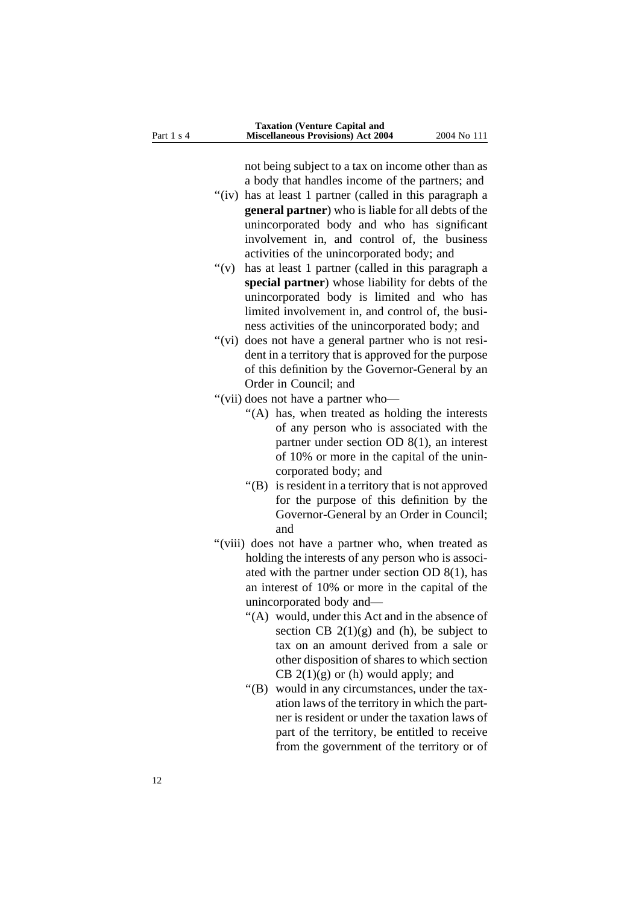not being subject to a tax on income other than as a body that handles income of the partners; and

"(iv) has at least 1 partner (called in this paragraph a **general partner**) who is liable for all debts of the unincorporated body and who has significant involvement in, and control of, the business activities of the unincorporated body; and

"(v) has at least 1 partner (called in this paragraph a **special partner**) whose liability for debts of the unincorporated body is limited and who has limited involvement in, and control of, the business activities of the unincorporated body; and

"(vi) does not have a general partner who is not resident in a territory that is approved for the purpose of this definition by the Governor-General by an Order in Council; and

"(vii) does not have a partner who—

"(A) has, when treated as holding the interests of any person who is associated with the partner under section OD 8(1), an interest of 10% or more in the capital of the unincorporated body; and

"(B) is resident in a territory that is not approved for the purpose of this definition by the Governor-General by an Order in Council; and

"(viii) does not have a partner who, when treated as holding the interests of any person who is associated with the partner under section OD 8(1), has an interest of 10% or more in the capital of the unincorporated body and—

"(A) would, under this Act and in the absence of section CB 2(1)(g) and (h), be subject to tax on an amount derived from a sale or other disposition of shares to which section CB 2(1)(g) or (h) would apply; and

"(B) would in any circumstances, under the taxation laws of the territory in which the partner is resident or under the taxation laws of part of the territory, be entitled to receive from the government of the territory or of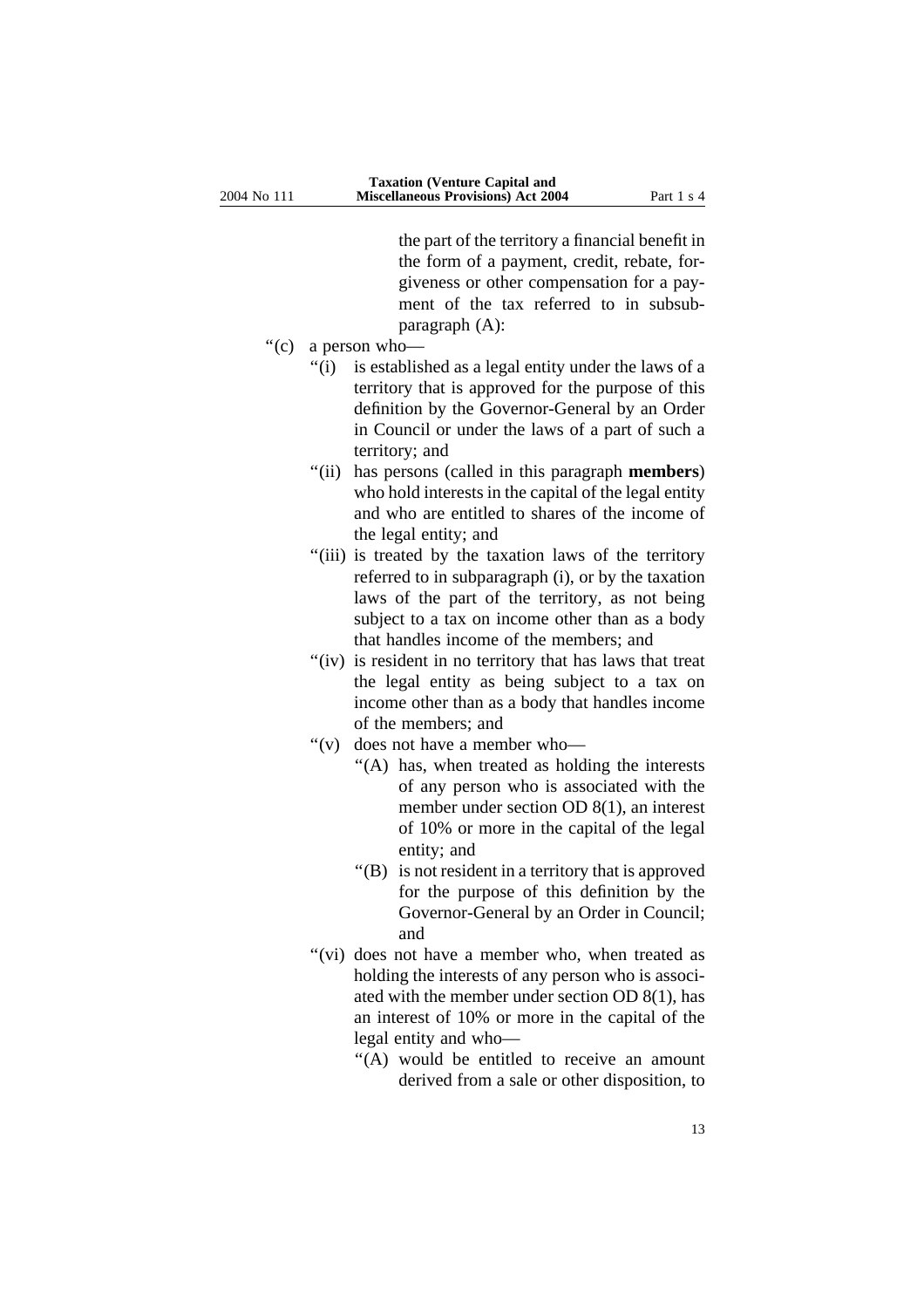the part of the territory a financial benefit in the form of a payment, credit, rebate, forgiveness or other compensation for a payment of the tax referred to in subsubparagraph (A):

“(c) a person who—

“(i) is established as a legal entity under the laws of a territory that is approved for the purpose of this definition by the Governor-General by an Order in Council or under the laws of a part of such a territory; and

“(ii) has persons (called in this paragraph **members**) who hold interests in the capital of the legal entity and who are entitled to shares of the income of the legal entity; and

“(iii) is treated by the taxation laws of the territory referred to in subparagraph (i), or by the taxation laws of the part of the territory, as not being subject to a tax on income other than as a body that handles income of the members; and

“(iv) is resident in no territory that has laws that treat the legal entity as being subject to a tax on income other than as a body that handles income of the members; and

“(v) does not have a member who—

“(A) has, when treated as holding the interests of any person who is associated with the member under section OD 8(1), an interest of 10% or more in the capital of the legal entity; and

“(B) is not resident in a territory that is approved for the purpose of this definition by the Governor-General by an Order in Council; and

“(vi) does not have a member who, when treated as holding the interests of any person who is associated with the member under section OD 8(1), has an interest of 10% or more in the capital of the legal entity and who—

“(A) would be entitled to receive an amount derived from a sale or other disposition, to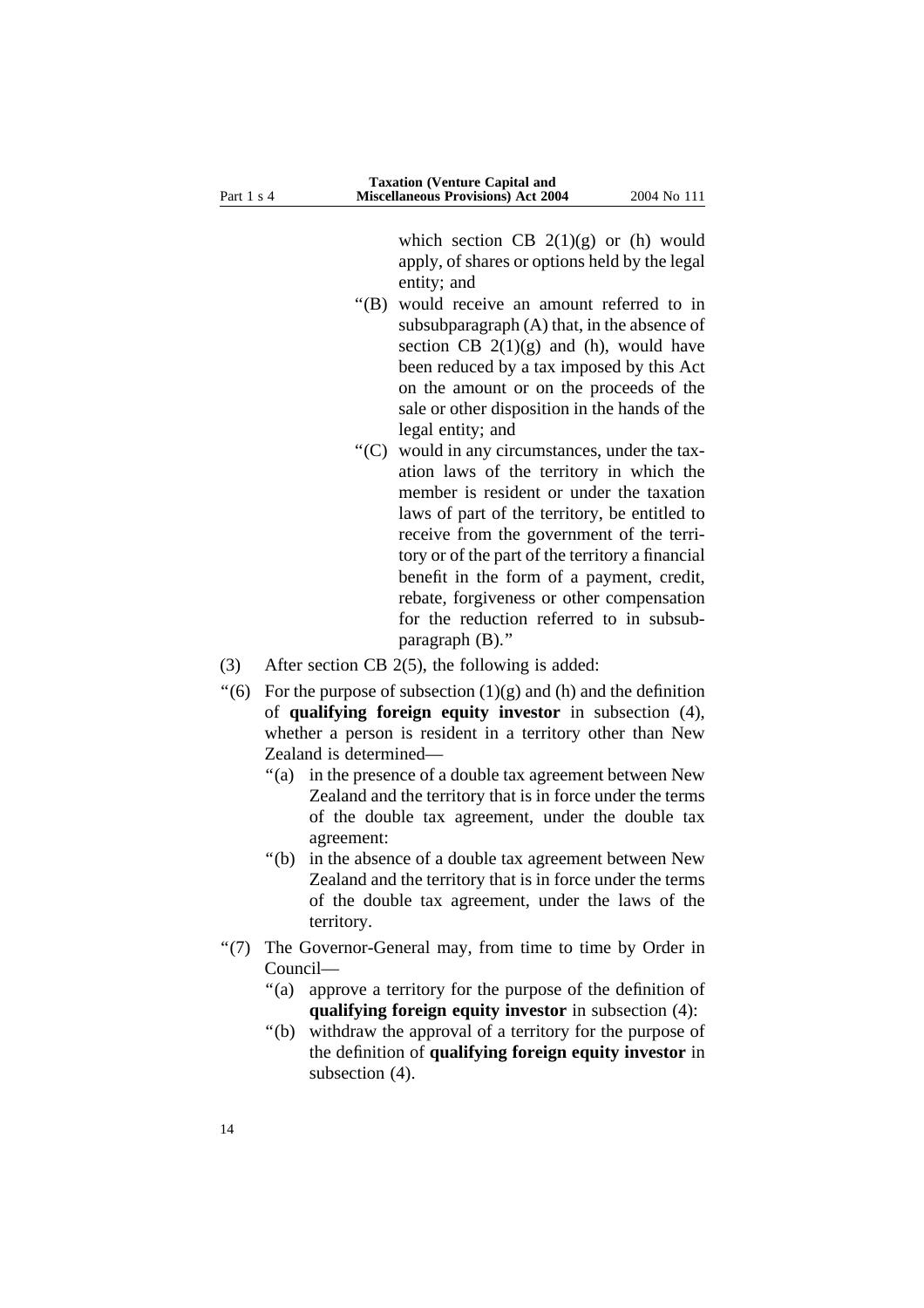which section CB 2(1)(g) or (h) would apply, of shares or options held by the legal entity; and

"(B) would receive an amount referred to in subsubparagraph (A) that, in the absence of section CB 2(1)(g) and (h), would have been reduced by a tax imposed by this Act on the amount or on the proceeds of the sale or other disposition in the hands of the legal entity; and

"(C) would in any circumstances, under the taxation laws of the territory in which the member is resident or under the taxation laws of part of the territory, be entitled to receive from the government of the territory or of the part of the territory a financial benefit in the form of a payment, credit, rebate, forgiveness or other compensation for the reduction referred to in subsubparagraph (B)."

(3) After section CB 2(5), the following is added:

"(6) For the purpose of subsection (1)(g) and (h) and the definition of **qualifying foreign equity investor** in subsection (4), whether a person is resident in a territory other than New Zealand is determined—

"(a) in the presence of a double tax agreement between New Zealand and the territory that is in force under the terms of the double tax agreement, under the double tax agreement:

"(b) in the absence of a double tax agreement between New Zealand and the territory that is in force under the terms of the double tax agreement, under the laws of the territory.

"(7) The Governor-General may, from time to time by Order in Council—

"(a) approve a territory for the purpose of the definition of **qualifying foreign equity investor** in subsection (4):

"(b) withdraw the approval of a territory for the purpose of the definition of **qualifying foreign equity investor** in subsection (4).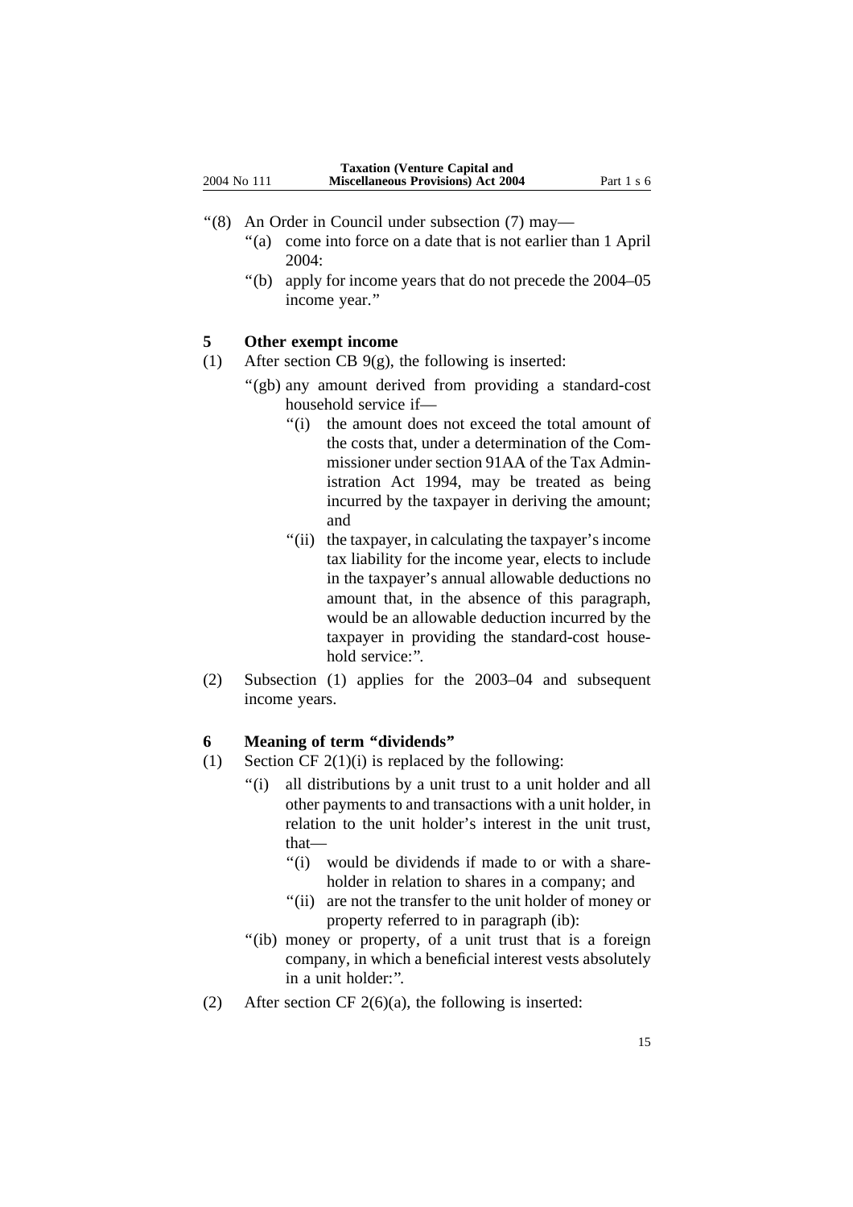"(8) An Order in Council under subsection (7) may—

"(a) come into force on a date that is not earlier than 1 April 2004:

"(b) apply for income years that do not precede the 2004–05 income year."

### 5 Other exempt income

(1) After section CB 9(g), the following is inserted:

"(gb) any amount derived from providing a standard-cost household service if—

"(i) the amount does not exceed the total amount of the costs that, under a determination of the Commissioner under section 91AA of the Tax Administration Act 1994, may be treated as being incurred by the taxpayer in deriving the amount; and

"(ii) the taxpayer, in calculating the taxpayer's income tax liability for the income year, elects to include in the taxpayer's annual allowable deductions no amount that, in the absence of this paragraph, would be an allowable deduction incurred by the taxpayer in providing the standard-cost household service:".

(2) Subsection (1) applies for the 2003–04 and subsequent income years.

### 6 Meaning of term "dividends"

(1) Section CF 2(1)(i) is replaced by the following:

"(i) all distributions by a unit trust to a unit holder and all other payments to and transactions with a unit holder, in relation to the unit holder's interest in the unit trust, that—

"(i) would be dividends if made to or with a shareholder in relation to shares in a company; and

"(ii) are not the transfer to the unit holder of money or property referred to in paragraph (ib):

"(ib) money or property, of a unit trust that is a foreign company, in which a beneficial interest vests absolutely in a unit holder:".

(2) After section CF 2(6)(a), the following is inserted: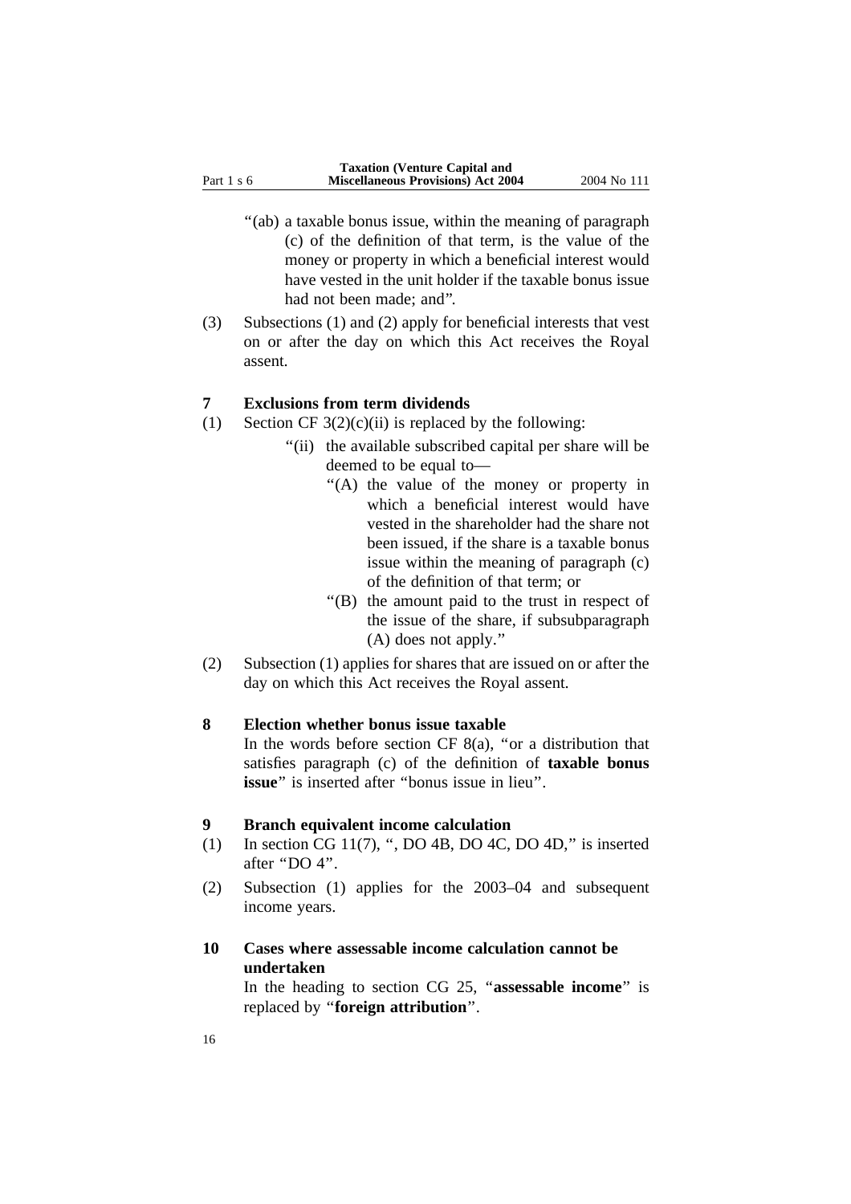"(ab) a taxable bonus issue, within the meaning of paragraph (c) of the definition of that term, is the value of the money or property in which a beneficial interest would have vested in the unit holder if the taxable bonus issue had not been made; and".

(3) Subsections (1) and (2) apply for beneficial interests that vest on or after the day on which this Act receives the Royal assent.

**7 Exclusions from term dividends**

(1) Section CF 3(2)(c)(ii) is replaced by the following:

"(ii) the available subscribed capital per share will be deemed to be equal to—

"(A) the value of the money or property in which a beneficial interest would have vested in the shareholder had the share not been issued, if the share is a taxable bonus issue within the meaning of paragraph (c) of the definition of that term; or

"(B) the amount paid to the trust in respect of the issue of the share, if subsubparagraph (A) does not apply."

(2) Subsection (1) applies for shares that are issued on or after the day on which this Act receives the Royal assent.

**8 Election whether bonus issue taxable**

In the words before section CF 8(a), "or a distribution that satisfies paragraph (c) of the definition of **taxable bonus issue**" is inserted after "bonus issue in lieu".

**9 Branch equivalent income calculation**

(1) In section CG 11(7), ", DO 4B, DO 4C, DO 4D," is inserted after "DO 4".

(2) Subsection (1) applies for the 2003–04 and subsequent income years.

**10 Cases where assessable income calculation cannot be undertaken**

In the heading to section CG 25, "**assessable income**" is replaced by "**foreign attribution**".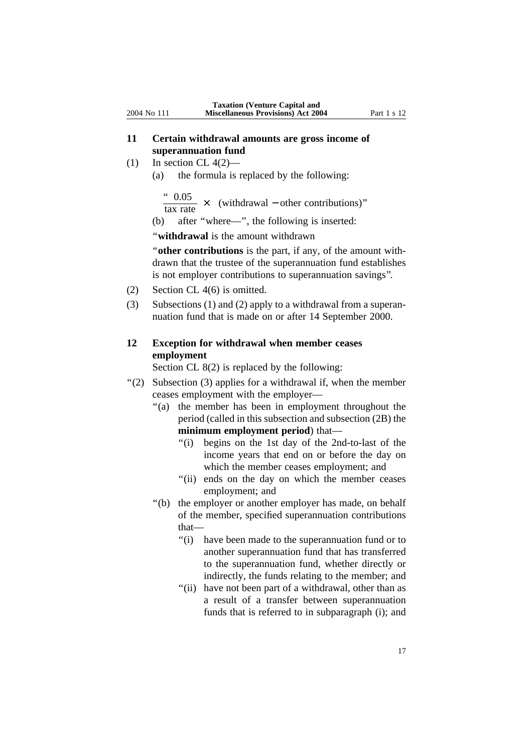## 11 Certain withdrawal amounts are gross income of superannuation fund

(1) In section CL 4(2)—

(a) the formula is replaced by the following:

$$“\ \frac{0.05}{\text{tax rate}} \times \ (\text{withdrawal} - \text{other contributions})”$$

(b) after “where—”, the following is inserted:

“**withdrawal** is the amount withdrawn

“**other contributions** is the part, if any, of the amount withdrawn that the trustee of the superannuation fund establishes is not employer contributions to superannuation savings”.

(2) Section CL 4(6) is omitted.

(3) Subsections (1) and (2) apply to a withdrawal from a superannuation fund that is made on or after 14 September 2000.

## 12 Exception for withdrawal when member ceases employment

Section CL 8(2) is replaced by the following:

“(2) Subsection (3) applies for a withdrawal if, when the member ceases employment with the employer—

“(a) the member has been in employment throughout the period (called in this subsection and subsection (2B) the **minimum employment period**) that—

“(i) begins on the 1st day of the 2nd-to-last of the income years that end on or before the day on which the member ceases employment; and

“(ii) ends on the day on which the member ceases employment; and

“(b) the employer or another employer has made, on behalf of the member, specified superannuation contributions that—

“(i) have been made to the superannuation fund or to another superannuation fund that has transferred to the superannuation fund, whether directly or indirectly, the funds relating to the member; and

“(ii) have not been part of a withdrawal, other than as a result of a transfer between superannuation funds that is referred to in subparagraph (i); and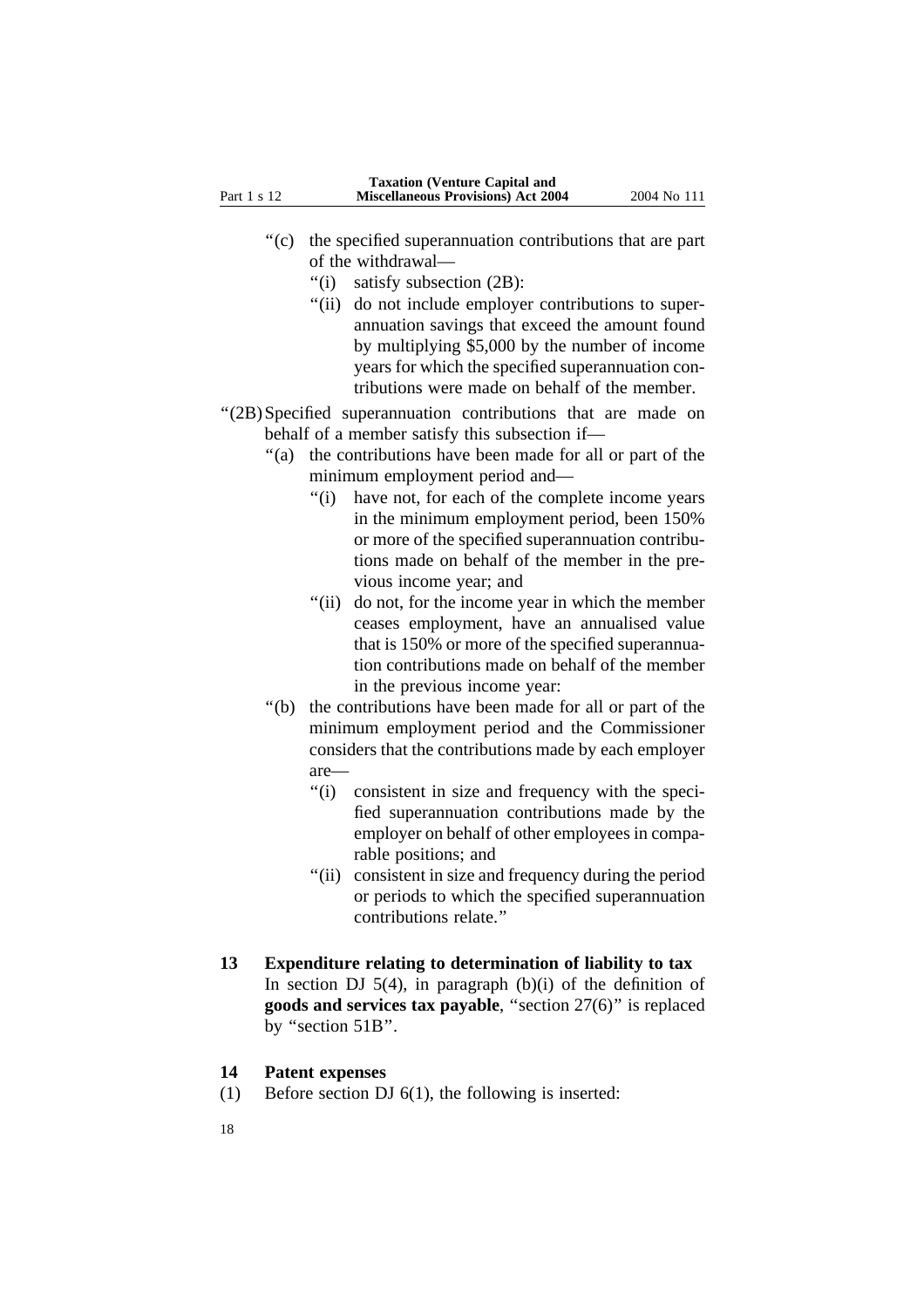"(c) the specified superannuation contributions that are part of the withdrawal—

"(i) satisfy subsection (2B):

"(ii) do not include employer contributions to superannuation savings that exceed the amount found by multiplying $5,000 by the number of income years for which the specified superannuation contributions were made on behalf of the member.

"(2B) Specified superannuation contributions that are made on behalf of a member satisfy this subsection if—

"(a) the contributions have been made for all or part of the minimum employment period and—

"(i) have not, for each of the complete income years in the minimum employment period, been 150% or more of the specified superannuation contributions made on behalf of the member in the previous income year; and

"(ii) do not, for the income year in which the member ceases employment, have an annualised value that is 150% or more of the specified superannuation contributions made on behalf of the member in the previous income year:

"(b) the contributions have been made for all or part of the minimum employment period and the Commissioner considers that the contributions made by each employer are—

"(i) consistent in size and frequency with the specified superannuation contributions made by the employer on behalf of other employees in comparable positions; and

"(ii) consistent in size and frequency during the period or periods to which the specified superannuation contributions relate."

**13 Expenditure relating to determination of liability to tax**

In section DJ 5(4), in paragraph (b)(i) of the definition of **goods and services tax payable**, "section 27(6)" is replaced by "section 51B".

**14 Patent expenses**

(1) Before section DJ 6(1), the following is inserted: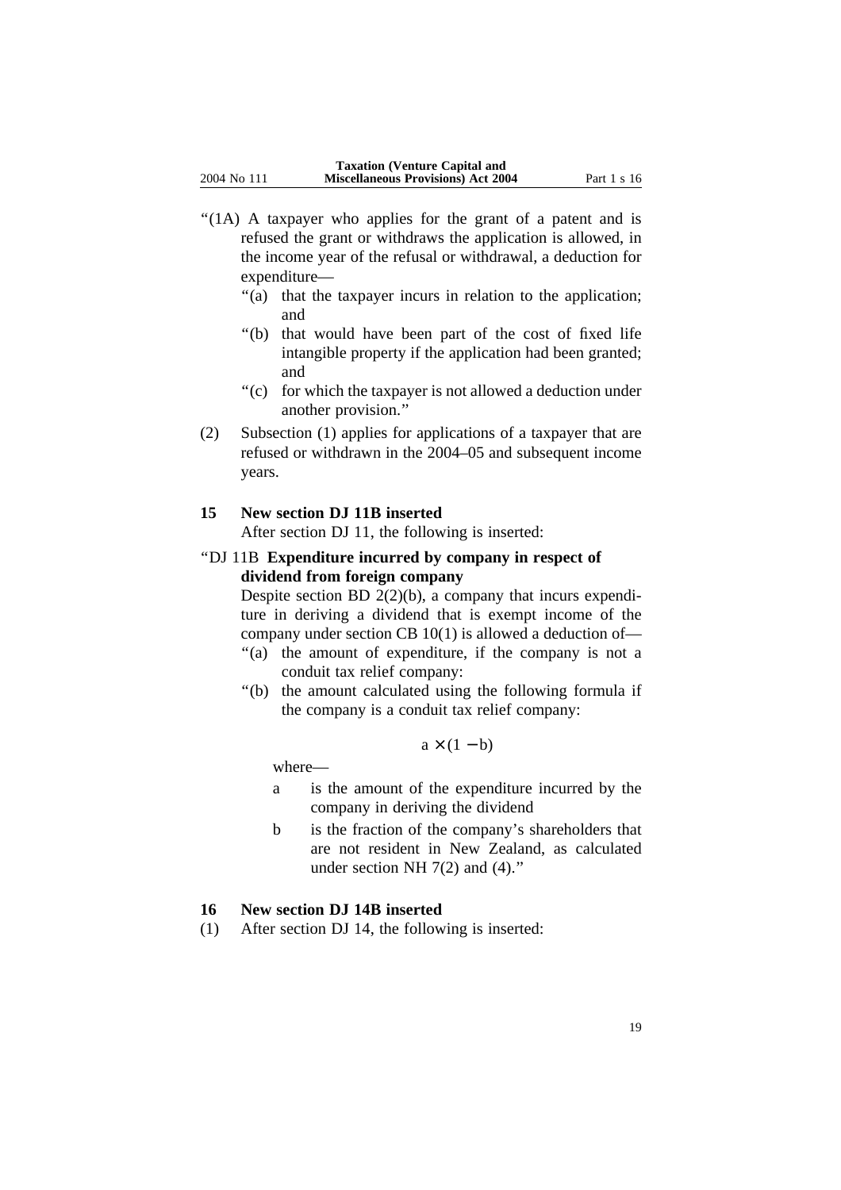"(1A) A taxpayer who applies for the grant of a patent and is refused the grant or withdraws the application is allowed, in the income year of the refusal or withdrawal, a deduction for expenditure—

"(a) that the taxpayer incurs in relation to the application; and

"(b) that would have been part of the cost of fixed life intangible property if the application had been granted; and

"(c) for which the taxpayer is not allowed a deduction under another provision."

(2) Subsection (1) applies for applications of a taxpayer that are refused or withdrawn in the 2004–05 and subsequent income years.

**15 New section DJ 11B inserted**

After section DJ 11, the following is inserted:

"DJ 11B **Expenditure incurred by company in respect of dividend from foreign company**

Despite section BD 2(2)(b), a company that incurs expenditure in deriving a dividend that is exempt income of the company under section CB 10(1) is allowed a deduction of—

"(a) the amount of expenditure, if the company is not a conduit tax relief company:

"(b) the amount calculated using the following formula if the company is a conduit tax relief company:

$$a \times (1 - b)$$

where—

a is the amount of the expenditure incurred by the company in deriving the dividend

b is the fraction of the company's shareholders that are not resident in New Zealand, as calculated under section NH 7(2) and (4)."

**16 New section DJ 14B inserted**

(1) After section DJ 14, the following is inserted: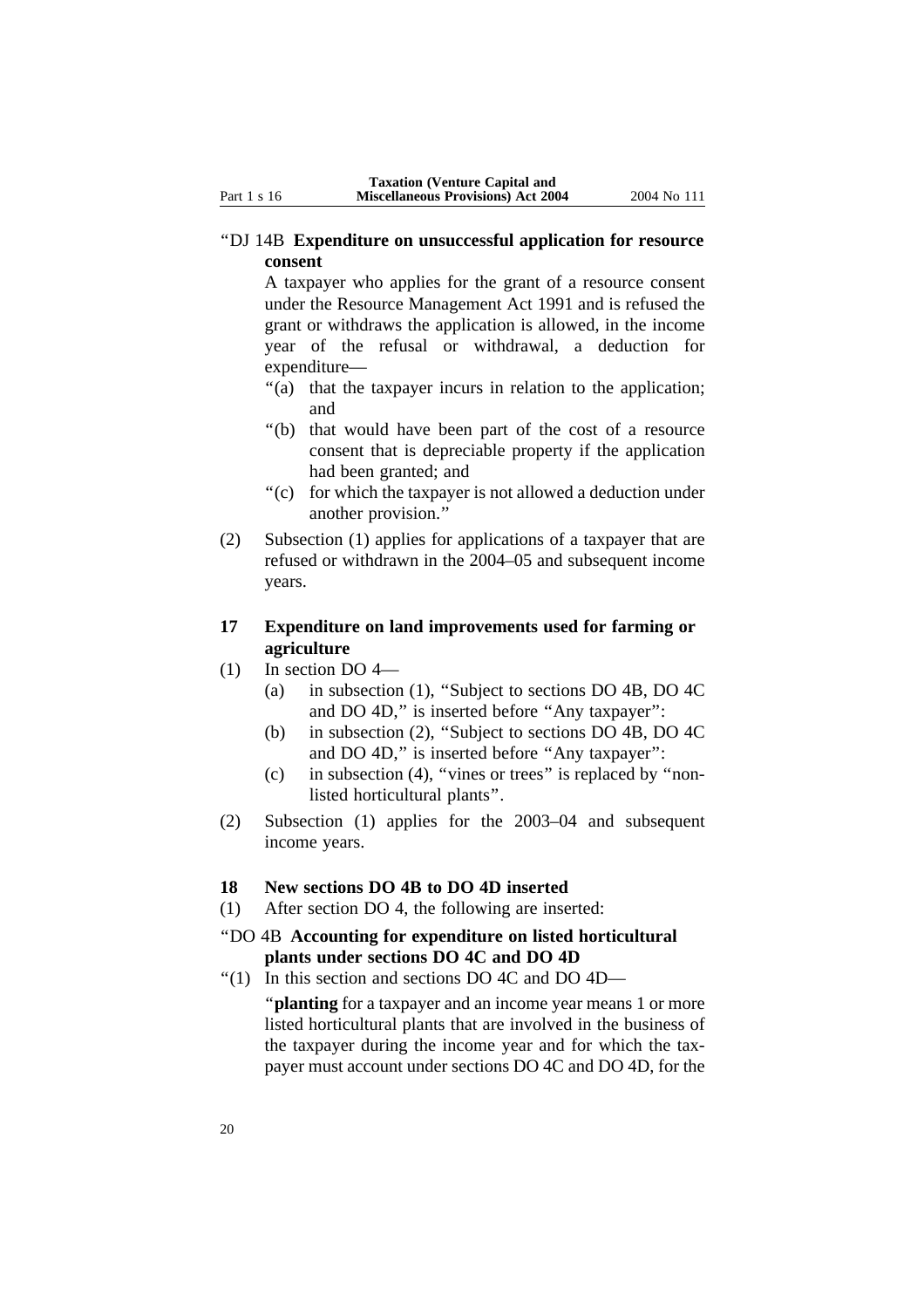“DJ 14B **Expenditure on unsuccessful application for resource consent**

A taxpayer who applies for the grant of a resource consent under the Resource Management Act 1991 and is refused the grant or withdraws the application is allowed, in the income year of the refusal or withdrawal, a deduction for expenditure—

“(a) that the taxpayer incurs in relation to the application; and

“(b) that would have been part of the cost of a resource consent that is depreciable property if the application had been granted; and

“(c) for which the taxpayer is not allowed a deduction under another provision.”

(2) Subsection (1) applies for applications of a taxpayer that are refused or withdrawn in the 2004–05 and subsequent income years.

### 17 Expenditure on land improvements used for farming or agriculture

(1) In section DO 4—

(a) in subsection (1), “Subject to sections DO 4B, DO 4C and DO 4D,” is inserted before “Any taxpayer”:

(b) in subsection (2), “Subject to sections DO 4B, DO 4C and DO 4D,” is inserted before “Any taxpayer”:

(c) in subsection (4), “vines or trees” is replaced by “non-listed horticultural plants”.

(2) Subsection (1) applies for the 2003–04 and subsequent income years.

### 18 New sections DO 4B to DO 4D inserted

(1) After section DO 4, the following are inserted:

“DO 4B **Accounting for expenditure on listed horticultural plants under sections DO 4C and DO 4D**

“(1) In this section and sections DO 4C and DO 4D—

“**planting** for a taxpayer and an income year means 1 or more listed horticultural plants that are involved in the business of the taxpayer during the income year and for which the taxpayer must account under sections DO 4C and DO 4D, for the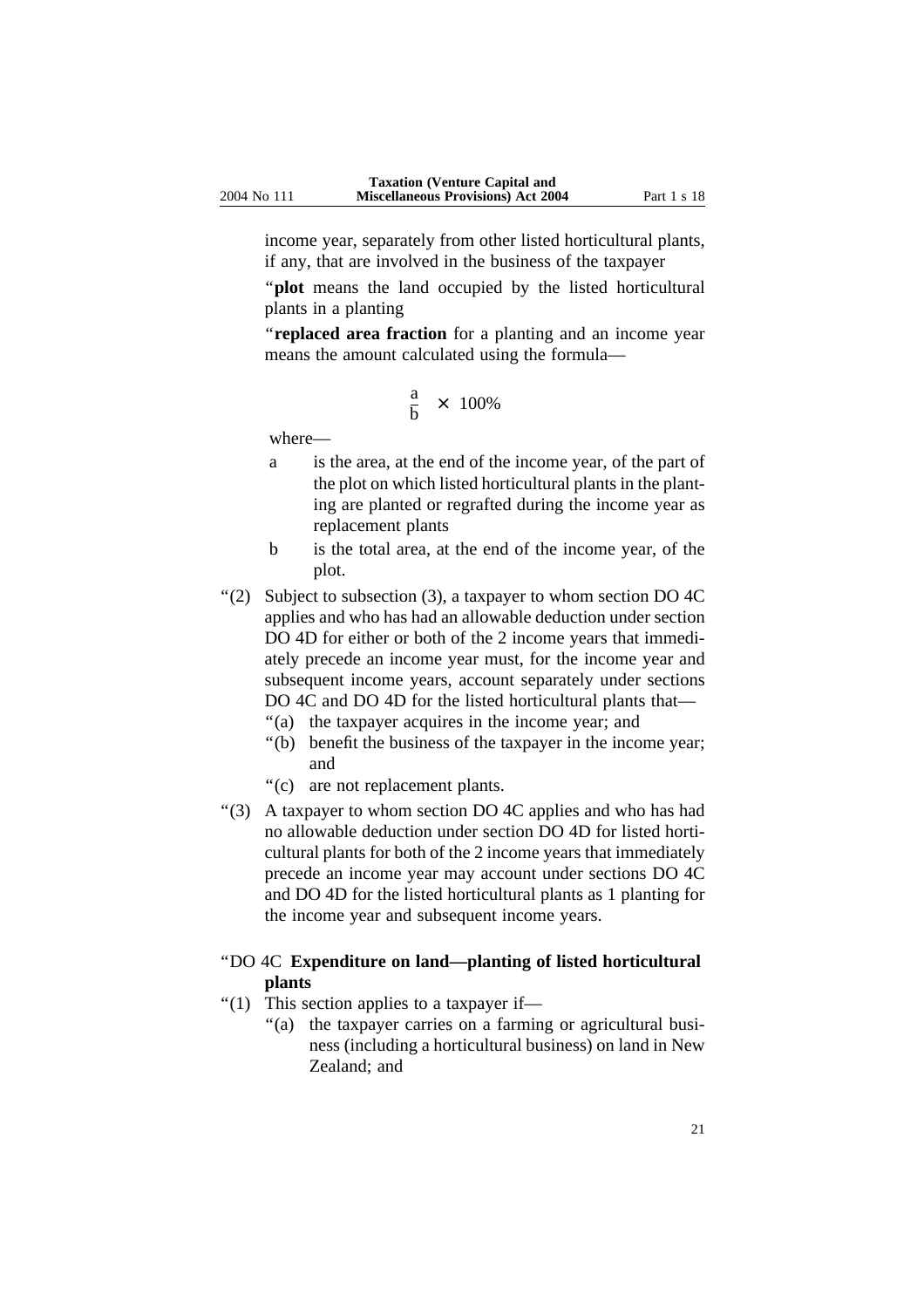income year, separately from other listed horticultural plants, if any, that are involved in the business of the taxpayer

"**plot** means the land occupied by the listed horticultural plants in a planting

"**replaced area fraction** for a planting and an income year means the amount calculated using the formula—

$$\frac{a}{b} \times 100\%$$

where—

a is the area, at the end of the income year, of the part of the plot on which listed horticultural plants in the planting are planted or regrafted during the income year as replacement plants

b is the total area, at the end of the income year, of the plot.

"(2) Subject to subsection (3), a taxpayer to whom section DO 4C applies and who has had an allowable deduction under section DO 4D for either or both of the 2 income years that immediately precede an income year must, for the income year and subsequent income years, account separately under sections DO 4C and DO 4D for the listed horticultural plants that—

"(a) the taxpayer acquires in the income year; and

"(b) benefit the business of the taxpayer in the income year; and

"(c) are not replacement plants.

"(3) A taxpayer to whom section DO 4C applies and who has had no allowable deduction under section DO 4D for listed horticultural plants for both of the 2 income years that immediately precede an income year may account under sections DO 4C and DO 4D for the listed horticultural plants as 1 planting for the income year and subsequent income years.

"DO 4C **Expenditure on land—planting of listed horticultural plants**

"(1) This section applies to a taxpayer if—

"(a) the taxpayer carries on a farming or agricultural business (including a horticultural business) on land in New Zealand; and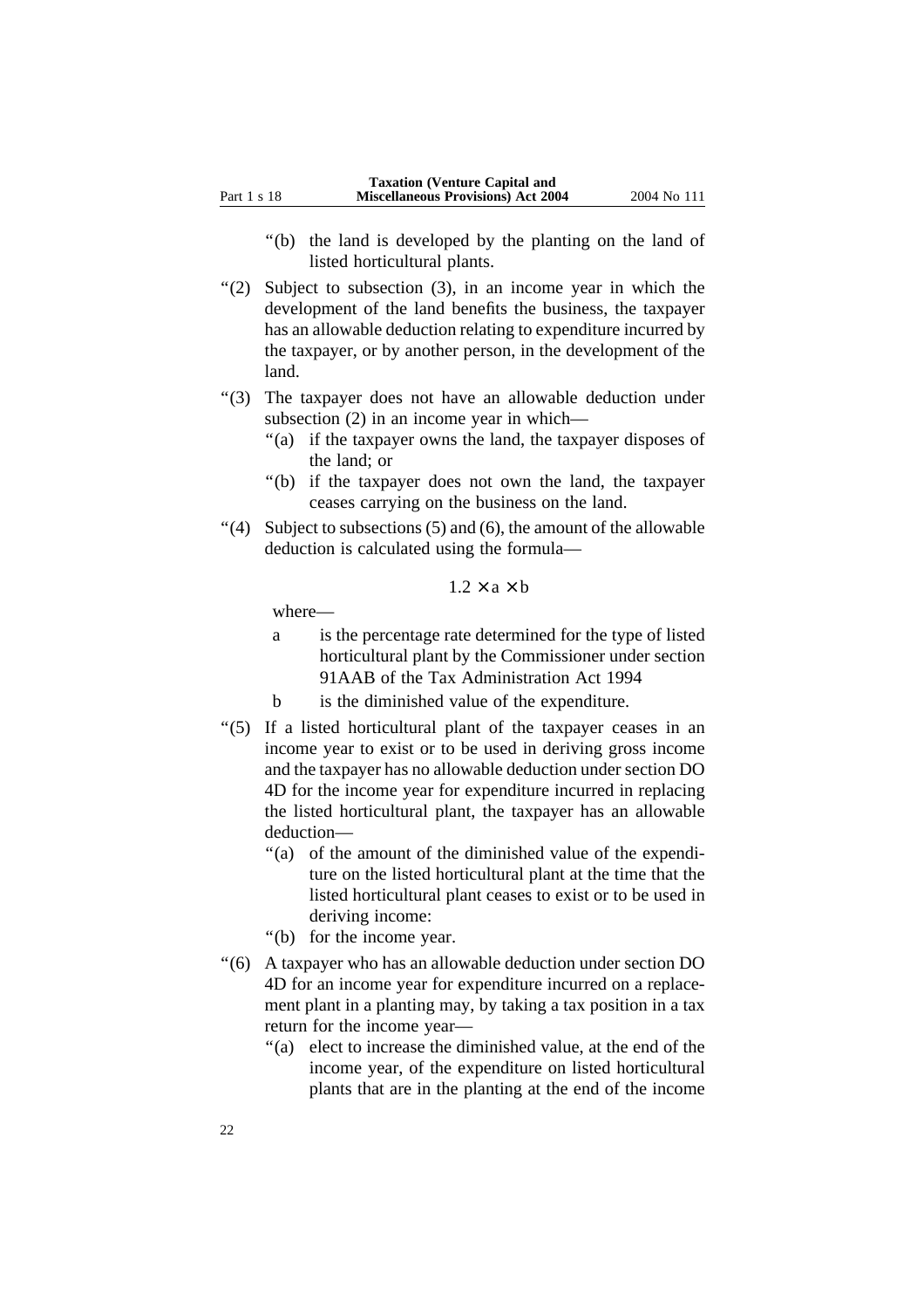"(b) the land is developed by the planting on the land of listed horticultural plants.

"(2) Subject to subsection (3), in an income year in which the development of the land benefits the business, the taxpayer has an allowable deduction relating to expenditure incurred by the taxpayer, or by another person, in the development of the land.

"(3) The taxpayer does not have an allowable deduction under subsection (2) in an income year in which—

"(a) if the taxpayer owns the land, the taxpayer disposes of the land; or

"(b) if the taxpayer does not own the land, the taxpayer ceases carrying on the business on the land.

"(4) Subject to subsections (5) and (6), the amount of the allowable deduction is calculated using the formula—

$$1.2 \times a \times b$$

where—

a is the percentage rate determined for the type of listed horticultural plant by the Commissioner under section 91AAB of the Tax Administration Act 1994

b is the diminished value of the expenditure.

"(5) If a listed horticultural plant of the taxpayer ceases in an income year to exist or to be used in deriving gross income and the taxpayer has no allowable deduction under section DO 4D for the income year for expenditure incurred in replacing the listed horticultural plant, the taxpayer has an allowable deduction—

"(a) of the amount of the diminished value of the expenditure on the listed horticultural plant at the time that the listed horticultural plant ceases to exist or to be used in deriving income:

"(b) for the income year.

"(6) A taxpayer who has an allowable deduction under section DO 4D for an income year for expenditure incurred on a replacement plant in a planting may, by taking a tax position in a tax return for the income year—

"(a) elect to increase the diminished value, at the end of the income year, of the expenditure on listed horticultural plants that are in the planting at the end of the income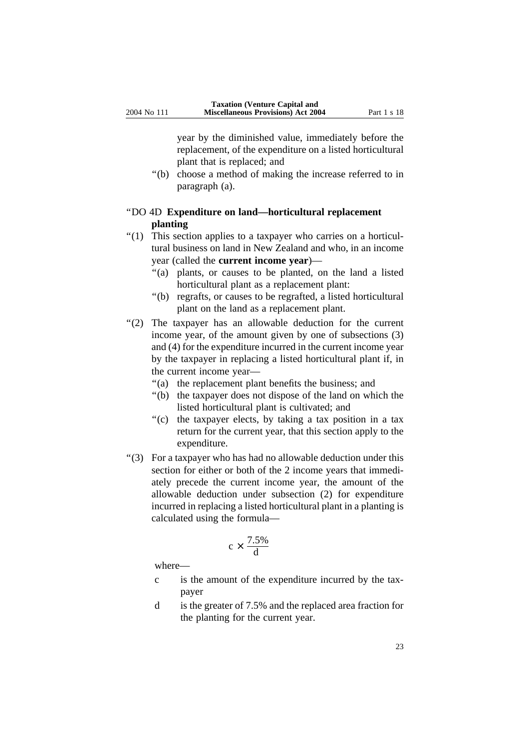year by the diminished value, immediately before the replacement, of the expenditure on a listed horticultural plant that is replaced; and

“(b) choose a method of making the increase referred to in paragraph (a).

“DO 4D **Expenditure on land—horticultural replacement planting**

“(1) This section applies to a taxpayer who carries on a horticultural business on land in New Zealand and who, in an income year (called the **current income year**)—

“(a) plants, or causes to be planted, on the land a listed horticultural plant as a replacement plant:

“(b) regrafts, or causes to be regrafted, a listed horticultural plant on the land as a replacement plant.

“(2) The taxpayer has an allowable deduction for the current income year, of the amount given by one of subsections (3) and (4) for the expenditure incurred in the current income year by the taxpayer in replacing a listed horticultural plant if, in the current income year—

“(a) the replacement plant benefits the business; and

“(b) the taxpayer does not dispose of the land on which the listed horticultural plant is cultivated; and

“(c) the taxpayer elects, by taking a tax position in a tax return for the current year, that this section apply to the expenditure.

“(3) For a taxpayer who has had no allowable deduction under this section for either or both of the 2 income years that immediately precede the current income year, the amount of the allowable deduction under subsection (2) for expenditure incurred in replacing a listed horticultural plant in a planting is calculated using the formula—

$$c \times \frac{7.5\%}{d}$$

where—

c is the amount of the expenditure incurred by the taxpayer

d is the greater of 7.5% and the replaced area fraction for the planting for the current year.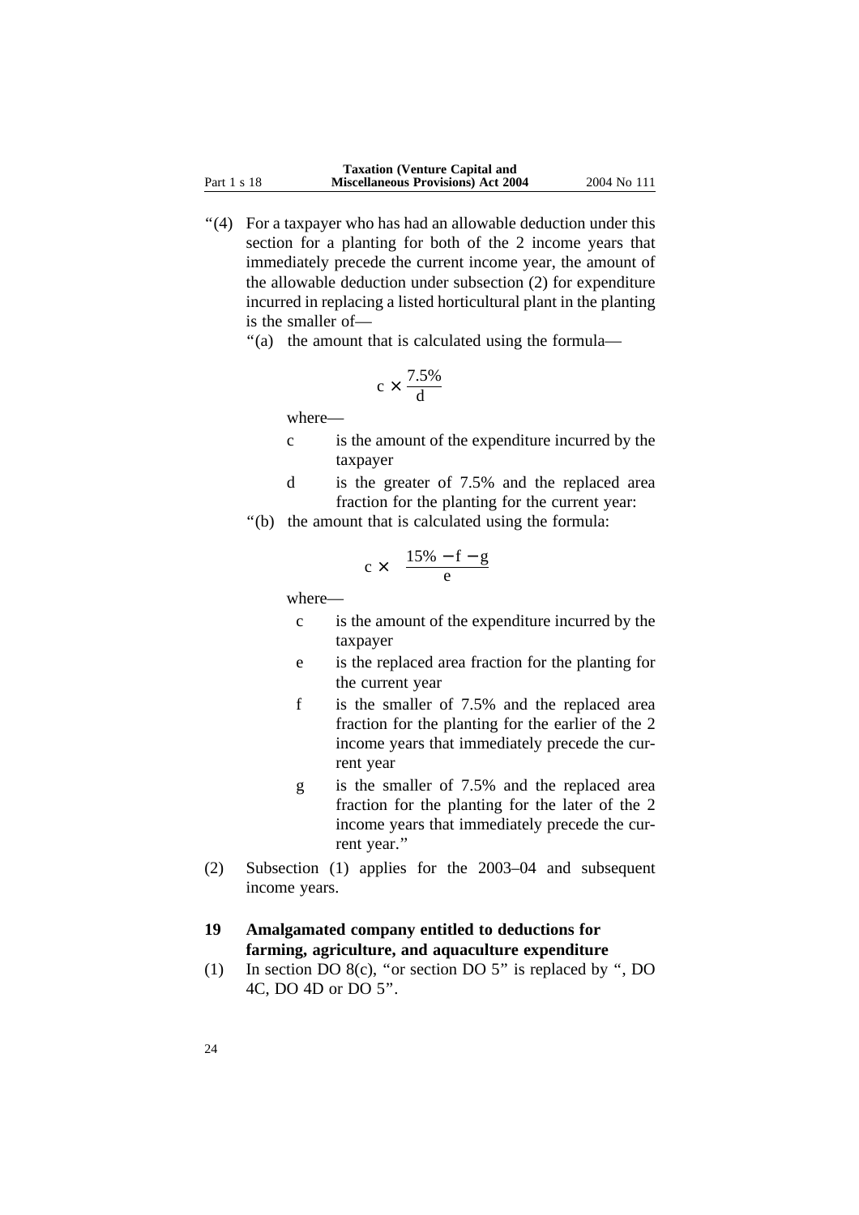"(4) For a taxpayer who has had an allowable deduction under this section for a planting for both of the 2 income years that immediately precede the current income year, the amount of the allowable deduction under subsection (2) for expenditure incurred in replacing a listed horticultural plant in the planting is the smaller of—

"(a) the amount that is calculated using the formula—

$$c \times \frac{7.5\%}{d}$$

where—

c is the amount of the expenditure incurred by the taxpayer

d is the greater of 7.5% and the replaced area fraction for the planting for the current year:

"(b) the amount that is calculated using the formula:

$$c \times \frac{15\% - f - g}{e}$$

where—

c is the amount of the expenditure incurred by the taxpayer

e is the replaced area fraction for the planting for the current year

f is the smaller of 7.5% and the replaced area fraction for the planting for the earlier of the 2 income years that immediately precede the current year

g is the smaller of 7.5% and the replaced area fraction for the planting for the later of the 2 income years that immediately precede the current year."

(2) Subsection (1) applies for the 2003–04 and subsequent income years.

**19 Amalgamated company entitled to deductions for farming, agriculture, and aquaculture expenditure**

(1) In section DO 8(c), "or section DO 5" is replaced by ", DO 4C, DO 4D or DO 5".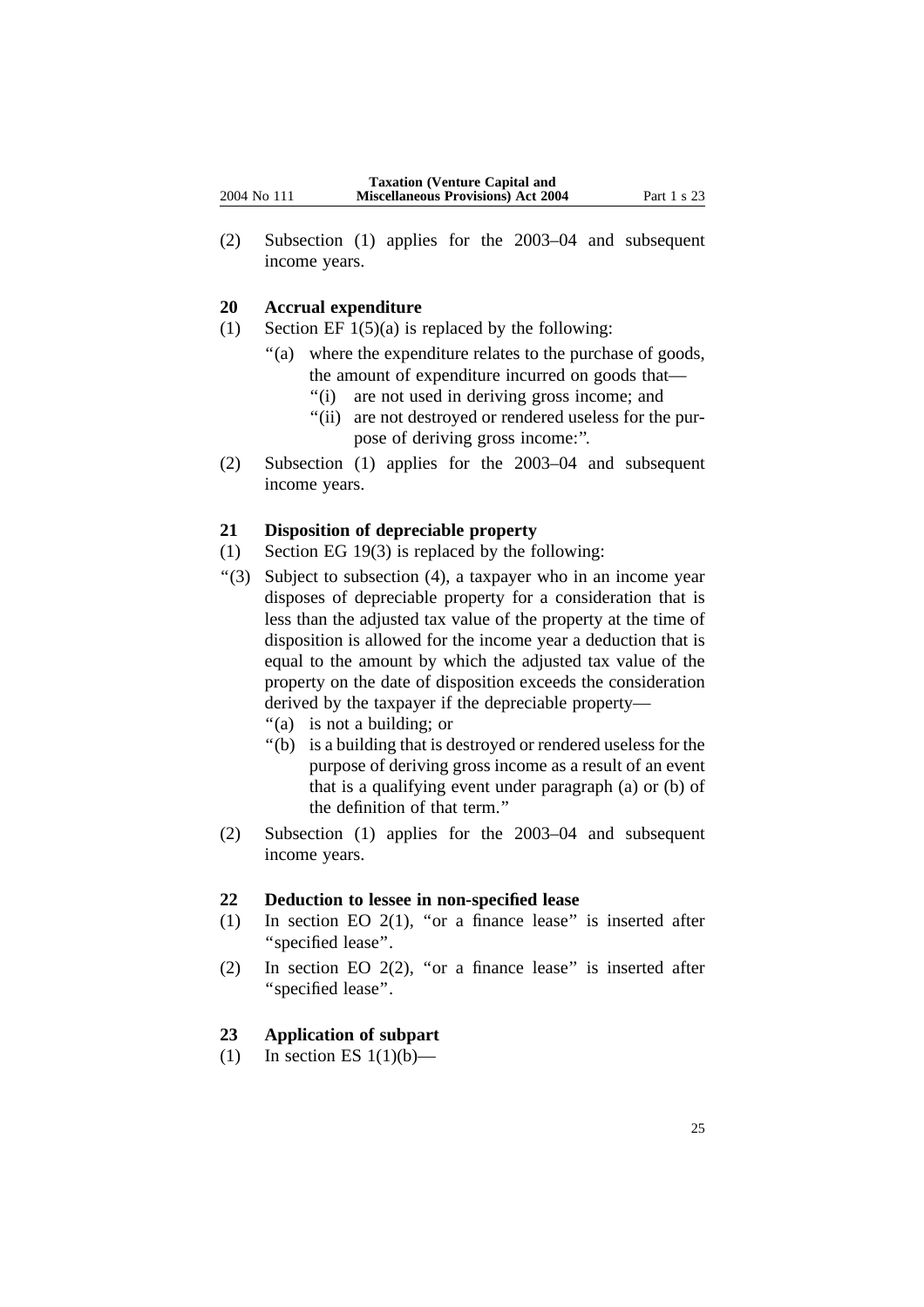(2) Subsection (1) applies for the 2003–04 and subsequent income years.

### 20 Accrual expenditure

(1) Section EF 1(5)(a) is replaced by the following:

"(a) where the expenditure relates to the purchase of goods, the amount of expenditure incurred on goods that—

"(i) are not used in deriving gross income; and

"(ii) are not destroyed or rendered useless for the purpose of deriving gross income:".

(2) Subsection (1) applies for the 2003–04 and subsequent income years.

### 21 Disposition of depreciable property

(1) Section EG 19(3) is replaced by the following:

"(3) Subject to subsection (4), a taxpayer who in an income year disposes of depreciable property for a consideration that is less than the adjusted tax value of the property at the time of disposition is allowed for the income year a deduction that is equal to the amount by which the adjusted tax value of the property on the date of disposition exceeds the consideration derived by the taxpayer if the depreciable property—

"(a) is not a building; or

"(b) is a building that is destroyed or rendered useless for the purpose of deriving gross income as a result of an event that is a qualifying event under paragraph (a) or (b) of the definition of that term."

(2) Subsection (1) applies for the 2003–04 and subsequent income years.

### 22 Deduction to lessee in non-specified lease

(1) In section EO 2(1), "or a finance lease" is inserted after "specified lease".

(2) In section EO 2(2), "or a finance lease" is inserted after "specified lease".

### 23 Application of subpart

(1) In section ES 1(1)(b)—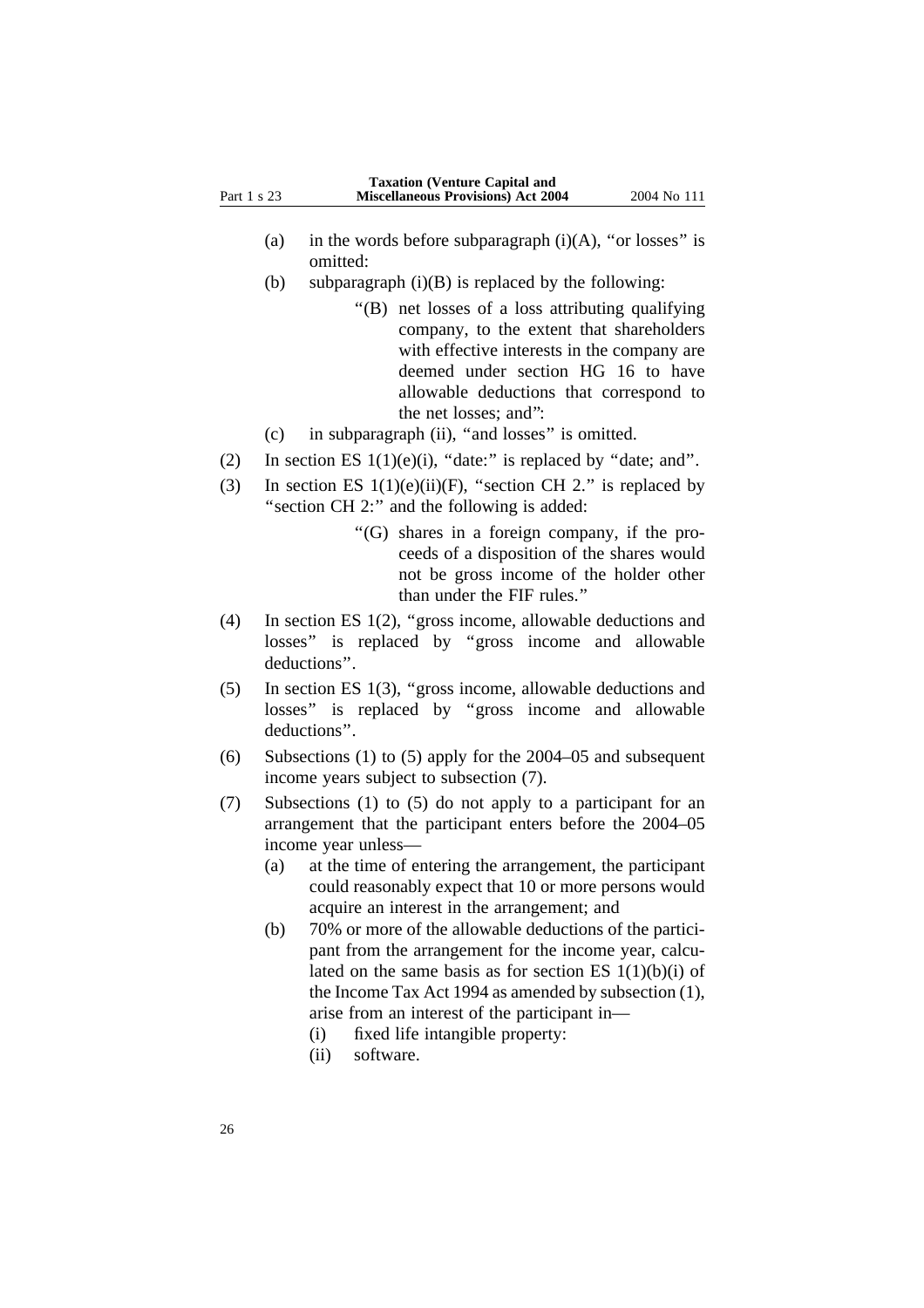(a) in the words before subparagraph (i)(A), "or losses" is omitted:

(b) subparagraph (i)(B) is replaced by the following:

> "(B) net losses of a loss attributing qualifying company, to the extent that shareholders with effective interests in the company are deemed under section HG 16 to have allowable deductions that correspond to the net losses; and":

(c) in subparagraph (ii), "and losses" is omitted.

(2) In section ES 1(1)(e)(i), "date:" is replaced by "date; and".

(3) In section ES 1(1)(e)(ii)(F), "section CH 2." is replaced by "section CH 2:" and the following is added:

> "(G) shares in a foreign company, if the proceeds of a disposition of the shares would not be gross income of the holder other than under the FIF rules."

(4) In section ES 1(2), "gross income, allowable deductions and losses" is replaced by "gross income and allowable deductions".

(5) In section ES 1(3), "gross income, allowable deductions and losses" is replaced by "gross income and allowable deductions".

(6) Subsections (1) to (5) apply for the 2004–05 and subsequent income years subject to subsection (7).

(7) Subsections (1) to (5) do not apply to a participant for an arrangement that the participant enters before the 2004–05 income year unless—

(a) at the time of entering the arrangement, the participant could reasonably expect that 10 or more persons would acquire an interest in the arrangement; and

(b) 70% or more of the allowable deductions of the participant from the arrangement for the income year, calculated on the same basis as for section ES 1(1)(b)(i) of the Income Tax Act 1994 as amended by subsection (1), arise from an interest of the participant in—

(i) fixed life intangible property:

(ii) software.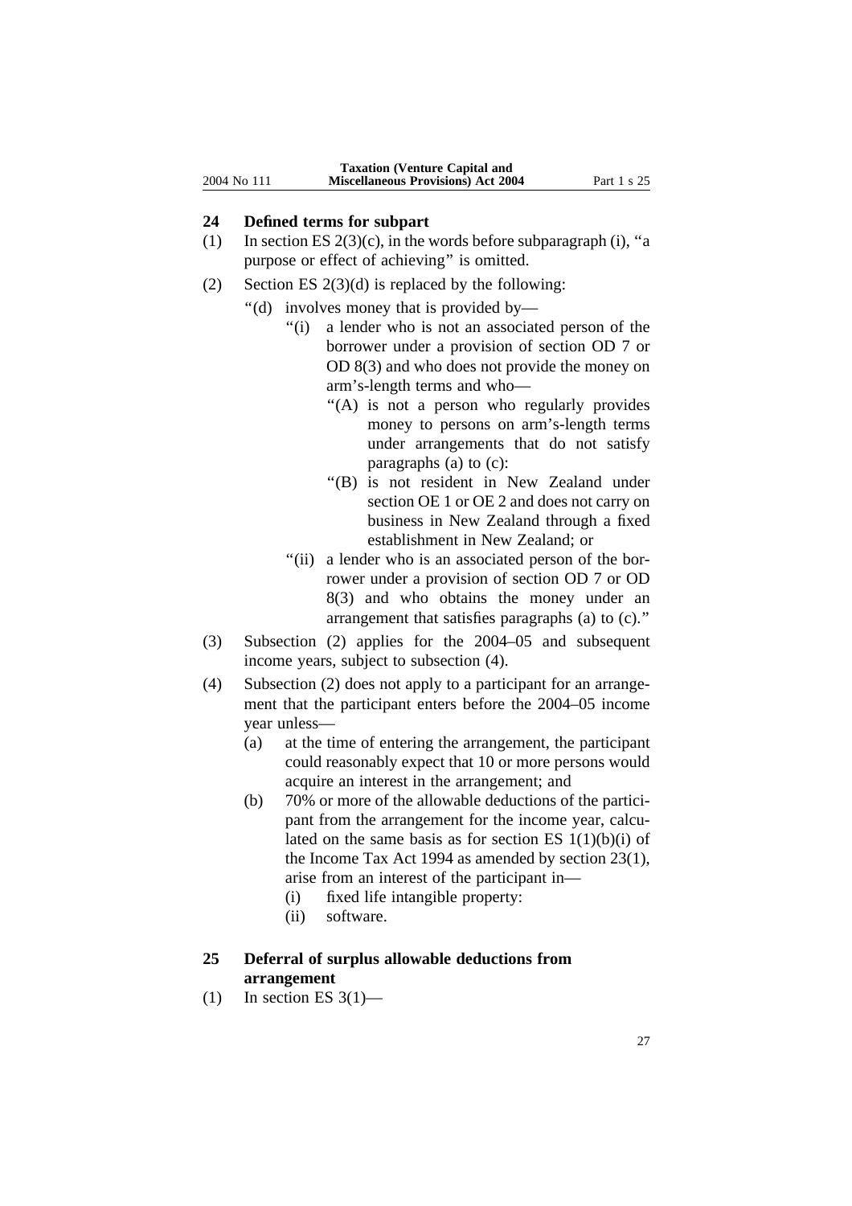## 24 Defined terms for subpart

(1) In section ES 2(3)(c), in the words before subparagraph (i), "a purpose or effect of achieving" is omitted.

(2) Section ES 2(3)(d) is replaced by the following:

"(d) involves money that is provided by—

"(i) a lender who is not an associated person of the borrower under a provision of section OD 7 or OD 8(3) and who does not provide the money on arm's-length terms and who—

"(A) is not a person who regularly provides money to persons on arm's-length terms under arrangements that do not satisfy paragraphs (a) to (c):

"(B) is not resident in New Zealand under section OE 1 or OE 2 and does not carry on business in New Zealand through a fixed establishment in New Zealand; or

"(ii) a lender who is an associated person of the borrower under a provision of section OD 7 or OD 8(3) and who obtains the money under an arrangement that satisfies paragraphs (a) to (c)."

(3) Subsection (2) applies for the 2004–05 and subsequent income years, subject to subsection (4).

(4) Subsection (2) does not apply to a participant for an arrangement that the participant enters before the 2004–05 income year unless—

(a) at the time of entering the arrangement, the participant could reasonably expect that 10 or more persons would acquire an interest in the arrangement; and

(b) 70% or more of the allowable deductions of the participant from the arrangement for the income year, calculated on the same basis as for section ES 1(1)(b)(i) of the Income Tax Act 1994 as amended by section 23(1), arise from an interest of the participant in—

(i) fixed life intangible property:

(ii) software.

## 25 Deferral of surplus allowable deductions from arrangement

(1) In section ES 3(1)—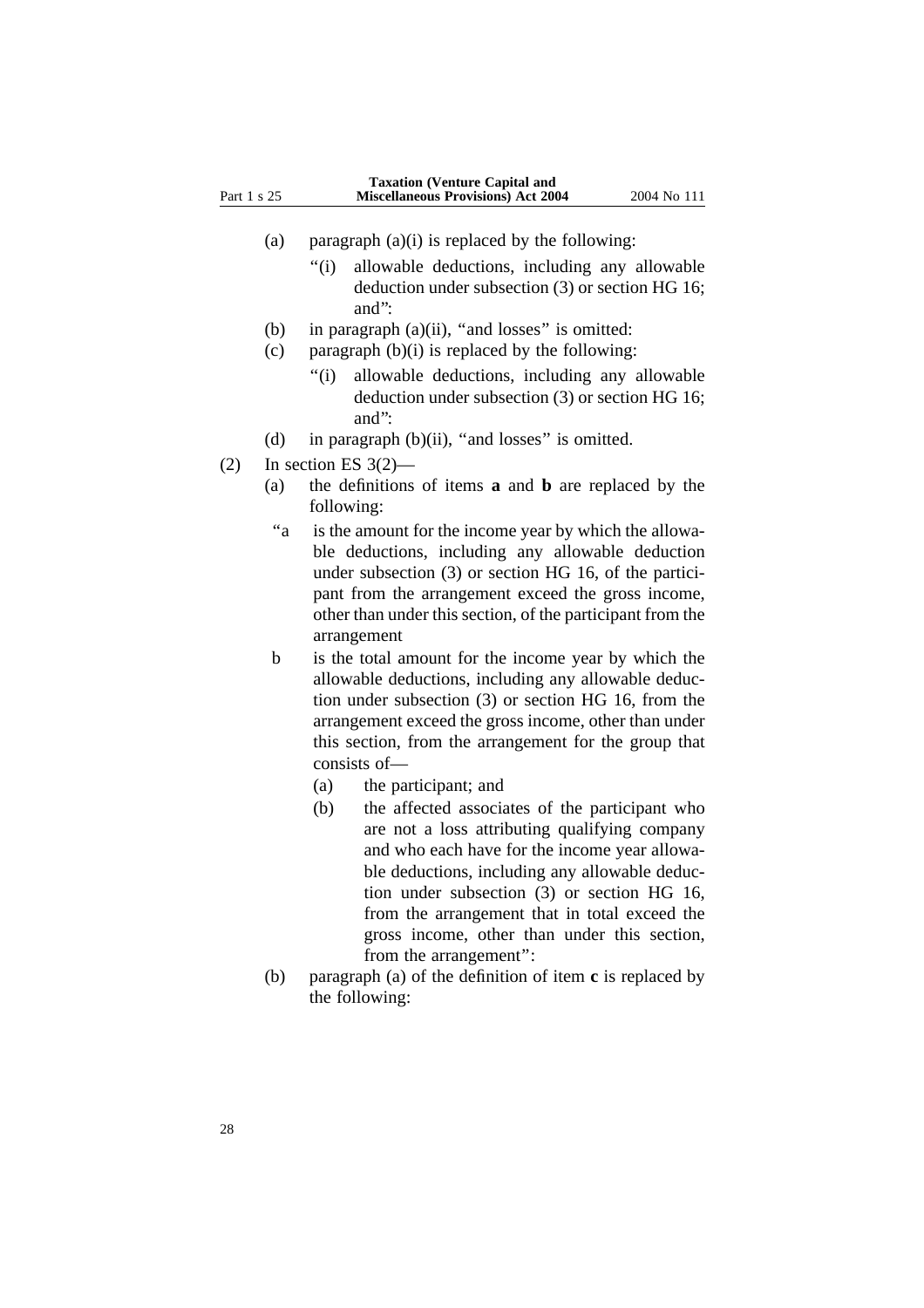(a) paragraph (a)(i) is replaced by the following:

> "(i) allowable deductions, including any allowable deduction under subsection (3) or section HG 16; and":

(b) in paragraph (a)(ii), "and losses" is omitted:

(c) paragraph (b)(i) is replaced by the following:

> "(i) allowable deductions, including any allowable deduction under subsection (3) or section HG 16; and":

(d) in paragraph (b)(ii), "and losses" is omitted.

(2) In section ES 3(2)—

(a) the definitions of items **a** and **b** are replaced by the following:

> "a is the amount for the income year by which the allowable deductions, including any allowable deduction under subsection (3) or section HG 16, of the participant from the arrangement exceed the gross income, other than under this section, of the participant from the arrangement
>
> b is the total amount for the income year by which the allowable deductions, including any allowable deduction under subsection (3) or section HG 16, from the arrangement exceed the gross income, other than under this section, from the arrangement for the group that consists of—
>
> (a) the participant; and
>
> (b) the affected associates of the participant who are not a loss attributing qualifying company and who each have for the income year allowable deductions, including any allowable deduction under subsection (3) or section HG 16, from the arrangement that in total exceed the gross income, other than under this section, from the arrangement":

(b) paragraph (a) of the definition of item **c** is replaced by the following: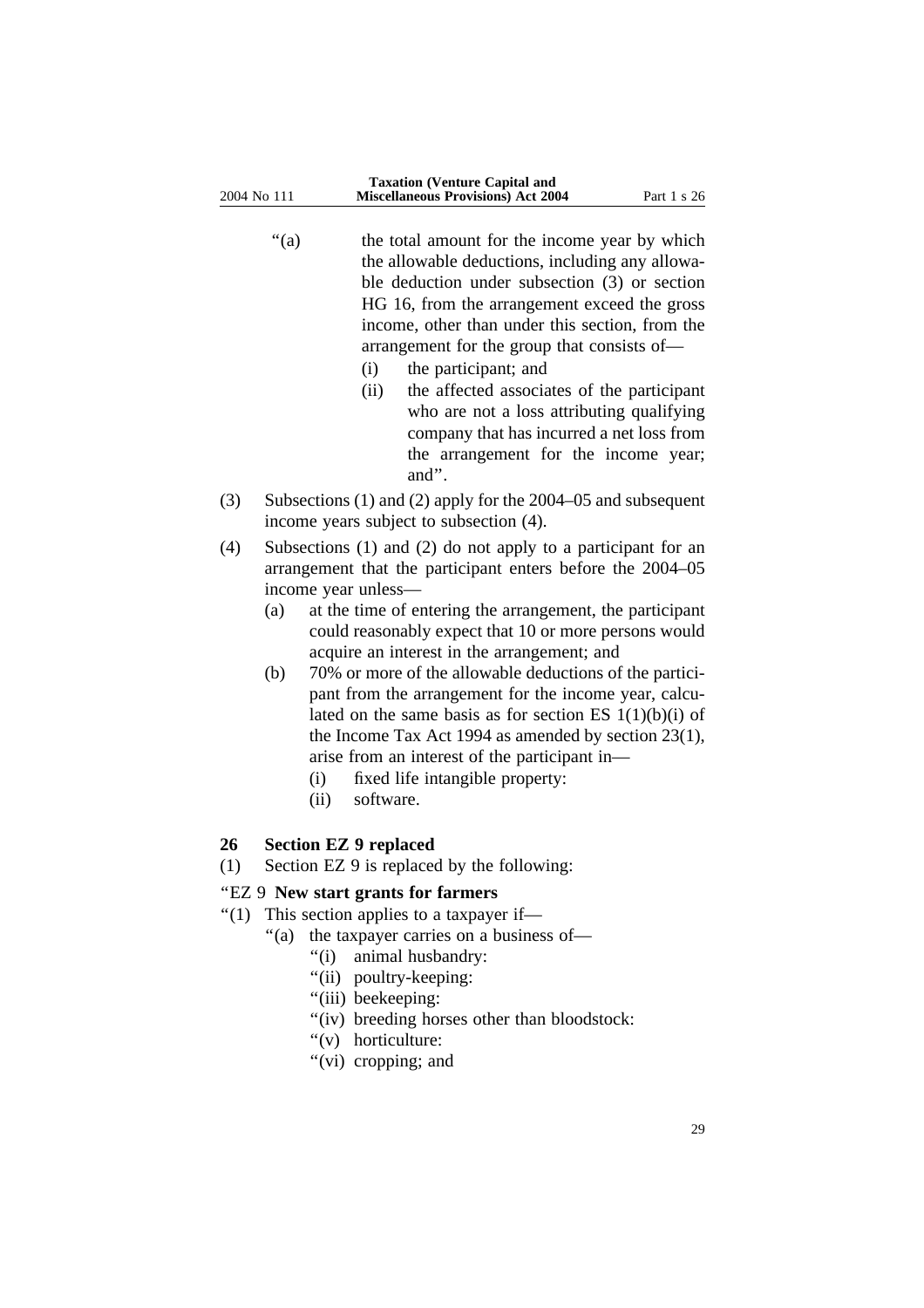“(a) the total amount for the income year by which the allowable deductions, including any allowable deduction under subsection (3) or section HG 16, from the arrangement exceed the gross income, other than under this section, from the arrangement for the group that consists of—

  (i) the participant; and

  (ii) the affected associates of the participant who are not a loss attributing qualifying company that has incurred a net loss from the arrangement for the income year; and”.

(3) Subsections (1) and (2) apply for the 2004–05 and subsequent income years subject to subsection (4).

(4) Subsections (1) and (2) do not apply to a participant for an arrangement that the participant enters before the 2004–05 income year unless—

  (a) at the time of entering the arrangement, the participant could reasonably expect that 10 or more persons would acquire an interest in the arrangement; and

  (b) 70% or more of the allowable deductions of the participant from the arrangement for the income year, calculated on the same basis as for section ES 1(1)(b)(i) of the Income Tax Act 1994 as amended by section 23(1), arise from an interest of the participant in—

    (i) fixed life intangible property:

    (ii) software.

### 26 Section EZ 9 replaced

(1) Section EZ 9 is replaced by the following:

“EZ 9 **New start grants for farmers**

“(1) This section applies to a taxpayer if—

  “(a) the taxpayer carries on a business of—

    “(i) animal husbandry:

    “(ii) poultry-keeping:

    “(iii) beekeeping:

    “(iv) breeding horses other than bloodstock:

    “(v) horticulture:

    “(vi) cropping; and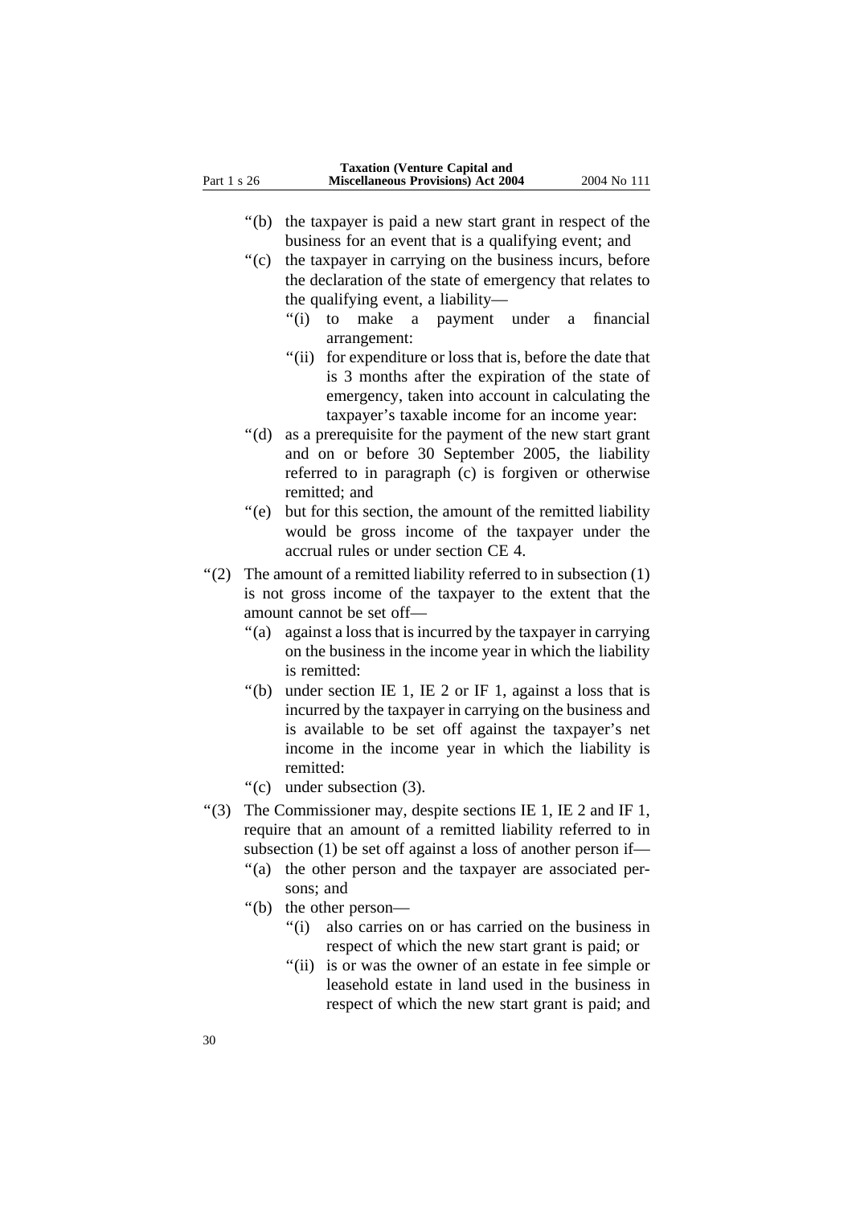"(b) the taxpayer is paid a new start grant in respect of the business for an event that is a qualifying event; and

"(c) the taxpayer in carrying on the business incurs, before the declaration of the state of emergency that relates to the qualifying event, a liability—

  "(i) to make a payment under a financial arrangement:

  "(ii) for expenditure or loss that is, before the date that is 3 months after the expiration of the state of emergency, taken into account in calculating the taxpayer's taxable income for an income year:

"(d) as a prerequisite for the payment of the new start grant and on or before 30 September 2005, the liability referred to in paragraph (c) is forgiven or otherwise remitted; and

"(e) but for this section, the amount of the remitted liability would be gross income of the taxpayer under the accrual rules or under section CE 4.

"(2) The amount of a remitted liability referred to in subsection (1) is not gross income of the taxpayer to the extent that the amount cannot be set off—

"(a) against a loss that is incurred by the taxpayer in carrying on the business in the income year in which the liability is remitted:

"(b) under section IE 1, IE 2 or IF 1, against a loss that is incurred by the taxpayer in carrying on the business and is available to be set off against the taxpayer's net income in the income year in which the liability is remitted:

"(c) under subsection (3).

"(3) The Commissioner may, despite sections IE 1, IE 2 and IF 1, require that an amount of a remitted liability referred to in subsection (1) be set off against a loss of another person if—

"(a) the other person and the taxpayer are associated persons; and

"(b) the other person—

  "(i) also carries on or has carried on the business in respect of which the new start grant is paid; or

  "(ii) is or was the owner of an estate in fee simple or leasehold estate in land used in the business in respect of which the new start grant is paid; and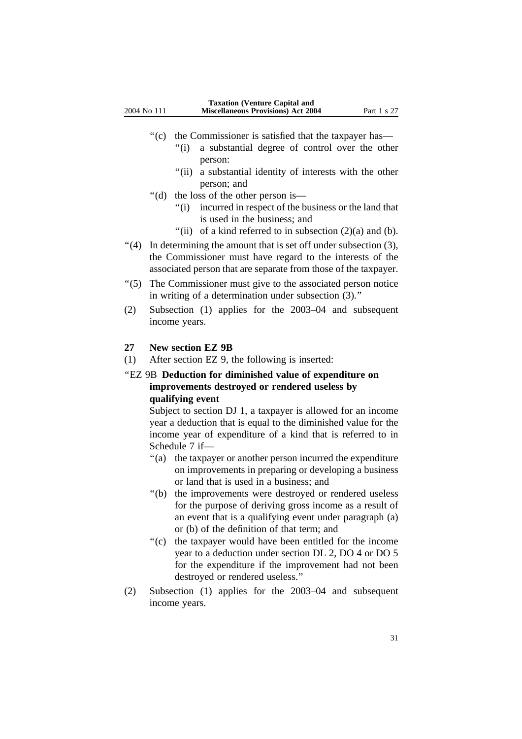"(c) the Commissioner is satisfied that the taxpayer has—

"(i) a substantial degree of control over the other person:

"(ii) a substantial identity of interests with the other person; and

"(d) the loss of the other person is—

"(i) incurred in respect of the business or the land that is used in the business; and

"(ii) of a kind referred to in subsection (2)(a) and (b).

"(4) In determining the amount that is set off under subsection (3), the Commissioner must have regard to the interests of the associated person that are separate from those of the taxpayer.

"(5) The Commissioner must give to the associated person notice in writing of a determination under subsection (3)."

(2) Subsection (1) applies for the 2003–04 and subsequent income years.

**27 New section EZ 9B**

(1) After section EZ 9, the following is inserted:

"EZ 9B **Deduction for diminished value of expenditure on improvements destroyed or rendered useless by qualifying event**

Subject to section DJ 1, a taxpayer is allowed for an income year a deduction that is equal to the diminished value for the income year of expenditure of a kind that is referred to in Schedule 7 if—

"(a) the taxpayer or another person incurred the expenditure on improvements in preparing or developing a business or land that is used in a business; and

"(b) the improvements were destroyed or rendered useless for the purpose of deriving gross income as a result of an event that is a qualifying event under paragraph (a) or (b) of the definition of that term; and

"(c) the taxpayer would have been entitled for the income year to a deduction under section DL 2, DO 4 or DO 5 for the expenditure if the improvement had not been destroyed or rendered useless."

(2) Subsection (1) applies for the 2003–04 and subsequent income years.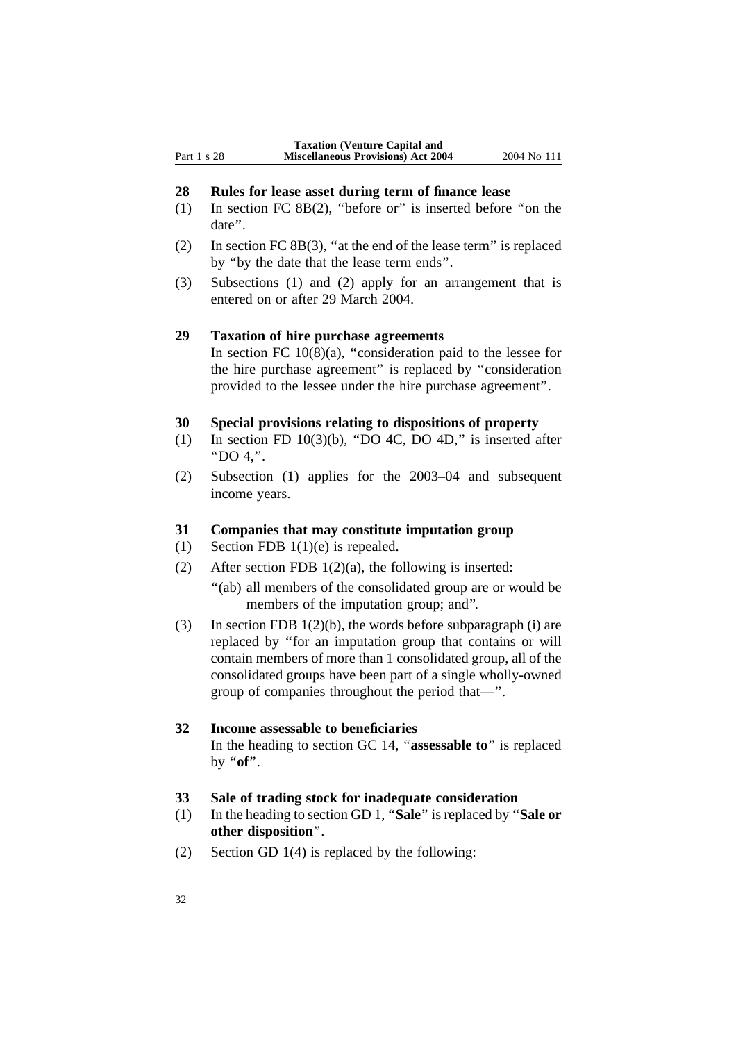### 28 Rules for lease asset during term of finance lease

(1) In section FC 8B(2), "before or" is inserted before "on the date".

(2) In section FC 8B(3), "at the end of the lease term" is replaced by "by the date that the lease term ends".

(3) Subsections (1) and (2) apply for an arrangement that is entered on or after 29 March 2004.

### 29 Taxation of hire purchase agreements

In section FC 10(8)(a), "consideration paid to the lessee for the hire purchase agreement" is replaced by "consideration provided to the lessee under the hire purchase agreement".

### 30 Special provisions relating to dispositions of property

(1) In section FD 10(3)(b), "DO 4C, DO 4D," is inserted after "DO 4,".

(2) Subsection (1) applies for the 2003–04 and subsequent income years.

### 31 Companies that may constitute imputation group

(1) Section FDB 1(1)(e) is repealed.

(2) After section FDB 1(2)(a), the following is inserted:

"(ab) all members of the consolidated group are or would be members of the imputation group; and".

(3) In section FDB 1(2)(b), the words before subparagraph (i) are replaced by "for an imputation group that contains or will contain members of more than 1 consolidated group, all of the consolidated groups have been part of a single wholly-owned group of companies throughout the period that—".

### 32 Income assessable to beneficiaries

In the heading to section GC 14, "**assessable to**" is replaced by "**of**".

### 33 Sale of trading stock for inadequate consideration

(1) In the heading to section GD 1, "**Sale**" is replaced by "**Sale or other disposition**".

(2) Section GD 1(4) is replaced by the following: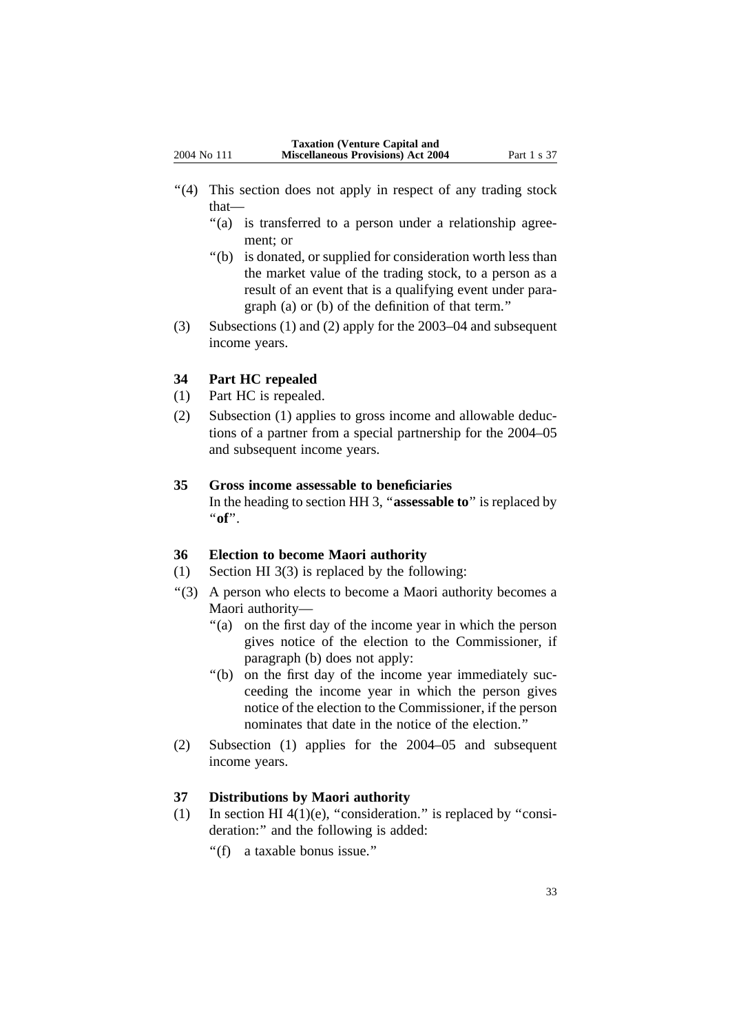“(4) This section does not apply in respect of any trading stock that—

“(a) is transferred to a person under a relationship agreement; or

“(b) is donated, or supplied for consideration worth less than the market value of the trading stock, to a person as a result of an event that is a qualifying event under paragraph (a) or (b) of the definition of that term.”

(3) Subsections (1) and (2) apply for the 2003–04 and subsequent income years.

### 34 Part HC repealed

(1) Part HC is repealed.

(2) Subsection (1) applies to gross income and allowable deductions of a partner from a special partnership for the 2004–05 and subsequent income years.

### 35 Gross income assessable to beneficiaries

In the heading to section HH 3, “**assessable to**” is replaced by “**of**”.

### 36 Election to become Maori authority

(1) Section HI 3(3) is replaced by the following:

“(3) A person who elects to become a Maori authority becomes a Maori authority—

“(a) on the first day of the income year in which the person gives notice of the election to the Commissioner, if paragraph (b) does not apply:

“(b) on the first day of the income year immediately succeeding the income year in which the person gives notice of the election to the Commissioner, if the person nominates that date in the notice of the election.”

(2) Subsection (1) applies for the 2004–05 and subsequent income years.

### 37 Distributions by Maori authority

(1) In section HI 4(1)(e), “consideration.” is replaced by “consideration:” and the following is added:

“(f) a taxable bonus issue.”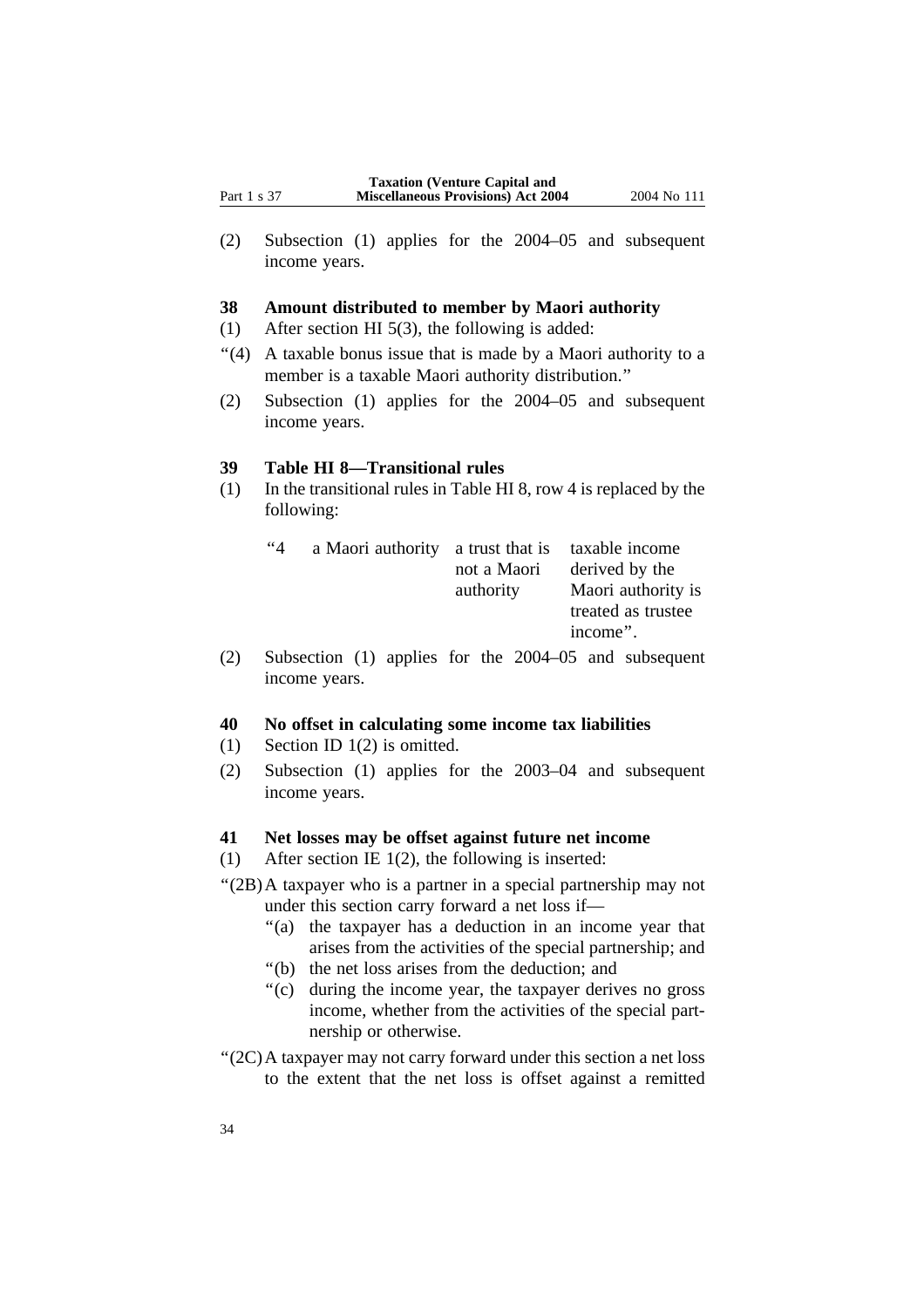(2) Subsection (1) applies for the 2004–05 and subsequent income years.

### 38 Amount distributed to member by Maori authority

(1) After section HI 5(3), the following is added:

"(4) A taxable bonus issue that is made by a Maori authority to a member is a taxable Maori authority distribution."

(2) Subsection (1) applies for the 2004–05 and subsequent income years.

### 39 Table HI 8—Transitional rules

(1) In the transitional rules in Table HI 8, row 4 is replaced by the following:

| | | | |
|---|---|---|---|
| "4 | a Maori authority | a trust that is not a Maori authority | taxable income derived by the Maori authority is treated as trustee income". |

(2) Subsection (1) applies for the 2004–05 and subsequent income years.

### 40 No offset in calculating some income tax liabilities

(1) Section ID 1(2) is omitted.

(2) Subsection (1) applies for the 2003–04 and subsequent income years.

### 41 Net losses may be offset against future net income

(1) After section IE 1(2), the following is inserted:

"(2B) A taxpayer who is a partner in a special partnership may not under this section carry forward a net loss if—

"(a) the taxpayer has a deduction in an income year that arises from the activities of the special partnership; and

"(b) the net loss arises from the deduction; and

"(c) during the income year, the taxpayer derives no gross income, whether from the activities of the special partnership or otherwise.

"(2C) A taxpayer may not carry forward under this section a net loss to the extent that the net loss is offset against a remitted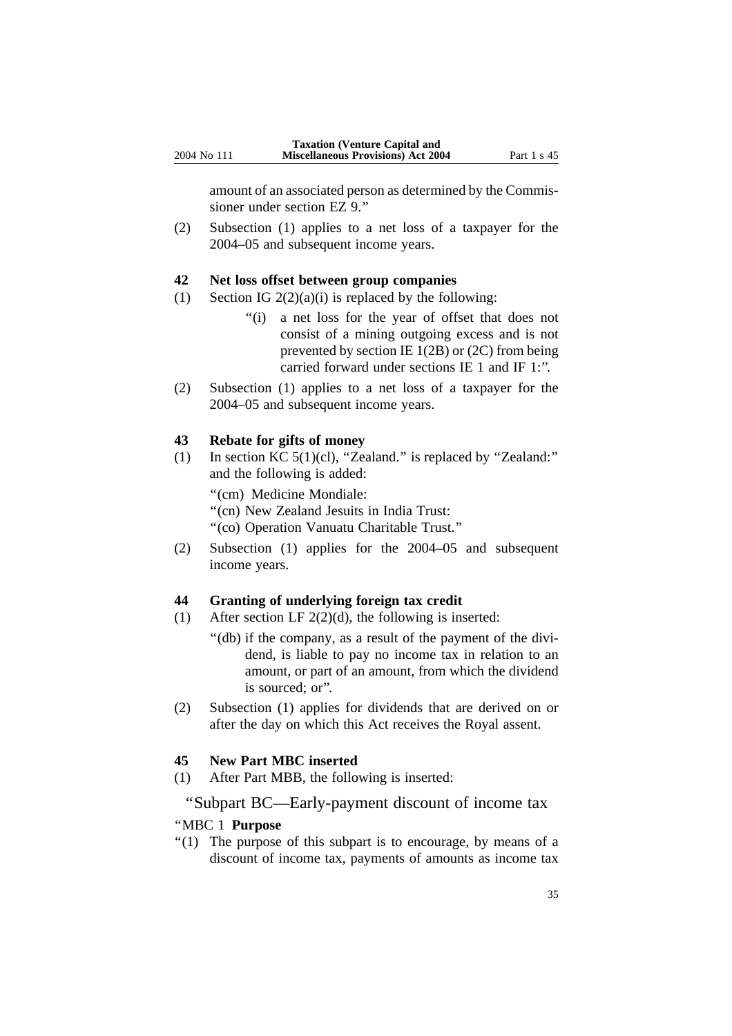amount of an associated person as determined by the Commissioner under section EZ 9."

(2) Subsection (1) applies to a net loss of a taxpayer for the 2004–05 and subsequent income years.

### 42 Net loss offset between group companies

(1) Section IG 2(2)(a)(i) is replaced by the following:

"(i) a net loss for the year of offset that does not consist of a mining outgoing excess and is not prevented by section IE 1(2B) or (2C) from being carried forward under sections IE 1 and IF 1:".

(2) Subsection (1) applies to a net loss of a taxpayer for the 2004–05 and subsequent income years.

### 43 Rebate for gifts of money

(1) In section KC 5(1)(cl), "Zealand." is replaced by "Zealand:" and the following is added:

"(cm) Medicine Mondiale:

"(cn) New Zealand Jesuits in India Trust:

"(co) Operation Vanuatu Charitable Trust."

(2) Subsection (1) applies for the 2004–05 and subsequent income years.

### 44 Granting of underlying foreign tax credit

(1) After section LF 2(2)(d), the following is inserted:

"(db) if the company, as a result of the payment of the dividend, is liable to pay no income tax in relation to an amount, or part of an amount, from which the dividend is sourced; or".

(2) Subsection (1) applies for dividends that are derived on or after the day on which this Act receives the Royal assent.

### 45 New Part MBC inserted

(1) After Part MBB, the following is inserted:

"Subpart BC—Early-payment discount of income tax

"MBC 1 **Purpose**

"(1) The purpose of this subpart is to encourage, by means of a discount of income tax, payments of amounts as income tax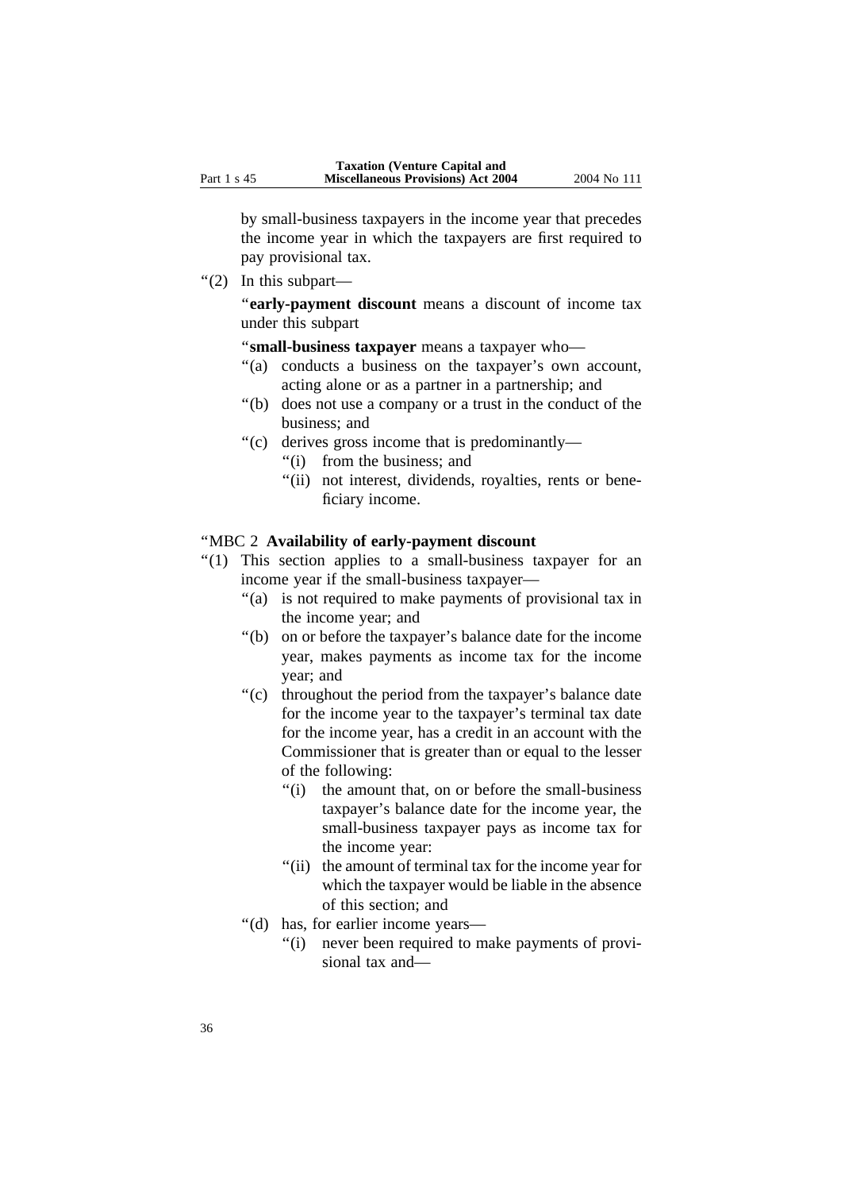by small-business taxpayers in the income year that precedes the income year in which the taxpayers are first required to pay provisional tax.

“(2) In this subpart—

“**early-payment discount** means a discount of income tax under this subpart

“**small-business taxpayer** means a taxpayer who—

- “(a) conducts a business on the taxpayer’s own account, acting alone or as a partner in a partnership; and
- “(b) does not use a company or a trust in the conduct of the business; and
- “(c) derives gross income that is predominantly—
  - “(i) from the business; and
  - “(ii) not interest, dividends, royalties, rents or beneficiary income.

“MBC 2 **Availability of early-payment discount**

“(1) This section applies to a small-business taxpayer for an income year if the small-business taxpayer—

- “(a) is not required to make payments of provisional tax in the income year; and
- “(b) on or before the taxpayer’s balance date for the income year, makes payments as income tax for the income year; and
- “(c) throughout the period from the taxpayer’s balance date for the income year to the taxpayer’s terminal tax date for the income year, has a credit in an account with the Commissioner that is greater than or equal to the lesser of the following:
  - “(i) the amount that, on or before the small-business taxpayer’s balance date for the income year, the small-business taxpayer pays as income tax for the income year:
  - “(ii) the amount of terminal tax for the income year for which the taxpayer would be liable in the absence of this section; and
- “(d) has, for earlier income years—
  - “(i) never been required to make payments of provisional tax and—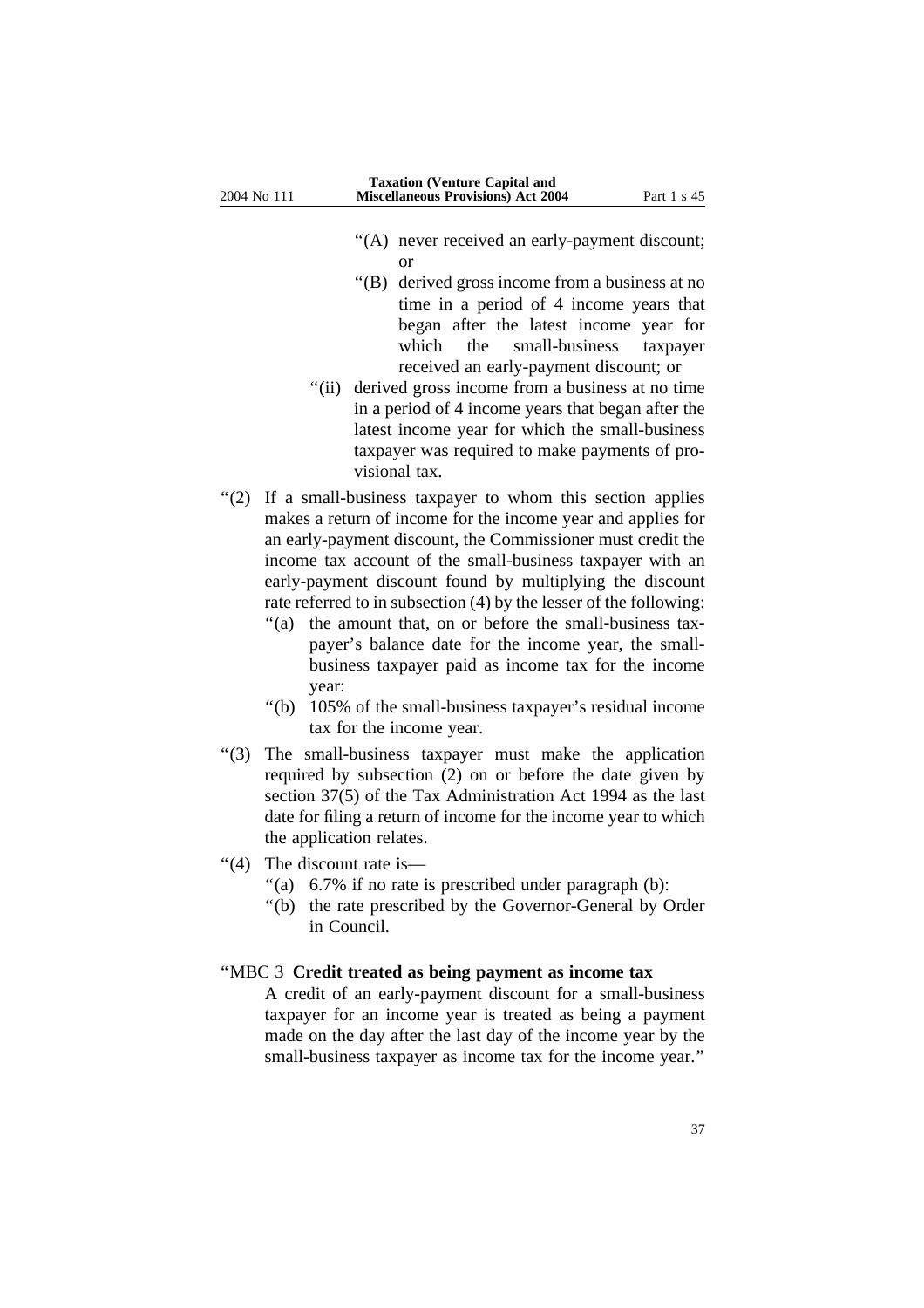"(A) never received an early-payment discount; or

"(B) derived gross income from a business at no time in a period of 4 income years that began after the latest income year for which the small-business taxpayer received an early-payment discount; or

"(ii) derived gross income from a business at no time in a period of 4 income years that began after the latest income year for which the small-business taxpayer was required to make payments of provisional tax.

"(2) If a small-business taxpayer to whom this section applies makes a return of income for the income year and applies for an early-payment discount, the Commissioner must credit the income tax account of the small-business taxpayer with an early-payment discount found by multiplying the discount rate referred to in subsection (4) by the lesser of the following:

"(a) the amount that, on or before the small-business taxpayer's balance date for the income year, the small-business taxpayer paid as income tax for the income year:

"(b) 105% of the small-business taxpayer's residual income tax for the income year.

"(3) The small-business taxpayer must make the application required by subsection (2) on or before the date given by section 37(5) of the Tax Administration Act 1994 as the last date for filing a return of income for the income year to which the application relates.

"(4) The discount rate is—

"(a) 6.7% if no rate is prescribed under paragraph (b):

"(b) the rate prescribed by the Governor-General by Order in Council.

"MBC 3 **Credit treated as being payment as income tax**

A credit of an early-payment discount for a small-business taxpayer for an income year is treated as being a payment made on the day after the last day of the income year by the small-business taxpayer as income tax for the income year."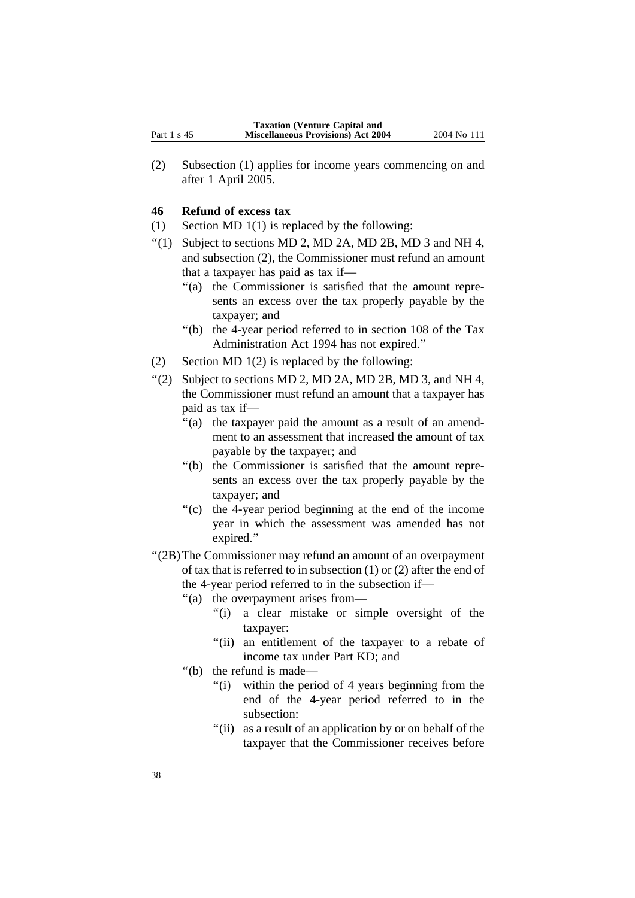(2) Subsection (1) applies for income years commencing on and after 1 April 2005.

### 46 Refund of excess tax

(1) Section MD 1(1) is replaced by the following:

"(1) Subject to sections MD 2, MD 2A, MD 2B, MD 3 and NH 4, and subsection (2), the Commissioner must refund an amount that a taxpayer has paid as tax if—

"(a) the Commissioner is satisfied that the amount represents an excess over the tax properly payable by the taxpayer; and

"(b) the 4-year period referred to in section 108 of the Tax Administration Act 1994 has not expired."

(2) Section MD 1(2) is replaced by the following:

"(2) Subject to sections MD 2, MD 2A, MD 2B, MD 3, and NH 4, the Commissioner must refund an amount that a taxpayer has paid as tax if—

"(a) the taxpayer paid the amount as a result of an amendment to an assessment that increased the amount of tax payable by the taxpayer; and

"(b) the Commissioner is satisfied that the amount represents an excess over the tax properly payable by the taxpayer; and

"(c) the 4-year period beginning at the end of the income year in which the assessment was amended has not expired."

"(2B) The Commissioner may refund an amount of an overpayment of tax that is referred to in subsection (1) or (2) after the end of the 4-year period referred to in the subsection if—

"(a) the overpayment arises from—

"(i) a clear mistake or simple oversight of the taxpayer:

"(ii) an entitlement of the taxpayer to a rebate of income tax under Part KD; and

"(b) the refund is made—

"(i) within the period of 4 years beginning from the end of the 4-year period referred to in the subsection:

"(ii) as a result of an application by or on behalf of the taxpayer that the Commissioner receives before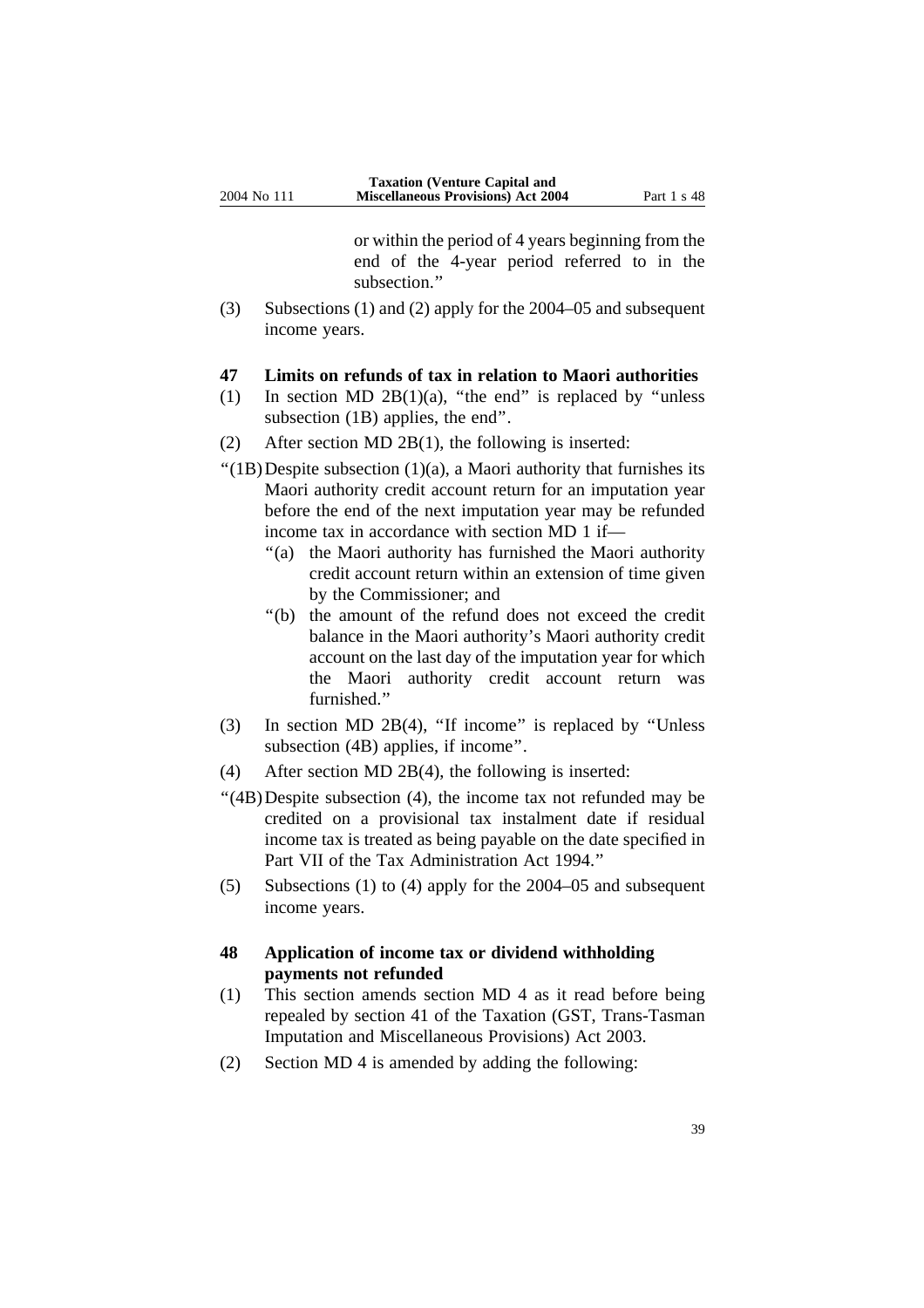or within the period of 4 years beginning from the end of the 4-year period referred to in the subsection.”

(3) Subsections (1) and (2) apply for the 2004–05 and subsequent income years.

**47 Limits on refunds of tax in relation to Maori authorities**

(1) In section MD 2B(1)(a), “the end” is replaced by “unless subsection (1B) applies, the end”.

(2) After section MD 2B(1), the following is inserted:

“(1B) Despite subsection (1)(a), a Maori authority that furnishes its Maori authority credit account return for an imputation year before the end of the next imputation year may be refunded income tax in accordance with section MD 1 if—

“(a) the Maori authority has furnished the Maori authority credit account return within an extension of time given by the Commissioner; and

“(b) the amount of the refund does not exceed the credit balance in the Maori authority’s Maori authority credit account on the last day of the imputation year for which the Maori authority credit account return was furnished.”

(3) In section MD 2B(4), “If income” is replaced by “Unless subsection (4B) applies, if income”.

(4) After section MD 2B(4), the following is inserted:

“(4B) Despite subsection (4), the income tax not refunded may be credited on a provisional tax instalment date if residual income tax is treated as being payable on the date specified in Part VII of the Tax Administration Act 1994.”

(5) Subsections (1) to (4) apply for the 2004–05 and subsequent income years.

**48 Application of income tax or dividend withholding payments not refunded**

(1) This section amends section MD 4 as it read before being repealed by section 41 of the Taxation (GST, Trans-Tasman Imputation and Miscellaneous Provisions) Act 2003.

(2) Section MD 4 is amended by adding the following: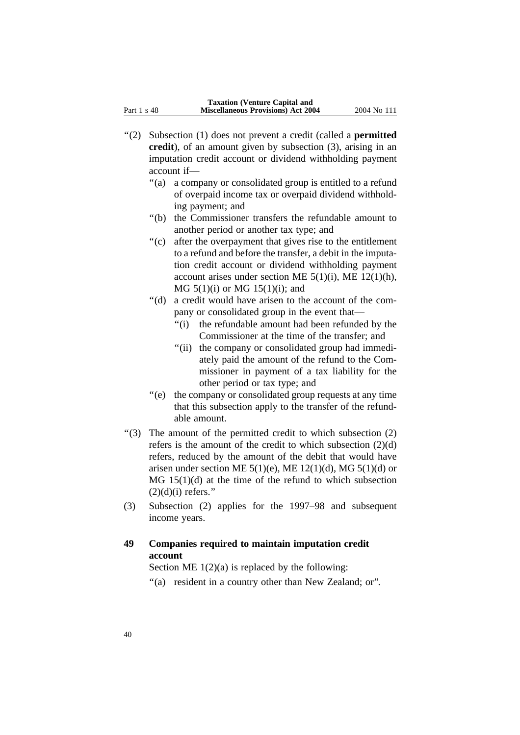"(2) Subsection (1) does not prevent a credit (called a **permitted credit**), of an amount given by subsection (3), arising in an imputation credit account or dividend withholding payment account if—

"(a) a company or consolidated group is entitled to a refund of overpaid income tax or overpaid dividend withholding payment; and

"(b) the Commissioner transfers the refundable amount to another period or another tax type; and

"(c) after the overpayment that gives rise to the entitlement to a refund and before the transfer, a debit in the imputation credit account or dividend withholding payment account arises under section ME 5(1)(i), ME 12(1)(h), MG 5(1)(i) or MG 15(1)(i); and

"(d) a credit would have arisen to the account of the company or consolidated group in the event that—

"(i) the refundable amount had been refunded by the Commissioner at the time of the transfer; and

"(ii) the company or consolidated group had immediately paid the amount of the refund to the Commissioner in payment of a tax liability for the other period or tax type; and

"(e) the company or consolidated group requests at any time that this subsection apply to the transfer of the refundable amount.

"(3) The amount of the permitted credit to which subsection (2) refers is the amount of the credit to which subsection (2)(d) refers, reduced by the amount of the debit that would have arisen under section ME 5(1)(e), ME 12(1)(d), MG 5(1)(d) or MG 15(1)(d) at the time of the refund to which subsection (2)(d)(i) refers."

(3) Subsection (2) applies for the 1997–98 and subsequent income years.

### 49 Companies required to maintain imputation credit account

Section ME 1(2)(a) is replaced by the following:

"(a) resident in a country other than New Zealand; or".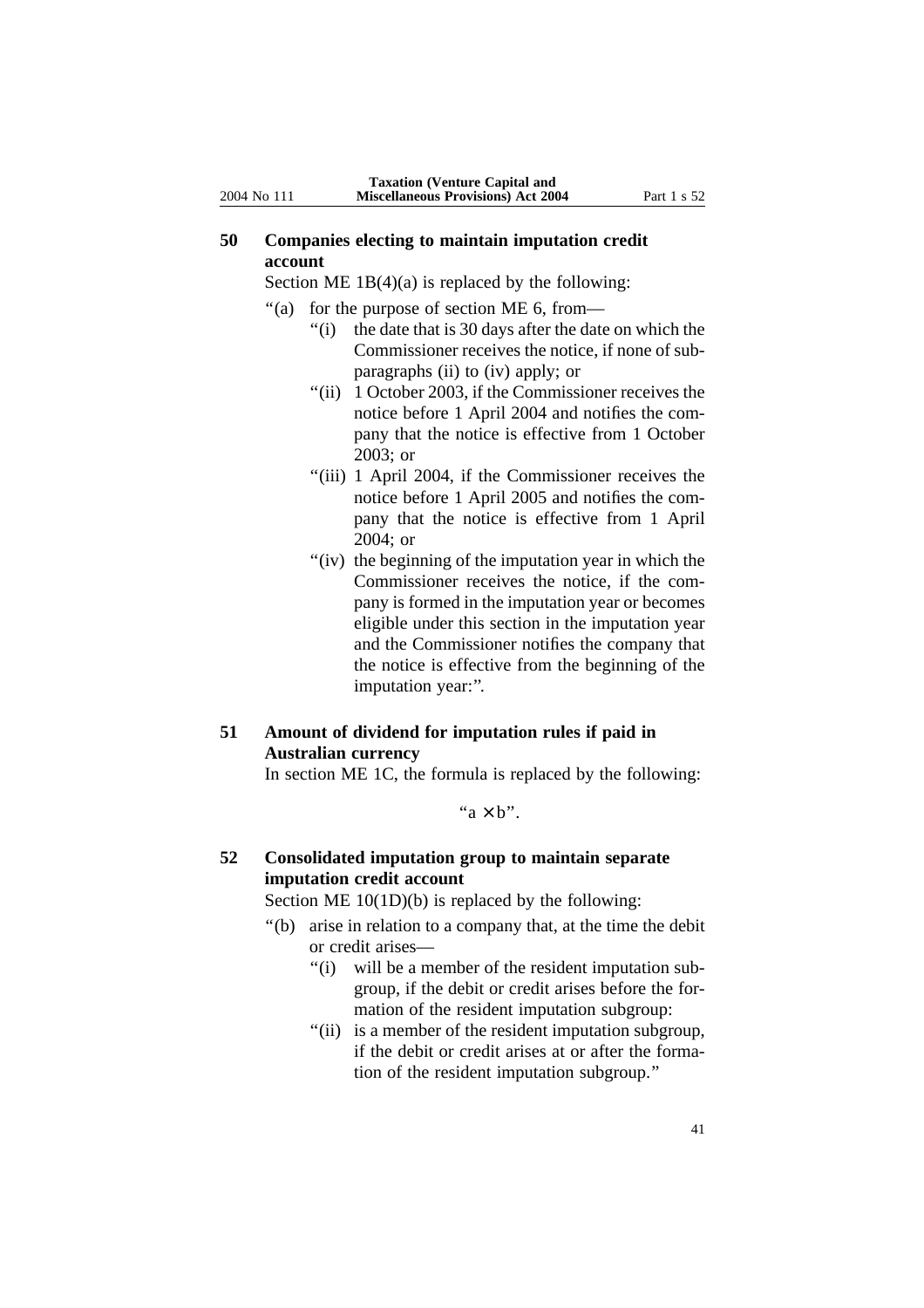## 50 Companies electing to maintain imputation credit account

Section ME 1B(4)(a) is replaced by the following:

"(a) for the purpose of section ME 6, from—

"(i) the date that is 30 days after the date on which the Commissioner receives the notice, if none of subparagraphs (ii) to (iv) apply; or

"(ii) 1 October 2003, if the Commissioner receives the notice before 1 April 2004 and notifies the company that the notice is effective from 1 October 2003; or

"(iii) 1 April 2004, if the Commissioner receives the notice before 1 April 2005 and notifies the company that the notice is effective from 1 April 2004; or

"(iv) the beginning of the imputation year in which the Commissioner receives the notice, if the company is formed in the imputation year or becomes eligible under this section in the imputation year and the Commissioner notifies the company that the notice is effective from the beginning of the imputation year:".

## 51 Amount of dividend for imputation rules if paid in Australian currency

In section ME 1C, the formula is replaced by the following:

"$a \times b$".

## 52 Consolidated imputation group to maintain separate imputation credit account

Section ME 10(1D)(b) is replaced by the following:

"(b) arise in relation to a company that, at the time the debit or credit arises—

"(i) will be a member of the resident imputation subgroup, if the debit or credit arises before the formation of the resident imputation subgroup:

"(ii) is a member of the resident imputation subgroup, if the debit or credit arises at or after the formation of the resident imputation subgroup."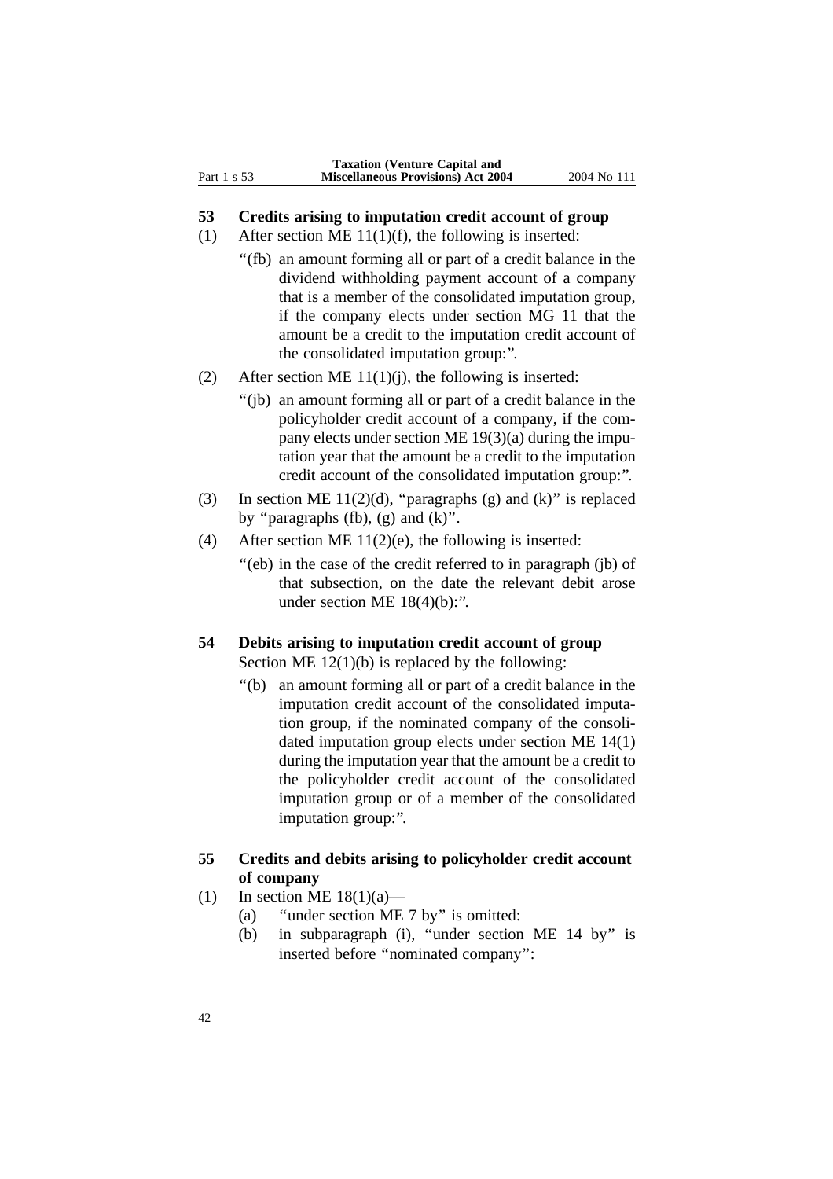## 53 Credits arising to imputation credit account of group

(1) After section ME 11(1)(f), the following is inserted:

"(fb) an amount forming all or part of a credit balance in the dividend withholding payment account of a company that is a member of the consolidated imputation group, if the company elects under section MG 11 that the amount be a credit to the imputation credit account of the consolidated imputation group:".

(2) After section ME 11(1)(j), the following is inserted:

"(jb) an amount forming all or part of a credit balance in the policyholder credit account of a company, if the company elects under section ME 19(3)(a) during the imputation year that the amount be a credit to the imputation credit account of the consolidated imputation group:".

(3) In section ME 11(2)(d), "paragraphs (g) and (k)" is replaced by "paragraphs (fb), (g) and (k)".

(4) After section ME 11(2)(e), the following is inserted:

"(eb) in the case of the credit referred to in paragraph (jb) of that subsection, on the date the relevant debit arose under section ME 18(4)(b):".

## 54 Debits arising to imputation credit account of group

Section ME 12(1)(b) is replaced by the following:

"(b) an amount forming all or part of a credit balance in the imputation credit account of the consolidated imputation group, if the nominated company of the consolidated imputation group elects under section ME 14(1) during the imputation year that the amount be a credit to the policyholder credit account of the consolidated imputation group or of a member of the consolidated imputation group:".

## 55 Credits and debits arising to policyholder credit account of company

(1) In section ME 18(1)(a)—

(a) "under section ME 7 by" is omitted:

(b) in subparagraph (i), "under section ME 14 by" is inserted before "nominated company":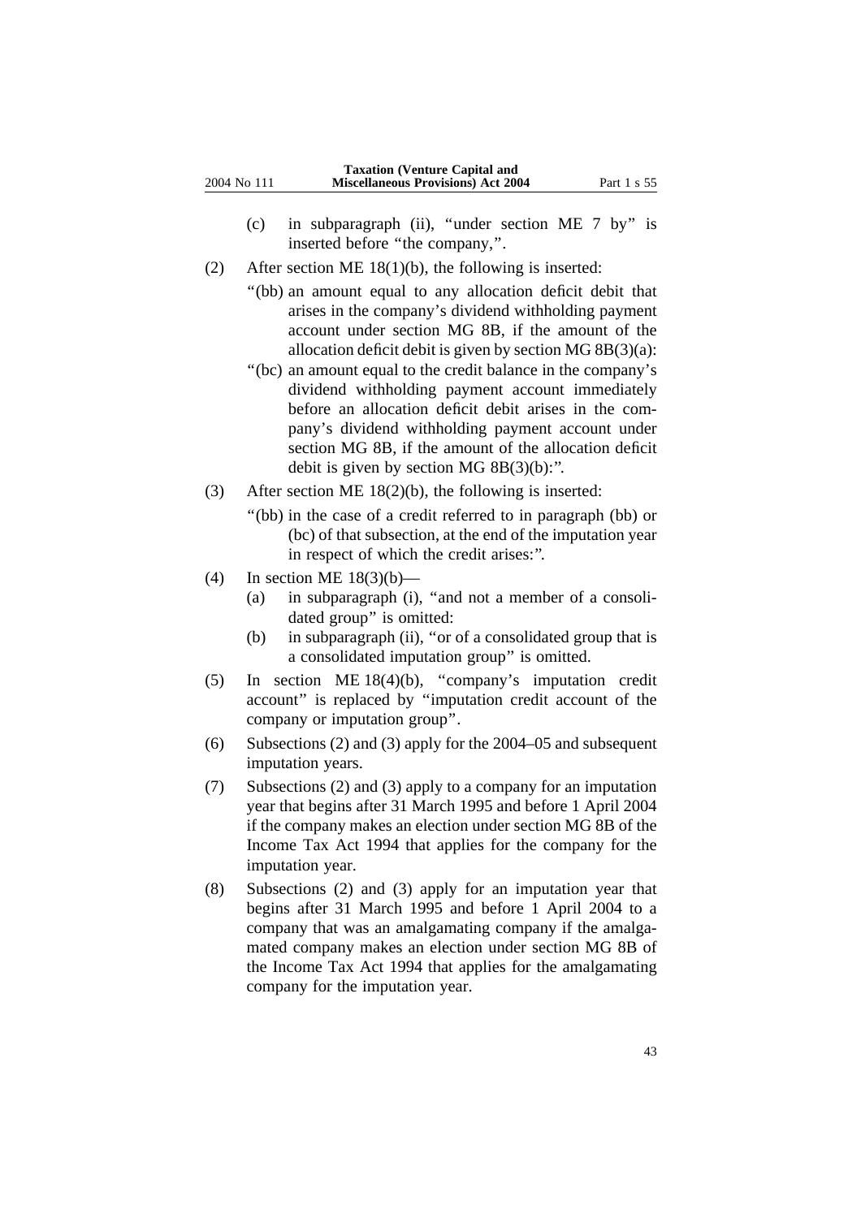(c) in subparagraph (ii), "under section ME 7 by" is inserted before "the company,".

(2) After section ME 18(1)(b), the following is inserted:

"(bb) an amount equal to any allocation deficit debit that arises in the company's dividend withholding payment account under section MG 8B, if the amount of the allocation deficit debit is given by section MG 8B(3)(a):

"(bc) an amount equal to the credit balance in the company's dividend withholding payment account immediately before an allocation deficit debit arises in the company's dividend withholding payment account under section MG 8B, if the amount of the allocation deficit debit is given by section MG 8B(3)(b):".

(3) After section ME 18(2)(b), the following is inserted:

"(bb) in the case of a credit referred to in paragraph (bb) or (bc) of that subsection, at the end of the imputation year in respect of which the credit arises:".

(4) In section ME 18(3)(b)—

(a) in subparagraph (i), "and not a member of a consolidated group" is omitted:

(b) in subparagraph (ii), "or of a consolidated group that is a consolidated imputation group" is omitted.

(5) In section ME 18(4)(b), "company's imputation credit account" is replaced by "imputation credit account of the company or imputation group".

(6) Subsections (2) and (3) apply for the 2004–05 and subsequent imputation years.

(7) Subsections (2) and (3) apply to a company for an imputation year that begins after 31 March 1995 and before 1 April 2004 if the company makes an election under section MG 8B of the Income Tax Act 1994 that applies for the company for the imputation year.

(8) Subsections (2) and (3) apply for an imputation year that begins after 31 March 1995 and before 1 April 2004 to a company that was an amalgamating company if the amalgamated company makes an election under section MG 8B of the Income Tax Act 1994 that applies for the amalgamating company for the imputation year.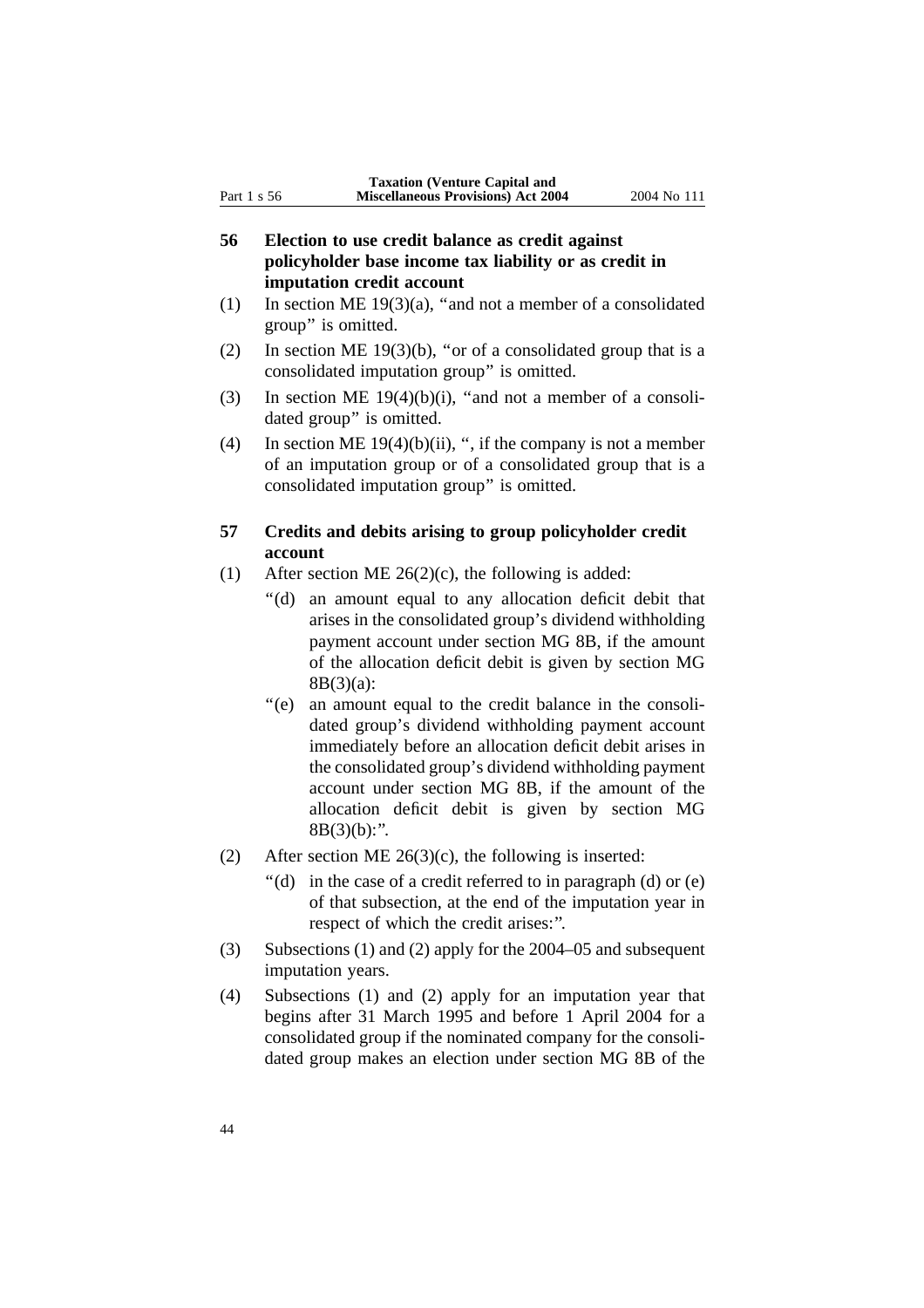### 56 Election to use credit balance as credit against policyholder base income tax liability or as credit in imputation credit account

(1) In section ME 19(3)(a), "and not a member of a consolidated group" is omitted.

(2) In section ME 19(3)(b), "or of a consolidated group that is a consolidated imputation group" is omitted.

(3) In section ME 19(4)(b)(i), "and not a member of a consolidated group" is omitted.

(4) In section ME 19(4)(b)(ii), ", if the company is not a member of an imputation group or of a consolidated group that is a consolidated imputation group" is omitted.

### 57 Credits and debits arising to group policyholder credit account

(1) After section ME 26(2)(c), the following is added:

"(d) an amount equal to any allocation deficit debit that arises in the consolidated group's dividend withholding payment account under section MG 8B, if the amount of the allocation deficit debit is given by section MG 8B(3)(a):

"(e) an amount equal to the credit balance in the consolidated group's dividend withholding payment account immediately before an allocation deficit debit arises in the consolidated group's dividend withholding payment account under section MG 8B, if the amount of the allocation deficit debit is given by section MG 8B(3)(b):".

(2) After section ME 26(3)(c), the following is inserted:

"(d) in the case of a credit referred to in paragraph (d) or (e) of that subsection, at the end of the imputation year in respect of which the credit arises:".

(3) Subsections (1) and (2) apply for the 2004–05 and subsequent imputation years.

(4) Subsections (1) and (2) apply for an imputation year that begins after 31 March 1995 and before 1 April 2004 for a consolidated group if the nominated company for the consolidated group makes an election under section MG 8B of the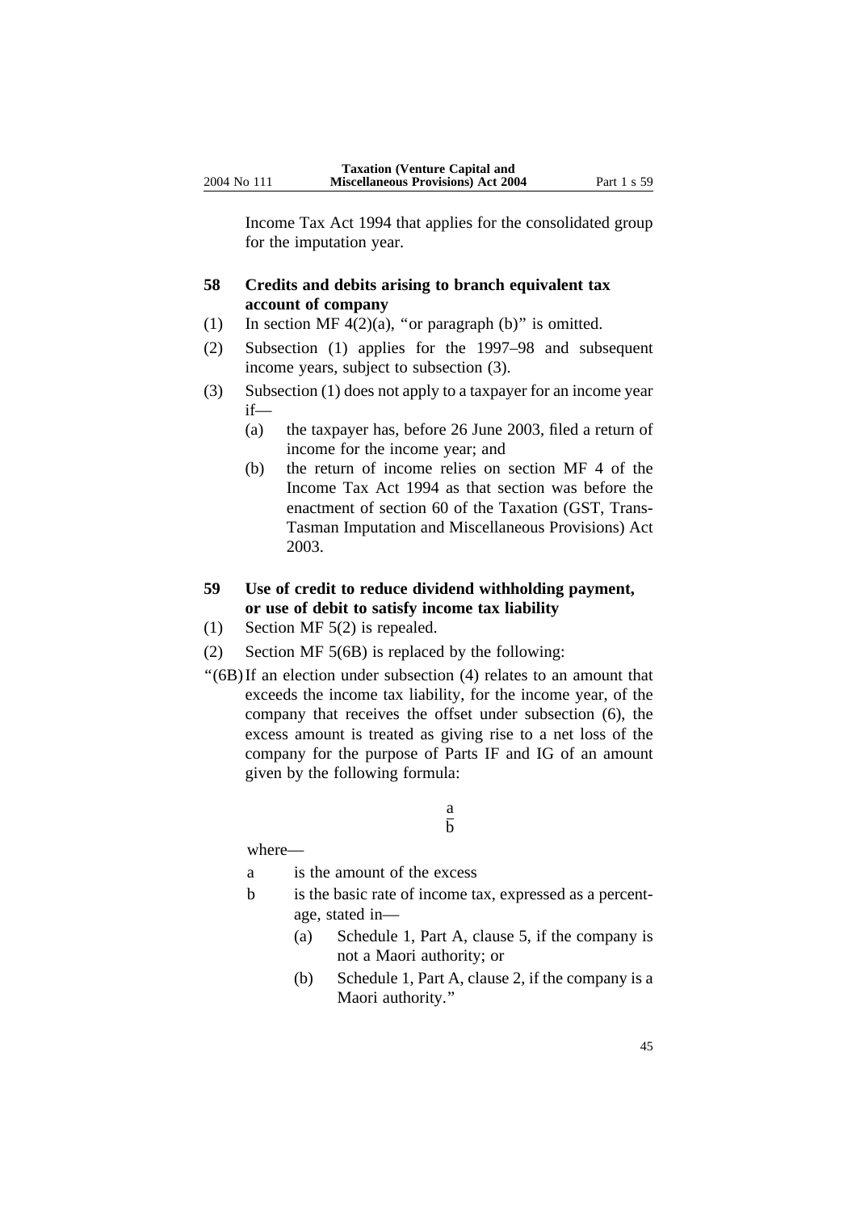Income Tax Act 1994 that applies for the consolidated group for the imputation year.

## 58 Credits and debits arising to branch equivalent tax account of company

(1) In section MF 4(2)(a), "or paragraph (b)" is omitted.

(2) Subsection (1) applies for the 1997–98 and subsequent income years, subject to subsection (3).

(3) Subsection (1) does not apply to a taxpayer for an income year if—

   (a) the taxpayer has, before 26 June 2003, filed a return of income for the income year; and

   (b) the return of income relies on section MF 4 of the Income Tax Act 1994 as that section was before the enactment of section 60 of the Taxation (GST, Trans-Tasman Imputation and Miscellaneous Provisions) Act 2003.

## 59 Use of credit to reduce dividend withholding payment, or use of debit to satisfy income tax liability

(1) Section MF 5(2) is repealed.

(2) Section MF 5(6B) is replaced by the following:

"(6B) If an election under subsection (4) relates to an amount that exceeds the income tax liability, for the income year, of the company that receives the offset under subsection (6), the excess amount is treated as giving rise to a net loss of the company for the purpose of Parts IF and IG of an amount given by the following formula:

$$\frac{a}{b}$$

where—

a is the amount of the excess

b is the basic rate of income tax, expressed as a percentage, stated in—

   (a) Schedule 1, Part A, clause 5, if the company is not a Maori authority; or

   (b) Schedule 1, Part A, clause 2, if the company is a Maori authority."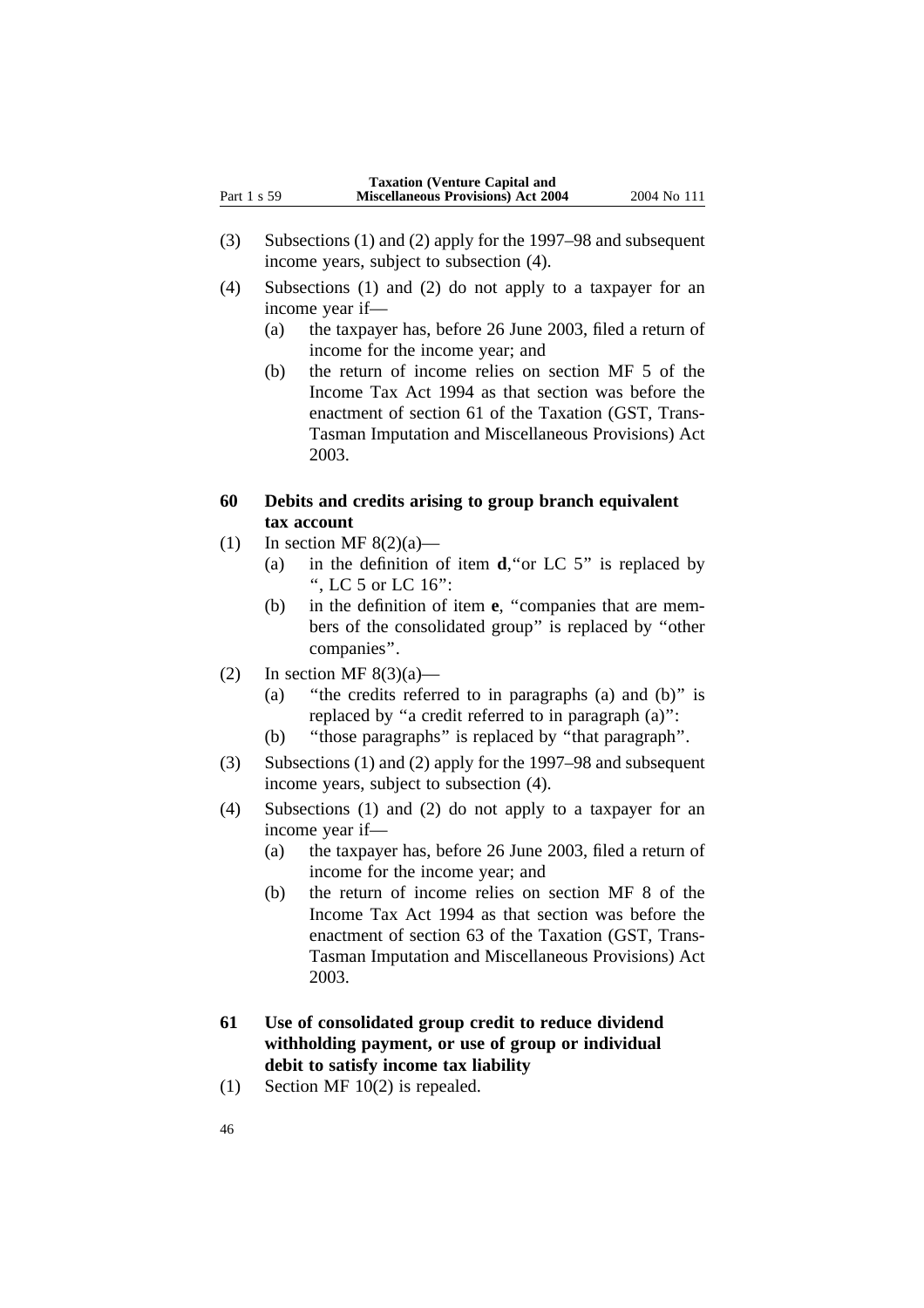(3) Subsections (1) and (2) apply for the 1997–98 and subsequent income years, subject to subsection (4).

(4) Subsections (1) and (2) do not apply to a taxpayer for an income year if—

   (a) the taxpayer has, before 26 June 2003, filed a return of income for the income year; and

   (b) the return of income relies on section MF 5 of the Income Tax Act 1994 as that section was before the enactment of section 61 of the Taxation (GST, Trans-Tasman Imputation and Miscellaneous Provisions) Act 2003.

### 60 Debits and credits arising to group branch equivalent tax account

(1) In section MF 8(2)(a)—

   (a) in the definition of item **d**,"or LC 5" is replaced by ", LC 5 or LC 16":

   (b) in the definition of item **e**, "companies that are members of the consolidated group" is replaced by "other companies".

(2) In section MF 8(3)(a)—

   (a) "the credits referred to in paragraphs (a) and (b)" is replaced by "a credit referred to in paragraph (a)":

   (b) "those paragraphs" is replaced by "that paragraph".

(3) Subsections (1) and (2) apply for the 1997–98 and subsequent income years, subject to subsection (4).

(4) Subsections (1) and (2) do not apply to a taxpayer for an income year if—

   (a) the taxpayer has, before 26 June 2003, filed a return of income for the income year; and

   (b) the return of income relies on section MF 8 of the Income Tax Act 1994 as that section was before the enactment of section 63 of the Taxation (GST, Trans-Tasman Imputation and Miscellaneous Provisions) Act 2003.

### 61 Use of consolidated group credit to reduce dividend withholding payment, or use of group or individual debit to satisfy income tax liability

(1) Section MF 10(2) is repealed.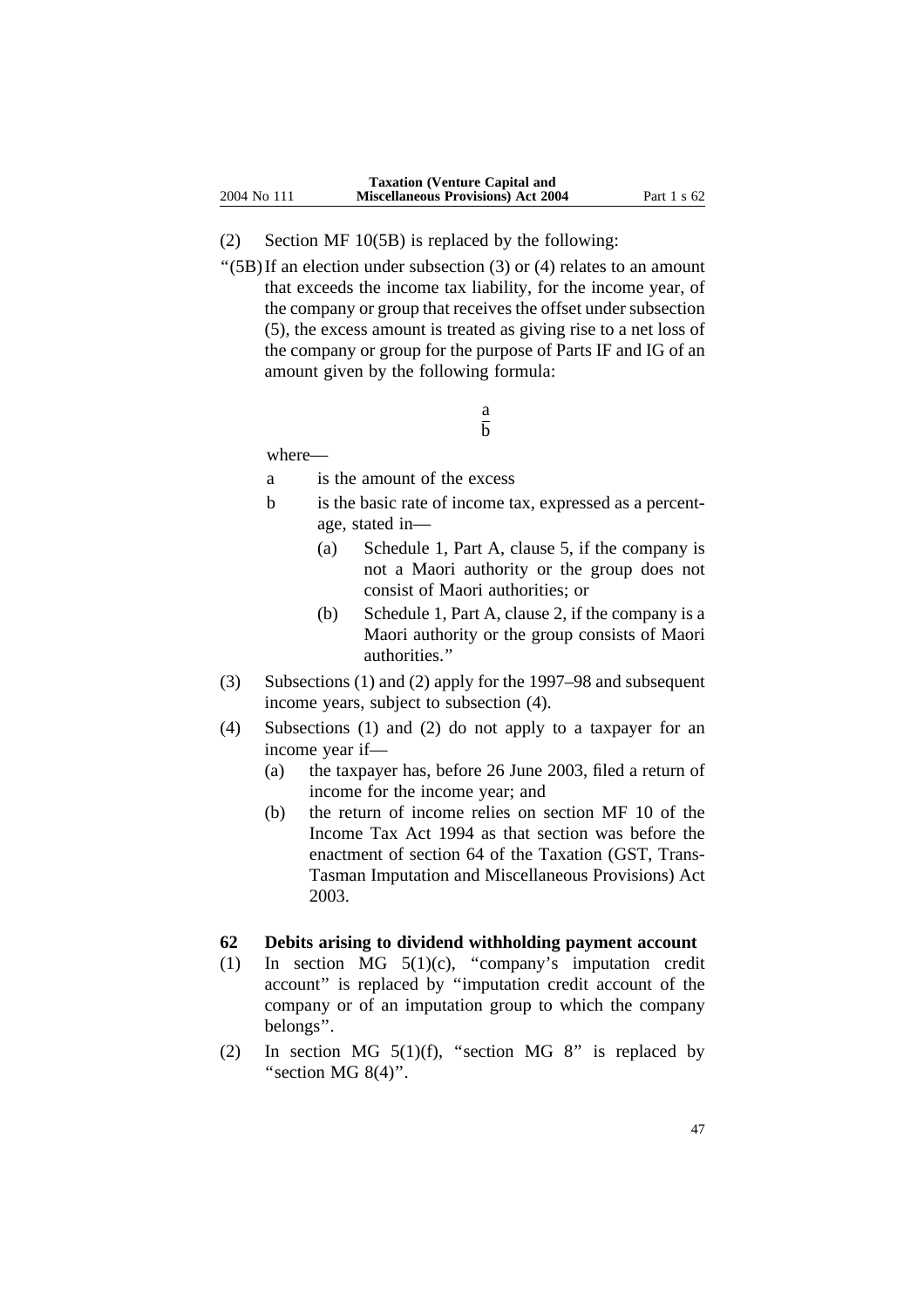(2) Section MF 10(5B) is replaced by the following:

"(5B) If an election under subsection (3) or (4) relates to an amount that exceeds the income tax liability, for the income year, of the company or group that receives the offset under subsection (5), the excess amount is treated as giving rise to a net loss of the company or group for the purpose of Parts IF and IG of an amount given by the following formula:

$$\frac{a}{b}$$

where—

a is the amount of the excess

b is the basic rate of income tax, expressed as a percentage, stated in—

(a) Schedule 1, Part A, clause 5, if the company is not a Maori authority or the group does not consist of Maori authorities; or

(b) Schedule 1, Part A, clause 2, if the company is a Maori authority or the group consists of Maori authorities."

(3) Subsections (1) and (2) apply for the 1997–98 and subsequent income years, subject to subsection (4).

(4) Subsections (1) and (2) do not apply to a taxpayer for an income year if—

(a) the taxpayer has, before 26 June 2003, filed a return of income for the income year; and

(b) the return of income relies on section MF 10 of the Income Tax Act 1994 as that section was before the enactment of section 64 of the Taxation (GST, Trans-Tasman Imputation and Miscellaneous Provisions) Act 2003.

**62 Debits arising to dividend withholding payment account**

(1) In section MG 5(1)(c), "company's imputation credit account" is replaced by "imputation credit account of the company or of an imputation group to which the company belongs".

(2) In section MG 5(1)(f), "section MG 8" is replaced by "section MG 8(4)".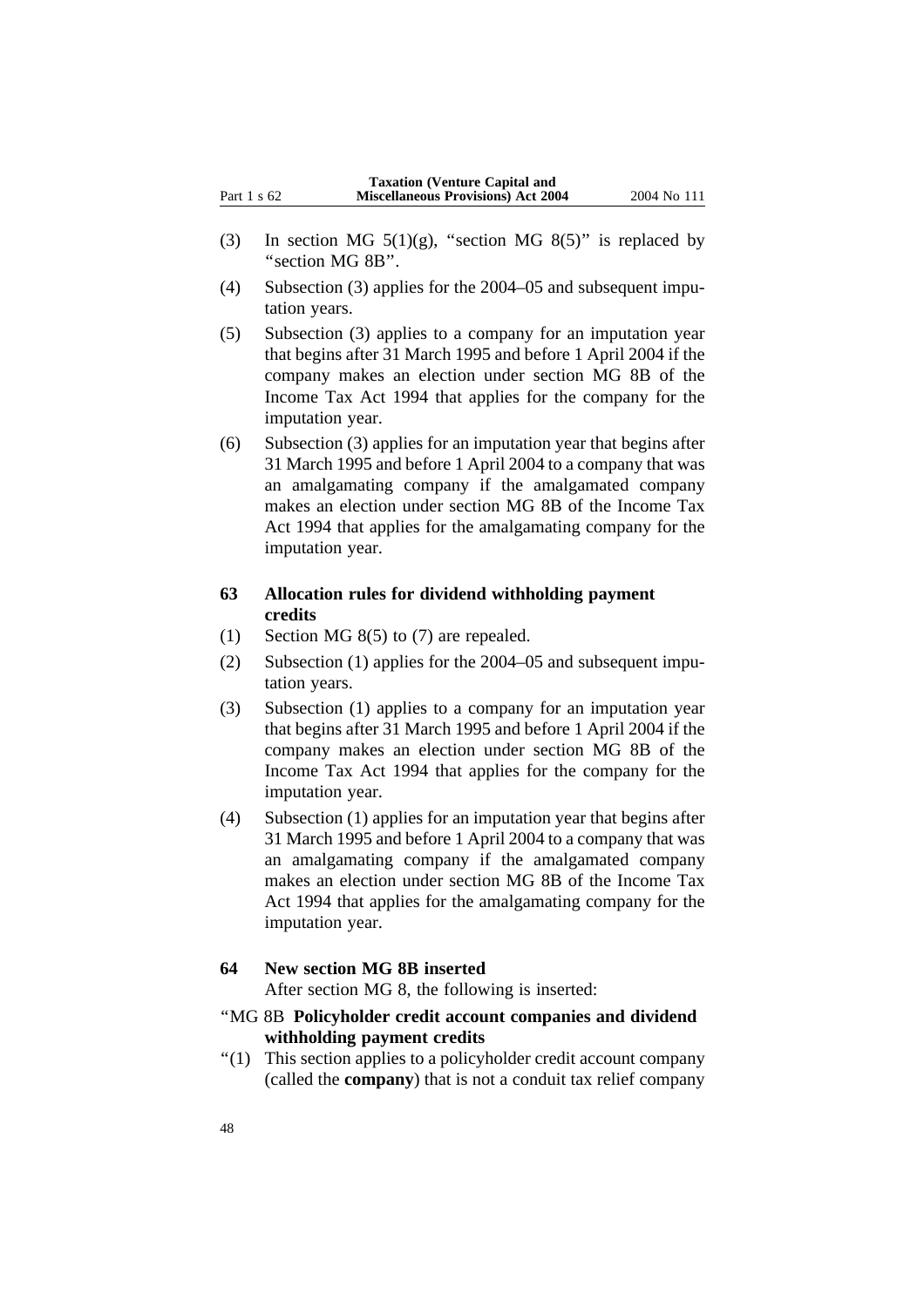(3) In section MG 5(1)(g), "section MG 8(5)" is replaced by "section MG 8B".

(4) Subsection (3) applies for the 2004–05 and subsequent imputation years.

(5) Subsection (3) applies to a company for an imputation year that begins after 31 March 1995 and before 1 April 2004 if the company makes an election under section MG 8B of the Income Tax Act 1994 that applies for the company for the imputation year.

(6) Subsection (3) applies for an imputation year that begins after 31 March 1995 and before 1 April 2004 to a company that was an amalgamating company if the amalgamated company makes an election under section MG 8B of the Income Tax Act 1994 that applies for the amalgamating company for the imputation year.

### 63 Allocation rules for dividend withholding payment credits

(1) Section MG 8(5) to (7) are repealed.

(2) Subsection (1) applies for the 2004–05 and subsequent imputation years.

(3) Subsection (1) applies to a company for an imputation year that begins after 31 March 1995 and before 1 April 2004 if the company makes an election under section MG 8B of the Income Tax Act 1994 that applies for the company for the imputation year.

(4) Subsection (1) applies for an imputation year that begins after 31 March 1995 and before 1 April 2004 to a company that was an amalgamating company if the amalgamated company makes an election under section MG 8B of the Income Tax Act 1994 that applies for the amalgamating company for the imputation year.

### 64 New section MG 8B inserted

After section MG 8, the following is inserted:

"MG 8B **Policyholder credit account companies and dividend withholding payment credits**

"(1) This section applies to a policyholder credit account company (called the **company**) that is not a conduit tax relief company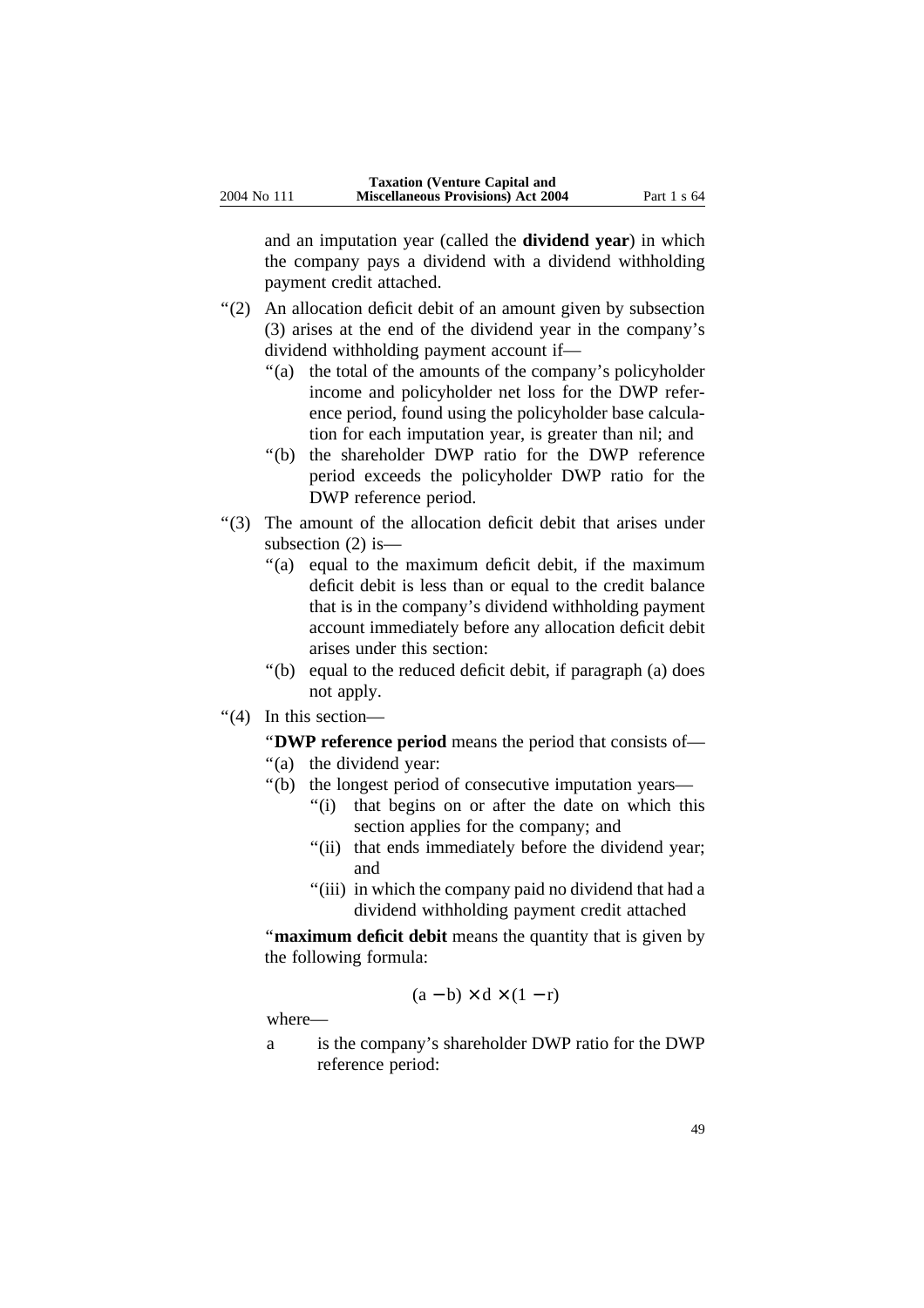and an imputation year (called the **dividend year**) in which the company pays a dividend with a dividend withholding payment credit attached.

“(2) An allocation deficit debit of an amount given by subsection (3) arises at the end of the dividend year in the company’s dividend withholding payment account if—

“(a) the total of the amounts of the company’s policyholder income and policyholder net loss for the DWP reference period, found using the policyholder base calculation for each imputation year, is greater than nil; and

“(b) the shareholder DWP ratio for the DWP reference period exceeds the policyholder DWP ratio for the DWP reference period.

“(3) The amount of the allocation deficit debit that arises under subsection (2) is—

“(a) equal to the maximum deficit debit, if the maximum deficit debit is less than or equal to the credit balance that is in the company’s dividend withholding payment account immediately before any allocation deficit debit arises under this section:

“(b) equal to the reduced deficit debit, if paragraph (a) does not apply.

“(4) In this section—

“**DWP reference period** means the period that consists of—

“(a) the dividend year:

“(b) the longest period of consecutive imputation years—

“(i) that begins on or after the date on which this section applies for the company; and

“(ii) that ends immediately before the dividend year; and

“(iii) in which the company paid no dividend that had a dividend withholding payment credit attached

“**maximum deficit debit** means the quantity that is given by the following formula:

$$(a - b) \times d \times (1 - r)$$

where—

a is the company’s shareholder DWP ratio for the DWP reference period: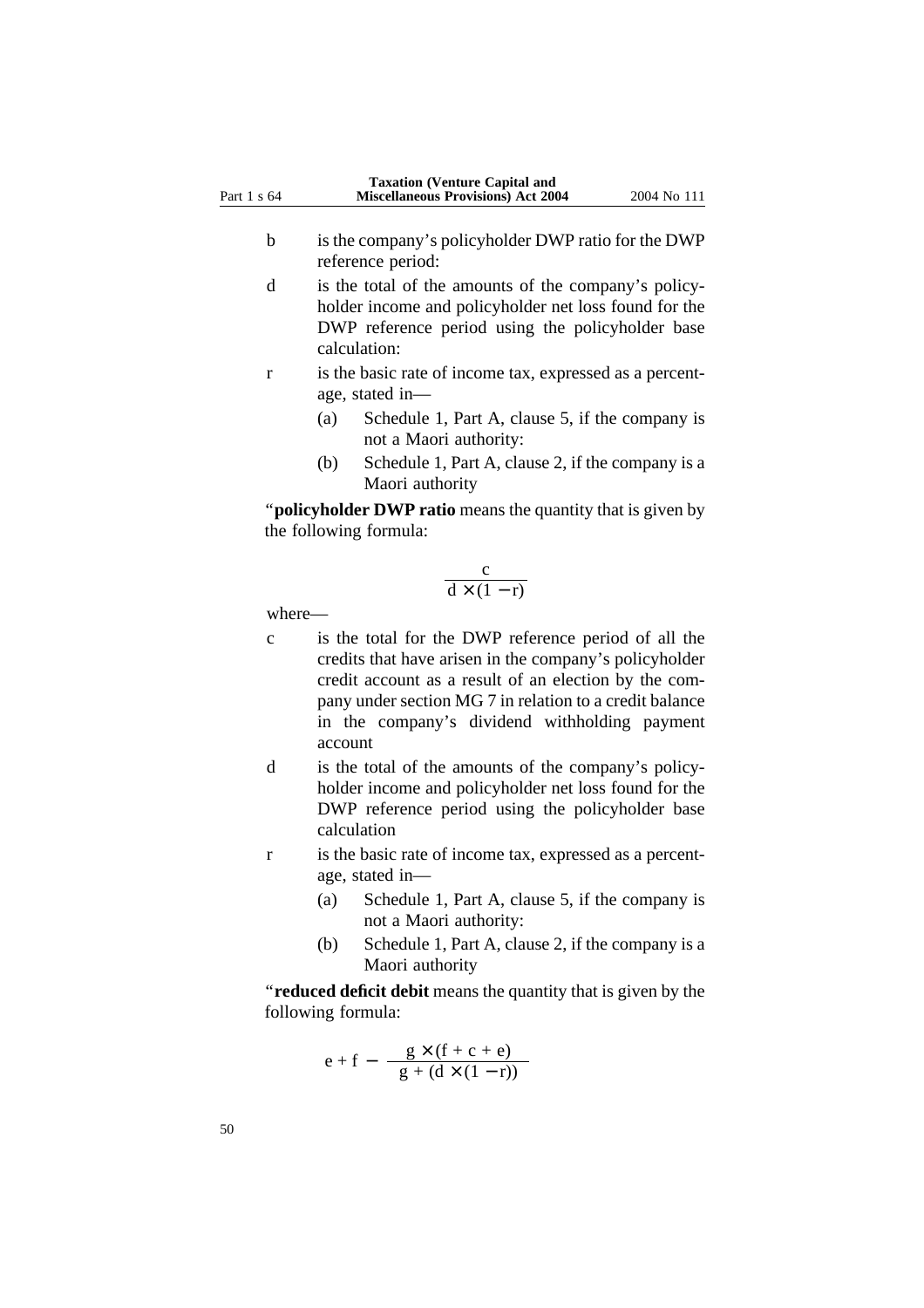b is the company's policyholder DWP ratio for the DWP reference period:

d is the total of the amounts of the company's policyholder income and policyholder net loss found for the DWP reference period using the policyholder base calculation:

r is the basic rate of income tax, expressed as a percentage, stated in—

(a) Schedule 1, Part A, clause 5, if the company is not a Maori authority:

(b) Schedule 1, Part A, clause 2, if the company is a Maori authority

"**policyholder DWP ratio** means the quantity that is given by the following formula:

$$\frac{c}{d \times (1 - r)}$$

where—

c is the total for the DWP reference period of all the credits that have arisen in the company's policyholder credit account as a result of an election by the company under section MG 7 in relation to a credit balance in the company's dividend withholding payment account

d is the total of the amounts of the company's policyholder income and policyholder net loss found for the DWP reference period using the policyholder base calculation

r is the basic rate of income tax, expressed as a percentage, stated in—

(a) Schedule 1, Part A, clause 5, if the company is not a Maori authority:

(b) Schedule 1, Part A, clause 2, if the company is a Maori authority

"**reduced deficit debit** means the quantity that is given by the following formula:

$$e + f - \frac{g \times (f + c + e)}{g + (d \times (1 - r))}$$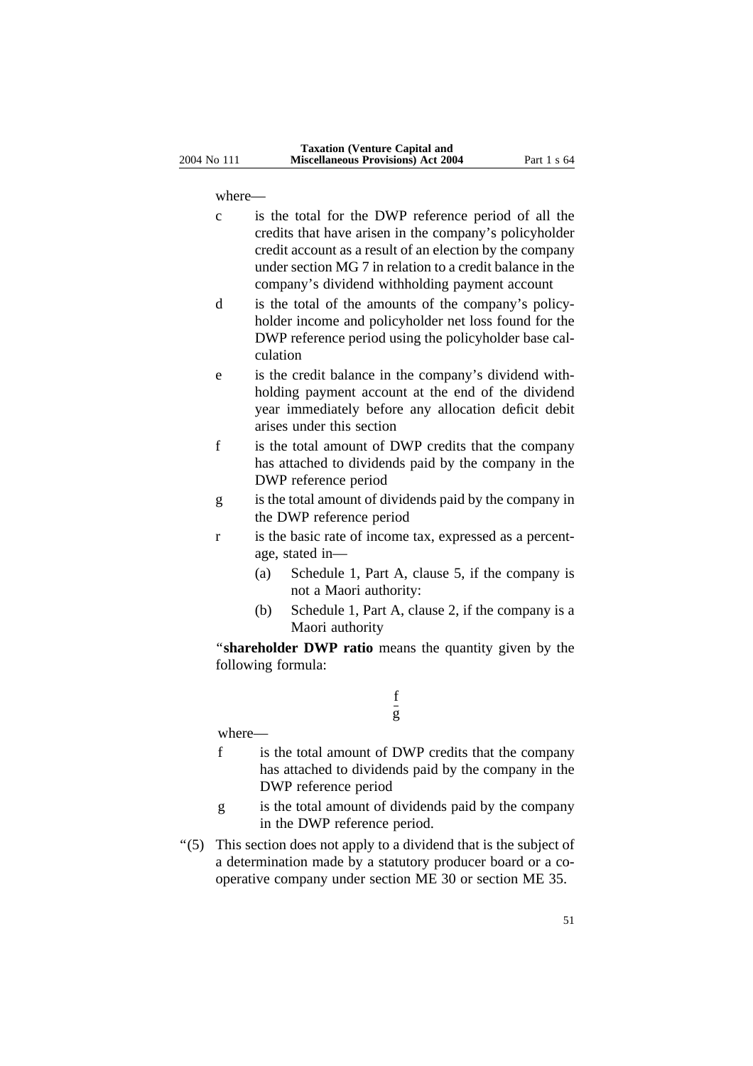where—

c is the total for the DWP reference period of all the credits that have arisen in the company's policyholder credit account as a result of an election by the company under section MG 7 in relation to a credit balance in the company's dividend withholding payment account

d is the total of the amounts of the company's policyholder income and policyholder net loss found for the DWP reference period using the policyholder base calculation

e is the credit balance in the company's dividend withholding payment account at the end of the dividend year immediately before any allocation deficit debit arises under this section

f is the total amount of DWP credits that the company has attached to dividends paid by the company in the DWP reference period

g is the total amount of dividends paid by the company in the DWP reference period

r is the basic rate of income tax, expressed as a percentage, stated in—

- (a) Schedule 1, Part A, clause 5, if the company is not a Maori authority:
- (b) Schedule 1, Part A, clause 2, if the company is a Maori authority

"**shareholder DWP ratio** means the quantity given by the following formula:

$$\frac{f}{g}$$

where—

f is the total amount of DWP credits that the company has attached to dividends paid by the company in the DWP reference period

g is the total amount of dividends paid by the company in the DWP reference period.

"(5) This section does not apply to a dividend that is the subject of a determination made by a statutory producer board or a co-operative company under section ME 30 or section ME 35.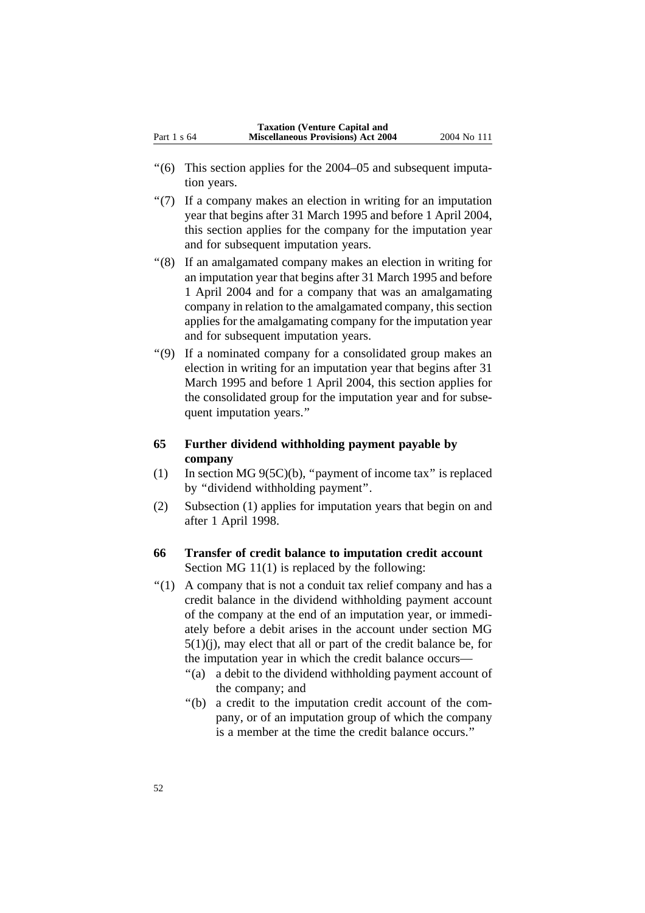"(6) This section applies for the 2004–05 and subsequent imputation years.

"(7) If a company makes an election in writing for an imputation year that begins after 31 March 1995 and before 1 April 2004, this section applies for the company for the imputation year and for subsequent imputation years.

"(8) If an amalgamated company makes an election in writing for an imputation year that begins after 31 March 1995 and before 1 April 2004 and for a company that was an amalgamating company in relation to the amalgamated company, this section applies for the amalgamating company for the imputation year and for subsequent imputation years.

"(9) If a nominated company for a consolidated group makes an election in writing for an imputation year that begins after 31 March 1995 and before 1 April 2004, this section applies for the consolidated group for the imputation year and for subsequent imputation years."

## 65 Further dividend withholding payment payable by company

(1) In section MG 9(5C)(b), "payment of income tax" is replaced by "dividend withholding payment".

(2) Subsection (1) applies for imputation years that begin on and after 1 April 1998.

## 66 Transfer of credit balance to imputation credit account

Section MG 11(1) is replaced by the following:

"(1) A company that is not a conduit tax relief company and has a credit balance in the dividend withholding payment account of the company at the end of an imputation year, or immediately before a debit arises in the account under section MG 5(1)(j), may elect that all or part of the credit balance be, for the imputation year in which the credit balance occurs—

"(a) a debit to the dividend withholding payment account of the company; and

"(b) a credit to the imputation credit account of the company, or of an imputation group of which the company is a member at the time the credit balance occurs."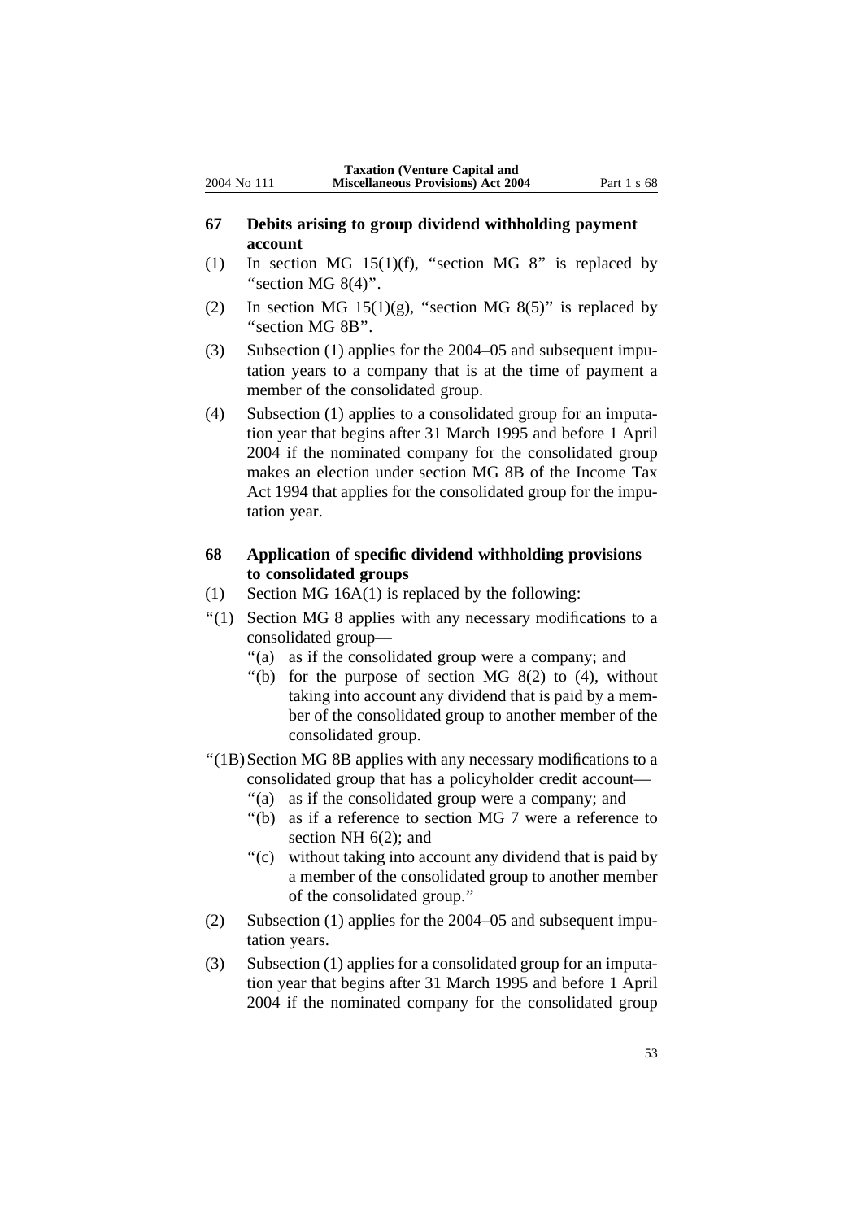### 67 Debits arising to group dividend withholding payment account

(1) In section MG 15(1)(f), "section MG 8" is replaced by "section MG 8(4)".

(2) In section MG 15(1)(g), "section MG 8(5)" is replaced by "section MG 8B".

(3) Subsection (1) applies for the 2004–05 and subsequent imputation years to a company that is at the time of payment a member of the consolidated group.

(4) Subsection (1) applies to a consolidated group for an imputation year that begins after 31 March 1995 and before 1 April 2004 if the nominated company for the consolidated group makes an election under section MG 8B of the Income Tax Act 1994 that applies for the consolidated group for the imputation year.

### 68 Application of specific dividend withholding provisions to consolidated groups

(1) Section MG 16A(1) is replaced by the following:

"(1) Section MG 8 applies with any necessary modifications to a consolidated group—

"(a) as if the consolidated group were a company; and

"(b) for the purpose of section MG 8(2) to (4), without taking into account any dividend that is paid by a member of the consolidated group to another member of the consolidated group.

"(1B) Section MG 8B applies with any necessary modifications to a consolidated group that has a policyholder credit account—

"(a) as if the consolidated group were a company; and

"(b) as if a reference to section MG 7 were a reference to section NH 6(2); and

"(c) without taking into account any dividend that is paid by a member of the consolidated group to another member of the consolidated group."

(2) Subsection (1) applies for the 2004–05 and subsequent imputation years.

(3) Subsection (1) applies for a consolidated group for an imputation year that begins after 31 March 1995 and before 1 April 2004 if the nominated company for the consolidated group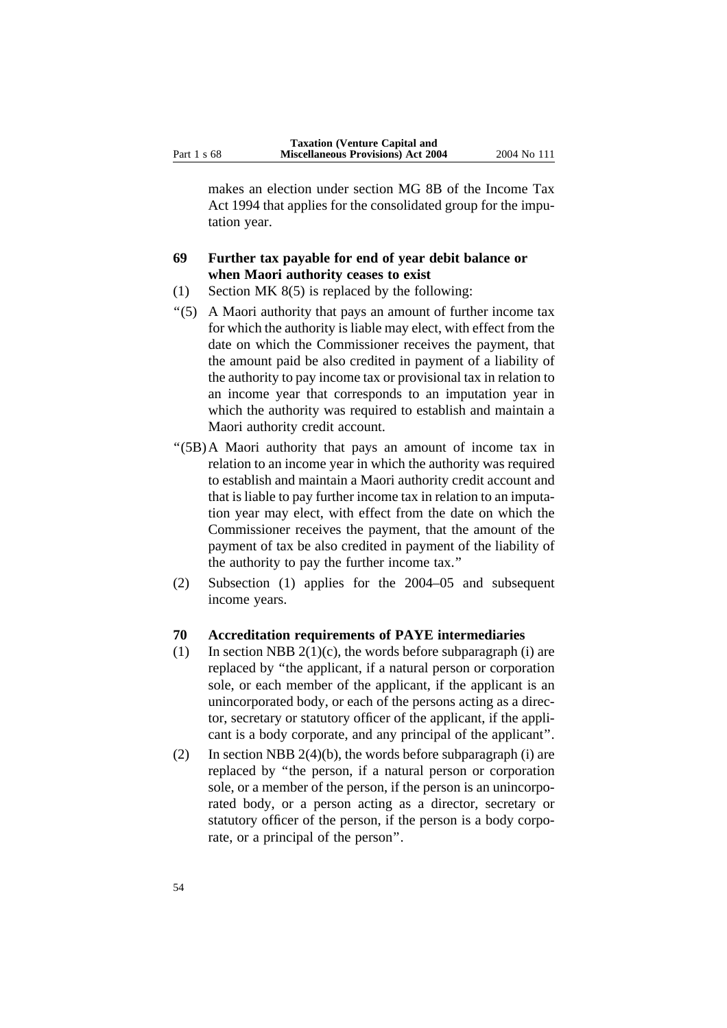makes an election under section MG 8B of the Income Tax Act 1994 that applies for the consolidated group for the imputation year.

**69 Further tax payable for end of year debit balance or when Maori authority ceases to exist**

(1) Section MK 8(5) is replaced by the following:

"(5) A Maori authority that pays an amount of further income tax for which the authority is liable may elect, with effect from the date on which the Commissioner receives the payment, that the amount paid be also credited in payment of a liability of the authority to pay income tax or provisional tax in relation to an income year that corresponds to an imputation year in which the authority was required to establish and maintain a Maori authority credit account.

"(5B) A Maori authority that pays an amount of income tax in relation to an income year in which the authority was required to establish and maintain a Maori authority credit account and that is liable to pay further income tax in relation to an imputation year may elect, with effect from the date on which the Commissioner receives the payment, that the amount of the payment of tax be also credited in payment of the liability of the authority to pay the further income tax."

(2) Subsection (1) applies for the 2004–05 and subsequent income years.

**70 Accreditation requirements of PAYE intermediaries**

(1) In section NBB 2(1)(c), the words before subparagraph (i) are replaced by "the applicant, if a natural person or corporation sole, or each member of the applicant, if the applicant is an unincorporated body, or each of the persons acting as a director, secretary or statutory officer of the applicant, if the applicant is a body corporate, and any principal of the applicant".

(2) In section NBB 2(4)(b), the words before subparagraph (i) are replaced by "the person, if a natural person or corporation sole, or a member of the person, if the person is an unincorporated body, or a person acting as a director, secretary or statutory officer of the person, if the person is a body corporate, or a principal of the person".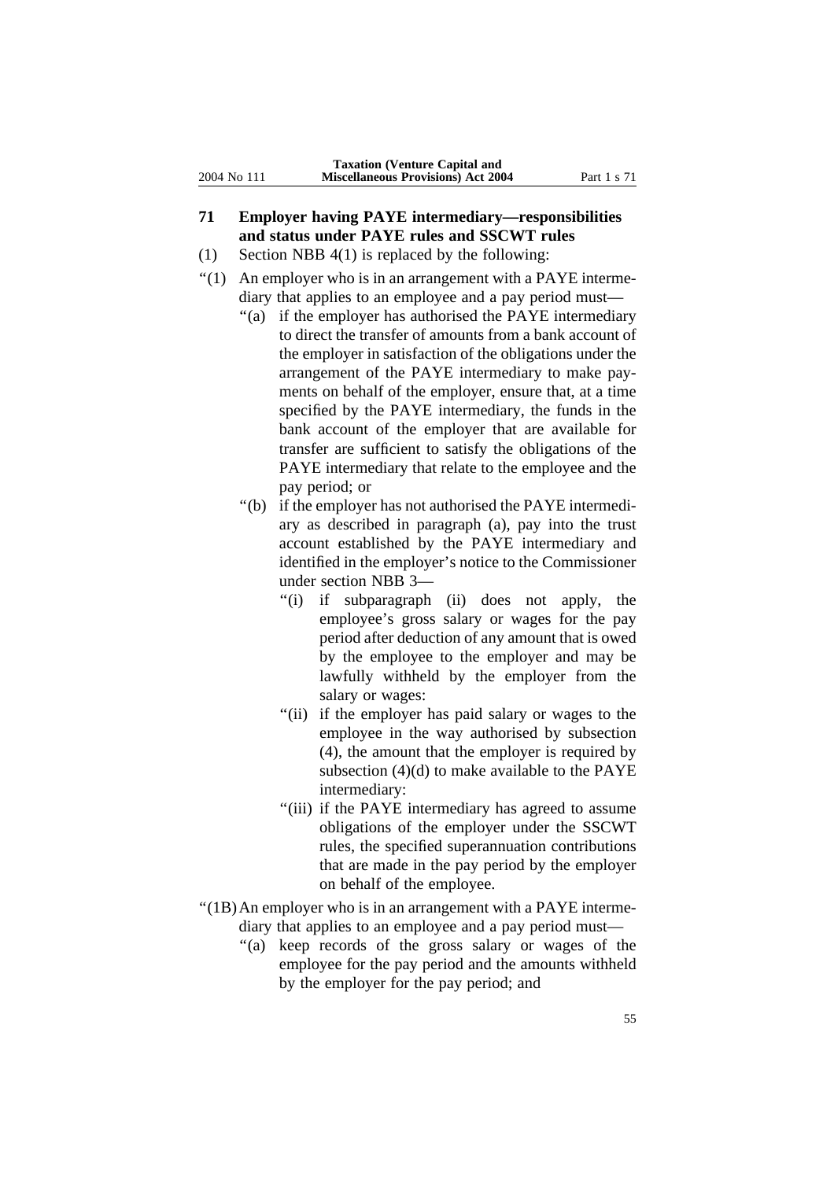## 71 Employer having PAYE intermediary—responsibilities and status under PAYE rules and SSCWT rules

(1) Section NBB 4(1) is replaced by the following:

"(1) An employer who is in an arrangement with a PAYE intermediary that applies to an employee and a pay period must—

"(a) if the employer has authorised the PAYE intermediary to direct the transfer of amounts from a bank account of the employer in satisfaction of the obligations under the arrangement of the PAYE intermediary to make payments on behalf of the employer, ensure that, at a time specified by the PAYE intermediary, the funds in the bank account of the employer that are available for transfer are sufficient to satisfy the obligations of the PAYE intermediary that relate to the employee and the pay period; or

"(b) if the employer has not authorised the PAYE intermediary as described in paragraph (a), pay into the trust account established by the PAYE intermediary and identified in the employer's notice to the Commissioner under section NBB 3—

"(i) if subparagraph (ii) does not apply, the employee's gross salary or wages for the pay period after deduction of any amount that is owed by the employee to the employer and may be lawfully withheld by the employer from the salary or wages:

"(ii) if the employer has paid salary or wages to the employee in the way authorised by subsection (4), the amount that the employer is required by subsection (4)(d) to make available to the PAYE intermediary:

"(iii) if the PAYE intermediary has agreed to assume obligations of the employer under the SSCWT rules, the specified superannuation contributions that are made in the pay period by the employer on behalf of the employee.

"(1B) An employer who is in an arrangement with a PAYE intermediary that applies to an employee and a pay period must—

"(a) keep records of the gross salary or wages of the employee for the pay period and the amounts withheld by the employer for the pay period; and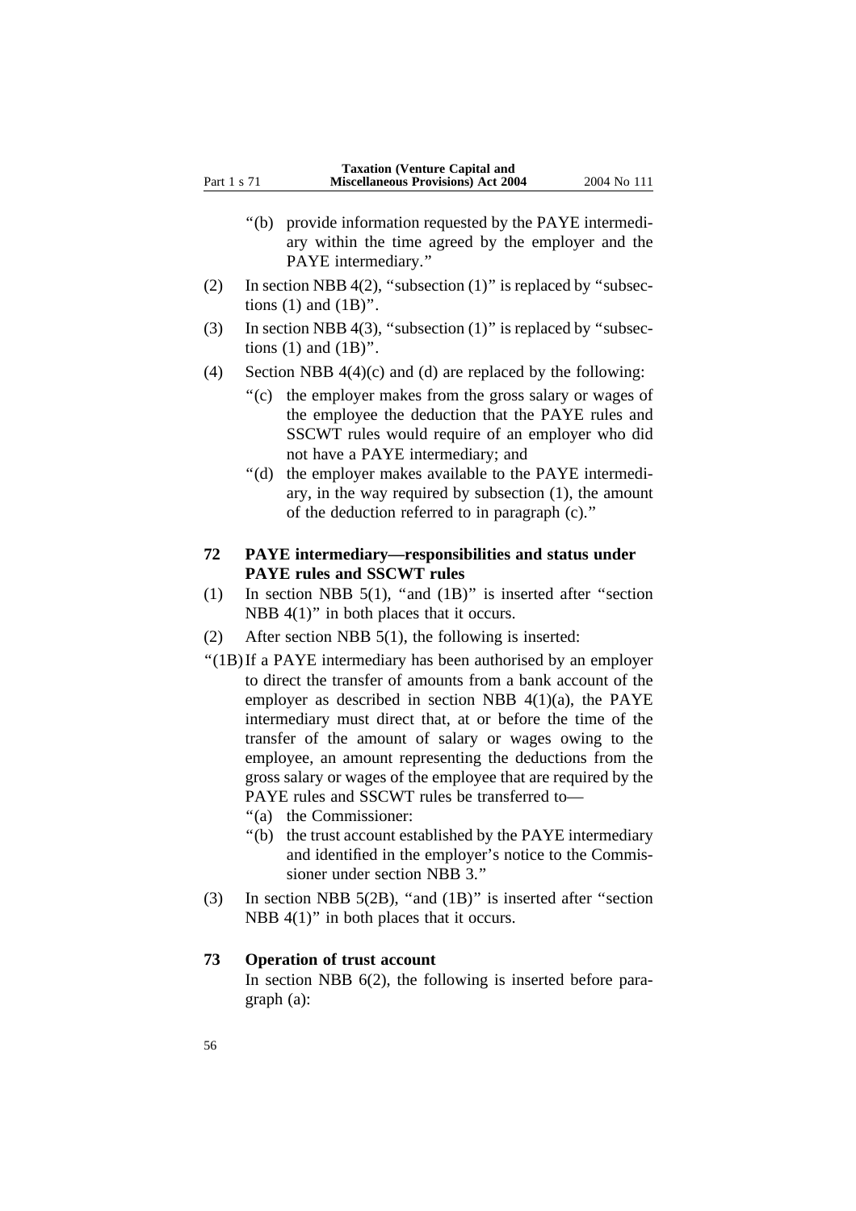"(b) provide information requested by the PAYE intermediary within the time agreed by the employer and the PAYE intermediary."

(2) In section NBB 4(2), "subsection (1)" is replaced by "subsections (1) and (1B)".

(3) In section NBB 4(3), "subsection (1)" is replaced by "subsections (1) and (1B)".

(4) Section NBB 4(4)(c) and (d) are replaced by the following:

"(c) the employer makes from the gross salary or wages of the employee the deduction that the PAYE rules and SSCWT rules would require of an employer who did not have a PAYE intermediary; and

"(d) the employer makes available to the PAYE intermediary, in the way required by subsection (1), the amount of the deduction referred to in paragraph (c)."

### 72 PAYE intermediary—responsibilities and status under PAYE rules and SSCWT rules

(1) In section NBB 5(1), "and (1B)" is inserted after "section NBB 4(1)" in both places that it occurs.

(2) After section NBB 5(1), the following is inserted:

"(1B) If a PAYE intermediary has been authorised by an employer to direct the transfer of amounts from a bank account of the employer as described in section NBB 4(1)(a), the PAYE intermediary must direct that, at or before the time of the transfer of the amount of salary or wages owing to the employee, an amount representing the deductions from the gross salary or wages of the employee that are required by the PAYE rules and SSCWT rules be transferred to—

"(a) the Commissioner:

"(b) the trust account established by the PAYE intermediary and identified in the employer's notice to the Commissioner under section NBB 3."

(3) In section NBB 5(2B), "and (1B)" is inserted after "section NBB 4(1)" in both places that it occurs.

### 73 Operation of trust account

In section NBB 6(2), the following is inserted before paragraph (a):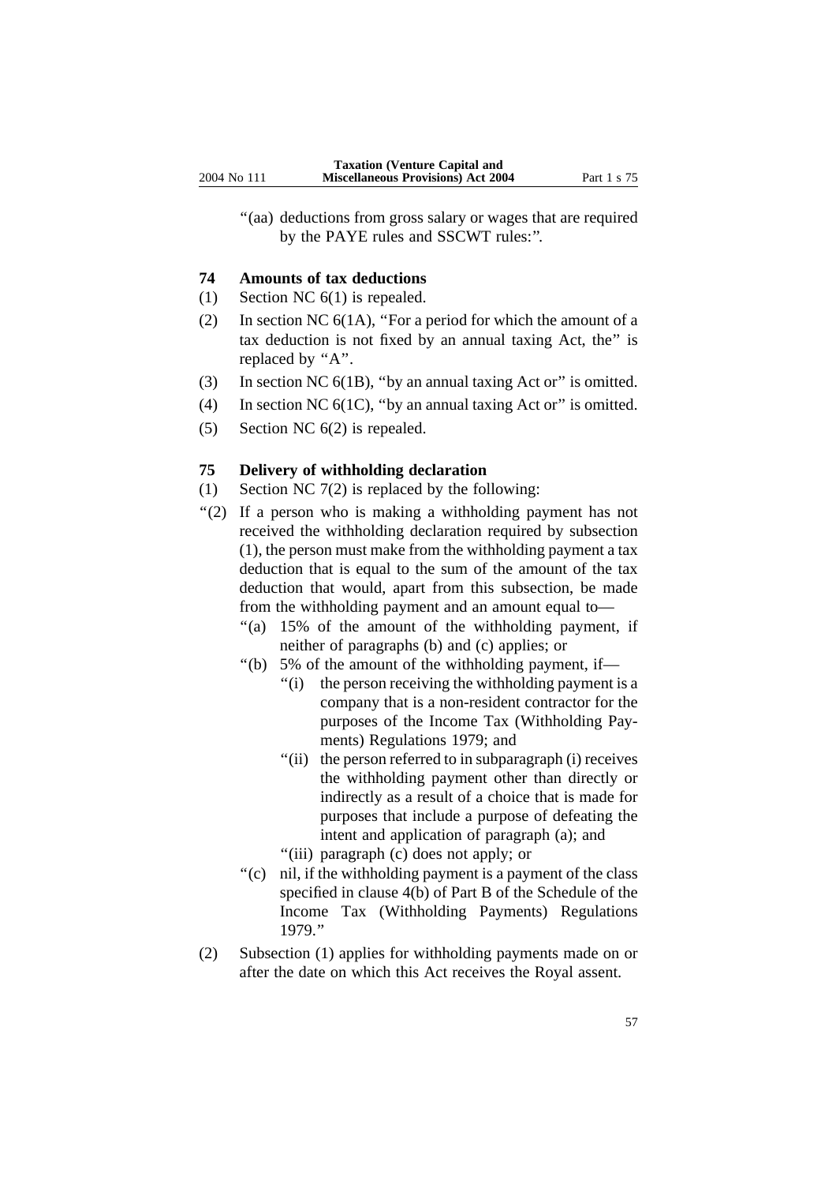“(aa) deductions from gross salary or wages that are required by the PAYE rules and SSCWT rules:”.

### 74 Amounts of tax deductions

(1) Section NC 6(1) is repealed.

(2) In section NC 6(1A), “For a period for which the amount of a tax deduction is not fixed by an annual taxing Act, the” is replaced by “A”.

(3) In section NC 6(1B), “by an annual taxing Act or” is omitted.

(4) In section NC 6(1C), “by an annual taxing Act or” is omitted.

(5) Section NC 6(2) is repealed.

### 75 Delivery of withholding declaration

(1) Section NC 7(2) is replaced by the following:

“(2) If a person who is making a withholding payment has not received the withholding declaration required by subsection (1), the person must make from the withholding payment a tax deduction that is equal to the sum of the amount of the tax deduction that would, apart from this subsection, be made from the withholding payment and an amount equal to—

- “(a) 15% of the amount of the withholding payment, if neither of paragraphs (b) and (c) applies; or
- “(b) 5% of the amount of the withholding payment, if—
  - “(i) the person receiving the withholding payment is a company that is a non-resident contractor for the purposes of the Income Tax (Withholding Payments) Regulations 1979; and
  - “(ii) the person referred to in subparagraph (i) receives the withholding payment other than directly or indirectly as a result of a choice that is made for purposes that include a purpose of defeating the intent and application of paragraph (a); and
  - “(iii) paragraph (c) does not apply; or
- “(c) nil, if the withholding payment is a payment of the class specified in clause 4(b) of Part B of the Schedule of the Income Tax (Withholding Payments) Regulations 1979.”

(2) Subsection (1) applies for withholding payments made on or after the date on which this Act receives the Royal assent.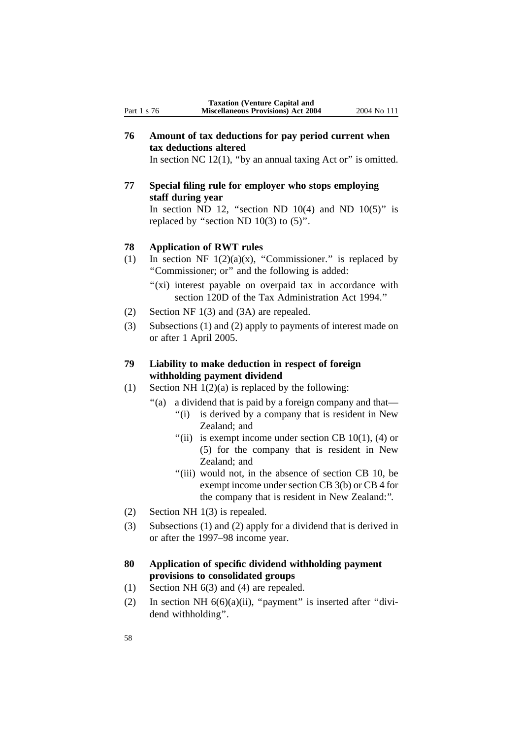## 76 Amount of tax deductions for pay period current when tax deductions altered

In section NC 12(1), "by an annual taxing Act or" is omitted.

## 77 Special filing rule for employer who stops employing staff during year

In section ND 12, "section ND 10(4) and ND 10(5)" is replaced by "section ND 10(3) to (5)".

## 78 Application of RWT rules

(1) In section NF 1(2)(a)(x), "Commissioner." is replaced by "Commissioner; or" and the following is added:

"(xi) interest payable on overpaid tax in accordance with section 120D of the Tax Administration Act 1994."

(2) Section NF 1(3) and (3A) are repealed.

(3) Subsections (1) and (2) apply to payments of interest made on or after 1 April 2005.

## 79 Liability to make deduction in respect of foreign withholding payment dividend

(1) Section NH 1(2)(a) is replaced by the following:

"(a) a dividend that is paid by a foreign company and that—

"(i) is derived by a company that is resident in New Zealand; and

"(ii) is exempt income under section CB 10(1), (4) or (5) for the company that is resident in New Zealand; and

"(iii) would not, in the absence of section CB 10, be exempt income under section CB 3(b) or CB 4 for the company that is resident in New Zealand:".

(2) Section NH 1(3) is repealed.

(3) Subsections (1) and (2) apply for a dividend that is derived in or after the 1997–98 income year.

## 80 Application of specific dividend withholding payment provisions to consolidated groups

(1) Section NH 6(3) and (4) are repealed.

(2) In section NH 6(6)(a)(ii), "payment" is inserted after "dividend withholding".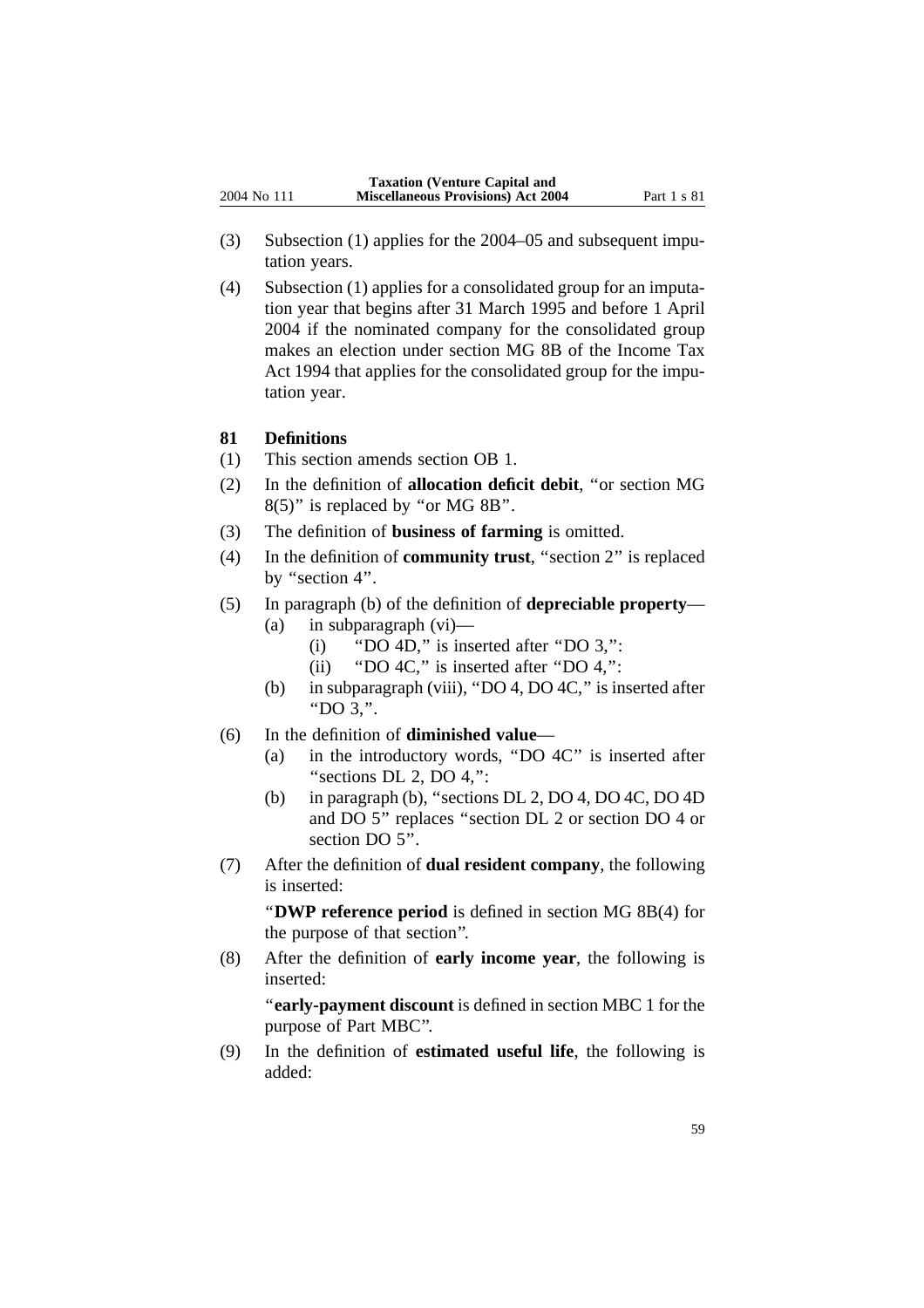(3) Subsection (1) applies for the 2004–05 and subsequent imputation years.

(4) Subsection (1) applies for a consolidated group for an imputation year that begins after 31 March 1995 and before 1 April 2004 if the nominated company for the consolidated group makes an election under section MG 8B of the Income Tax Act 1994 that applies for the consolidated group for the imputation year.

### 81 Definitions

(1) This section amends section OB 1.

(2) In the definition of **allocation deficit debit**, "or section MG 8(5)" is replaced by "or MG 8B".

(3) The definition of **business of farming** is omitted.

(4) In the definition of **community trust**, "section 2" is replaced by "section 4".

(5) In paragraph (b) of the definition of **depreciable property**—
   - (a) in subparagraph (vi)—
     - (i) "DO 4D," is inserted after "DO 3,":
     - (ii) "DO 4C," is inserted after "DO 4,":
   - (b) in subparagraph (viii), "DO 4, DO 4C," is inserted after "DO 3,".

(6) In the definition of **diminished value**—
   - (a) in the introductory words, "DO 4C" is inserted after "sections DL 2, DO 4,":
   - (b) in paragraph (b), "sections DL 2, DO 4, DO 4C, DO 4D and DO 5" replaces "section DL 2 or section DO 4 or section DO 5".

(7) After the definition of **dual resident company**, the following is inserted:

   "**DWP reference period** is defined in section MG 8B(4) for the purpose of that section".

(8) After the definition of **early income year**, the following is inserted:

   "**early-payment discount** is defined in section MBC 1 for the purpose of Part MBC".

(9) In the definition of **estimated useful life**, the following is added: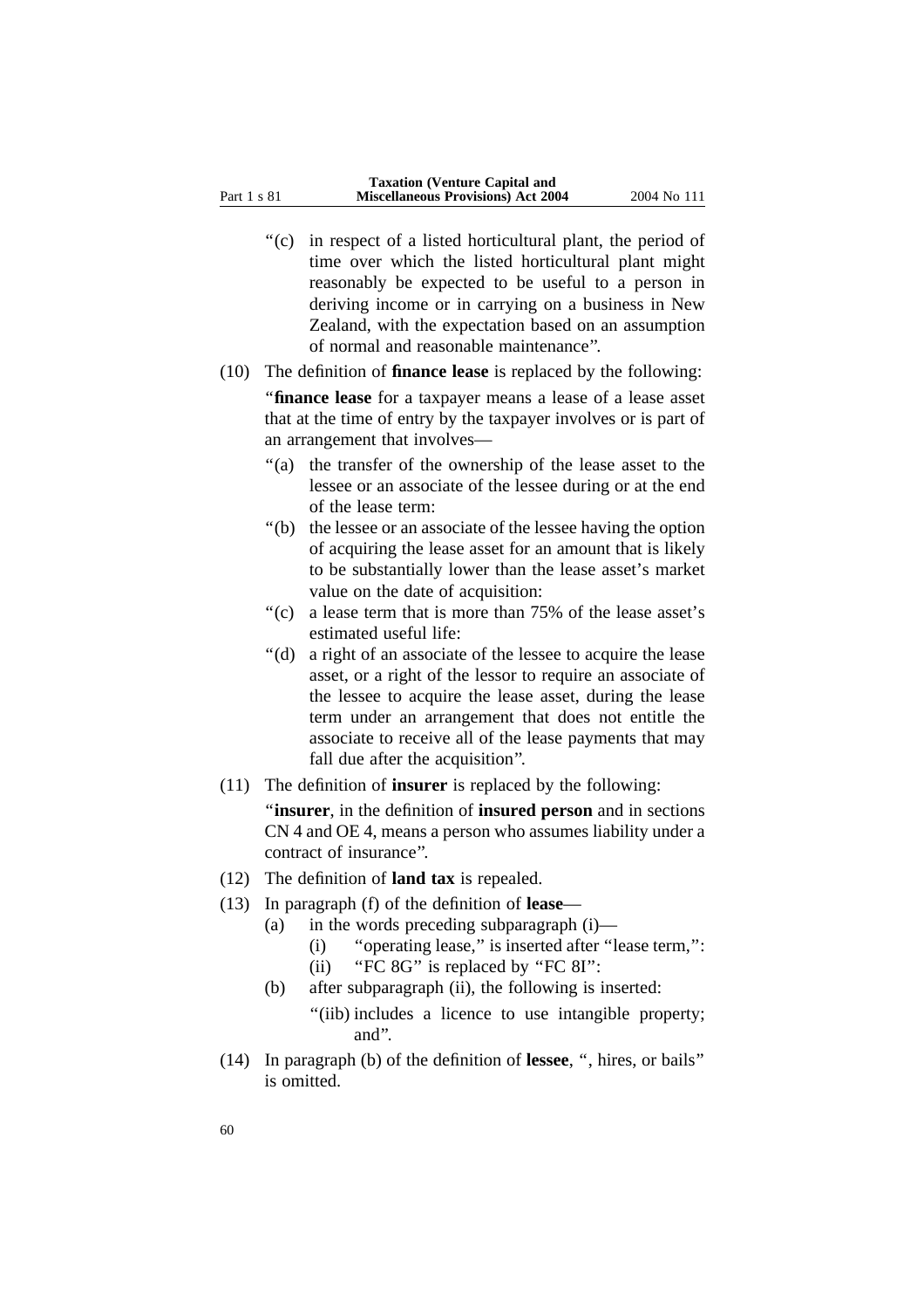"(c) in respect of a listed horticultural plant, the period of time over which the listed horticultural plant might reasonably be expected to be useful to a person in deriving income or in carrying on a business in New Zealand, with the expectation based on an assumption of normal and reasonable maintenance".

(10) The definition of **finance lease** is replaced by the following:

"**finance lease** for a taxpayer means a lease of a lease asset that at the time of entry by the taxpayer involves or is part of an arrangement that involves—

"(a) the transfer of the ownership of the lease asset to the lessee or an associate of the lessee during or at the end of the lease term:

"(b) the lessee or an associate of the lessee having the option of acquiring the lease asset for an amount that is likely to be substantially lower than the lease asset's market value on the date of acquisition:

"(c) a lease term that is more than 75% of the lease asset's estimated useful life:

"(d) a right of an associate of the lessee to acquire the lease asset, or a right of the lessor to require an associate of the lessee to acquire the lease asset, during the lease term under an arrangement that does not entitle the associate to receive all of the lease payments that may fall due after the acquisition".

(11) The definition of **insurer** is replaced by the following:

"**insurer**, in the definition of **insured person** and in sections CN 4 and OE 4, means a person who assumes liability under a contract of insurance".

(12) The definition of **land tax** is repealed.

(13) In paragraph (f) of the definition of **lease**—

(a) in the words preceding subparagraph (i)—

(i) "operating lease," is inserted after "lease term,":

(ii) "FC 8G" is replaced by "FC 8I":

(b) after subparagraph (ii), the following is inserted:

"(iib) includes a licence to use intangible property; and".

(14) In paragraph (b) of the definition of **lessee**, ", hires, or bails" is omitted.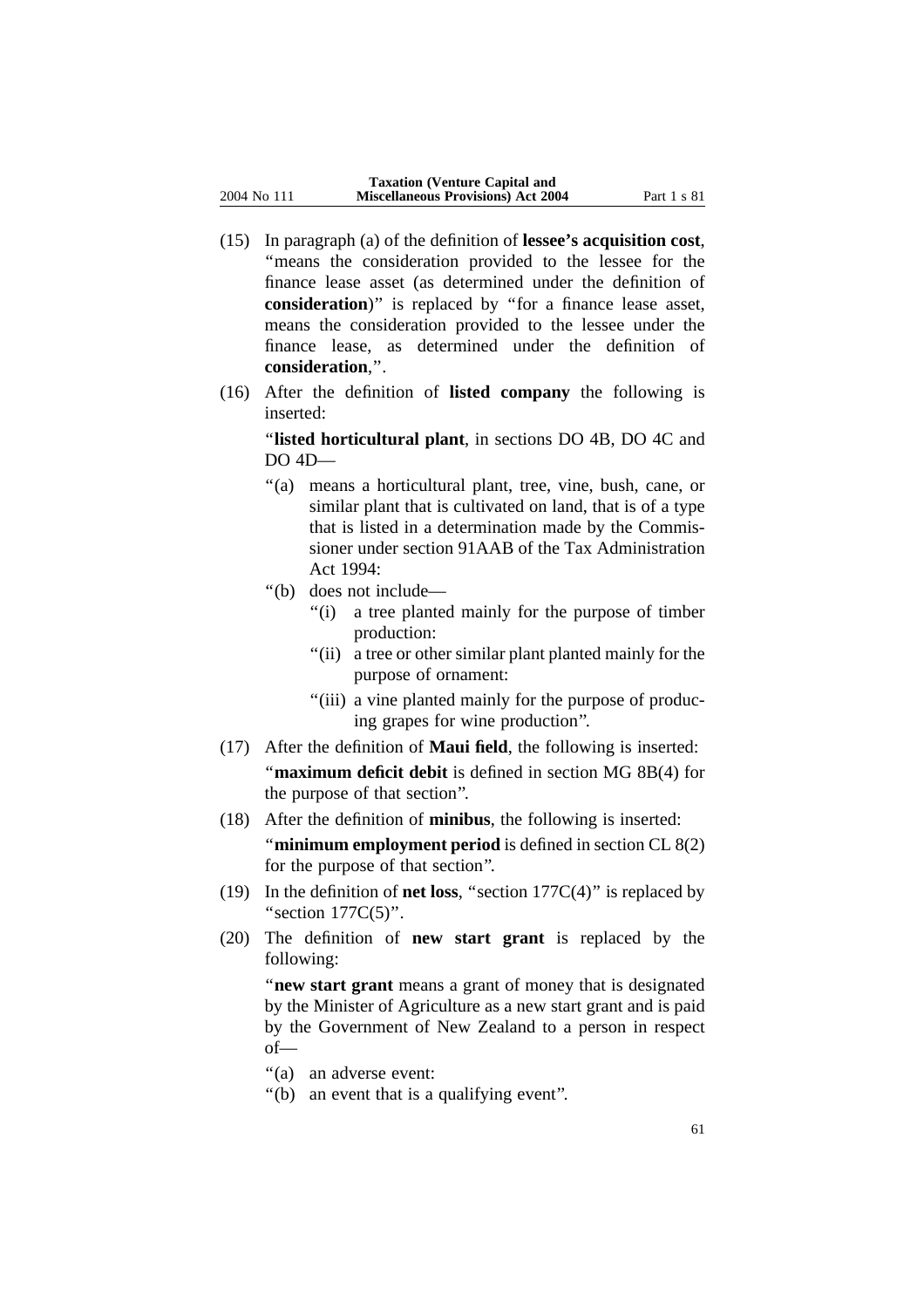(15) In paragraph (a) of the definition of **lessee's acquisition cost**, "means the consideration provided to the lessee for the finance lease asset (as determined under the definition of **consideration**)" is replaced by "for a finance lease asset, means the consideration provided to the lessee under the finance lease, as determined under the definition of **consideration**,".

(16) After the definition of **listed company** the following is inserted:

"**listed horticultural plant**, in sections DO 4B, DO 4C and DO 4D—

"(a) means a horticultural plant, tree, vine, bush, cane, or similar plant that is cultivated on land, that is of a type that is listed in a determination made by the Commissioner under section 91AAB of the Tax Administration Act 1994:

"(b) does not include—

"(i) a tree planted mainly for the purpose of timber production:

"(ii) a tree or other similar plant planted mainly for the purpose of ornament:

"(iii) a vine planted mainly for the purpose of producing grapes for wine production".

(17) After the definition of **Maui field**, the following is inserted:

"**maximum deficit debit** is defined in section MG 8B(4) for the purpose of that section".

(18) After the definition of **minibus**, the following is inserted:

"**minimum employment period** is defined in section CL 8(2) for the purpose of that section".

(19) In the definition of **net loss**, "section 177C(4)" is replaced by "section 177C(5)".

(20) The definition of **new start grant** is replaced by the following:

"**new start grant** means a grant of money that is designated by the Minister of Agriculture as a new start grant and is paid by the Government of New Zealand to a person in respect of—

"(a) an adverse event:

"(b) an event that is a qualifying event".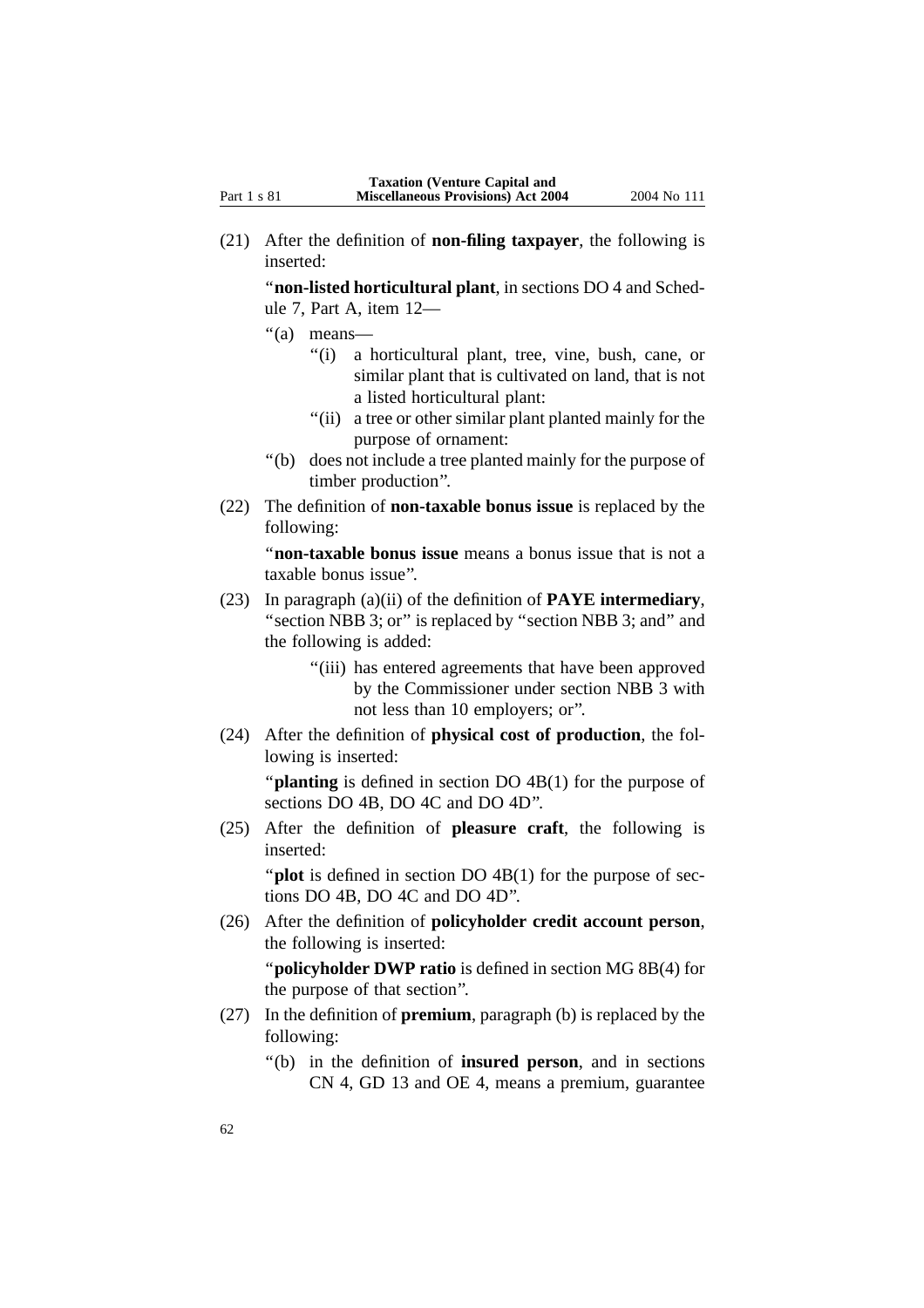(21) After the definition of **non-filing taxpayer**, the following is inserted:

"**non-listed horticultural plant**, in sections DO 4 and Schedule 7, Part A, item 12—

"(a) means—

"(i) a horticultural plant, tree, vine, bush, cane, or similar plant that is cultivated on land, that is not a listed horticultural plant:

"(ii) a tree or other similar plant planted mainly for the purpose of ornament:

"(b) does not include a tree planted mainly for the purpose of timber production".

(22) The definition of **non-taxable bonus issue** is replaced by the following:

"**non-taxable bonus issue** means a bonus issue that is not a taxable bonus issue".

(23) In paragraph (a)(ii) of the definition of **PAYE intermediary**, "section NBB 3; or" is replaced by "section NBB 3; and" and the following is added:

"(iii) has entered agreements that have been approved by the Commissioner under section NBB 3 with not less than 10 employers; or".

(24) After the definition of **physical cost of production**, the following is inserted:

"**planting** is defined in section DO 4B(1) for the purpose of sections DO 4B, DO 4C and DO 4D".

(25) After the definition of **pleasure craft**, the following is inserted:

"**plot** is defined in section DO 4B(1) for the purpose of sections DO 4B, DO 4C and DO 4D".

(26) After the definition of **policyholder credit account person**, the following is inserted:

"**policyholder DWP ratio** is defined in section MG 8B(4) for the purpose of that section".

(27) In the definition of **premium**, paragraph (b) is replaced by the following:

"(b) in the definition of **insured person**, and in sections CN 4, GD 13 and OE 4, means a premium, guarantee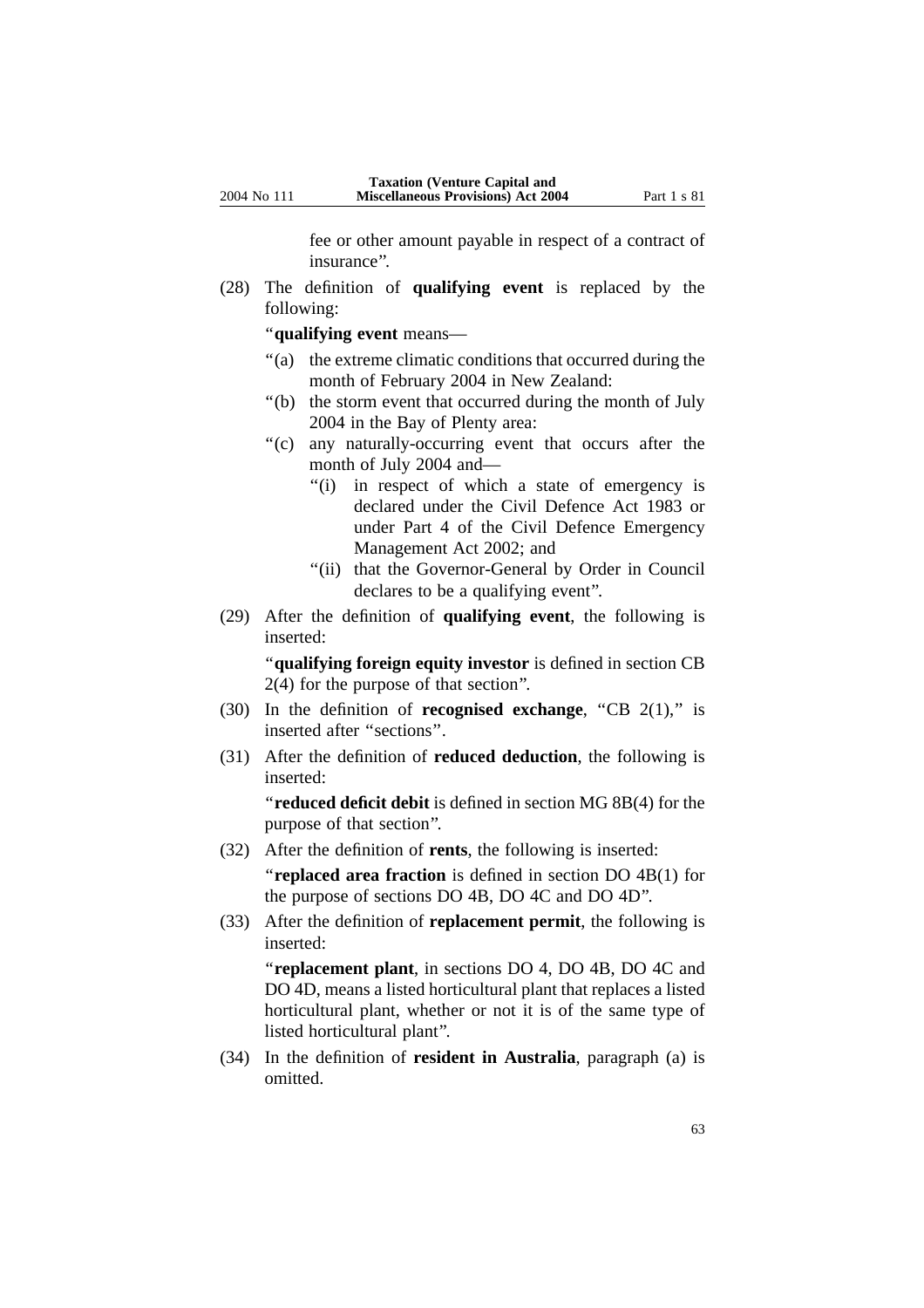fee or other amount payable in respect of a contract of insurance”.

(28) The definition of **qualifying event** is replaced by the following:

“**qualifying event** means—

“(a) the extreme climatic conditions that occurred during the month of February 2004 in New Zealand:

“(b) the storm event that occurred during the month of July 2004 in the Bay of Plenty area:

“(c) any naturally-occurring event that occurs after the month of July 2004 and—

“(i) in respect of which a state of emergency is declared under the Civil Defence Act 1983 or under Part 4 of the Civil Defence Emergency Management Act 2002; and

“(ii) that the Governor-General by Order in Council declares to be a qualifying event”.

(29) After the definition of **qualifying event**, the following is inserted:

“**qualifying foreign equity investor** is defined in section CB 2(4) for the purpose of that section”.

(30) In the definition of **recognised exchange**, “CB 2(1),” is inserted after “sections”.

(31) After the definition of **reduced deduction**, the following is inserted:

“**reduced deficit debit** is defined in section MG 8B(4) for the purpose of that section”.

(32) After the definition of **rents**, the following is inserted:

“**replaced area fraction** is defined in section DO 4B(1) for the purpose of sections DO 4B, DO 4C and DO 4D”.

(33) After the definition of **replacement permit**, the following is inserted:

“**replacement plant**, in sections DO 4, DO 4B, DO 4C and DO 4D, means a listed horticultural plant that replaces a listed horticultural plant, whether or not it is of the same type of listed horticultural plant”.

(34) In the definition of **resident in Australia**, paragraph (a) is omitted.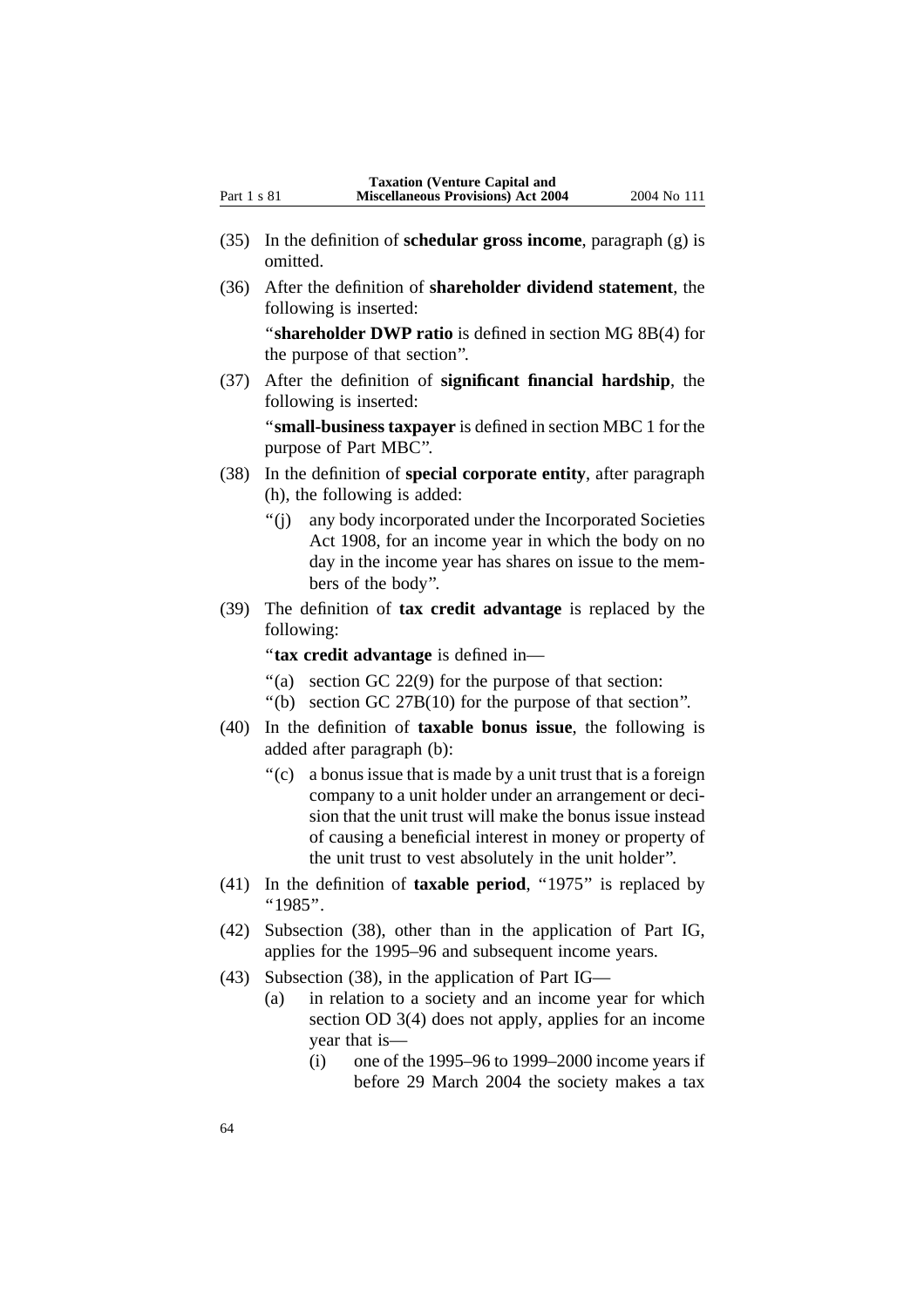(35) In the definition of **schedular gross income**, paragraph (g) is omitted.

(36) After the definition of **shareholder dividend statement**, the following is inserted:

"**shareholder DWP ratio** is defined in section MG 8B(4) for the purpose of that section".

(37) After the definition of **significant financial hardship**, the following is inserted:

"**small-business taxpayer** is defined in section MBC 1 for the purpose of Part MBC".

(38) In the definition of **special corporate entity**, after paragraph (h), the following is added:

"(j) any body incorporated under the Incorporated Societies Act 1908, for an income year in which the body on no day in the income year has shares on issue to the members of the body".

(39) The definition of **tax credit advantage** is replaced by the following:

"**tax credit advantage** is defined in—

"(a) section GC 22(9) for the purpose of that section:

"(b) section GC 27B(10) for the purpose of that section".

(40) In the definition of **taxable bonus issue**, the following is added after paragraph (b):

"(c) a bonus issue that is made by a unit trust that is a foreign company to a unit holder under an arrangement or decision that the unit trust will make the bonus issue instead of causing a beneficial interest in money or property of the unit trust to vest absolutely in the unit holder".

(41) In the definition of **taxable period**, "1975" is replaced by "1985".

(42) Subsection (38), other than in the application of Part IG, applies for the 1995–96 and subsequent income years.

(43) Subsection (38), in the application of Part IG—

(a) in relation to a society and an income year for which section OD 3(4) does not apply, applies for an income year that is—

(i) one of the 1995–96 to 1999–2000 income years if before 29 March 2004 the society makes a tax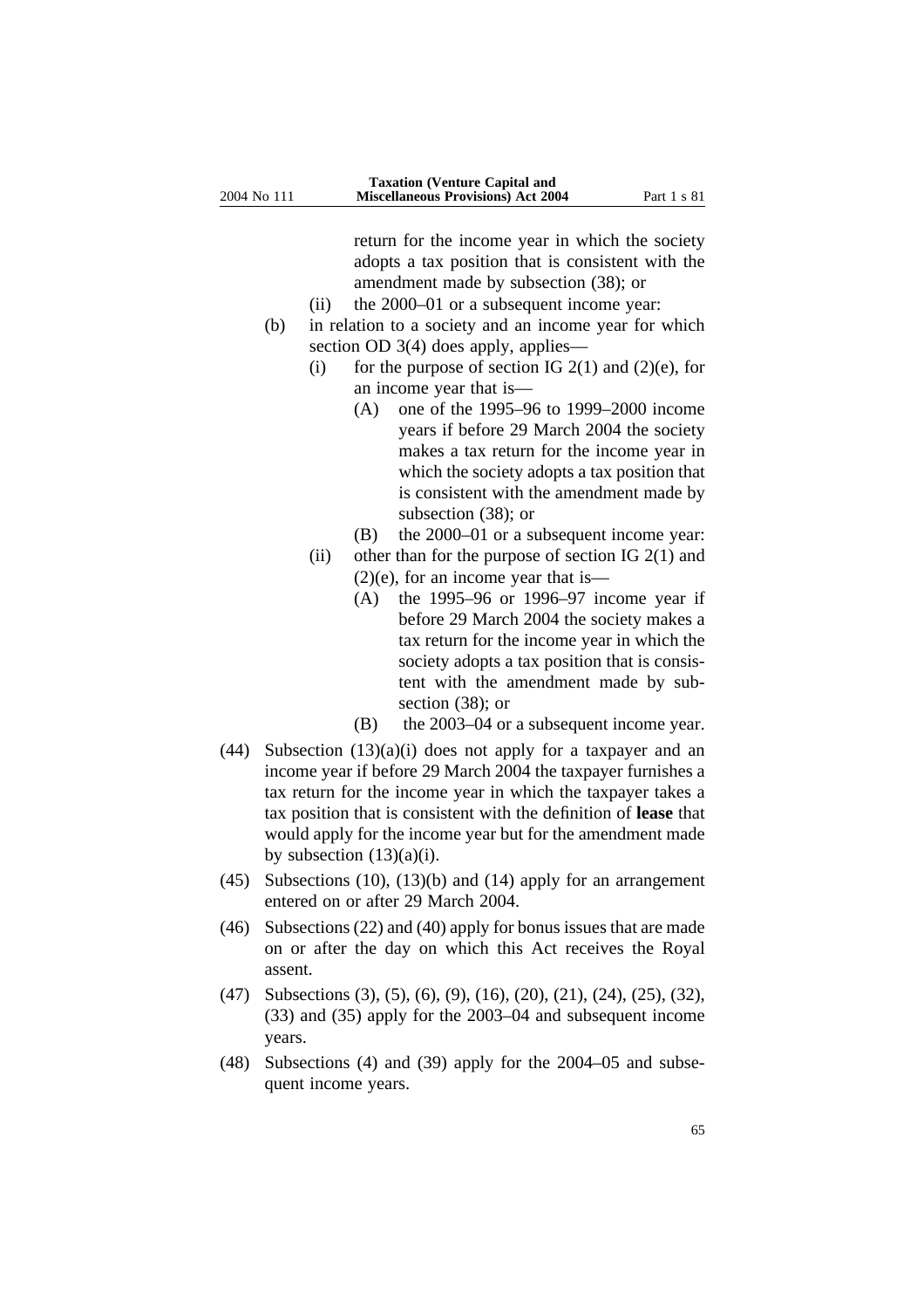return for the income year in which the society adopts a tax position that is consistent with the amendment made by subsection (38); or

(ii) the 2000–01 or a subsequent income year:

(b) in relation to a society and an income year for which section OD 3(4) does apply, applies—

(i) for the purpose of section IG 2(1) and (2)(e), for an income year that is—

(A) one of the 1995–96 to 1999–2000 income years if before 29 March 2004 the society makes a tax return for the income year in which the society adopts a tax position that is consistent with the amendment made by subsection (38); or

(B) the 2000–01 or a subsequent income year:

(ii) other than for the purpose of section IG 2(1) and (2)(e), for an income year that is—

(A) the 1995–96 or 1996–97 income year if before 29 March 2004 the society makes a tax return for the income year in which the society adopts a tax position that is consistent with the amendment made by subsection (38); or

(B) the 2003–04 or a subsequent income year.

(44) Subsection (13)(a)(i) does not apply for a taxpayer and an income year if before 29 March 2004 the taxpayer furnishes a tax return for the income year in which the taxpayer takes a tax position that is consistent with the definition of **lease** that would apply for the income year but for the amendment made by subsection (13)(a)(i).

(45) Subsections (10), (13)(b) and (14) apply for an arrangement entered on or after 29 March 2004.

(46) Subsections (22) and (40) apply for bonus issues that are made on or after the day on which this Act receives the Royal assent.

(47) Subsections (3), (5), (6), (9), (16), (20), (21), (24), (25), (32), (33) and (35) apply for the 2003–04 and subsequent income years.

(48) Subsections (4) and (39) apply for the 2004–05 and subsequent income years.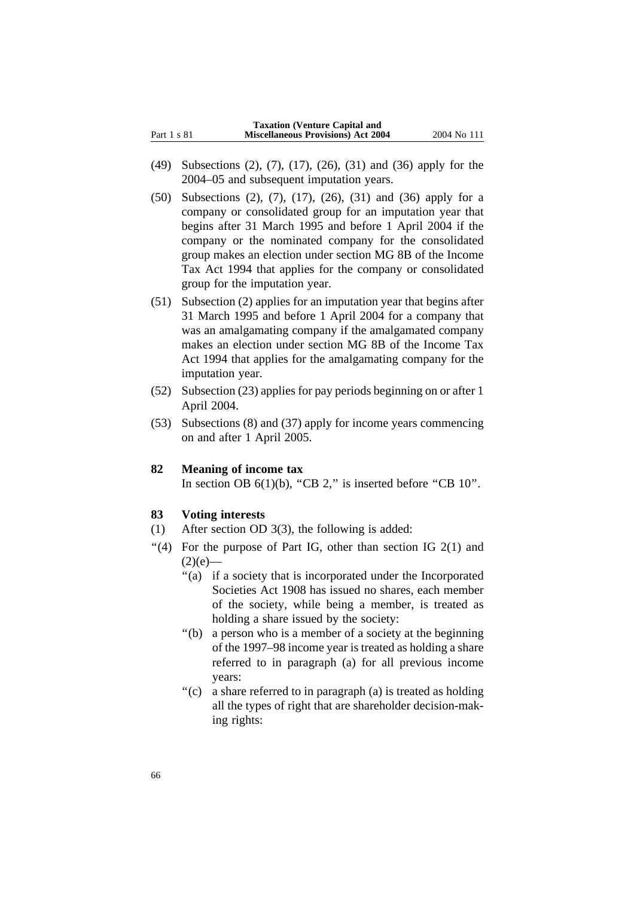(49) Subsections (2), (7), (17), (26), (31) and (36) apply for the 2004–05 and subsequent imputation years.

(50) Subsections (2), (7), (17), (26), (31) and (36) apply for a company or consolidated group for an imputation year that begins after 31 March 1995 and before 1 April 2004 if the company or the nominated company for the consolidated group makes an election under section MG 8B of the Income Tax Act 1994 that applies for the company or consolidated group for the imputation year.

(51) Subsection (2) applies for an imputation year that begins after 31 March 1995 and before 1 April 2004 for a company that was an amalgamating company if the amalgamated company makes an election under section MG 8B of the Income Tax Act 1994 that applies for the amalgamating company for the imputation year.

(52) Subsection (23) applies for pay periods beginning on or after 1 April 2004.

(53) Subsections (8) and (37) apply for income years commencing on and after 1 April 2005.

**82 Meaning of income tax**

In section OB 6(1)(b), "CB 2," is inserted before "CB 10".

**83 Voting interests**

(1) After section OD 3(3), the following is added:

"(4) For the purpose of Part IG, other than section IG 2(1) and (2)(e)—

"(a) if a society that is incorporated under the Incorporated Societies Act 1908 has issued no shares, each member of the society, while being a member, is treated as holding a share issued by the society:

"(b) a person who is a member of a society at the beginning of the 1997–98 income year is treated as holding a share referred to in paragraph (a) for all previous income years:

"(c) a share referred to in paragraph (a) is treated as holding all the types of right that are shareholder decision-making rights: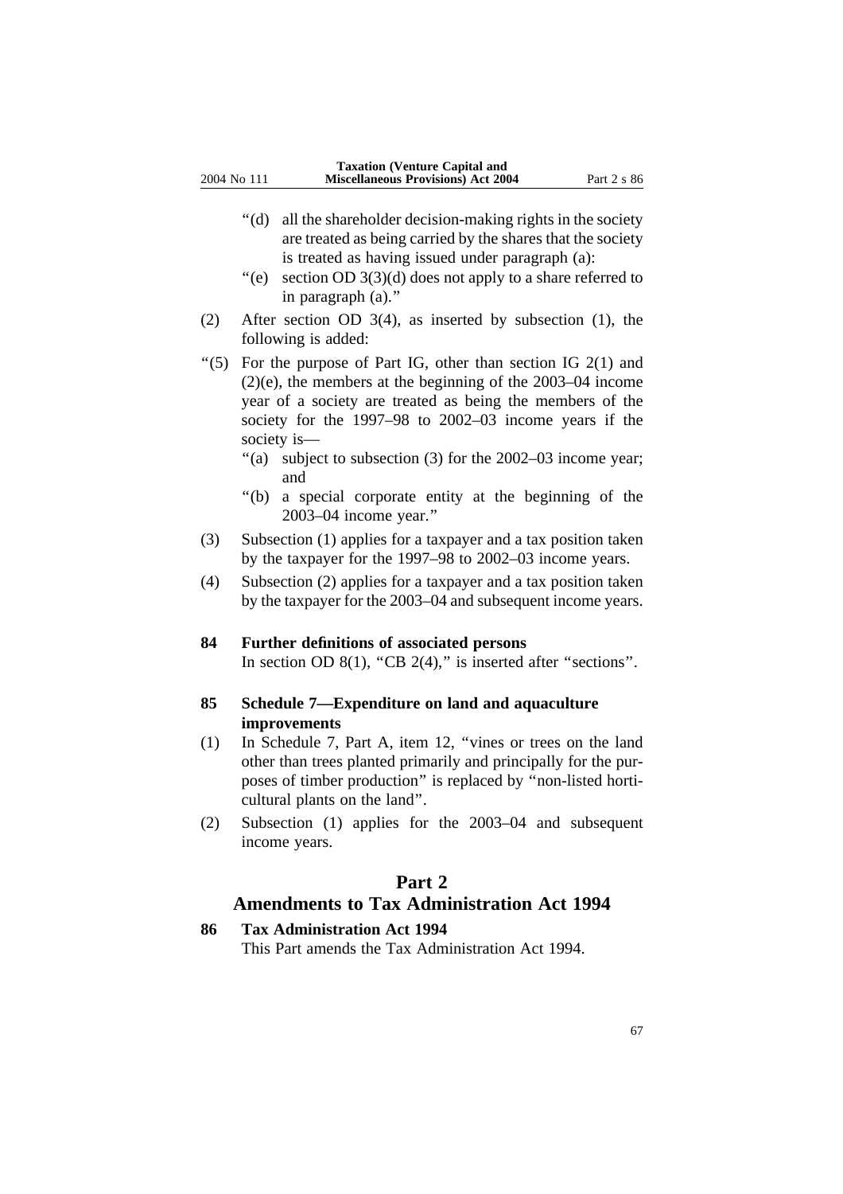“(d) all the shareholder decision-making rights in the society are treated as being carried by the shares that the society is treated as having issued under paragraph (a):

“(e) section OD 3(3)(d) does not apply to a share referred to in paragraph (a).”

(2) After section OD 3(4), as inserted by subsection (1), the following is added:

“(5) For the purpose of Part IG, other than section IG 2(1) and (2)(e), the members at the beginning of the 2003–04 income year of a society are treated as being the members of the society for the 1997–98 to 2002–03 income years if the society is—

“(a) subject to subsection (3) for the 2002–03 income year; and

“(b) a special corporate entity at the beginning of the 2003–04 income year.”

(3) Subsection (1) applies for a taxpayer and a tax position taken by the taxpayer for the 1997–98 to 2002–03 income years.

(4) Subsection (2) applies for a taxpayer and a tax position taken by the taxpayer for the 2003–04 and subsequent income years.

### 84 Further definitions of associated persons

In section OD 8(1), “CB 2(4),” is inserted after “sections”.

### 85 Schedule 7—Expenditure on land and aquaculture improvements

(1) In Schedule 7, Part A, item 12, “vines or trees on the land other than trees planted primarily and principally for the purposes of timber production” is replaced by “non-listed horticultural plants on the land”.

(2) Subsection (1) applies for the 2003–04 and subsequent income years.

## Part 2
## Amendments to Tax Administration Act 1994

### 86 Tax Administration Act 1994

This Part amends the Tax Administration Act 1994.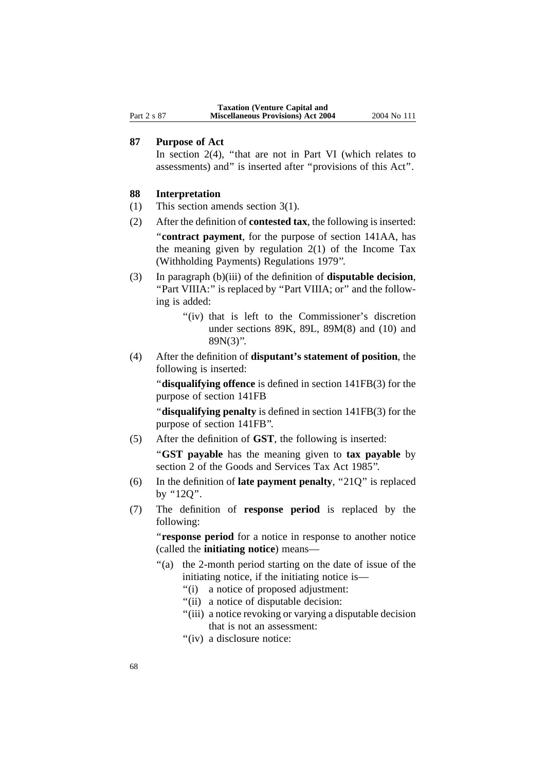## 87 Purpose of Act

In section 2(4), "that are not in Part VI (which relates to assessments) and" is inserted after "provisions of this Act".

## 88 Interpretation

(1) This section amends section 3(1).

(2) After the definition of **contested tax**, the following is inserted:

"**contract payment**, for the purpose of section 141AA, has the meaning given by regulation 2(1) of the Income Tax (Withholding Payments) Regulations 1979".

(3) In paragraph (b)(iii) of the definition of **disputable decision**, "Part VIIIA:" is replaced by "Part VIIIA; or" and the following is added:

"(iv) that is left to the Commissioner's discretion under sections 89K, 89L, 89M(8) and (10) and 89N(3)".

(4) After the definition of **disputant's statement of position**, the following is inserted:

"**disqualifying offence** is defined in section 141FB(3) for the purpose of section 141FB

"**disqualifying penalty** is defined in section 141FB(3) for the purpose of section 141FB".

(5) After the definition of **GST**, the following is inserted:

"**GST payable** has the meaning given to **tax payable** by section 2 of the Goods and Services Tax Act 1985".

(6) In the definition of **late payment penalty**, "21Q" is replaced by "12Q".

(7) The definition of **response period** is replaced by the following:

"**response period** for a notice in response to another notice (called the **initiating notice**) means—

"(a) the 2-month period starting on the date of issue of the initiating notice, if the initiating notice is—

"(i) a notice of proposed adjustment:

"(ii) a notice of disputable decision:

"(iii) a notice revoking or varying a disputable decision that is not an assessment:

"(iv) a disclosure notice: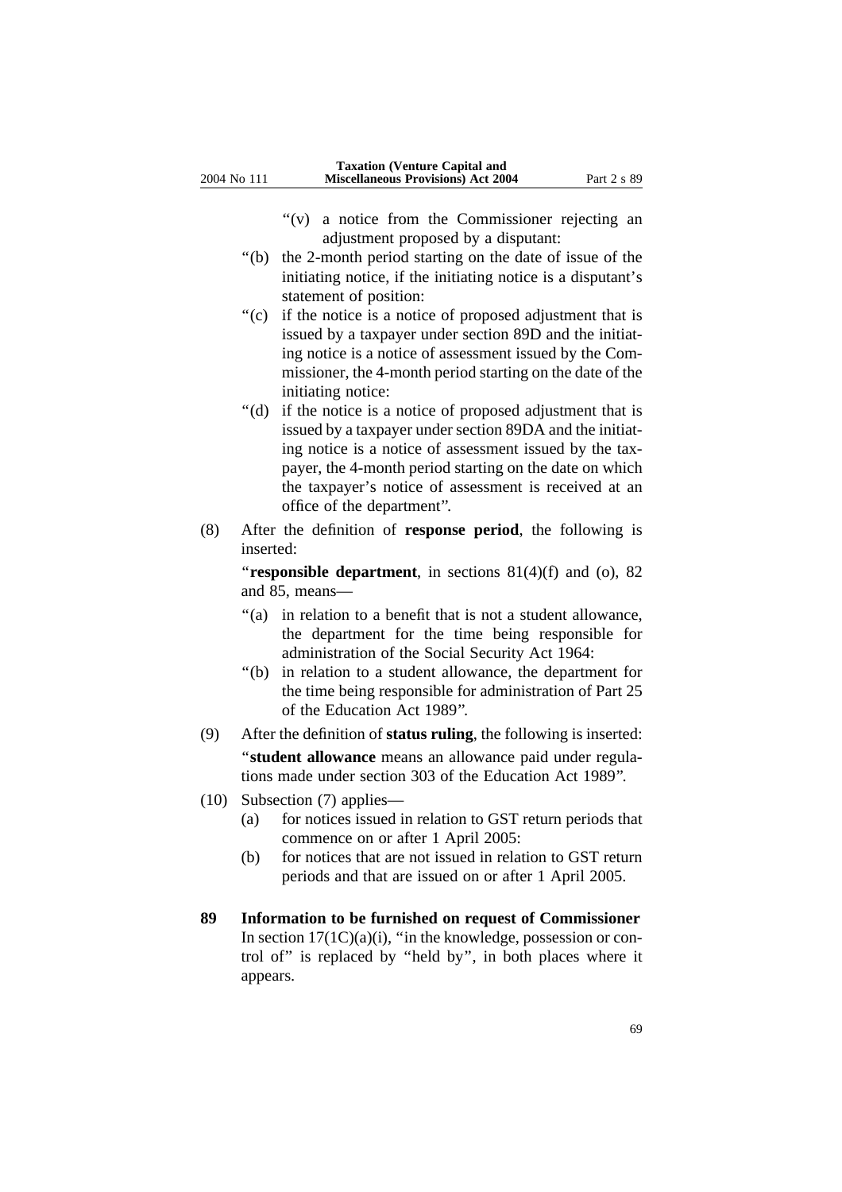"(v) a notice from the Commissioner rejecting an adjustment proposed by a disputant:

"(b) the 2-month period starting on the date of issue of the initiating notice, if the initiating notice is a disputant's statement of position:

"(c) if the notice is a notice of proposed adjustment that is issued by a taxpayer under section 89D and the initiating notice is a notice of assessment issued by the Commissioner, the 4-month period starting on the date of the initiating notice:

"(d) if the notice is a notice of proposed adjustment that is issued by a taxpayer under section 89DA and the initiating notice is a notice of assessment issued by the taxpayer, the 4-month period starting on the date on which the taxpayer's notice of assessment is received at an office of the department".

(8) After the definition of **response period**, the following is inserted:

"**responsible department**, in sections 81(4)(f) and (o), 82 and 85, means—

"(a) in relation to a benefit that is not a student allowance, the department for the time being responsible for administration of the Social Security Act 1964:

"(b) in relation to a student allowance, the department for the time being responsible for administration of Part 25 of the Education Act 1989".

(9) After the definition of **status ruling**, the following is inserted:

"**student allowance** means an allowance paid under regulations made under section 303 of the Education Act 1989".

(10) Subsection (7) applies—

(a) for notices issued in relation to GST return periods that commence on or after 1 April 2005:

(b) for notices that are not issued in relation to GST return periods and that are issued on or after 1 April 2005.

**89 Information to be furnished on request of Commissioner**

In section 17(1C)(a)(i), "in the knowledge, possession or control of" is replaced by "held by", in both places where it appears.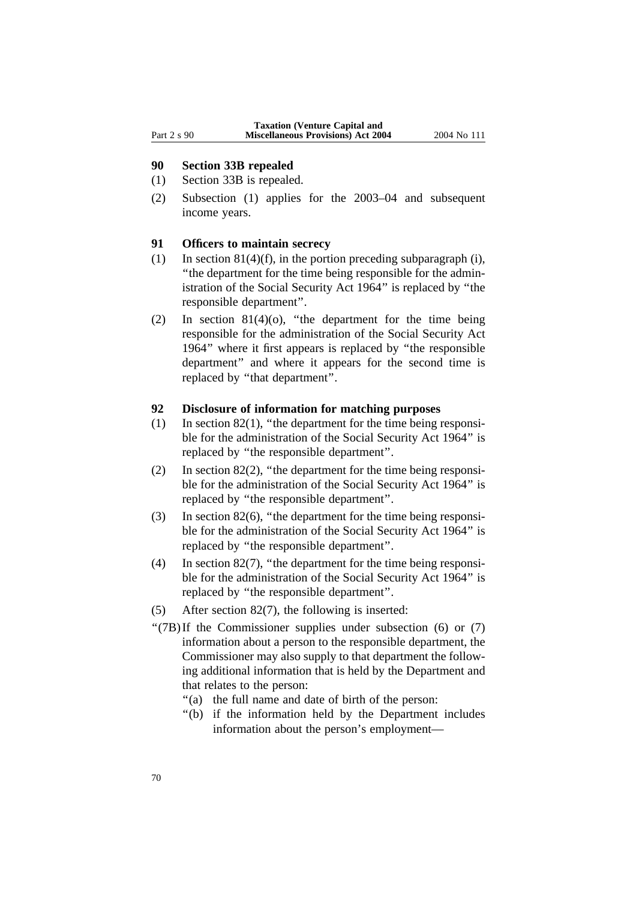## 90 Section 33B repealed

(1) Section 33B is repealed.

(2) Subsection (1) applies for the 2003–04 and subsequent income years.

## 91 Officers to maintain secrecy

(1) In section 81(4)(f), in the portion preceding subparagraph (i), "the department for the time being responsible for the administration of the Social Security Act 1964" is replaced by "the responsible department".

(2) In section 81(4)(o), "the department for the time being responsible for the administration of the Social Security Act 1964" where it first appears is replaced by "the responsible department" and where it appears for the second time is replaced by "that department".

## 92 Disclosure of information for matching purposes

(1) In section 82(1), "the department for the time being responsible for the administration of the Social Security Act 1964" is replaced by "the responsible department".

(2) In section 82(2), "the department for the time being responsible for the administration of the Social Security Act 1964" is replaced by "the responsible department".

(3) In section 82(6), "the department for the time being responsible for the administration of the Social Security Act 1964" is replaced by "the responsible department".

(4) In section 82(7), "the department for the time being responsible for the administration of the Social Security Act 1964" is replaced by "the responsible department".

(5) After section 82(7), the following is inserted:

"(7B) If the Commissioner supplies under subsection (6) or (7) information about a person to the responsible department, the Commissioner may also supply to that department the following additional information that is held by the Department and that relates to the person:

"(a) the full name and date of birth of the person:

"(b) if the information held by the Department includes information about the person's employment—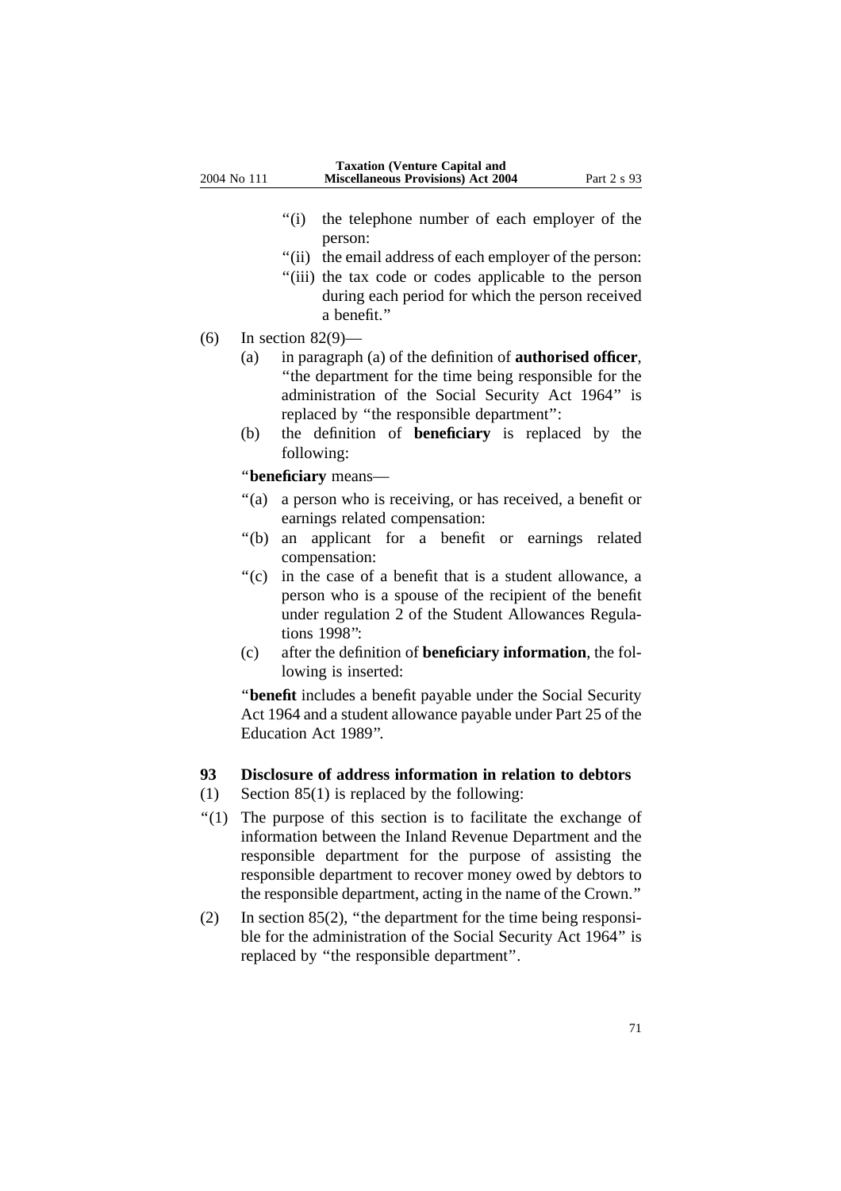"(i) the telephone number of each employer of the person:

"(ii) the email address of each employer of the person:

"(iii) the tax code or codes applicable to the person during each period for which the person received a benefit."

(6) In section 82(9)—

(a) in paragraph (a) of the definition of **authorised officer**, "the department for the time being responsible for the administration of the Social Security Act 1964" is replaced by "the responsible department":

(b) the definition of **beneficiary** is replaced by the following:

"**beneficiary** means—

"(a) a person who is receiving, or has received, a benefit or earnings related compensation:

"(b) an applicant for a benefit or earnings related compensation:

"(c) in the case of a benefit that is a student allowance, a person who is a spouse of the recipient of the benefit under regulation 2 of the Student Allowances Regulations 1998":

(c) after the definition of **beneficiary information**, the following is inserted:

"**benefit** includes a benefit payable under the Social Security Act 1964 and a student allowance payable under Part 25 of the Education Act 1989".

**93 Disclosure of address information in relation to debtors**

(1) Section 85(1) is replaced by the following:

"(1) The purpose of this section is to facilitate the exchange of information between the Inland Revenue Department and the responsible department for the purpose of assisting the responsible department to recover money owed by debtors to the responsible department, acting in the name of the Crown."

(2) In section 85(2), "the department for the time being responsible for the administration of the Social Security Act 1964" is replaced by "the responsible department".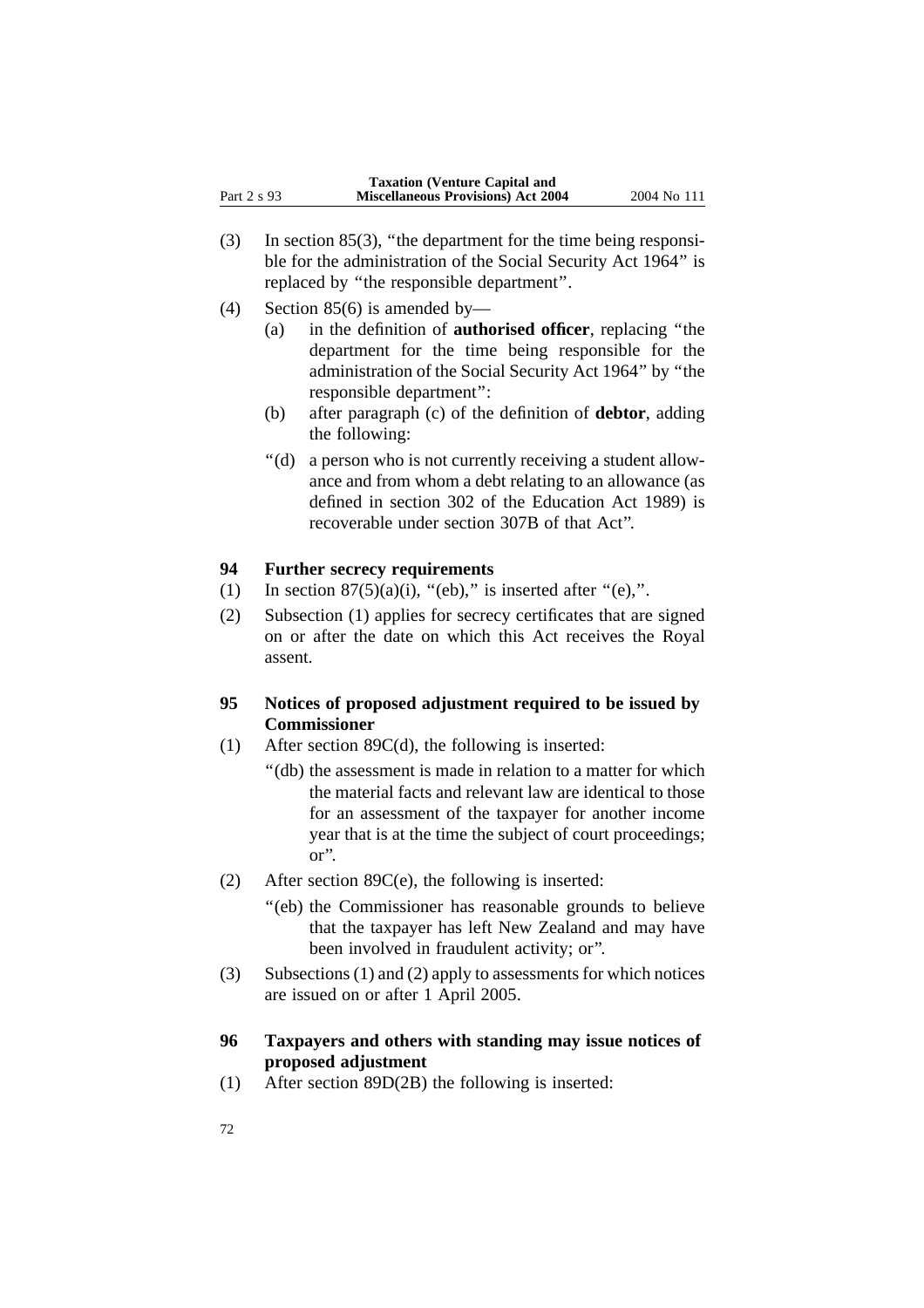(3) In section 85(3), "the department for the time being responsible for the administration of the Social Security Act 1964" is replaced by "the responsible department".

(4) Section 85(6) is amended by—

   (a) in the definition of **authorised officer**, replacing "the department for the time being responsible for the administration of the Social Security Act 1964" by "the responsible department":

   (b) after paragraph (c) of the definition of **debtor**, adding the following:

   "(d) a person who is not currently receiving a student allowance and from whom a debt relating to an allowance (as defined in section 302 of the Education Act 1989) is recoverable under section 307B of that Act".

### 94 Further secrecy requirements

(1) In section 87(5)(a)(i), "(eb)," is inserted after "(e),".

(2) Subsection (1) applies for secrecy certificates that are signed on or after the date on which this Act receives the Royal assent.

### 95 Notices of proposed adjustment required to be issued by Commissioner

(1) After section 89C(d), the following is inserted:

   "(db) the assessment is made in relation to a matter for which the material facts and relevant law are identical to those for an assessment of the taxpayer for another income year that is at the time the subject of court proceedings; or".

(2) After section 89C(e), the following is inserted:

   "(eb) the Commissioner has reasonable grounds to believe that the taxpayer has left New Zealand and may have been involved in fraudulent activity; or".

(3) Subsections (1) and (2) apply to assessments for which notices are issued on or after 1 April 2005.

### 96 Taxpayers and others with standing may issue notices of proposed adjustment

(1) After section 89D(2B) the following is inserted: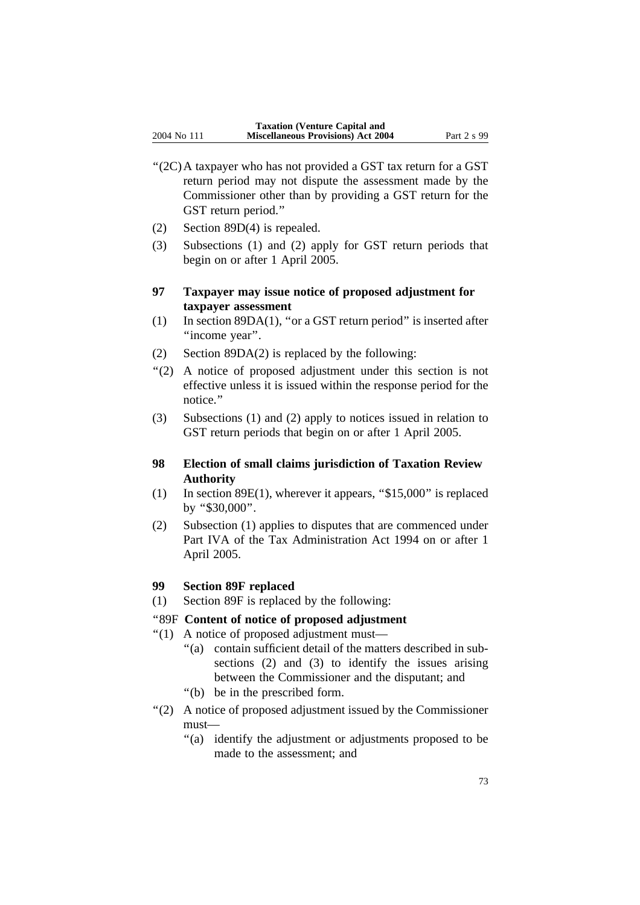"(2C) A taxpayer who has not provided a GST tax return for a GST return period may not dispute the assessment made by the Commissioner other than by providing a GST return for the GST return period."

(2) Section 89D(4) is repealed.

(3) Subsections (1) and (2) apply for GST return periods that begin on or after 1 April 2005.

### 97 Taxpayer may issue notice of proposed adjustment for taxpayer assessment

(1) In section 89DA(1), "or a GST return period" is inserted after "income year".

(2) Section 89DA(2) is replaced by the following:

"(2) A notice of proposed adjustment under this section is not effective unless it is issued within the response period for the notice."

(3) Subsections (1) and (2) apply to notices issued in relation to GST return periods that begin on or after 1 April 2005.

### 98 Election of small claims jurisdiction of Taxation Review Authority

(1) In section 89E(1), wherever it appears, "$15,000" is replaced by "$30,000".

(2) Subsection (1) applies to disputes that are commenced under Part IVA of the Tax Administration Act 1994 on or after 1 April 2005.

### 99 Section 89F replaced

(1) Section 89F is replaced by the following:

"89F **Content of notice of proposed adjustment**

"(1) A notice of proposed adjustment must—

"(a) contain sufficient detail of the matters described in subsections (2) and (3) to identify the issues arising between the Commissioner and the disputant; and

"(b) be in the prescribed form.

"(2) A notice of proposed adjustment issued by the Commissioner must—

"(a) identify the adjustment or adjustments proposed to be made to the assessment; and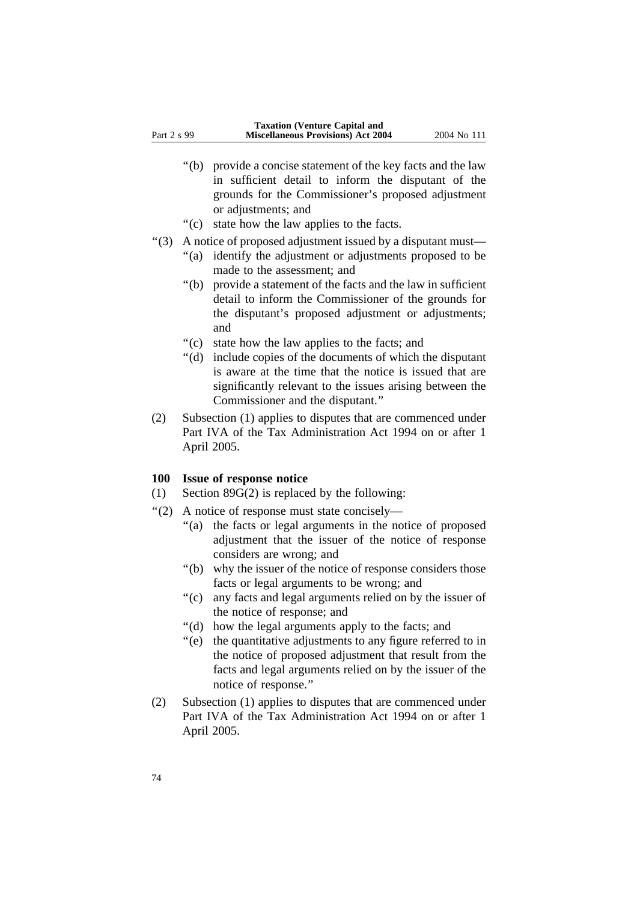“(b) provide a concise statement of the key facts and the law in sufficient detail to inform the disputant of the grounds for the Commissioner’s proposed adjustment or adjustments; and

“(c) state how the law applies to the facts.

“(3) A notice of proposed adjustment issued by a disputant must—

“(a) identify the adjustment or adjustments proposed to be made to the assessment; and

“(b) provide a statement of the facts and the law in sufficient detail to inform the Commissioner of the grounds for the disputant’s proposed adjustment or adjustments; and

“(c) state how the law applies to the facts; and

“(d) include copies of the documents of which the disputant is aware at the time that the notice is issued that are significantly relevant to the issues arising between the Commissioner and the disputant.”

(2) Subsection (1) applies to disputes that are commenced under Part IVA of the Tax Administration Act 1994 on or after 1 April 2005.

### 100 Issue of response notice

(1) Section 89G(2) is replaced by the following:

“(2) A notice of response must state concisely—

“(a) the facts or legal arguments in the notice of proposed adjustment that the issuer of the notice of response considers are wrong; and

“(b) why the issuer of the notice of response considers those facts or legal arguments to be wrong; and

“(c) any facts and legal arguments relied on by the issuer of the notice of response; and

“(d) how the legal arguments apply to the facts; and

“(e) the quantitative adjustments to any figure referred to in the notice of proposed adjustment that result from the facts and legal arguments relied on by the issuer of the notice of response.”

(2) Subsection (1) applies to disputes that are commenced under Part IVA of the Tax Administration Act 1994 on or after 1 April 2005.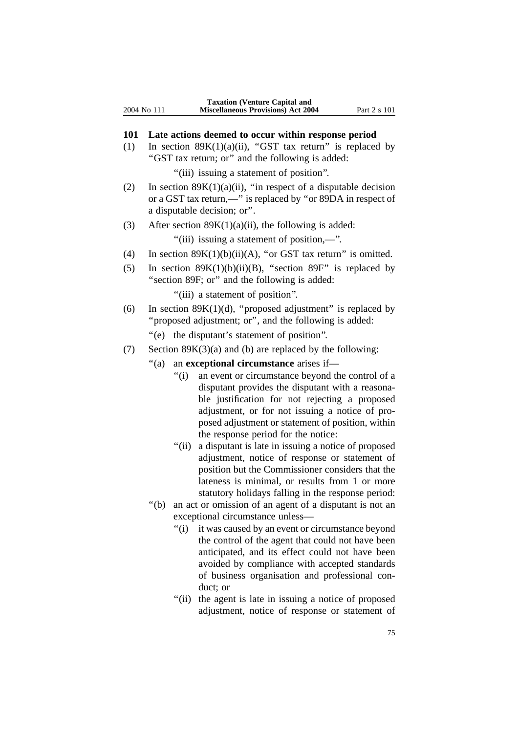## 101 Late actions deemed to occur within response period

(1) In section 89K(1)(a)(ii), "GST tax return" is replaced by "GST tax return; or" and the following is added:

"(iii) issuing a statement of position".

(2) In section 89K(1)(a)(ii), "in respect of a disputable decision or a GST tax return,—" is replaced by "or 89DA in respect of a disputable decision; or".

(3) After section 89K(1)(a)(ii), the following is added:

"(iii) issuing a statement of position,—".

(4) In section 89K(1)(b)(ii)(A), "or GST tax return" is omitted.

(5) In section 89K(1)(b)(ii)(B), "section 89F" is replaced by "section 89F; or" and the following is added:

"(iii) a statement of position".

(6) In section 89K(1)(d), "proposed adjustment" is replaced by "proposed adjustment; or", and the following is added:

"(e) the disputant's statement of position".

(7) Section 89K(3)(a) and (b) are replaced by the following:

"(a) an **exceptional circumstance** arises if—

"(i) an event or circumstance beyond the control of a disputant provides the disputant with a reasonable justification for not rejecting a proposed adjustment, or for not issuing a notice of proposed adjustment or statement of position, within the response period for the notice:

"(ii) a disputant is late in issuing a notice of proposed adjustment, notice of response or statement of position but the Commissioner considers that the lateness is minimal, or results from 1 or more statutory holidays falling in the response period:

"(b) an act or omission of an agent of a disputant is not an exceptional circumstance unless—

"(i) it was caused by an event or circumstance beyond the control of the agent that could not have been anticipated, and its effect could not have been avoided by compliance with accepted standards of business organisation and professional conduct; or

"(ii) the agent is late in issuing a notice of proposed adjustment, notice of response or statement of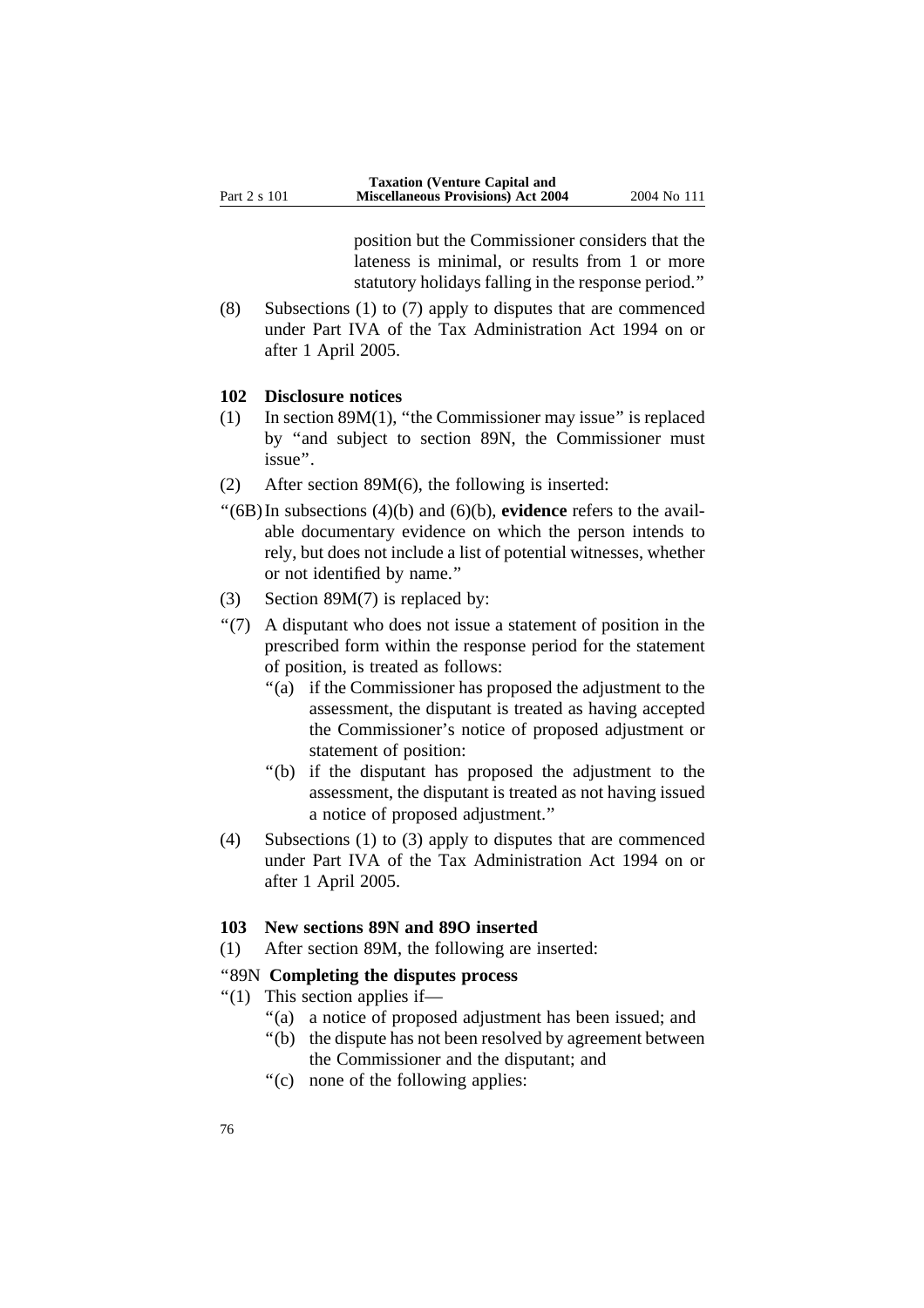position but the Commissioner considers that the lateness is minimal, or results from 1 or more statutory holidays falling in the response period."

(8) Subsections (1) to (7) apply to disputes that are commenced under Part IVA of the Tax Administration Act 1994 on or after 1 April 2005.

### 102 Disclosure notices

(1) In section 89M(1), "the Commissioner may issue" is replaced by "and subject to section 89N, the Commissioner must issue".

(2) After section 89M(6), the following is inserted:

"(6B) In subsections (4)(b) and (6)(b), **evidence** refers to the available documentary evidence on which the person intends to rely, but does not include a list of potential witnesses, whether or not identified by name."

(3) Section 89M(7) is replaced by:

"(7) A disputant who does not issue a statement of position in the prescribed form within the response period for the statement of position, is treated as follows:

- "(a) if the Commissioner has proposed the adjustment to the assessment, the disputant is treated as having accepted the Commissioner's notice of proposed adjustment or statement of position:
- "(b) if the disputant has proposed the adjustment to the assessment, the disputant is treated as not having issued a notice of proposed adjustment."

(4) Subsections (1) to (3) apply to disputes that are commenced under Part IVA of the Tax Administration Act 1994 on or after 1 April 2005.

### 103 New sections 89N and 89O inserted

(1) After section 89M, the following are inserted:

"89N **Completing the disputes process**

"(1) This section applies if—

- "(a) a notice of proposed adjustment has been issued; and
- "(b) the dispute has not been resolved by agreement between the Commissioner and the disputant; and
- "(c) none of the following applies: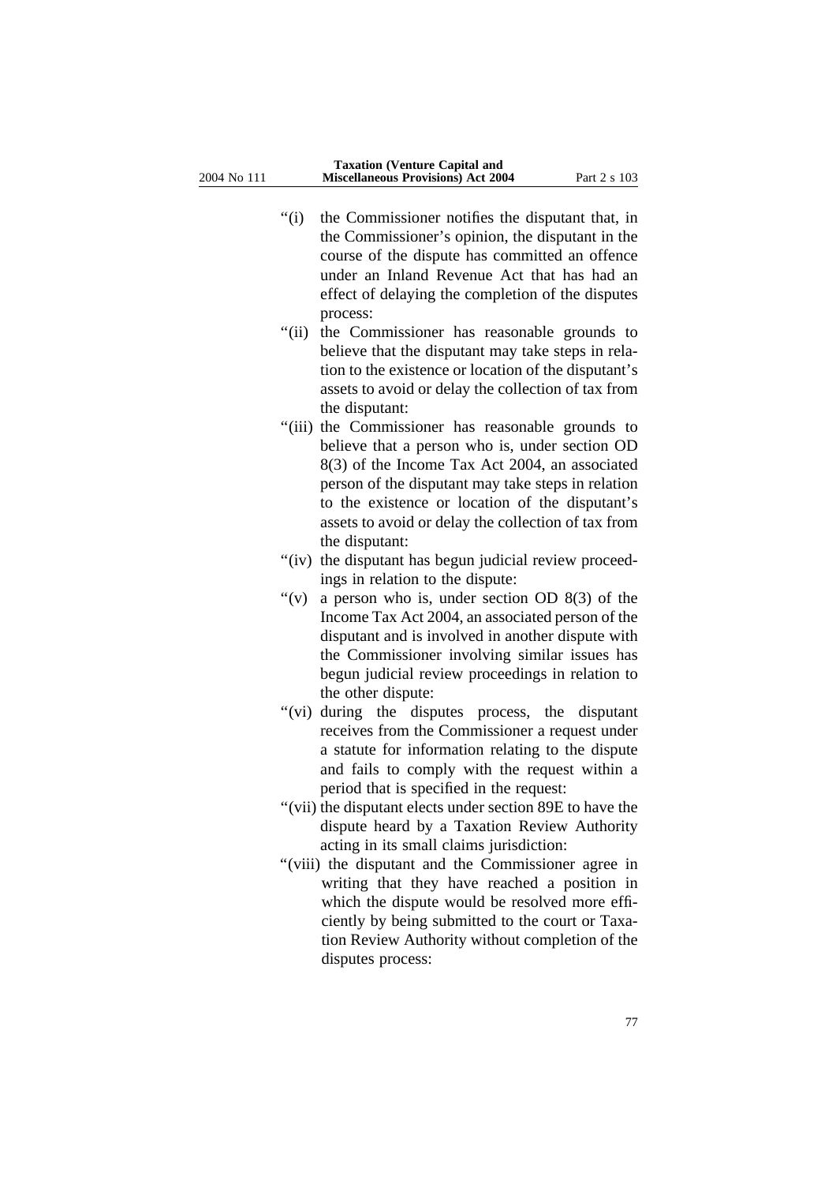"(i) the Commissioner notifies the disputant that, in the Commissioner's opinion, the disputant in the course of the dispute has committed an offence under an Inland Revenue Act that has had an effect of delaying the completion of the disputes process:

"(ii) the Commissioner has reasonable grounds to believe that the disputant may take steps in relation to the existence or location of the disputant's assets to avoid or delay the collection of tax from the disputant:

"(iii) the Commissioner has reasonable grounds to believe that a person who is, under section OD 8(3) of the Income Tax Act 2004, an associated person of the disputant may take steps in relation to the existence or location of the disputant's assets to avoid or delay the collection of tax from the disputant:

"(iv) the disputant has begun judicial review proceedings in relation to the dispute:

"(v) a person who is, under section OD 8(3) of the Income Tax Act 2004, an associated person of the disputant and is involved in another dispute with the Commissioner involving similar issues has begun judicial review proceedings in relation to the other dispute:

"(vi) during the disputes process, the disputant receives from the Commissioner a request under a statute for information relating to the dispute and fails to comply with the request within a period that is specified in the request:

"(vii) the disputant elects under section 89E to have the dispute heard by a Taxation Review Authority acting in its small claims jurisdiction:

"(viii) the disputant and the Commissioner agree in writing that they have reached a position in which the dispute would be resolved more efficiently by being submitted to the court or Taxation Review Authority without completion of the disputes process: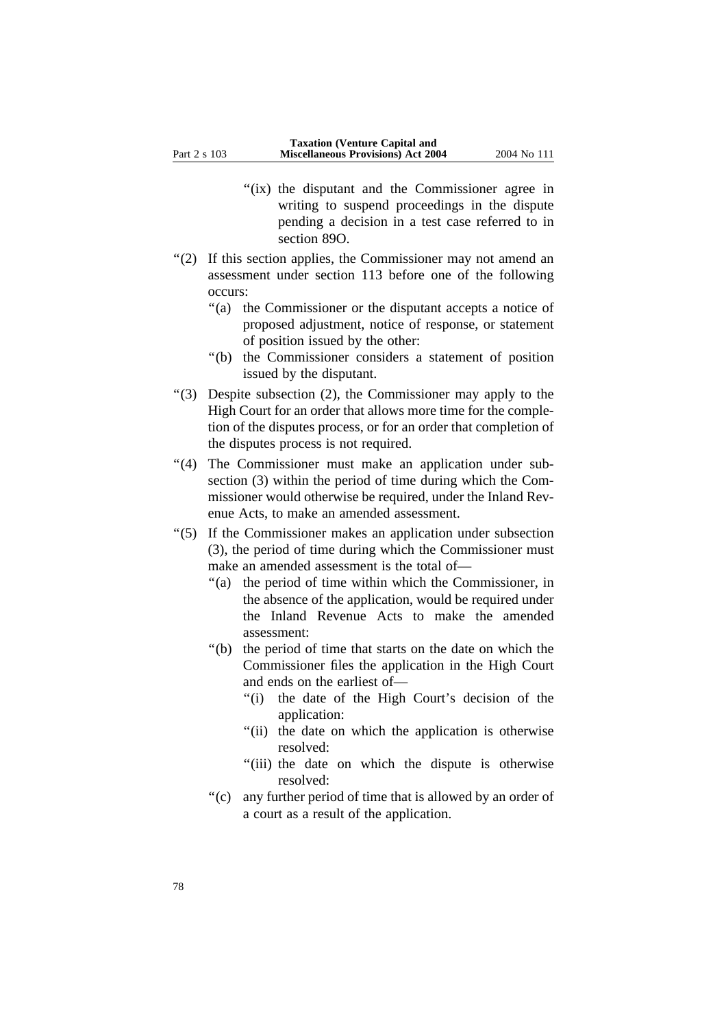"(ix) the disputant and the Commissioner agree in writing to suspend proceedings in the dispute pending a decision in a test case referred to in section 89O.

"(2) If this section applies, the Commissioner may not amend an assessment under section 113 before one of the following occurs:

"(a) the Commissioner or the disputant accepts a notice of proposed adjustment, notice of response, or statement of position issued by the other:

"(b) the Commissioner considers a statement of position issued by the disputant.

"(3) Despite subsection (2), the Commissioner may apply to the High Court for an order that allows more time for the completion of the disputes process, or for an order that completion of the disputes process is not required.

"(4) The Commissioner must make an application under subsection (3) within the period of time during which the Commissioner would otherwise be required, under the Inland Revenue Acts, to make an amended assessment.

"(5) If the Commissioner makes an application under subsection (3), the period of time during which the Commissioner must make an amended assessment is the total of—

"(a) the period of time within which the Commissioner, in the absence of the application, would be required under the Inland Revenue Acts to make the amended assessment:

"(b) the period of time that starts on the date on which the Commissioner files the application in the High Court and ends on the earliest of—

"(i) the date of the High Court's decision of the application:

"(ii) the date on which the application is otherwise resolved:

"(iii) the date on which the dispute is otherwise resolved:

"(c) any further period of time that is allowed by an order of a court as a result of the application.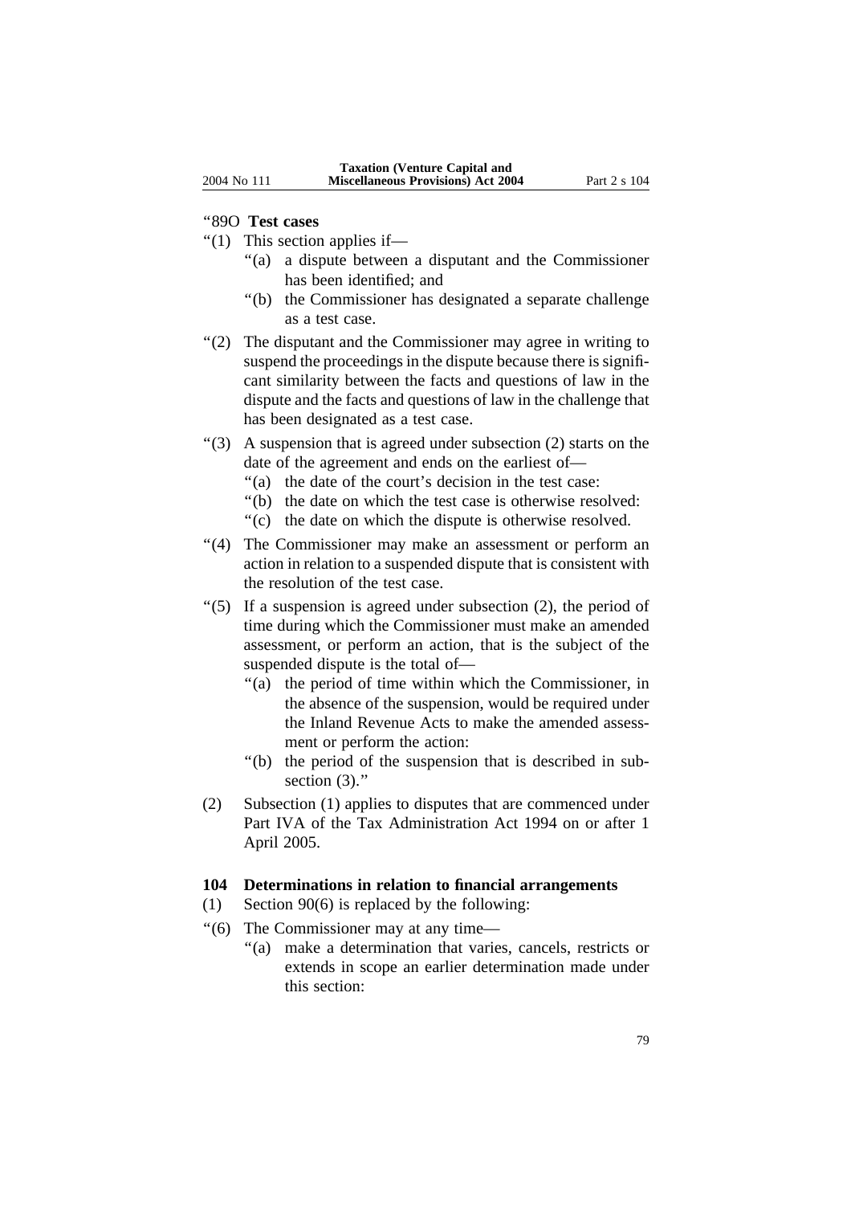"89O **Test cases**

"(1) This section applies if—

"(a) a dispute between a disputant and the Commissioner has been identified; and

"(b) the Commissioner has designated a separate challenge as a test case.

"(2) The disputant and the Commissioner may agree in writing to suspend the proceedings in the dispute because there is significant similarity between the facts and questions of law in the dispute and the facts and questions of law in the challenge that has been designated as a test case.

"(3) A suspension that is agreed under subsection (2) starts on the date of the agreement and ends on the earliest of—

"(a) the date of the court's decision in the test case:

"(b) the date on which the test case is otherwise resolved:

"(c) the date on which the dispute is otherwise resolved.

"(4) The Commissioner may make an assessment or perform an action in relation to a suspended dispute that is consistent with the resolution of the test case.

"(5) If a suspension is agreed under subsection (2), the period of time during which the Commissioner must make an amended assessment, or perform an action, that is the subject of the suspended dispute is the total of—

"(a) the period of time within which the Commissioner, in the absence of the suspension, would be required under the Inland Revenue Acts to make the amended assessment or perform the action:

"(b) the period of the suspension that is described in subsection (3)."

(2) Subsection (1) applies to disputes that are commenced under Part IVA of the Tax Administration Act 1994 on or after 1 April 2005.

**104 Determinations in relation to financial arrangements**

(1) Section 90(6) is replaced by the following:

"(6) The Commissioner may at any time—

"(a) make a determination that varies, cancels, restricts or extends in scope an earlier determination made under this section: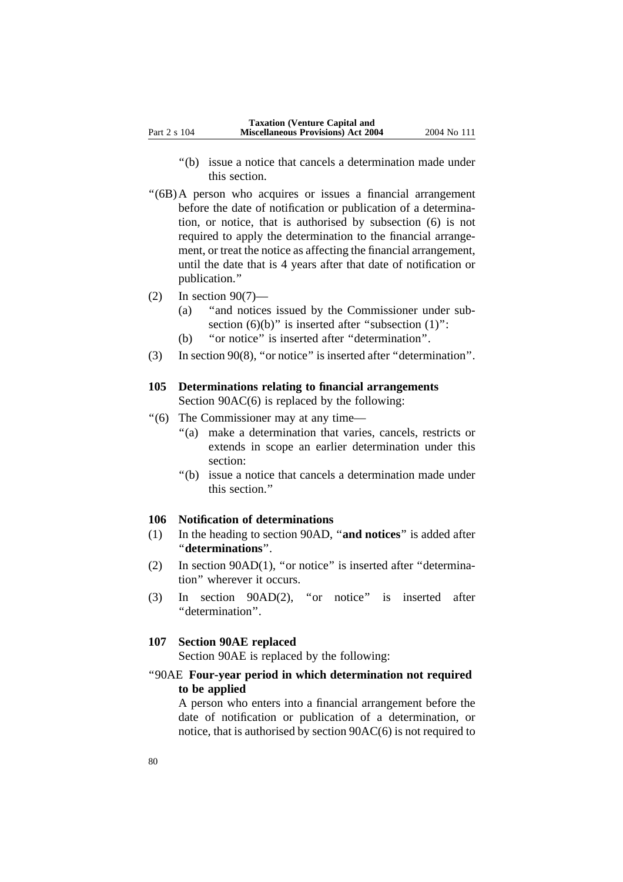"(b) issue a notice that cancels a determination made under this section.

"(6B) A person who acquires or issues a financial arrangement before the date of notification or publication of a determination, or notice, that is authorised by subsection (6) is not required to apply the determination to the financial arrangement, or treat the notice as affecting the financial arrangement, until the date that is 4 years after that date of notification or publication."

(2) In section 90(7)—

(a) "and notices issued by the Commissioner under subsection (6)(b)" is inserted after "subsection (1)":

(b) "or notice" is inserted after "determination".

(3) In section 90(8), "or notice" is inserted after "determination".

### 105 Determinations relating to financial arrangements

Section 90AC(6) is replaced by the following:

"(6) The Commissioner may at any time—

"(a) make a determination that varies, cancels, restricts or extends in scope an earlier determination under this section:

"(b) issue a notice that cancels a determination made under this section."

### 106 Notification of determinations

(1) In the heading to section 90AD, "**and notices**" is added after "**determinations**".

(2) In section 90AD(1), "or notice" is inserted after "determination" wherever it occurs.

(3) In section 90AD(2), "or notice" is inserted after "determination".

### 107 Section 90AE replaced

Section 90AE is replaced by the following:

"90AE **Four-year period in which determination not required to be applied**

A person who enters into a financial arrangement before the date of notification or publication of a determination, or notice, that is authorised by section 90AC(6) is not required to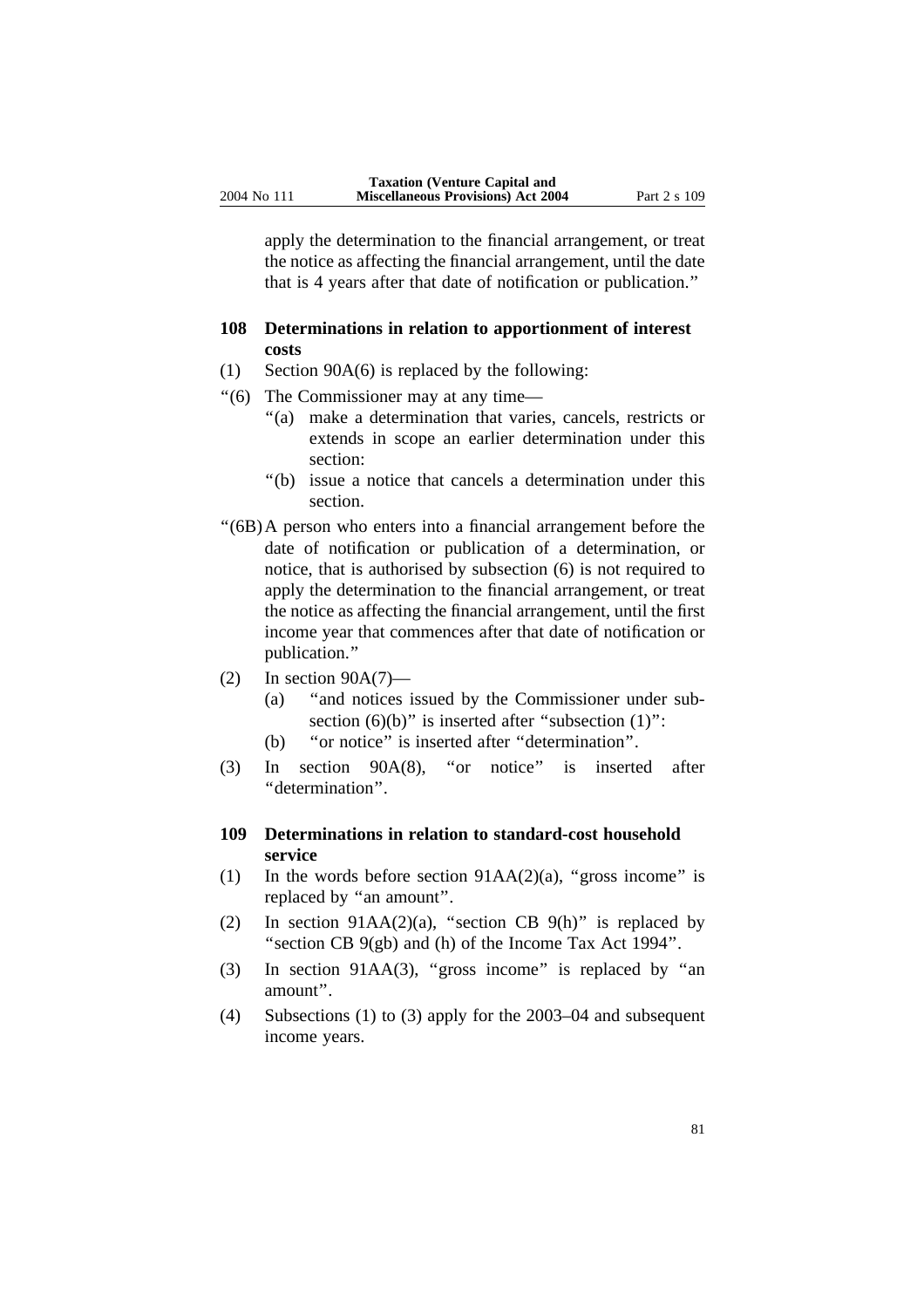apply the determination to the financial arrangement, or treat the notice as affecting the financial arrangement, until the date that is 4 years after that date of notification or publication.''

### 108 Determinations in relation to apportionment of interest costs

(1) Section 90A(6) is replaced by the following:

''(6) The Commissioner may at any time—

''(a) make a determination that varies, cancels, restricts or extends in scope an earlier determination under this section:

''(b) issue a notice that cancels a determination under this section.

''(6B) A person who enters into a financial arrangement before the date of notification or publication of a determination, or notice, that is authorised by subsection (6) is not required to apply the determination to the financial arrangement, or treat the notice as affecting the financial arrangement, until the first income year that commences after that date of notification or publication.''

(2) In section 90A(7)—

(a) ''and notices issued by the Commissioner under subsection (6)(b)'' is inserted after ''subsection (1)'':

(b) ''or notice'' is inserted after ''determination''.

(3) In section 90A(8), ''or notice'' is inserted after ''determination''.

### 109 Determinations in relation to standard-cost household service

(1) In the words before section 91AA(2)(a), ''gross income'' is replaced by ''an amount''.

(2) In section 91AA(2)(a), ''section CB 9(h)'' is replaced by ''section CB 9(gb) and (h) of the Income Tax Act 1994''.

(3) In section 91AA(3), ''gross income'' is replaced by ''an amount''.

(4) Subsections (1) to (3) apply for the 2003–04 and subsequent income years.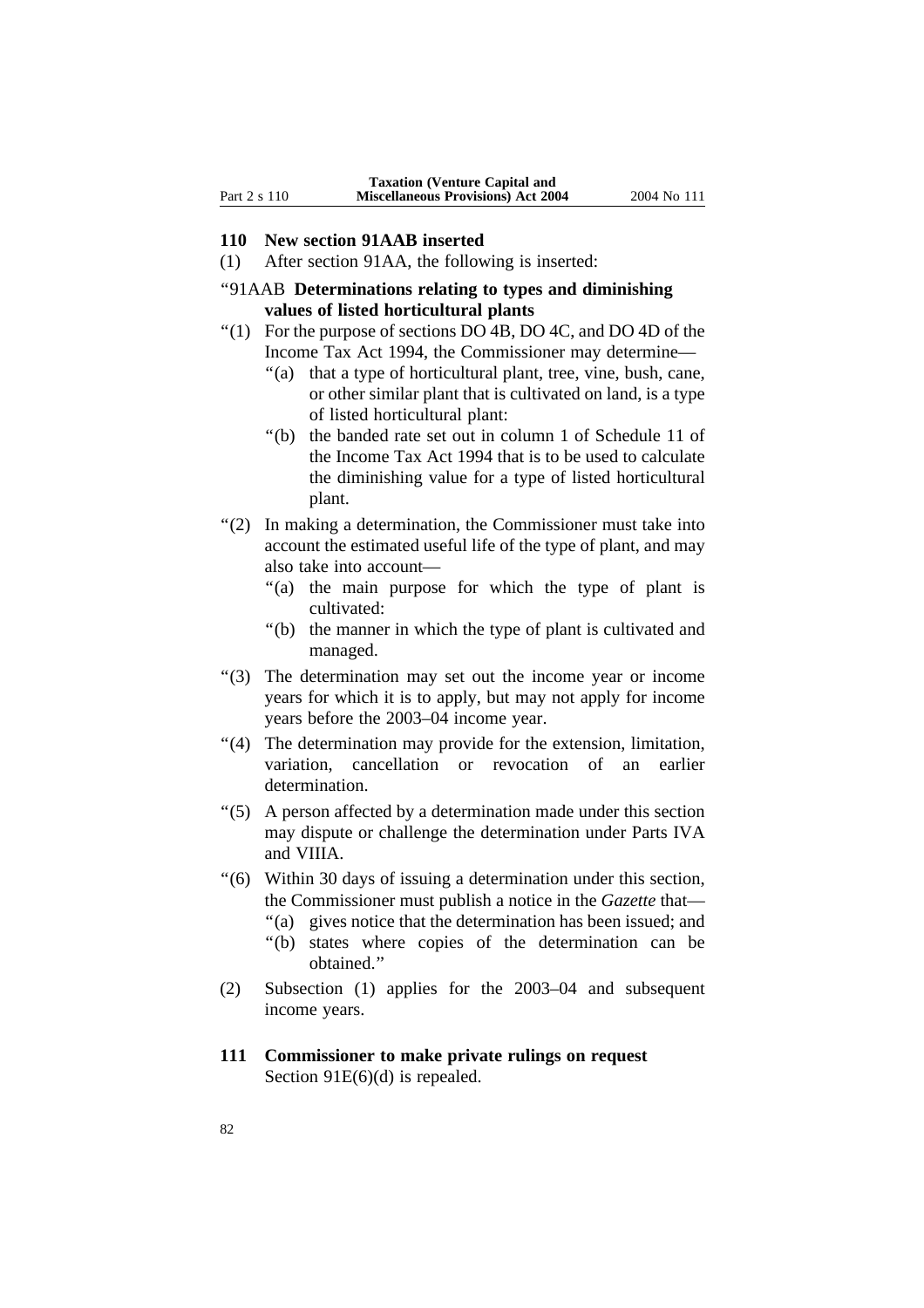### 110 New section 91AAB inserted

(1) After section 91AA, the following is inserted:

"91AAB **Determinations relating to types and diminishing values of listed horticultural plants**

"(1) For the purpose of sections DO 4B, DO 4C, and DO 4D of the Income Tax Act 1994, the Commissioner may determine—

"(a) that a type of horticultural plant, tree, vine, bush, cane, or other similar plant that is cultivated on land, is a type of listed horticultural plant:

"(b) the banded rate set out in column 1 of Schedule 11 of the Income Tax Act 1994 that is to be used to calculate the diminishing value for a type of listed horticultural plant.

"(2) In making a determination, the Commissioner must take into account the estimated useful life of the type of plant, and may also take into account—

"(a) the main purpose for which the type of plant is cultivated:

"(b) the manner in which the type of plant is cultivated and managed.

"(3) The determination may set out the income year or income years for which it is to apply, but may not apply for income years before the 2003–04 income year.

"(4) The determination may provide for the extension, limitation, variation, cancellation or revocation of an earlier determination.

"(5) A person affected by a determination made under this section may dispute or challenge the determination under Parts IVA and VIIIA.

"(6) Within 30 days of issuing a determination under this section, the Commissioner must publish a notice in the *Gazette* that—

"(a) gives notice that the determination has been issued; and

"(b) states where copies of the determination can be obtained."

(2) Subsection (1) applies for the 2003–04 and subsequent income years.

### 111 Commissioner to make private rulings on request

Section 91E(6)(d) is repealed.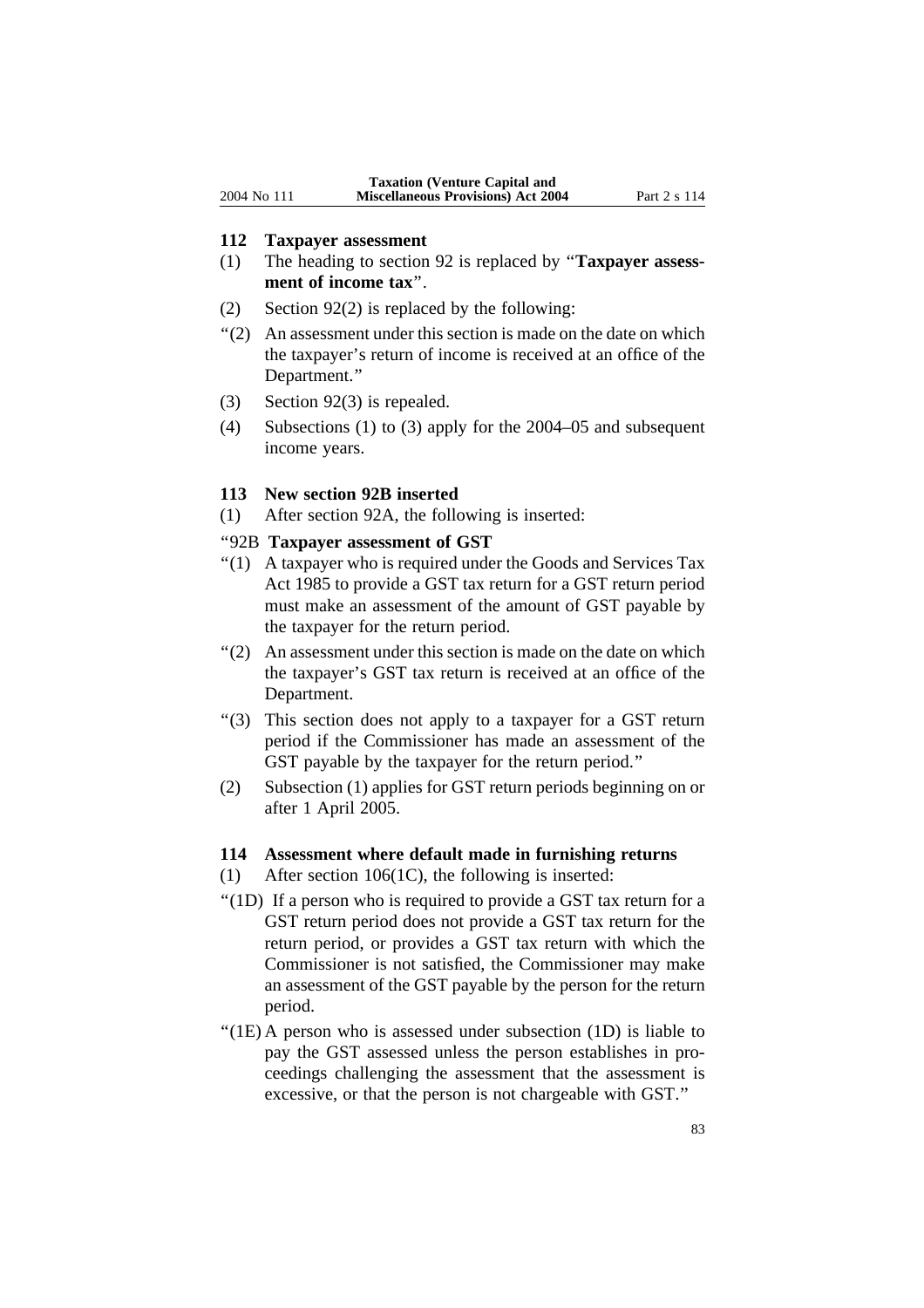### 112 Taxpayer assessment

(1) The heading to section 92 is replaced by "**Taxpayer assessment of income tax**".

(2) Section 92(2) is replaced by the following:

"(2) An assessment under this section is made on the date on which the taxpayer's return of income is received at an office of the Department."

(3) Section 92(3) is repealed.

(4) Subsections (1) to (3) apply for the 2004–05 and subsequent income years.

### 113 New section 92B inserted

(1) After section 92A, the following is inserted:

"92B **Taxpayer assessment of GST**

"(1) A taxpayer who is required under the Goods and Services Tax Act 1985 to provide a GST tax return for a GST return period must make an assessment of the amount of GST payable by the taxpayer for the return period.

"(2) An assessment under this section is made on the date on which the taxpayer's GST tax return is received at an office of the Department.

"(3) This section does not apply to a taxpayer for a GST return period if the Commissioner has made an assessment of the GST payable by the taxpayer for the return period."

(2) Subsection (1) applies for GST return periods beginning on or after 1 April 2005.

### 114 Assessment where default made in furnishing returns

(1) After section 106(1C), the following is inserted:

"(1D) If a person who is required to provide a GST tax return for a GST return period does not provide a GST tax return for the return period, or provides a GST tax return with which the Commissioner is not satisfied, the Commissioner may make an assessment of the GST payable by the person for the return period.

"(1E) A person who is assessed under subsection (1D) is liable to pay the GST assessed unless the person establishes in proceedings challenging the assessment that the assessment is excessive, or that the person is not chargeable with GST."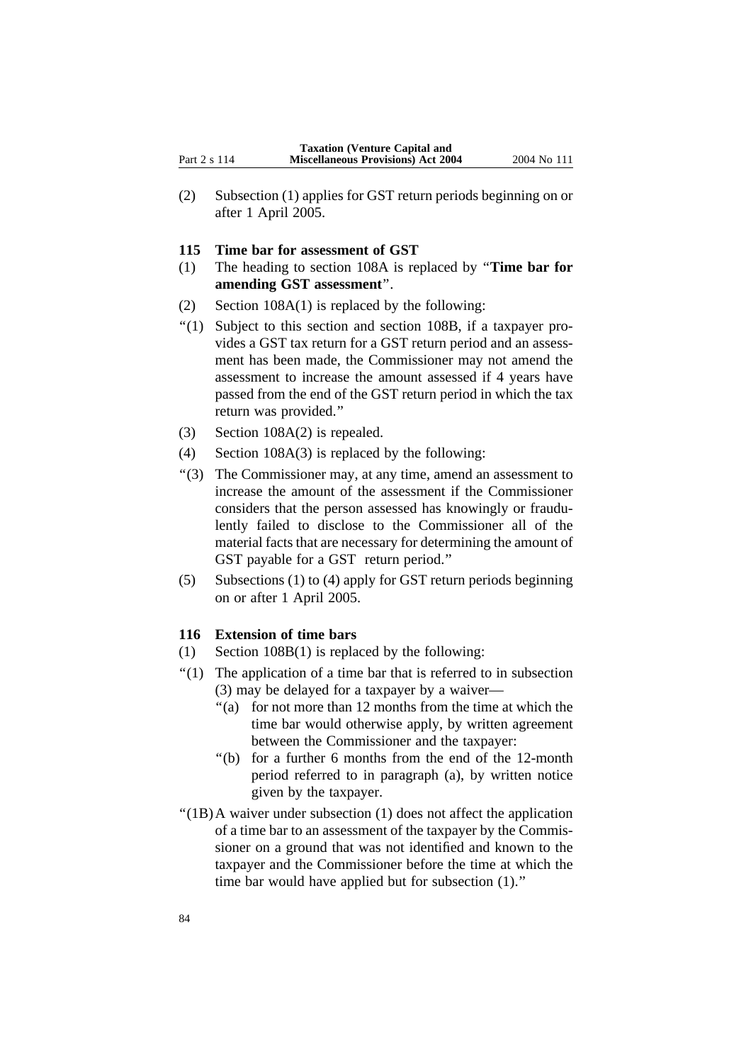(2) Subsection (1) applies for GST return periods beginning on or after 1 April 2005.

### 115 Time bar for assessment of GST

(1) The heading to section 108A is replaced by "**Time bar for amending GST assessment**".

(2) Section 108A(1) is replaced by the following:

"(1) Subject to this section and section 108B, if a taxpayer provides a GST tax return for a GST return period and an assessment has been made, the Commissioner may not amend the assessment to increase the amount assessed if 4 years have passed from the end of the GST return period in which the tax return was provided."

(3) Section 108A(2) is repealed.

(4) Section 108A(3) is replaced by the following:

"(3) The Commissioner may, at any time, amend an assessment to increase the amount of the assessment if the Commissioner considers that the person assessed has knowingly or fraudulently failed to disclose to the Commissioner all of the material facts that are necessary for determining the amount of GST payable for a GST return period."

(5) Subsections (1) to (4) apply for GST return periods beginning on or after 1 April 2005.

### 116 Extension of time bars

(1) Section 108B(1) is replaced by the following:

"(1) The application of a time bar that is referred to in subsection (3) may be delayed for a taxpayer by a waiver—

"(a) for not more than 12 months from the time at which the time bar would otherwise apply, by written agreement between the Commissioner and the taxpayer:

"(b) for a further 6 months from the end of the 12-month period referred to in paragraph (a), by written notice given by the taxpayer.

"(1B) A waiver under subsection (1) does not affect the application of a time bar to an assessment of the taxpayer by the Commissioner on a ground that was not identified and known to the taxpayer and the Commissioner before the time at which the time bar would have applied but for subsection (1)."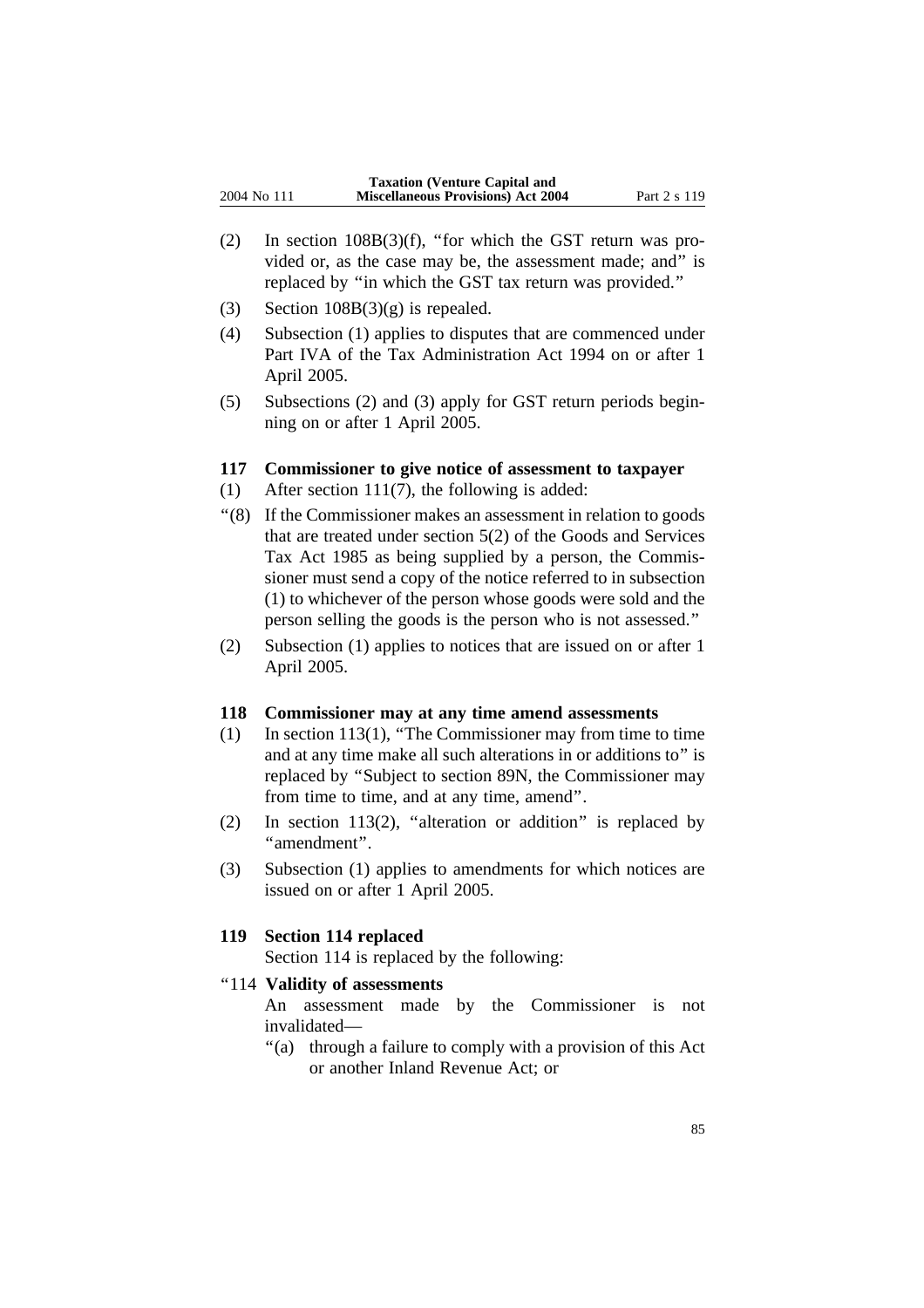(2) In section 108B(3)(f), "for which the GST return was provided or, as the case may be, the assessment made; and" is replaced by "in which the GST tax return was provided."

(3) Section 108B(3)(g) is repealed.

(4) Subsection (1) applies to disputes that are commenced under Part IVA of the Tax Administration Act 1994 on or after 1 April 2005.

(5) Subsections (2) and (3) apply for GST return periods beginning on or after 1 April 2005.

### 117 Commissioner to give notice of assessment to taxpayer

(1) After section 111(7), the following is added:

"(8) If the Commissioner makes an assessment in relation to goods that are treated under section 5(2) of the Goods and Services Tax Act 1985 as being supplied by a person, the Commissioner must send a copy of the notice referred to in subsection (1) to whichever of the person whose goods were sold and the person selling the goods is the person who is not assessed."

(2) Subsection (1) applies to notices that are issued on or after 1 April 2005.

### 118 Commissioner may at any time amend assessments

(1) In section 113(1), "The Commissioner may from time to time and at any time make all such alterations in or additions to" is replaced by "Subject to section 89N, the Commissioner may from time to time, and at any time, amend".

(2) In section 113(2), "alteration or addition" is replaced by "amendment".

(3) Subsection (1) applies to amendments for which notices are issued on or after 1 April 2005.

### 119 Section 114 replaced

Section 114 is replaced by the following:

"114 **Validity of assessments**

An assessment made by the Commissioner is not invalidated—

"(a) through a failure to comply with a provision of this Act or another Inland Revenue Act; or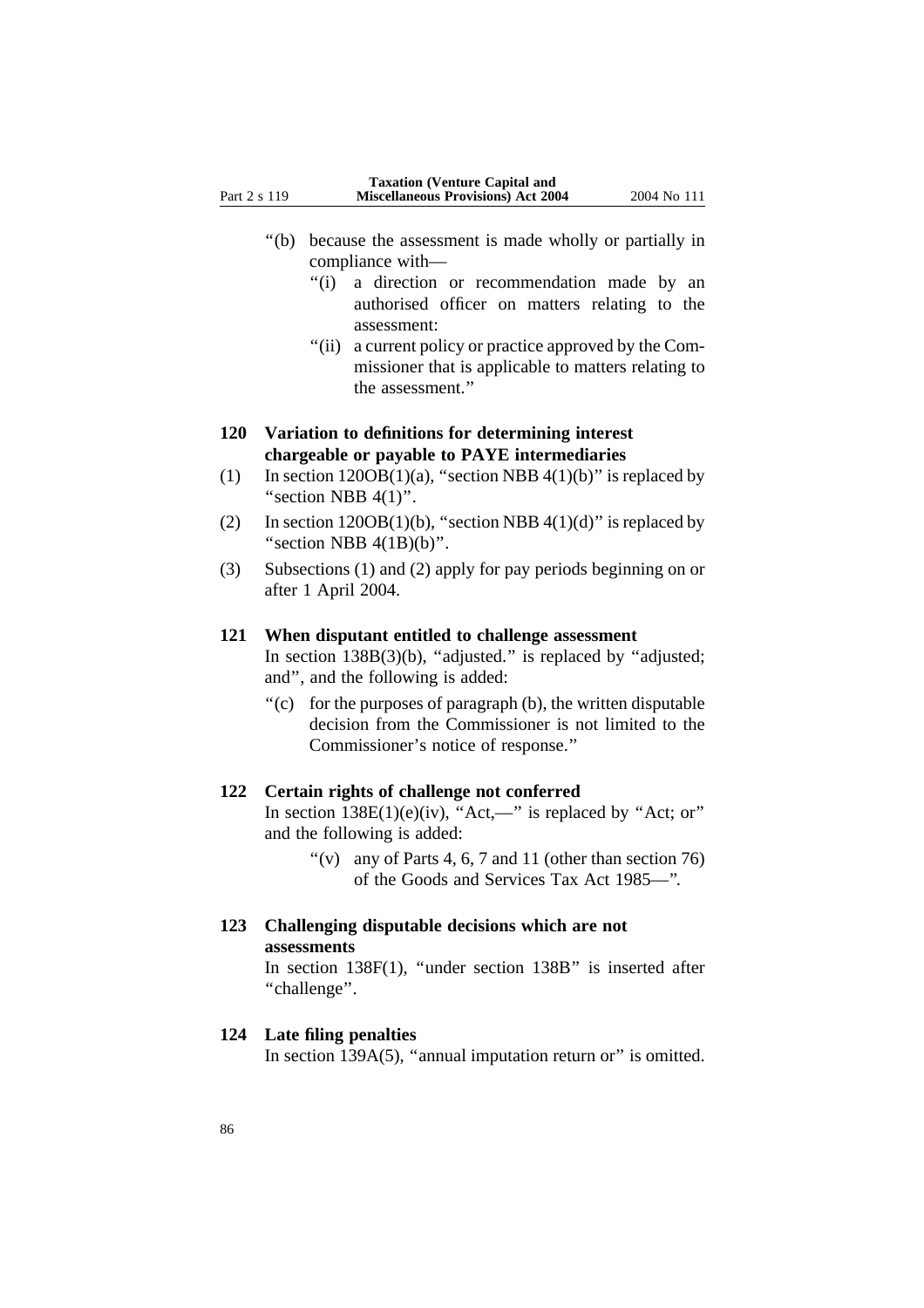"(b) because the assessment is made wholly or partially in compliance with—

"(i) a direction or recommendation made by an authorised officer on matters relating to the assessment:

"(ii) a current policy or practice approved by the Commissioner that is applicable to matters relating to the assessment."

**120 Variation to definitions for determining interest chargeable or payable to PAYE intermediaries**

(1) In section 120OB(1)(a), "section NBB 4(1)(b)" is replaced by "section NBB 4(1)".

(2) In section 120OB(1)(b), "section NBB 4(1)(d)" is replaced by "section NBB 4(1B)(b)".

(3) Subsections (1) and (2) apply for pay periods beginning on or after 1 April 2004.

**121 When disputant entitled to challenge assessment**

In section 138B(3)(b), "adjusted." is replaced by "adjusted; and", and the following is added:

"(c) for the purposes of paragraph (b), the written disputable decision from the Commissioner is not limited to the Commissioner's notice of response."

**122 Certain rights of challenge not conferred**

In section 138E(1)(e)(iv), "Act,—" is replaced by "Act; or" and the following is added:

"(v) any of Parts 4, 6, 7 and 11 (other than section 76) of the Goods and Services Tax Act 1985—".

**123 Challenging disputable decisions which are not assessments**

In section 138F(1), "under section 138B" is inserted after "challenge".

**124 Late filing penalties**

In section 139A(5), "annual imputation return or" is omitted.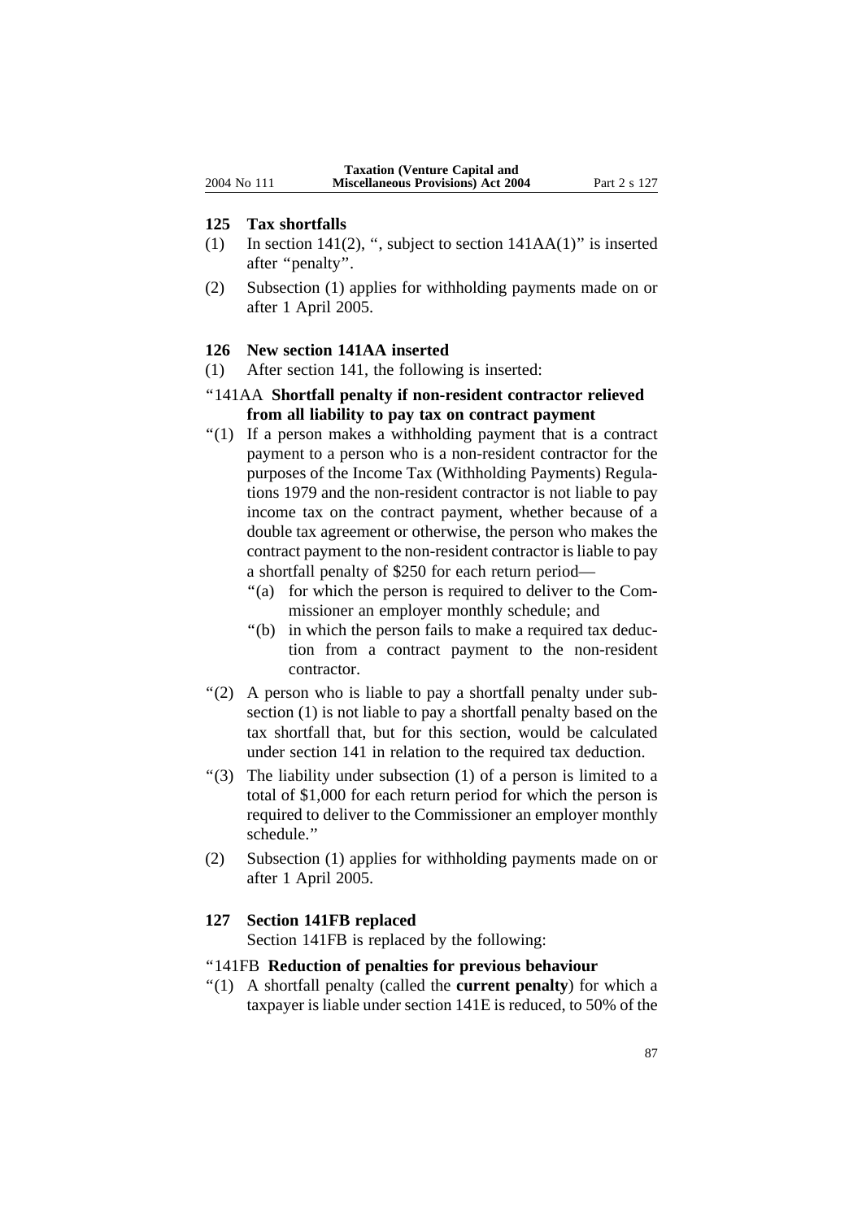### 125 Tax shortfalls

(1) In section 141(2), ", subject to section 141AA(1)" is inserted after "penalty".

(2) Subsection (1) applies for withholding payments made on or after 1 April 2005.

### 126 New section 141AA inserted

(1) After section 141, the following is inserted:

"141AA **Shortfall penalty if non-resident contractor relieved from all liability to pay tax on contract payment**

"(1) If a person makes a withholding payment that is a contract payment to a person who is a non-resident contractor for the purposes of the Income Tax (Withholding Payments) Regulations 1979 and the non-resident contractor is not liable to pay income tax on the contract payment, whether because of a double tax agreement or otherwise, the person who makes the contract payment to the non-resident contractor is liable to pay a shortfall penalty of $250 for each return period—

"(a) for which the person is required to deliver to the Commissioner an employer monthly schedule; and

"(b) in which the person fails to make a required tax deduction from a contract payment to the non-resident contractor.

"(2) A person who is liable to pay a shortfall penalty under subsection (1) is not liable to pay a shortfall penalty based on the tax shortfall that, but for this section, would be calculated under section 141 in relation to the required tax deduction.

"(3) The liability under subsection (1) of a person is limited to a total of $1,000 for each return period for which the person is required to deliver to the Commissioner an employer monthly schedule."

(2) Subsection (1) applies for withholding payments made on or after 1 April 2005.

### 127 Section 141FB replaced

Section 141FB is replaced by the following:

"141FB **Reduction of penalties for previous behaviour**

"(1) A shortfall penalty (called the **current penalty**) for which a taxpayer is liable under section 141E is reduced, to 50% of the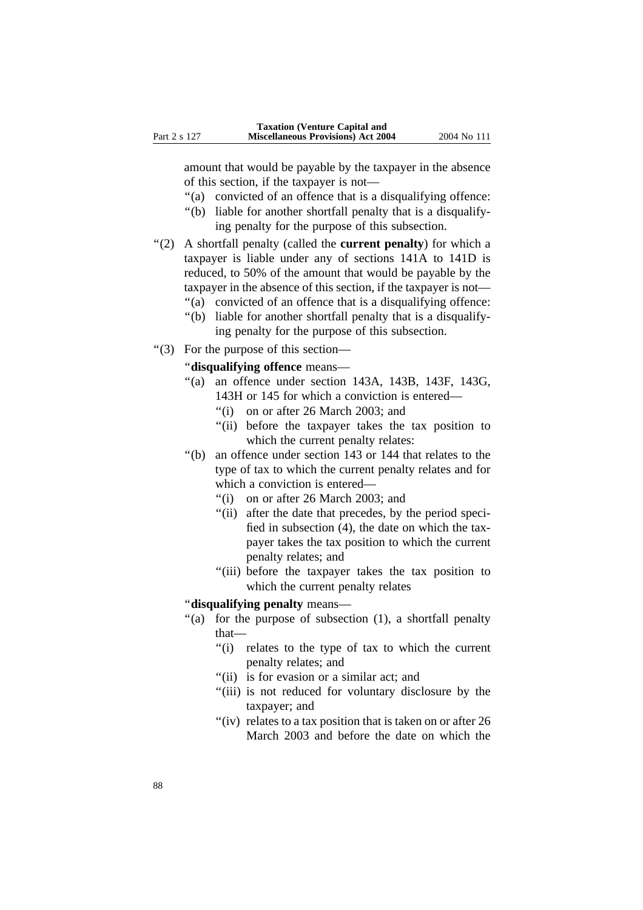amount that would be payable by the taxpayer in the absence of this section, if the taxpayer is not—

"(a) convicted of an offence that is a disqualifying offence:

"(b) liable for another shortfall penalty that is a disqualifying penalty for the purpose of this subsection.

"(2) A shortfall penalty (called the **current penalty**) for which a taxpayer is liable under any of sections 141A to 141D is reduced, to 50% of the amount that would be payable by the taxpayer in the absence of this section, if the taxpayer is not—

"(a) convicted of an offence that is a disqualifying offence:

"(b) liable for another shortfall penalty that is a disqualifying penalty for the purpose of this subsection.

"(3) For the purpose of this section—

"**disqualifying offence** means—

"(a) an offence under section 143A, 143B, 143F, 143G, 143H or 145 for which a conviction is entered—

"(i) on or after 26 March 2003; and

"(ii) before the taxpayer takes the tax position to which the current penalty relates:

"(b) an offence under section 143 or 144 that relates to the type of tax to which the current penalty relates and for which a conviction is entered—

"(i) on or after 26 March 2003; and

"(ii) after the date that precedes, by the period specified in subsection (4), the date on which the taxpayer takes the tax position to which the current penalty relates; and

"(iii) before the taxpayer takes the tax position to which the current penalty relates

"**disqualifying penalty** means—

"(a) for the purpose of subsection (1), a shortfall penalty that—

"(i) relates to the type of tax to which the current penalty relates; and

"(ii) is for evasion or a similar act; and

"(iii) is not reduced for voluntary disclosure by the taxpayer; and

"(iv) relates to a tax position that is taken on or after 26 March 2003 and before the date on which the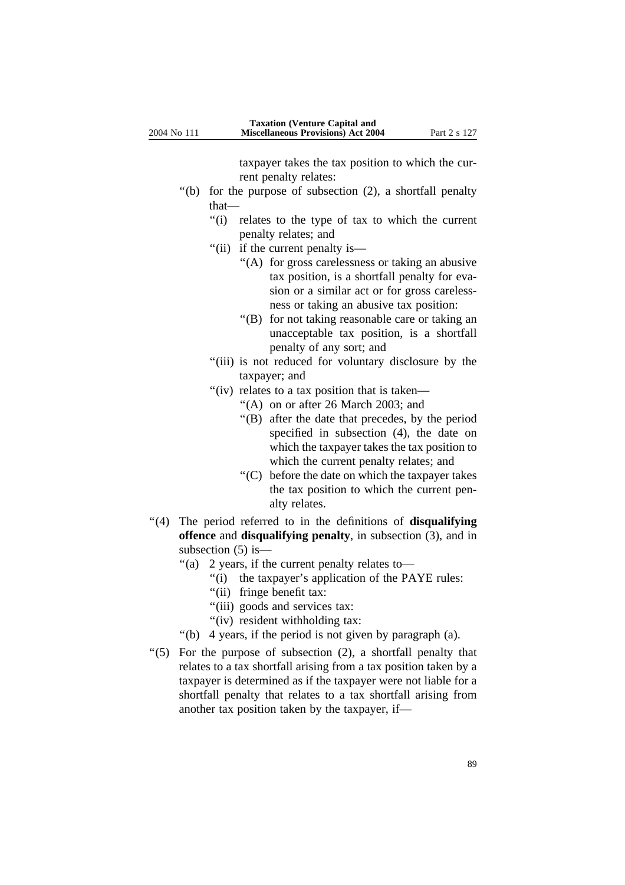taxpayer takes the tax position to which the current penalty relates:

“(b) for the purpose of subsection (2), a shortfall penalty that—

“(i) relates to the type of tax to which the current penalty relates; and

“(ii) if the current penalty is—

“(A) for gross carelessness or taking an abusive tax position, is a shortfall penalty for evasion or a similar act or for gross carelessness or taking an abusive tax position:

“(B) for not taking reasonable care or taking an unacceptable tax position, is a shortfall penalty of any sort; and

“(iii) is not reduced for voluntary disclosure by the taxpayer; and

“(iv) relates to a tax position that is taken—

“(A) on or after 26 March 2003; and

“(B) after the date that precedes, by the period specified in subsection (4), the date on which the taxpayer takes the tax position to which the current penalty relates; and

“(C) before the date on which the taxpayer takes the tax position to which the current penalty relates.

“(4) The period referred to in the definitions of **disqualifying offence** and **disqualifying penalty**, in subsection (3), and in subsection (5) is—

“(a) 2 years, if the current penalty relates to—

“(i) the taxpayer’s application of the PAYE rules:

“(ii) fringe benefit tax:

“(iii) goods and services tax:

“(iv) resident withholding tax:

“(b) 4 years, if the period is not given by paragraph (a).

“(5) For the purpose of subsection (2), a shortfall penalty that relates to a tax shortfall arising from a tax position taken by a taxpayer is determined as if the taxpayer were not liable for a shortfall penalty that relates to a tax shortfall arising from another tax position taken by the taxpayer, if—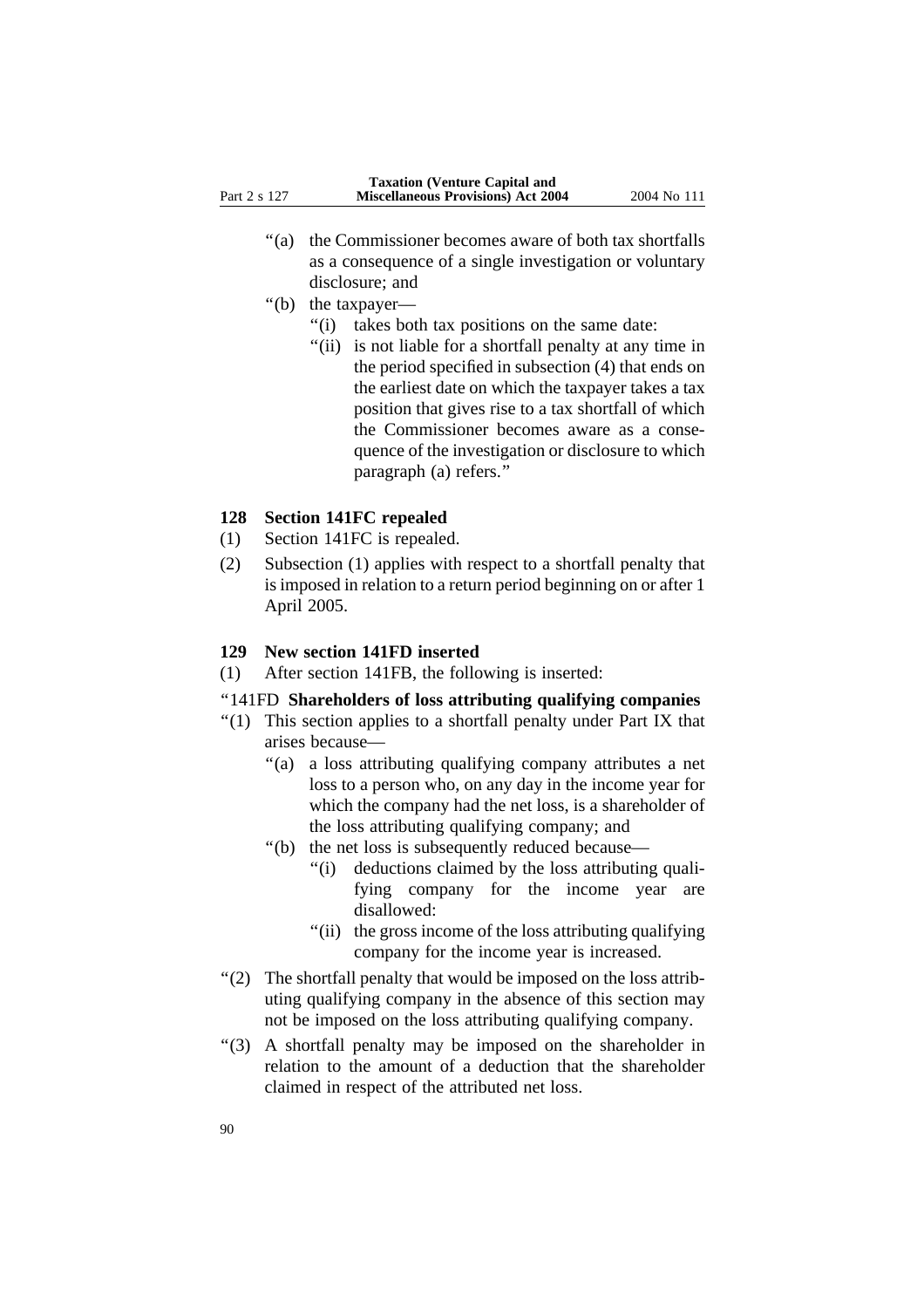"(a) the Commissioner becomes aware of both tax shortfalls as a consequence of a single investigation or voluntary disclosure; and

"(b) the taxpayer—

"(i) takes both tax positions on the same date:

"(ii) is not liable for a shortfall penalty at any time in the period specified in subsection (4) that ends on the earliest date on which the taxpayer takes a tax position that gives rise to a tax shortfall of which the Commissioner becomes aware as a consequence of the investigation or disclosure to which paragraph (a) refers."

### 128 Section 141FC repealed

(1) Section 141FC is repealed.

(2) Subsection (1) applies with respect to a shortfall penalty that is imposed in relation to a return period beginning on or after 1 April 2005.

### 129 New section 141FD inserted

(1) After section 141FB, the following is inserted:

"141FD **Shareholders of loss attributing qualifying companies**

"(1) This section applies to a shortfall penalty under Part IX that arises because—

"(a) a loss attributing qualifying company attributes a net loss to a person who, on any day in the income year for which the company had the net loss, is a shareholder of the loss attributing qualifying company; and

"(b) the net loss is subsequently reduced because—

"(i) deductions claimed by the loss attributing qualifying company for the income year are disallowed:

"(ii) the gross income of the loss attributing qualifying company for the income year is increased.

"(2) The shortfall penalty that would be imposed on the loss attributing qualifying company in the absence of this section may not be imposed on the loss attributing qualifying company.

"(3) A shortfall penalty may be imposed on the shareholder in relation to the amount of a deduction that the shareholder claimed in respect of the attributed net loss.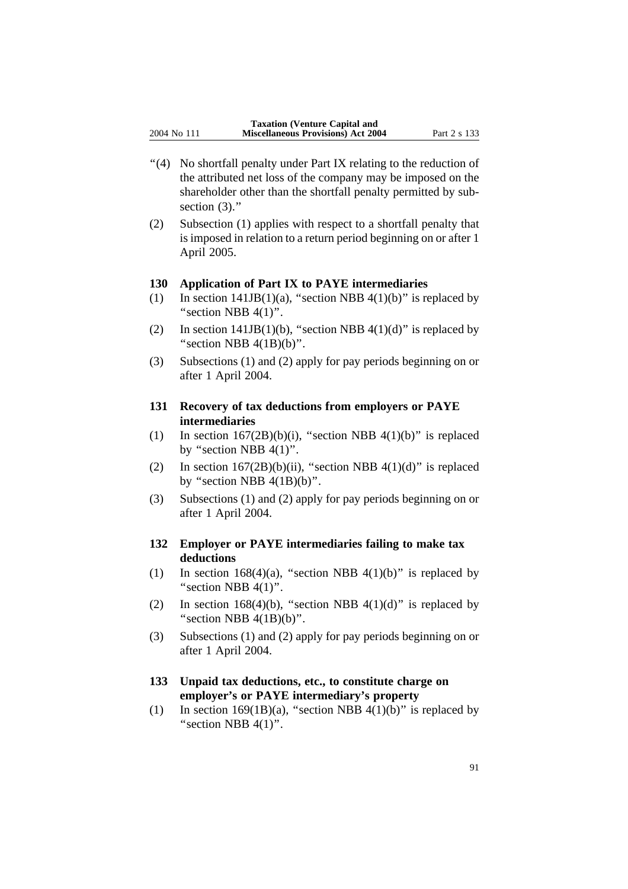"(4) No shortfall penalty under Part IX relating to the reduction of the attributed net loss of the company may be imposed on the shareholder other than the shortfall penalty permitted by subsection (3)."

(2) Subsection (1) applies with respect to a shortfall penalty that is imposed in relation to a return period beginning on or after 1 April 2005.

### 130 Application of Part IX to PAYE intermediaries

(1) In section 141JB(1)(a), "section NBB 4(1)(b)" is replaced by "section NBB 4(1)".

(2) In section 141JB(1)(b), "section NBB 4(1)(d)" is replaced by "section NBB 4(1B)(b)".

(3) Subsections (1) and (2) apply for pay periods beginning on or after 1 April 2004.

### 131 Recovery of tax deductions from employers or PAYE intermediaries

(1) In section 167(2B)(b)(i), "section NBB 4(1)(b)" is replaced by "section NBB 4(1)".

(2) In section 167(2B)(b)(ii), "section NBB 4(1)(d)" is replaced by "section NBB 4(1B)(b)".

(3) Subsections (1) and (2) apply for pay periods beginning on or after 1 April 2004.

### 132 Employer or PAYE intermediaries failing to make tax deductions

(1) In section 168(4)(a), "section NBB 4(1)(b)" is replaced by "section NBB 4(1)".

(2) In section 168(4)(b), "section NBB 4(1)(d)" is replaced by "section NBB 4(1B)(b)".

(3) Subsections (1) and (2) apply for pay periods beginning on or after 1 April 2004.

### 133 Unpaid tax deductions, etc., to constitute charge on employer's or PAYE intermediary's property

(1) In section 169(1B)(a), "section NBB 4(1)(b)" is replaced by "section NBB 4(1)".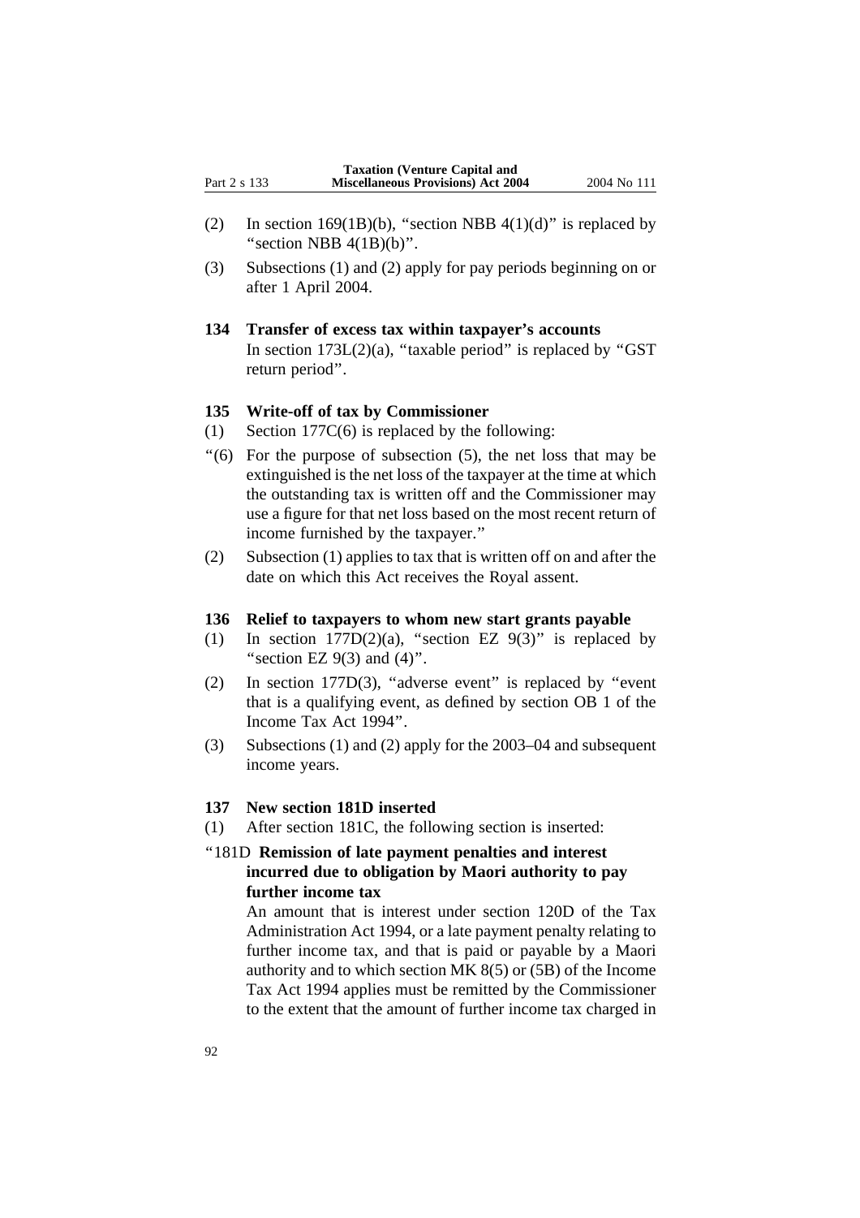(2) In section 169(1B)(b), "section NBB 4(1)(d)" is replaced by "section NBB 4(1B)(b)".

(3) Subsections (1) and (2) apply for pay periods beginning on or after 1 April 2004.

### 134 Transfer of excess tax within taxpayer's accounts

In section 173L(2)(a), "taxable period" is replaced by "GST return period".

### 135 Write-off of tax by Commissioner

(1) Section 177C(6) is replaced by the following:

"(6) For the purpose of subsection (5), the net loss that may be extinguished is the net loss of the taxpayer at the time at which the outstanding tax is written off and the Commissioner may use a figure for that net loss based on the most recent return of income furnished by the taxpayer."

(2) Subsection (1) applies to tax that is written off on and after the date on which this Act receives the Royal assent.

### 136 Relief to taxpayers to whom new start grants payable

(1) In section 177D(2)(a), "section EZ 9(3)" is replaced by "section EZ 9(3) and (4)".

(2) In section 177D(3), "adverse event" is replaced by "event that is a qualifying event, as defined by section OB 1 of the Income Tax Act 1994".

(3) Subsections (1) and (2) apply for the 2003–04 and subsequent income years.

### 137 New section 181D inserted

(1) After section 181C, the following section is inserted:

"181D **Remission of late payment penalties and interest incurred due to obligation by Maori authority to pay further income tax**

An amount that is interest under section 120D of the Tax Administration Act 1994, or a late payment penalty relating to further income tax, and that is paid or payable by a Maori authority and to which section MK 8(5) or (5B) of the Income Tax Act 1994 applies must be remitted by the Commissioner to the extent that the amount of further income tax charged in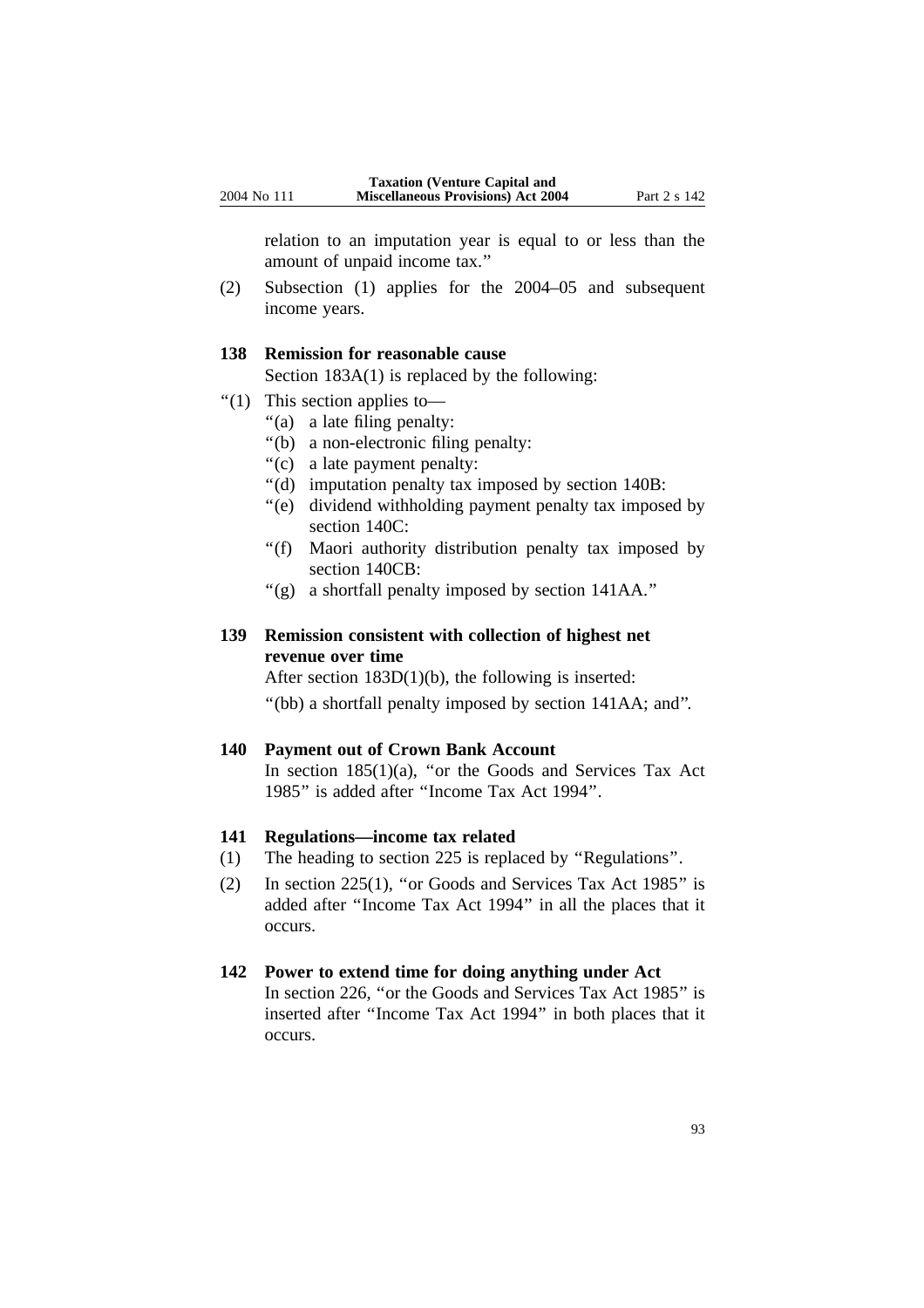relation to an imputation year is equal to or less than the amount of unpaid income tax.''

(2) Subsection (1) applies for the 2004–05 and subsequent income years.

### 138 Remission for reasonable cause

Section 183A(1) is replaced by the following:

''(1) This section applies to—

''(a) a late filing penalty:

''(b) a non-electronic filing penalty:

''(c) a late payment penalty:

''(d) imputation penalty tax imposed by section 140B:

''(e) dividend withholding payment penalty tax imposed by section 140C:

''(f) Maori authority distribution penalty tax imposed by section 140CB:

''(g) a shortfall penalty imposed by section 141AA.''

### 139 Remission consistent with collection of highest net revenue over time

After section 183D(1)(b), the following is inserted:

''(bb) a shortfall penalty imposed by section 141AA; and''.

### 140 Payment out of Crown Bank Account

In section 185(1)(a), ''or the Goods and Services Tax Act 1985'' is added after ''Income Tax Act 1994''.

### 141 Regulations—income tax related

(1) The heading to section 225 is replaced by ''Regulations''.

(2) In section 225(1), ''or Goods and Services Tax Act 1985'' is added after ''Income Tax Act 1994'' in all the places that it occurs.

### 142 Power to extend time for doing anything under Act

In section 226, ''or the Goods and Services Tax Act 1985'' is inserted after ''Income Tax Act 1994'' in both places that it occurs.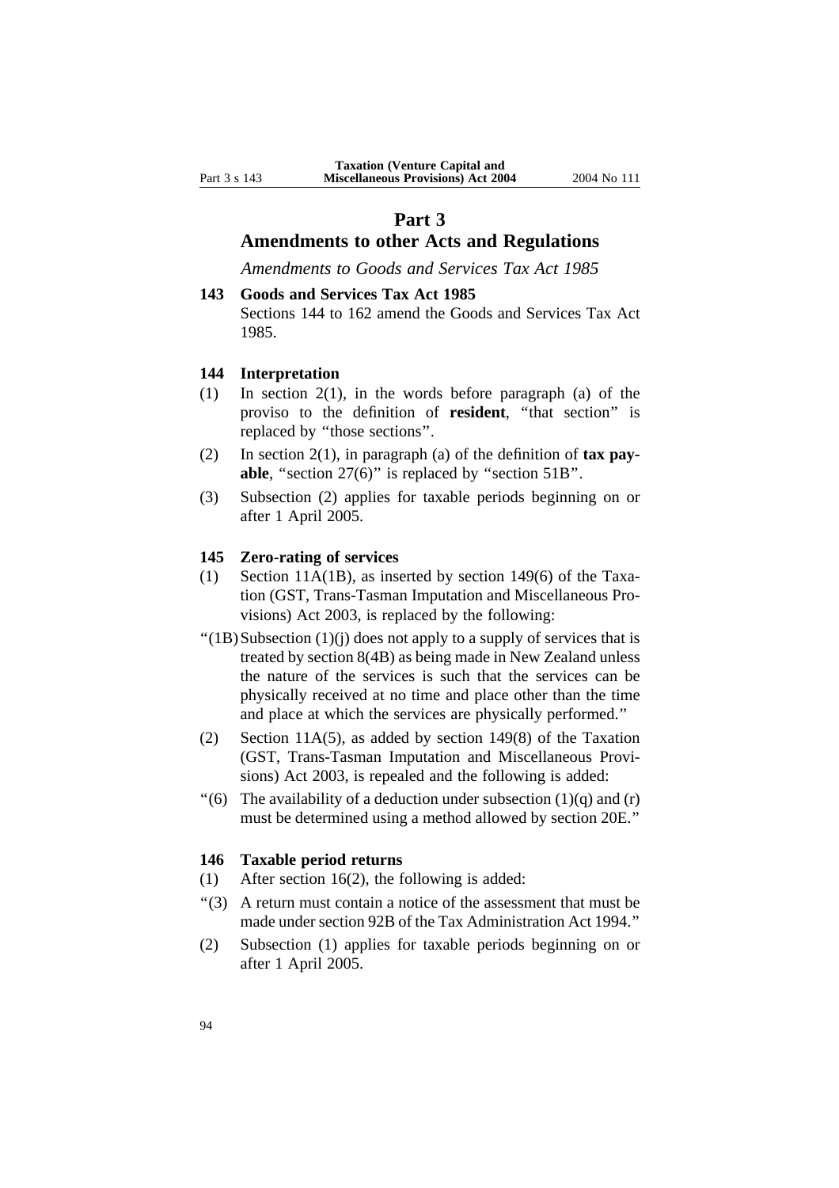# Part 3

## Amendments to other Acts and Regulations

*Amendments to Goods and Services Tax Act 1985*

### 143 Goods and Services Tax Act 1985

Sections 144 to 162 amend the Goods and Services Tax Act 1985.

### 144 Interpretation

(1) In section 2(1), in the words before paragraph (a) of the proviso to the definition of **resident**, "that section" is replaced by "those sections".

(2) In section 2(1), in paragraph (a) of the definition of **tax payable**, "section 27(6)" is replaced by "section 51B".

(3) Subsection (2) applies for taxable periods beginning on or after 1 April 2005.

### 145 Zero-rating of services

(1) Section 11A(1B), as inserted by section 149(6) of the Taxation (GST, Trans-Tasman Imputation and Miscellaneous Provisions) Act 2003, is replaced by the following:

"(1B) Subsection (1)(j) does not apply to a supply of services that is treated by section 8(4B) as being made in New Zealand unless the nature of the services is such that the services can be physically received at no time and place other than the time and place at which the services are physically performed."

(2) Section 11A(5), as added by section 149(8) of the Taxation (GST, Trans-Tasman Imputation and Miscellaneous Provisions) Act 2003, is repealed and the following is added:

"(6) The availability of a deduction under subsection (1)(q) and (r) must be determined using a method allowed by section 20E."

### 146 Taxable period returns

(1) After section 16(2), the following is added:

"(3) A return must contain a notice of the assessment that must be made under section 92B of the Tax Administration Act 1994."

(2) Subsection (1) applies for taxable periods beginning on or after 1 April 2005.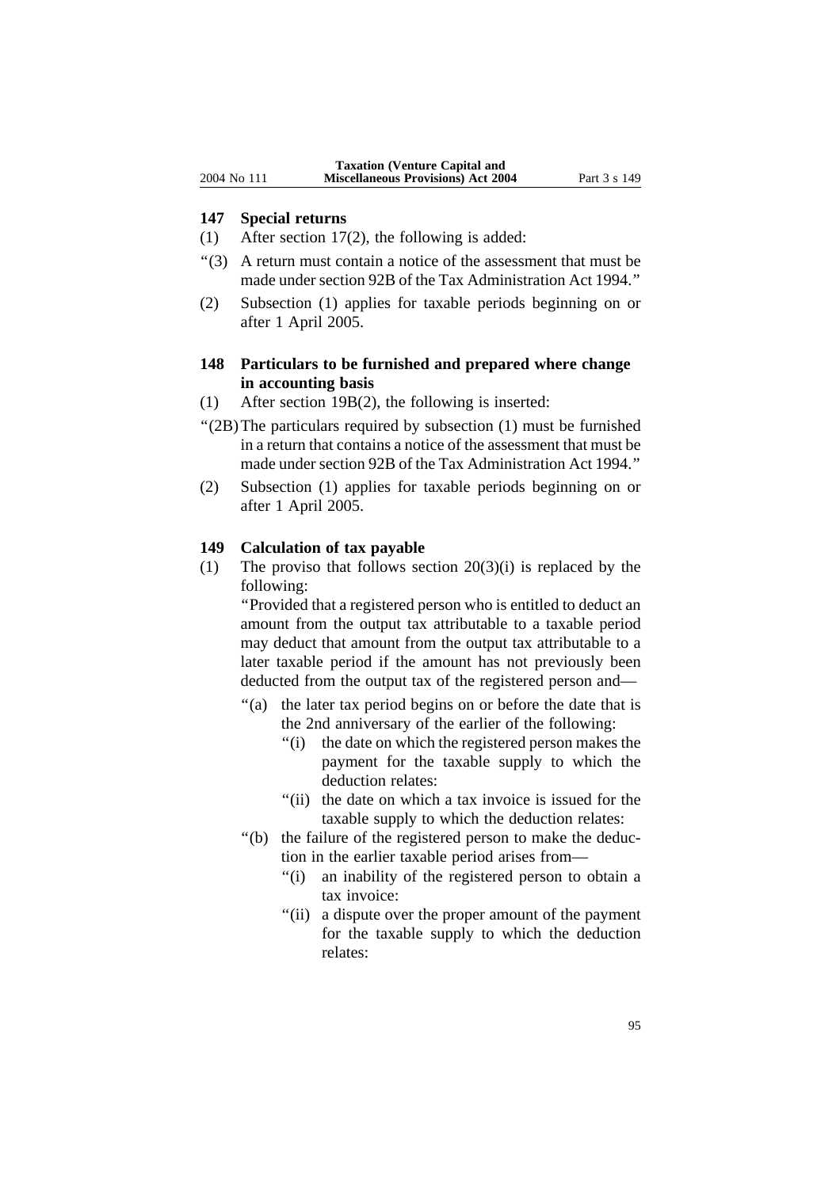### 147 Special returns

(1) After section 17(2), the following is added:

"(3) A return must contain a notice of the assessment that must be made under section 92B of the Tax Administration Act 1994."

(2) Subsection (1) applies for taxable periods beginning on or after 1 April 2005.

### 148 Particulars to be furnished and prepared where change in accounting basis

(1) After section 19B(2), the following is inserted:

"(2B) The particulars required by subsection (1) must be furnished in a return that contains a notice of the assessment that must be made under section 92B of the Tax Administration Act 1994."

(2) Subsection (1) applies for taxable periods beginning on or after 1 April 2005.

### 149 Calculation of tax payable

(1) The proviso that follows section 20(3)(i) is replaced by the following:

"Provided that a registered person who is entitled to deduct an amount from the output tax attributable to a taxable period may deduct that amount from the output tax attributable to a later taxable period if the amount has not previously been deducted from the output tax of the registered person and—

- "(a) the later tax period begins on or before the date that is the 2nd anniversary of the earlier of the following:
  - "(i) the date on which the registered person makes the payment for the taxable supply to which the deduction relates:
  - "(ii) the date on which a tax invoice is issued for the taxable supply to which the deduction relates:
- "(b) the failure of the registered person to make the deduction in the earlier taxable period arises from—
  - "(i) an inability of the registered person to obtain a tax invoice:
  - "(ii) a dispute over the proper amount of the payment for the taxable supply to which the deduction relates: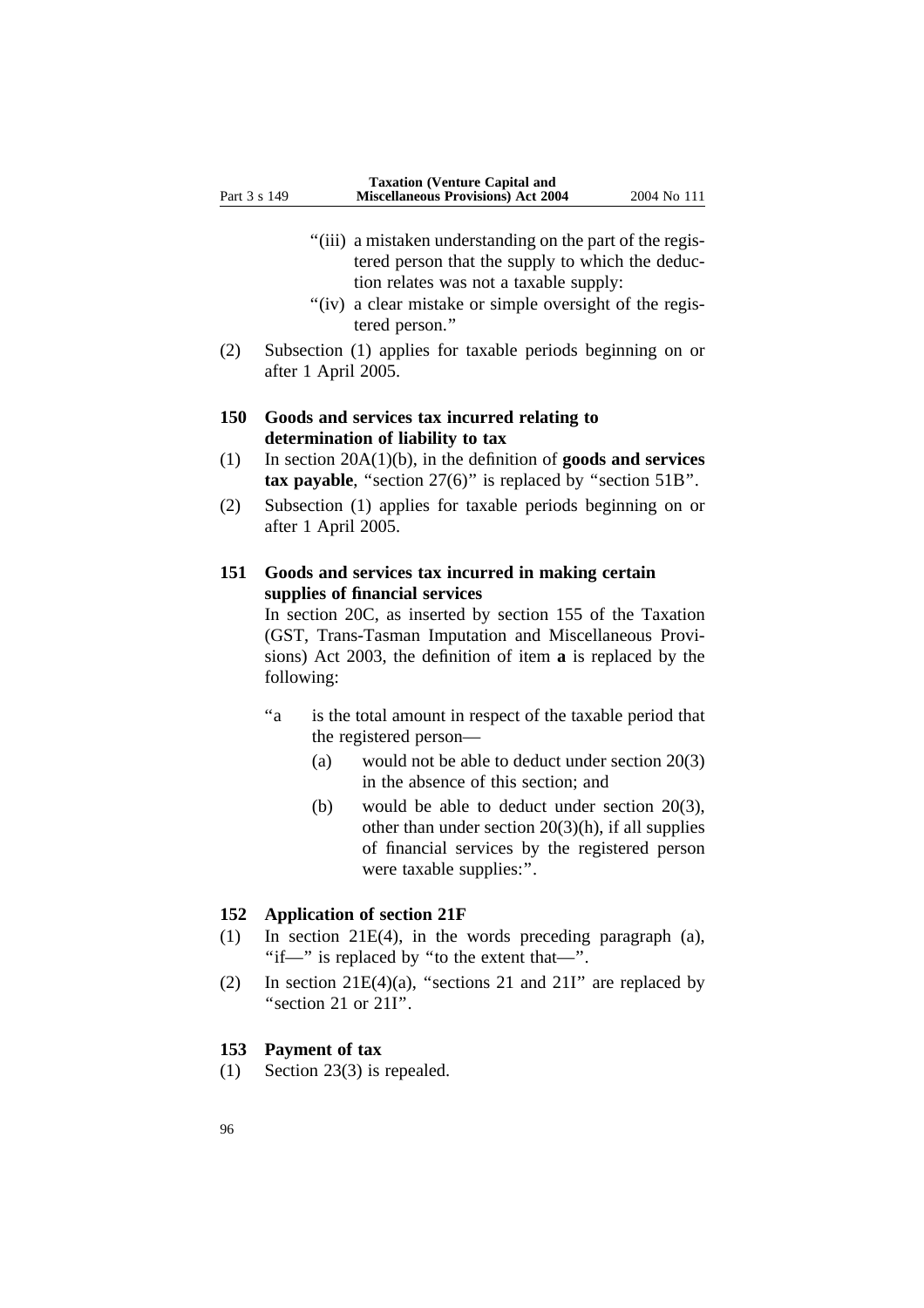“(iii) a mistaken understanding on the part of the registered person that the supply to which the deduction relates was not a taxable supply:

“(iv) a clear mistake or simple oversight of the registered person.”

(2) Subsection (1) applies for taxable periods beginning on or after 1 April 2005.

### 150 Goods and services tax incurred relating to determination of liability to tax

(1) In section 20A(1)(b), in the definition of **goods and services tax payable**, “section 27(6)” is replaced by “section 51B”.

(2) Subsection (1) applies for taxable periods beginning on or after 1 April 2005.

### 151 Goods and services tax incurred in making certain supplies of financial services

In section 20C, as inserted by section 155 of the Taxation (GST, Trans-Tasman Imputation and Miscellaneous Provisions) Act 2003, the definition of item **a** is replaced by the following:

“a is the total amount in respect of the taxable period that the registered person—

(a) would not be able to deduct under section 20(3) in the absence of this section; and

(b) would be able to deduct under section 20(3), other than under section 20(3)(h), if all supplies of financial services by the registered person were taxable supplies:”.

### 152 Application of section 21F

(1) In section 21E(4), in the words preceding paragraph (a), “if—” is replaced by “to the extent that—”.

(2) In section 21E(4)(a), “sections 21 and 21I” are replaced by “section 21 or 21I”.

### 153 Payment of tax

(1) Section 23(3) is repealed.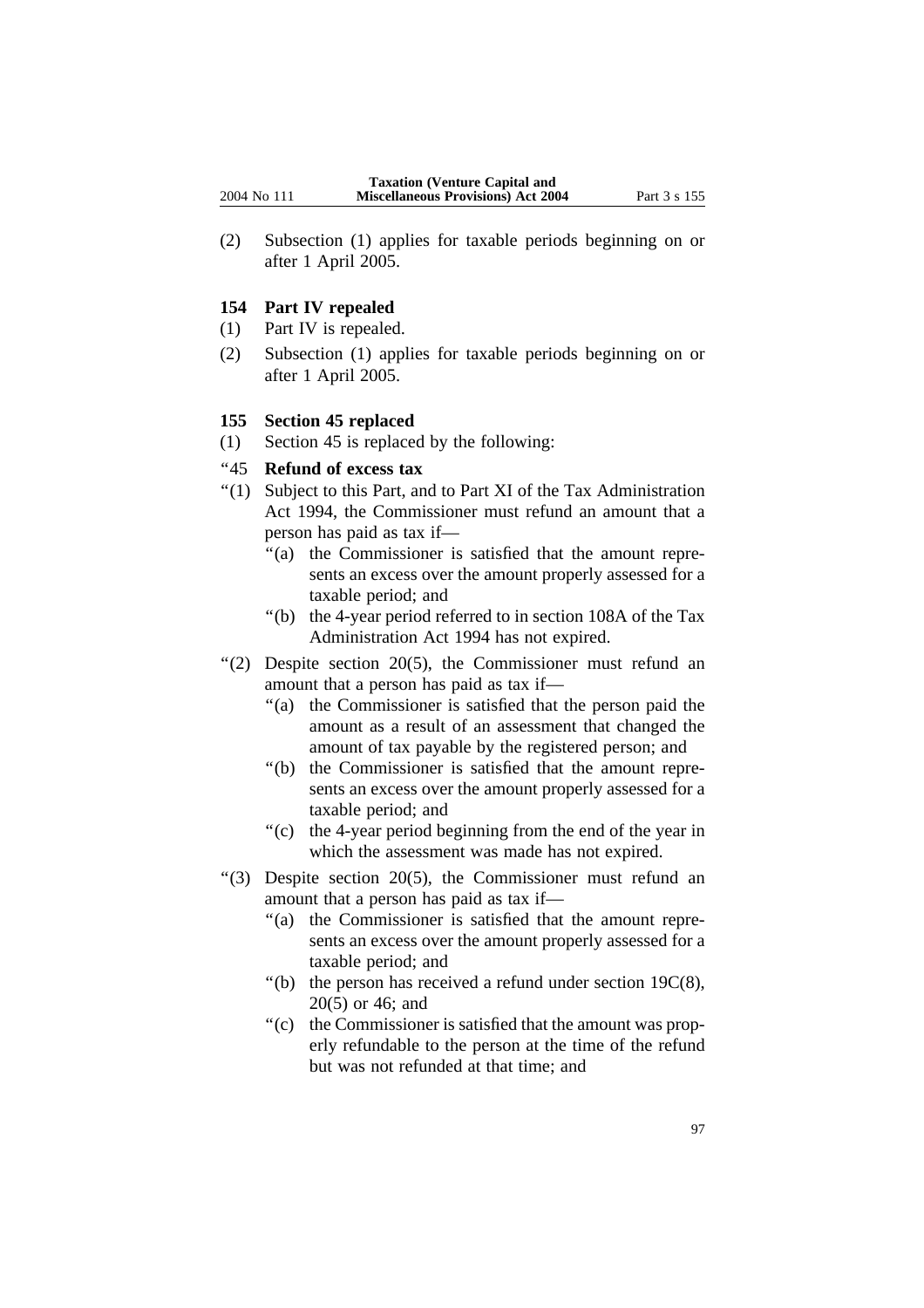(2) Subsection (1) applies for taxable periods beginning on or after 1 April 2005.

### 154 Part IV repealed

(1) Part IV is repealed.

(2) Subsection (1) applies for taxable periods beginning on or after 1 April 2005.

### 155 Section 45 replaced

(1) Section 45 is replaced by the following:

“45 **Refund of excess tax**

“(1) Subject to this Part, and to Part XI of the Tax Administration Act 1994, the Commissioner must refund an amount that a person has paid as tax if—

“(a) the Commissioner is satisfied that the amount represents an excess over the amount properly assessed for a taxable period; and

“(b) the 4-year period referred to in section 108A of the Tax Administration Act 1994 has not expired.

“(2) Despite section 20(5), the Commissioner must refund an amount that a person has paid as tax if—

“(a) the Commissioner is satisfied that the person paid the amount as a result of an assessment that changed the amount of tax payable by the registered person; and

“(b) the Commissioner is satisfied that the amount represents an excess over the amount properly assessed for a taxable period; and

“(c) the 4-year period beginning from the end of the year in which the assessment was made has not expired.

“(3) Despite section 20(5), the Commissioner must refund an amount that a person has paid as tax if—

“(a) the Commissioner is satisfied that the amount represents an excess over the amount properly assessed for a taxable period; and

“(b) the person has received a refund under section 19C(8), 20(5) or 46; and

“(c) the Commissioner is satisfied that the amount was properly refundable to the person at the time of the refund but was not refunded at that time; and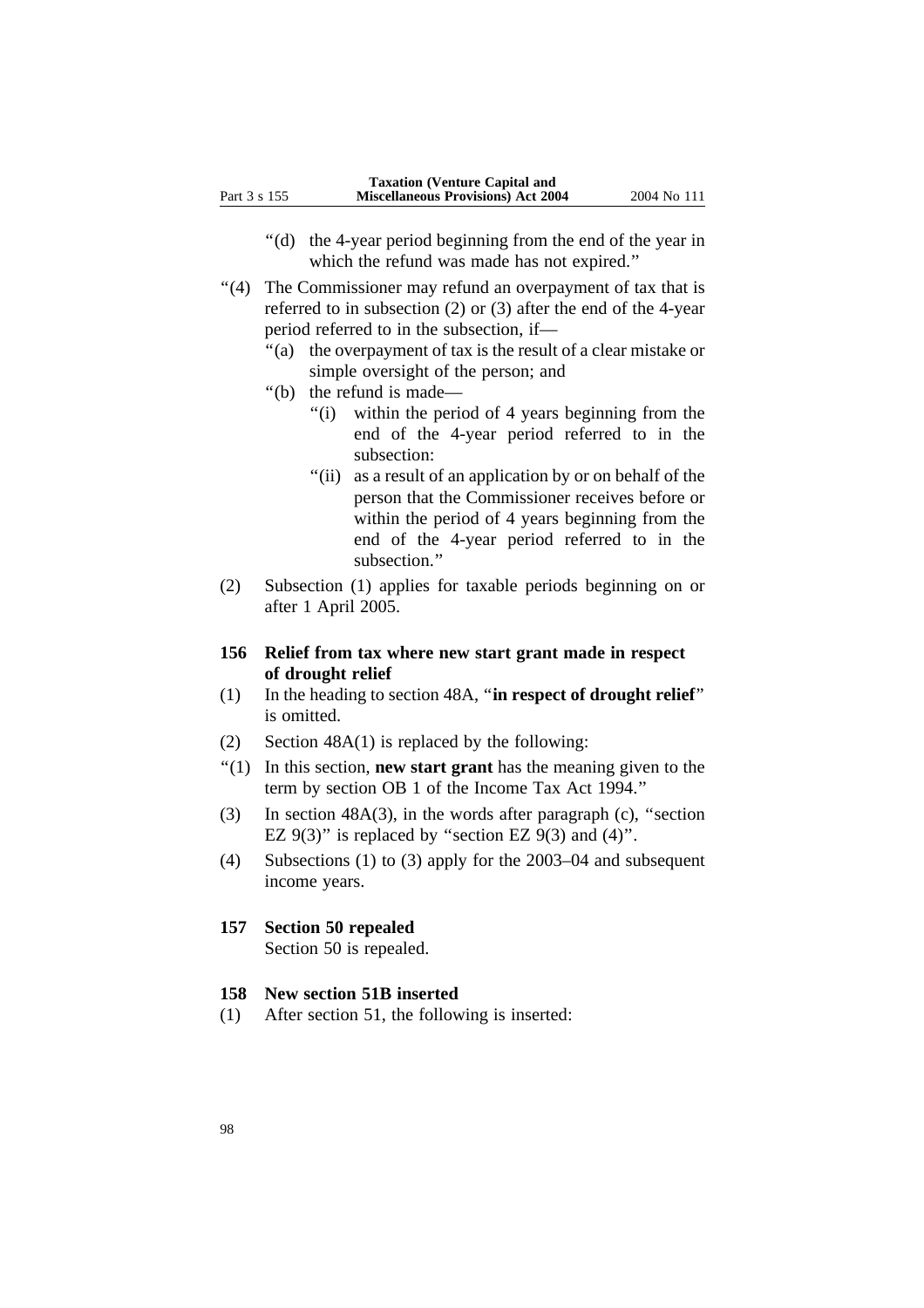“(d) the 4-year period beginning from the end of the year in which the refund was made has not expired.”

“(4) The Commissioner may refund an overpayment of tax that is referred to in subsection (2) or (3) after the end of the 4-year period referred to in the subsection, if—

“(a) the overpayment of tax is the result of a clear mistake or simple oversight of the person; and

“(b) the refund is made—

“(i) within the period of 4 years beginning from the end of the 4-year period referred to in the subsection:

“(ii) as a result of an application by or on behalf of the person that the Commissioner receives before or within the period of 4 years beginning from the end of the 4-year period referred to in the subsection.”

(2) Subsection (1) applies for taxable periods beginning on or after 1 April 2005.

**156 Relief from tax where new start grant made in respect of drought relief**

(1) In the heading to section 48A, “**in respect of drought relief**” is omitted.

(2) Section 48A(1) is replaced by the following:

“(1) In this section, **new start grant** has the meaning given to the term by section OB 1 of the Income Tax Act 1994.”

(3) In section 48A(3), in the words after paragraph (c), “section EZ 9(3)” is replaced by “section EZ 9(3) and (4)”.

(4) Subsections (1) to (3) apply for the 2003–04 and subsequent income years.

**157 Section 50 repealed**

Section 50 is repealed.

**158 New section 51B inserted**

(1) After section 51, the following is inserted: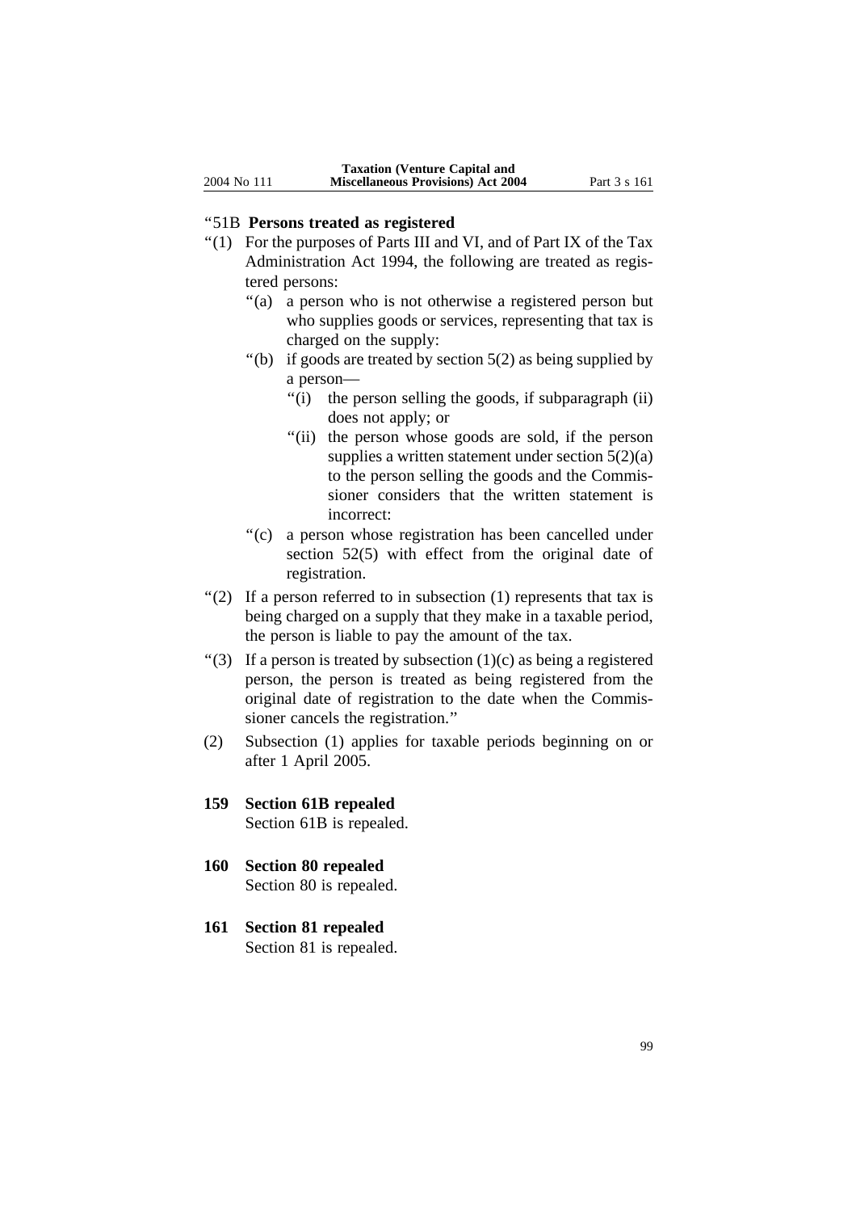"51B **Persons treated as registered**

"(1) For the purposes of Parts III and VI, and of Part IX of the Tax Administration Act 1994, the following are treated as registered persons:

"(a) a person who is not otherwise a registered person but who supplies goods or services, representing that tax is charged on the supply:

"(b) if goods are treated by section 5(2) as being supplied by a person—

"(i) the person selling the goods, if subparagraph (ii) does not apply; or

"(ii) the person whose goods are sold, if the person supplies a written statement under section 5(2)(a) to the person selling the goods and the Commissioner considers that the written statement is incorrect:

"(c) a person whose registration has been cancelled under section 52(5) with effect from the original date of registration.

"(2) If a person referred to in subsection (1) represents that tax is being charged on a supply that they make in a taxable period, the person is liable to pay the amount of the tax.

"(3) If a person is treated by subsection (1)(c) as being a registered person, the person is treated as being registered from the original date of registration to the date when the Commissioner cancels the registration."

(2) Subsection (1) applies for taxable periods beginning on or after 1 April 2005.

**159 Section 61B repealed**

Section 61B is repealed.

**160 Section 80 repealed**

Section 80 is repealed.

**161 Section 81 repealed**

Section 81 is repealed.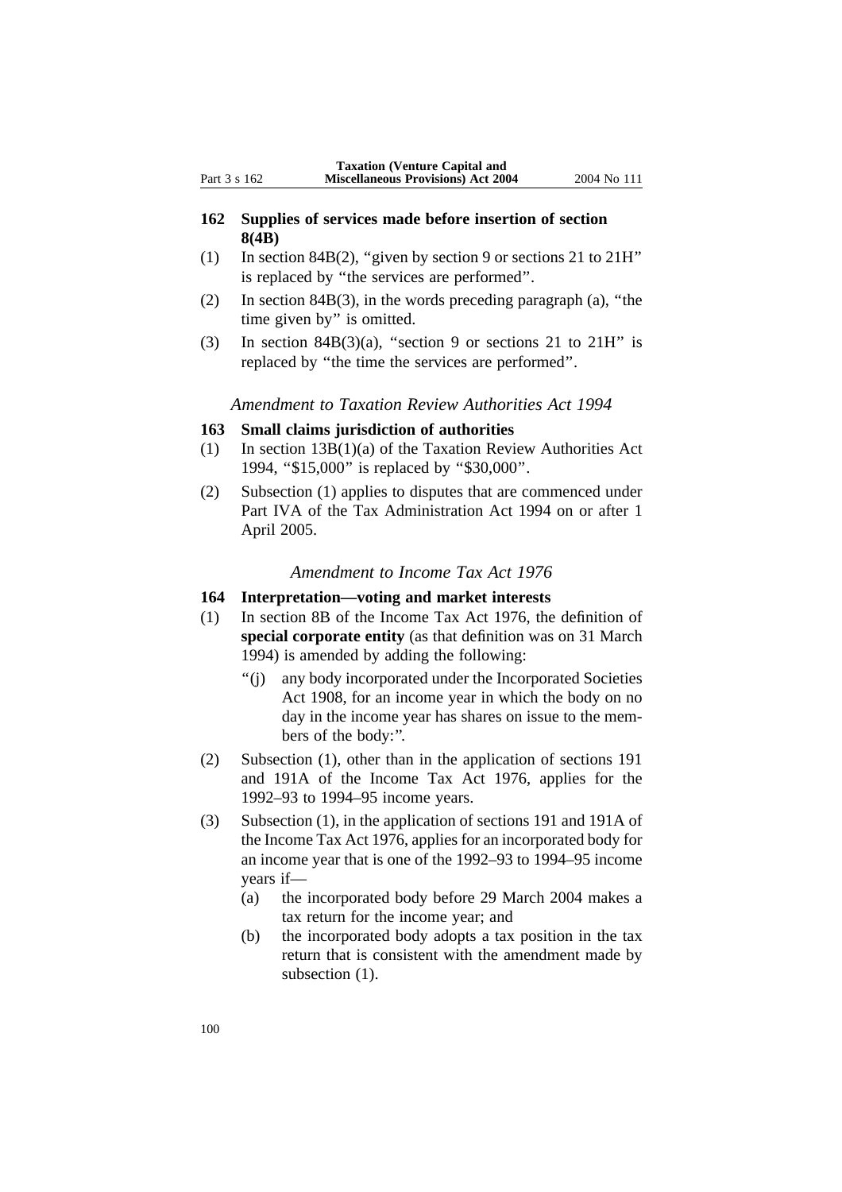### 162 Supplies of services made before insertion of section 8(4B)

(1) In section 84B(2), "given by section 9 or sections 21 to 21H" is replaced by "the services are performed".

(2) In section 84B(3), in the words preceding paragraph (a), "the time given by" is omitted.

(3) In section 84B(3)(a), "section 9 or sections 21 to 21H" is replaced by "the time the services are performed".

*Amendment to Taxation Review Authorities Act 1994*

### 163 Small claims jurisdiction of authorities

(1) In section 13B(1)(a) of the Taxation Review Authorities Act 1994, "$15,000" is replaced by "$30,000".

(2) Subsection (1) applies to disputes that are commenced under Part IVA of the Tax Administration Act 1994 on or after 1 April 2005.

*Amendment to Income Tax Act 1976*

### 164 Interpretation—voting and market interests

(1) In section 8B of the Income Tax Act 1976, the definition of **special corporate entity** (as that definition was on 31 March 1994) is amended by adding the following:

> "(j) any body incorporated under the Incorporated Societies Act 1908, for an income year in which the body on no day in the income year has shares on issue to the members of the body:".

(2) Subsection (1), other than in the application of sections 191 and 191A of the Income Tax Act 1976, applies for the 1992–93 to 1994–95 income years.

(3) Subsection (1), in the application of sections 191 and 191A of the Income Tax Act 1976, applies for an incorporated body for an income year that is one of the 1992–93 to 1994–95 income years if—

> (a) the incorporated body before 29 March 2004 makes a tax return for the income year; and
>
> (b) the incorporated body adopts a tax position in the tax return that is consistent with the amendment made by subsection (1).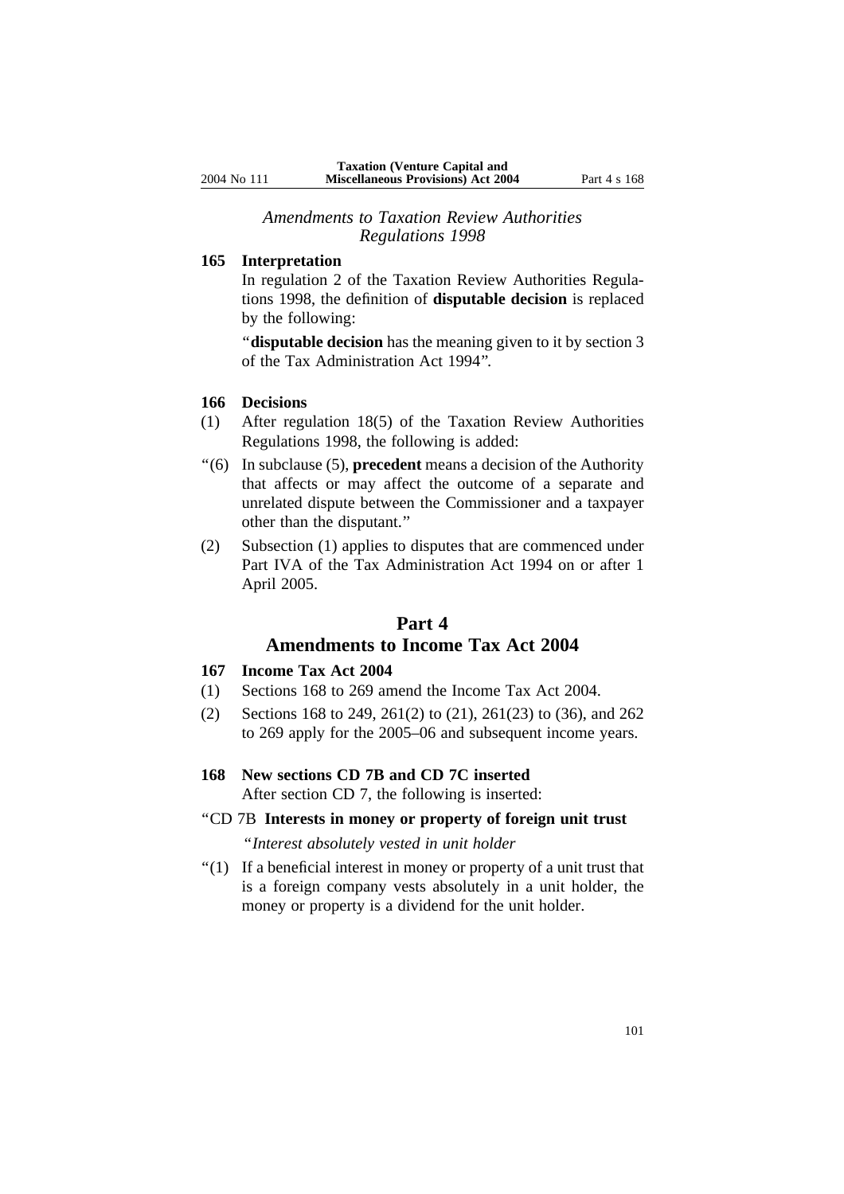*Amendments to Taxation Review Authorities Regulations 1998*

**165 Interpretation**

In regulation 2 of the Taxation Review Authorities Regulations 1998, the definition of **disputable decision** is replaced by the following:

"**disputable decision** has the meaning given to it by section 3 of the Tax Administration Act 1994".

**166 Decisions**

(1) After regulation 18(5) of the Taxation Review Authorities Regulations 1998, the following is added:

"(6) In subclause (5), **precedent** means a decision of the Authority that affects or may affect the outcome of a separate and unrelated dispute between the Commissioner and a taxpayer other than the disputant."

(2) Subsection (1) applies to disputes that are commenced under Part IVA of the Tax Administration Act 1994 on or after 1 April 2005.

## Part 4
## Amendments to Income Tax Act 2004

**167 Income Tax Act 2004**

(1) Sections 168 to 269 amend the Income Tax Act 2004.

(2) Sections 168 to 249, 261(2) to (21), 261(23) to (36), and 262 to 269 apply for the 2005–06 and subsequent income years.

**168 New sections CD 7B and CD 7C inserted**

After section CD 7, the following is inserted:

"CD 7B **Interests in money or property of foreign unit trust**

"*Interest absolutely vested in unit holder*

"(1) If a beneficial interest in money or property of a unit trust that is a foreign company vests absolutely in a unit holder, the money or property is a dividend for the unit holder.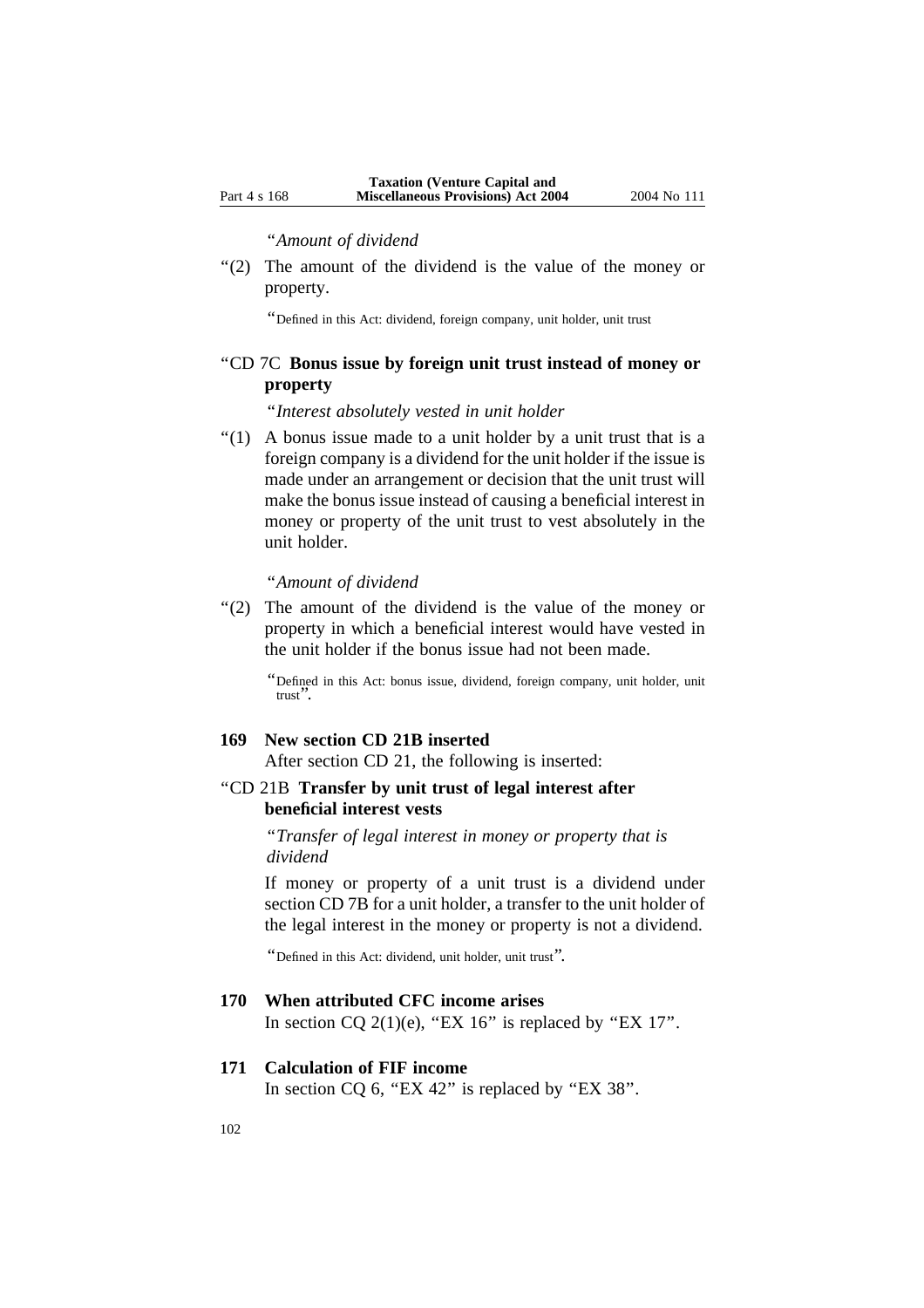"*Amount of dividend*

"(2) The amount of the dividend is the value of the money or property.

"Defined in this Act: dividend, foreign company, unit holder, unit trust

"CD 7C **Bonus issue by foreign unit trust instead of money or property**

"*Interest absolutely vested in unit holder*

"(1) A bonus issue made to a unit holder by a unit trust that is a foreign company is a dividend for the unit holder if the issue is made under an arrangement or decision that the unit trust will make the bonus issue instead of causing a beneficial interest in money or property of the unit trust to vest absolutely in the unit holder.

"*Amount of dividend*

"(2) The amount of the dividend is the value of the money or property in which a beneficial interest would have vested in the unit holder if the bonus issue had not been made.

"Defined in this Act: bonus issue, dividend, foreign company, unit holder, unit trust".

**169 New section CD 21B inserted**

After section CD 21, the following is inserted:

"CD 21B **Transfer by unit trust of legal interest after beneficial interest vests**

"*Transfer of legal interest in money or property that is dividend*

If money or property of a unit trust is a dividend under section CD 7B for a unit holder, a transfer to the unit holder of the legal interest in the money or property is not a dividend.

"Defined in this Act: dividend, unit holder, unit trust".

**170 When attributed CFC income arises**

In section CQ 2(1)(e), "EX 16" is replaced by "EX 17".

**171 Calculation of FIF income**

In section CQ 6, "EX 42" is replaced by "EX 38".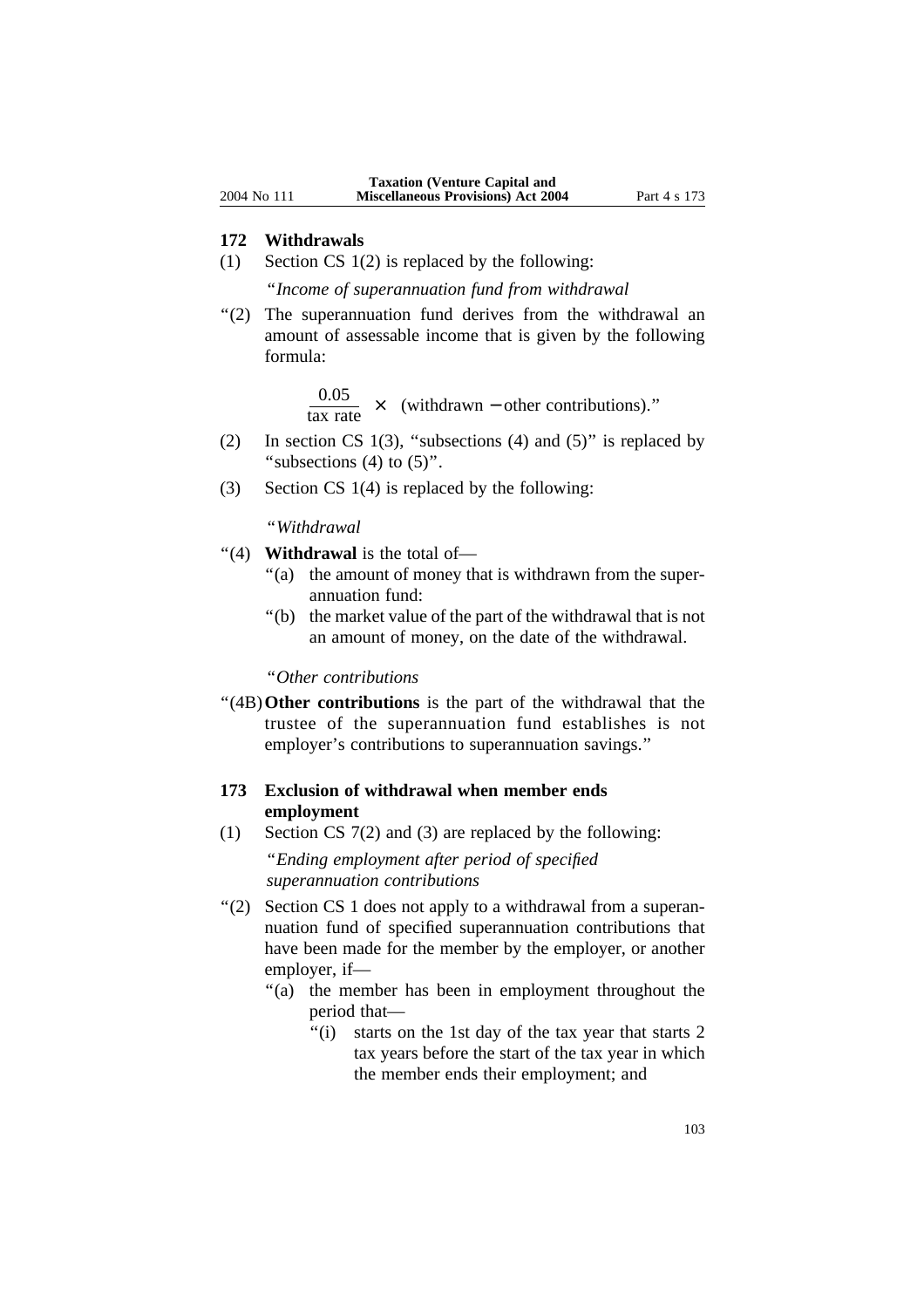## 172 Withdrawals

(1) Section CS 1(2) is replaced by the following:

"*Income of superannuation fund from withdrawal*

"(2) The superannuation fund derives from the withdrawal an amount of assessable income that is given by the following formula:

$$\frac{0.05}{\text{tax rate}} \times \text{(withdrawn} - \text{other contributions)."}$$

(2) In section CS 1(3), "subsections (4) and (5)" is replaced by "subsections (4) to (5)".

(3) Section CS 1(4) is replaced by the following:

"*Withdrawal*

"(4) **Withdrawal** is the total of—

"(a) the amount of money that is withdrawn from the superannuation fund:

"(b) the market value of the part of the withdrawal that is not an amount of money, on the date of the withdrawal.

"*Other contributions*

"(4B) **Other contributions** is the part of the withdrawal that the trustee of the superannuation fund establishes is not employer's contributions to superannuation savings."

## 173 Exclusion of withdrawal when member ends employment

(1) Section CS 7(2) and (3) are replaced by the following:

"*Ending employment after period of specified superannuation contributions*

"(2) Section CS 1 does not apply to a withdrawal from a superannuation fund of specified superannuation contributions that have been made for the member by the employer, or another employer, if—

"(a) the member has been in employment throughout the period that—

"(i) starts on the 1st day of the tax year that starts 2 tax years before the start of the tax year in which the member ends their employment; and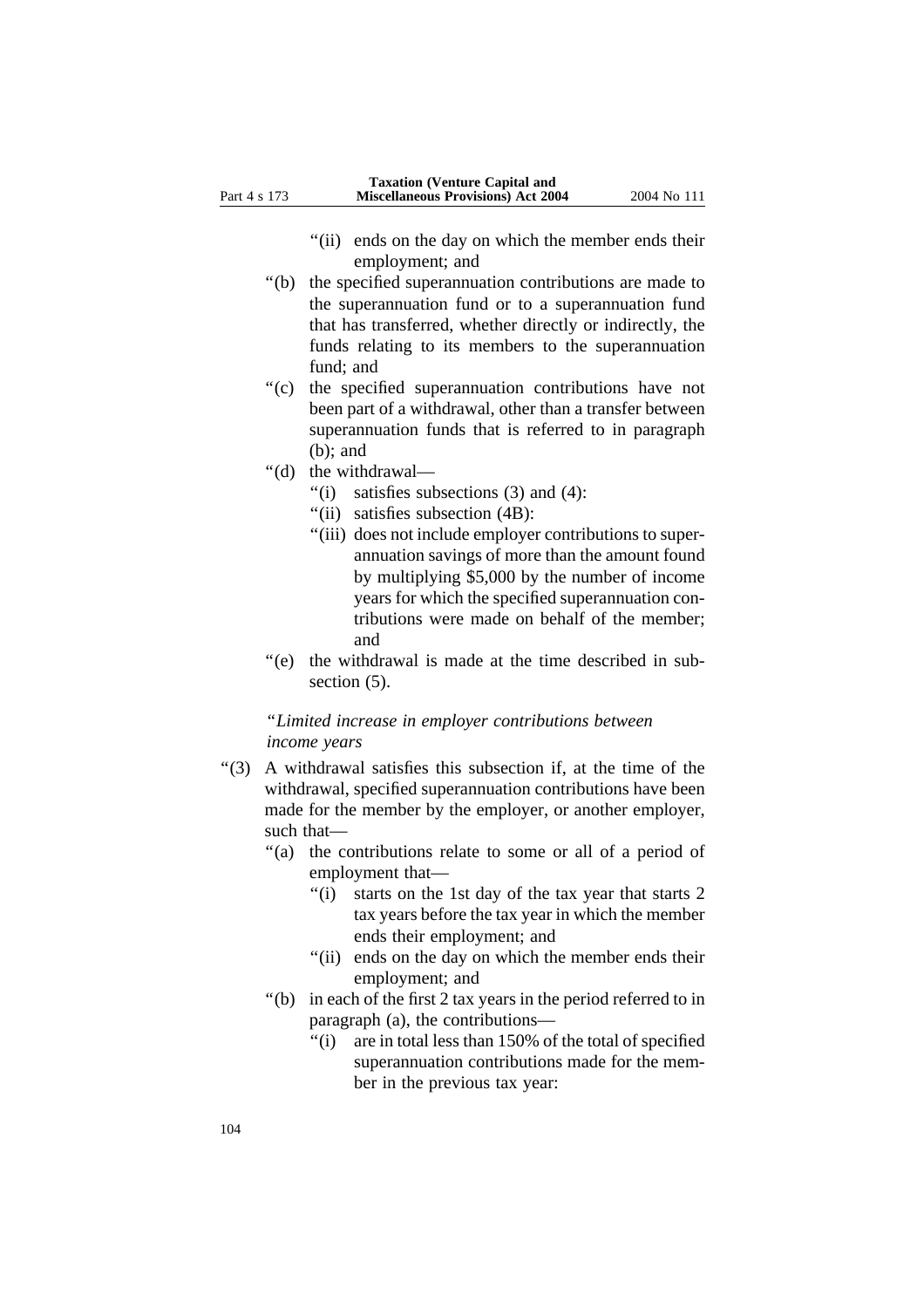"(ii) ends on the day on which the member ends their employment; and

"(b) the specified superannuation contributions are made to the superannuation fund or to a superannuation fund that has transferred, whether directly or indirectly, the funds relating to its members to the superannuation fund; and

"(c) the specified superannuation contributions have not been part of a withdrawal, other than a transfer between superannuation funds that is referred to in paragraph (b); and

"(d) the withdrawal—

"(i) satisfies subsections (3) and (4):

"(ii) satisfies subsection (4B):

"(iii) does not include employer contributions to superannuation savings of more than the amount found by multiplying $5,000 by the number of income years for which the specified superannuation contributions were made on behalf of the member; and

"(e) the withdrawal is made at the time described in subsection (5).

*"Limited increase in employer contributions between income years*

"(3) A withdrawal satisfies this subsection if, at the time of the withdrawal, specified superannuation contributions have been made for the member by the employer, or another employer, such that—

"(a) the contributions relate to some or all of a period of employment that—

"(i) starts on the 1st day of the tax year that starts 2 tax years before the tax year in which the member ends their employment; and

"(ii) ends on the day on which the member ends their employment; and

"(b) in each of the first 2 tax years in the period referred to in paragraph (a), the contributions—

"(i) are in total less than 150% of the total of specified superannuation contributions made for the member in the previous tax year: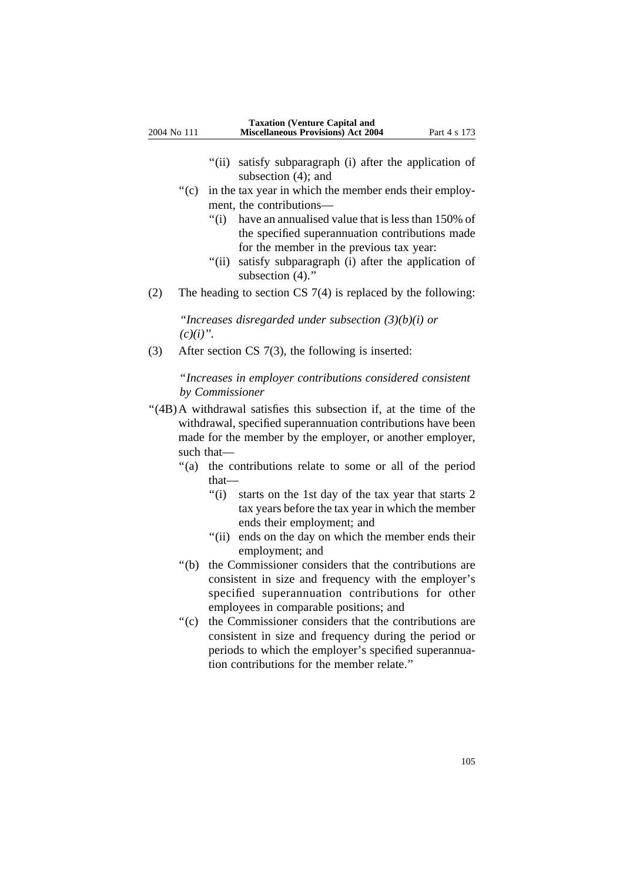"(ii) satisfy subparagraph (i) after the application of subsection (4); and

"(c) in the tax year in which the member ends their employment, the contributions—

"(i) have an annualised value that is less than 150% of the specified superannuation contributions made for the member in the previous tax year:

"(ii) satisfy subparagraph (i) after the application of subsection (4)."

(2) The heading to section CS 7(4) is replaced by the following:

*"Increases disregarded under subsection (3)(b)(i) or (c)(i)".*

(3) After section CS 7(3), the following is inserted:

*"Increases in employer contributions considered consistent by Commissioner*

"(4B) A withdrawal satisfies this subsection if, at the time of the withdrawal, specified superannuation contributions have been made for the member by the employer, or another employer, such that—

"(a) the contributions relate to some or all of the period that—

"(i) starts on the 1st day of the tax year that starts 2 tax years before the tax year in which the member ends their employment; and

"(ii) ends on the day on which the member ends their employment; and

"(b) the Commissioner considers that the contributions are consistent in size and frequency with the employer's specified superannuation contributions for other employees in comparable positions; and

"(c) the Commissioner considers that the contributions are consistent in size and frequency during the period or periods to which the employer's specified superannuation contributions for the member relate."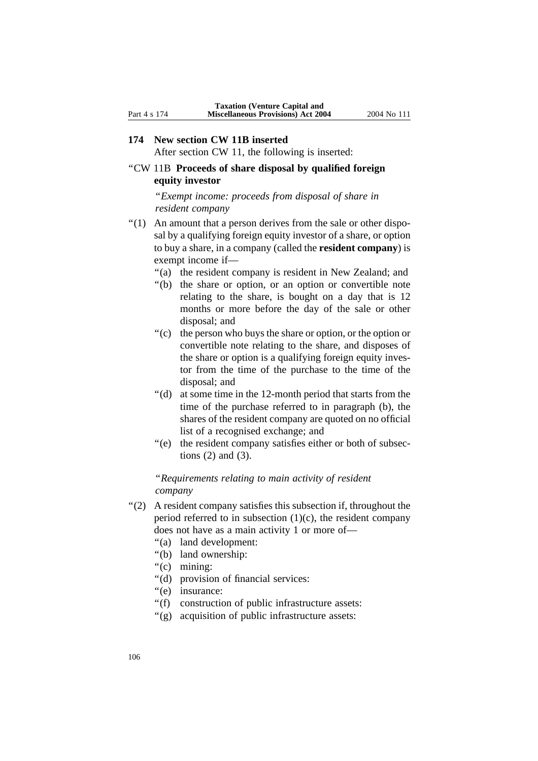## 174 New section CW 11B inserted

After section CW 11, the following is inserted:

"CW 11B **Proceeds of share disposal by qualified foreign equity investor**

"*Exempt income: proceeds from disposal of share in resident company*

"(1) An amount that a person derives from the sale or other disposal by a qualifying foreign equity investor of a share, or option to buy a share, in a company (called the **resident company**) is exempt income if—

"(a) the resident company is resident in New Zealand; and

"(b) the share or option, or an option or convertible note relating to the share, is bought on a day that is 12 months or more before the day of the sale or other disposal; and

"(c) the person who buys the share or option, or the option or convertible note relating to the share, and disposes of the share or option is a qualifying foreign equity investor from the time of the purchase to the time of the disposal; and

"(d) at some time in the 12-month period that starts from the time of the purchase referred to in paragraph (b), the shares of the resident company are quoted on no official list of a recognised exchange; and

"(e) the resident company satisfies either or both of subsections (2) and (3).

"*Requirements relating to main activity of resident company*

"(2) A resident company satisfies this subsection if, throughout the period referred to in subsection (1)(c), the resident company does not have as a main activity 1 or more of—

"(a) land development:

"(b) land ownership:

"(c) mining:

"(d) provision of financial services:

"(e) insurance:

"(f) construction of public infrastructure assets:

"(g) acquisition of public infrastructure assets: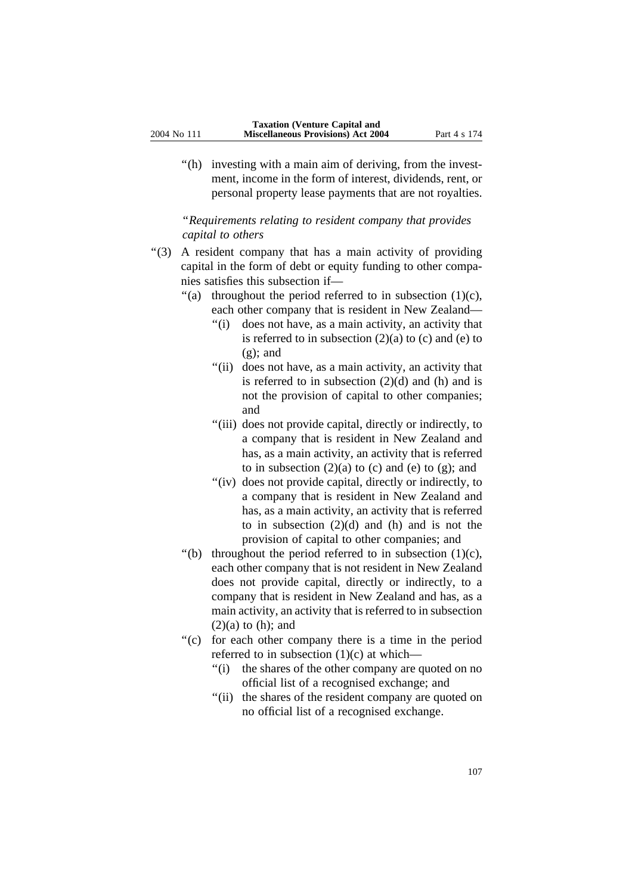“(h) investing with a main aim of deriving, from the investment, income in the form of interest, dividends, rent, or personal property lease payments that are not royalties.

“*Requirements relating to resident company that provides capital to others*

“(3) A resident company that has a main activity of providing capital in the form of debt or equity funding to other companies satisfies this subsection if—

“(a) throughout the period referred to in subsection (1)(c), each other company that is resident in New Zealand—

“(i) does not have, as a main activity, an activity that is referred to in subsection (2)(a) to (c) and (e) to (g); and

“(ii) does not have, as a main activity, an activity that is referred to in subsection (2)(d) and (h) and is not the provision of capital to other companies; and

“(iii) does not provide capital, directly or indirectly, to a company that is resident in New Zealand and has, as a main activity, an activity that is referred to in subsection (2)(a) to (c) and (e) to (g); and

“(iv) does not provide capital, directly or indirectly, to a company that is resident in New Zealand and has, as a main activity, an activity that is referred to in subsection (2)(d) and (h) and is not the provision of capital to other companies; and

“(b) throughout the period referred to in subsection (1)(c), each other company that is not resident in New Zealand does not provide capital, directly or indirectly, to a company that is resident in New Zealand and has, as a main activity, an activity that is referred to in subsection (2)(a) to (h); and

“(c) for each other company there is a time in the period referred to in subsection (1)(c) at which—

“(i) the shares of the other company are quoted on no official list of a recognised exchange; and

“(ii) the shares of the resident company are quoted on no official list of a recognised exchange.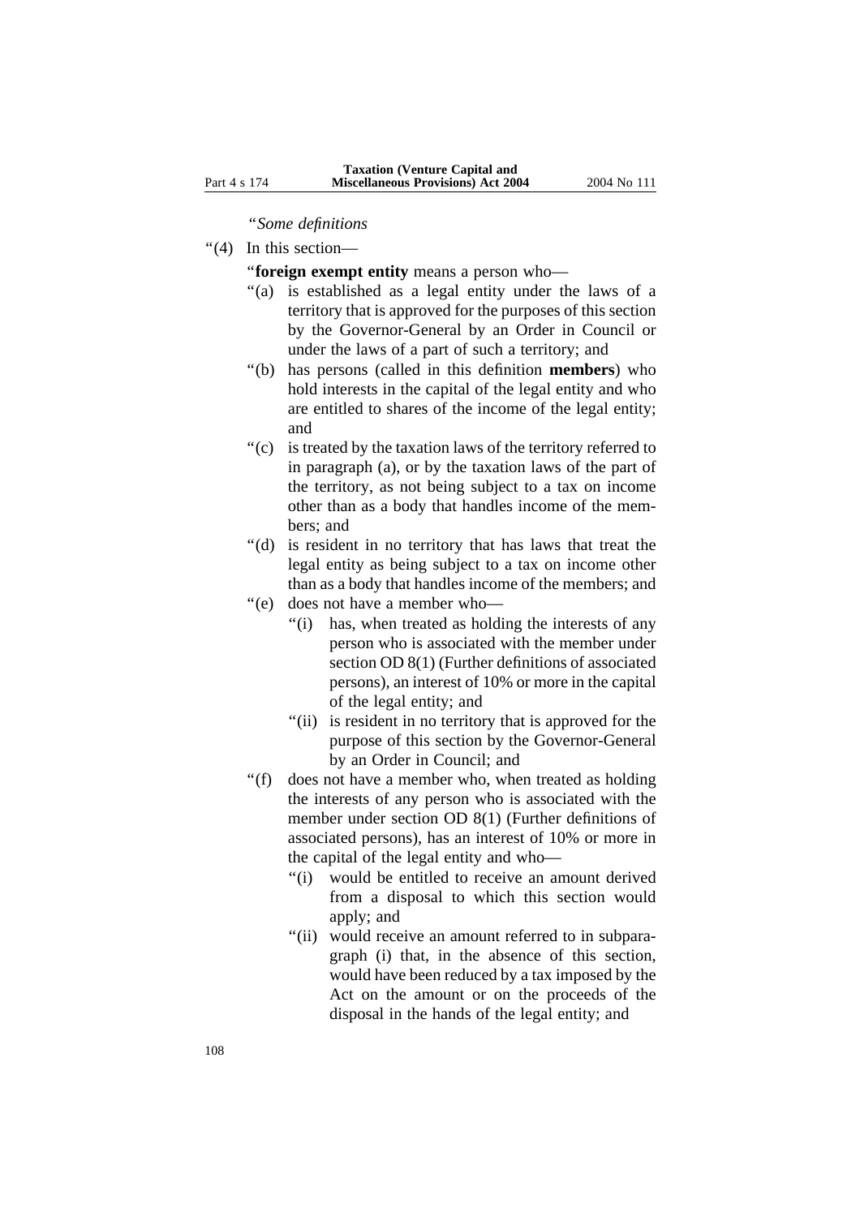"*Some definitions*

"(4) In this section—

"**foreign exempt entity** means a person who—

"(a) is established as a legal entity under the laws of a territory that is approved for the purposes of this section by the Governor-General by an Order in Council or under the laws of a part of such a territory; and

"(b) has persons (called in this definition **members**) who hold interests in the capital of the legal entity and who are entitled to shares of the income of the legal entity; and

"(c) is treated by the taxation laws of the territory referred to in paragraph (a), or by the taxation laws of the part of the territory, as not being subject to a tax on income other than as a body that handles income of the members; and

"(d) is resident in no territory that has laws that treat the legal entity as being subject to a tax on income other than as a body that handles income of the members; and

"(e) does not have a member who—

"(i) has, when treated as holding the interests of any person who is associated with the member under section OD 8(1) (Further definitions of associated persons), an interest of 10% or more in the capital of the legal entity; and

"(ii) is resident in no territory that is approved for the purpose of this section by the Governor-General by an Order in Council; and

"(f) does not have a member who, when treated as holding the interests of any person who is associated with the member under section OD 8(1) (Further definitions of associated persons), has an interest of 10% or more in the capital of the legal entity and who—

"(i) would be entitled to receive an amount derived from a disposal to which this section would apply; and

"(ii) would receive an amount referred to in subparagraph (i) that, in the absence of this section, would have been reduced by a tax imposed by the Act on the amount or on the proceeds of the disposal in the hands of the legal entity; and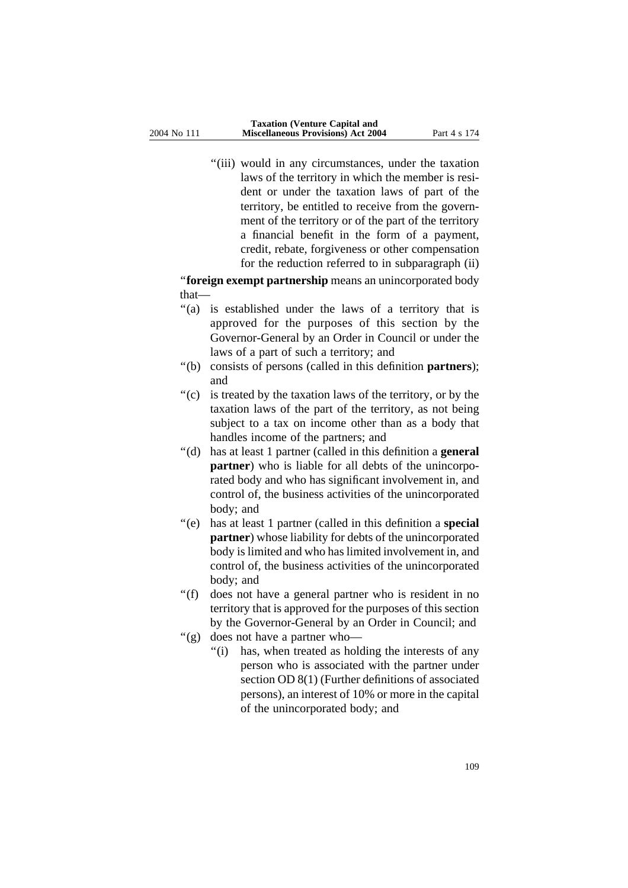"(iii) would in any circumstances, under the taxation laws of the territory in which the member is resident or under the taxation laws of part of the territory, be entitled to receive from the government of the territory or of the part of the territory a financial benefit in the form of a payment, credit, rebate, forgiveness or other compensation for the reduction referred to in subparagraph (ii)

"**foreign exempt partnership** means an unincorporated body that—

"(a) is established under the laws of a territory that is approved for the purposes of this section by the Governor-General by an Order in Council or under the laws of a part of such a territory; and

"(b) consists of persons (called in this definition **partners**); and

"(c) is treated by the taxation laws of the territory, or by the taxation laws of the part of the territory, as not being subject to a tax on income other than as a body that handles income of the partners; and

"(d) has at least 1 partner (called in this definition a **general partner**) who is liable for all debts of the unincorporated body and who has significant involvement in, and control of, the business activities of the unincorporated body; and

"(e) has at least 1 partner (called in this definition a **special partner**) whose liability for debts of the unincorporated body is limited and who has limited involvement in, and control of, the business activities of the unincorporated body; and

"(f) does not have a general partner who is resident in no territory that is approved for the purposes of this section by the Governor-General by an Order in Council; and

"(g) does not have a partner who—

"(i) has, when treated as holding the interests of any person who is associated with the partner under section OD 8(1) (Further definitions of associated persons), an interest of 10% or more in the capital of the unincorporated body; and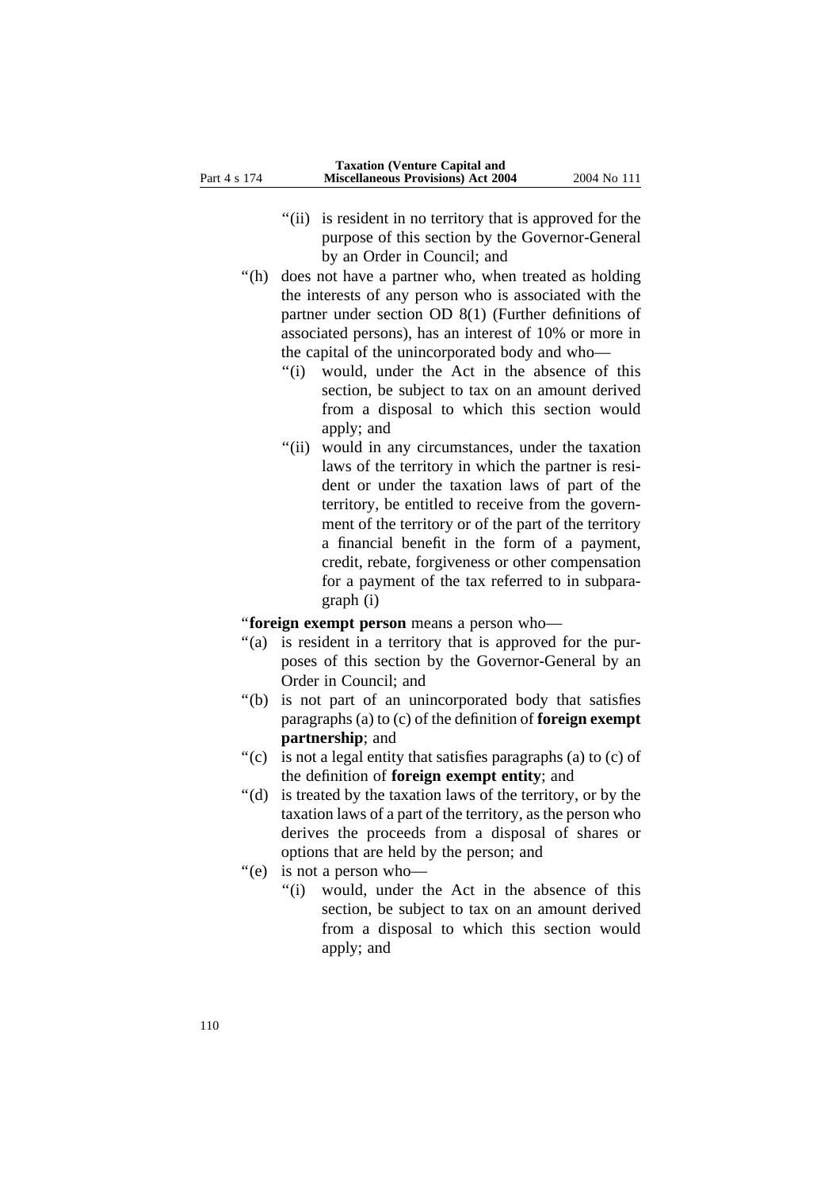"(ii) is resident in no territory that is approved for the purpose of this section by the Governor-General by an Order in Council; and

"(h) does not have a partner who, when treated as holding the interests of any person who is associated with the partner under section OD 8(1) (Further definitions of associated persons), has an interest of 10% or more in the capital of the unincorporated body and who—

"(i) would, under the Act in the absence of this section, be subject to tax on an amount derived from a disposal to which this section would apply; and

"(ii) would in any circumstances, under the taxation laws of the territory in which the partner is resident or under the taxation laws of part of the territory, be entitled to receive from the government of the territory or of the part of the territory a financial benefit in the form of a payment, credit, rebate, forgiveness or other compensation for a payment of the tax referred to in subparagraph (i)

"**foreign exempt person** means a person who—

"(a) is resident in a territory that is approved for the purposes of this section by the Governor-General by an Order in Council; and

"(b) is not part of an unincorporated body that satisfies paragraphs (a) to (c) of the definition of **foreign exempt partnership**; and

"(c) is not a legal entity that satisfies paragraphs (a) to (c) of the definition of **foreign exempt entity**; and

"(d) is treated by the taxation laws of the territory, or by the taxation laws of a part of the territory, as the person who derives the proceeds from a disposal of shares or options that are held by the person; and

"(e) is not a person who—

"(i) would, under the Act in the absence of this section, be subject to tax on an amount derived from a disposal to which this section would apply; and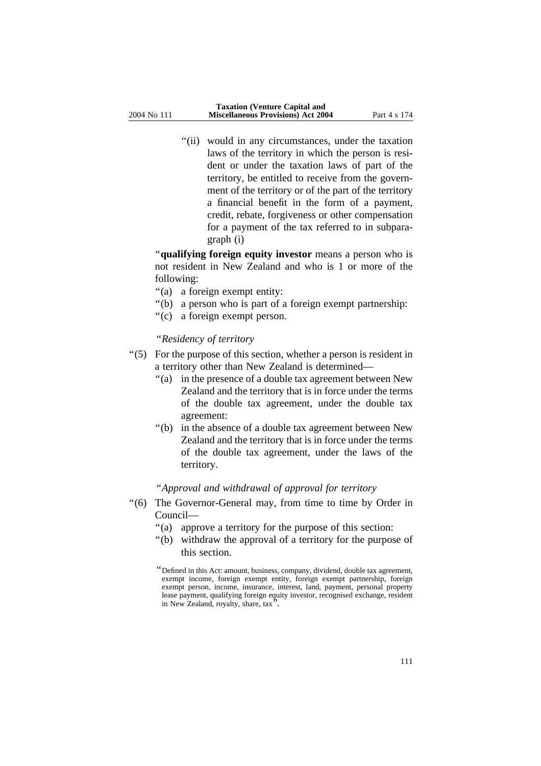"(ii) would in any circumstances, under the taxation laws of the territory in which the person is resident or under the taxation laws of part of the territory, be entitled to receive from the government of the territory or of the part of the territory a financial benefit in the form of a payment, credit, rebate, forgiveness or other compensation for a payment of the tax referred to in subparagraph (i)

"**qualifying foreign equity investor** means a person who is not resident in New Zealand and who is 1 or more of the following:

"(a) a foreign exempt entity:

"(b) a person who is part of a foreign exempt partnership:

"(c) a foreign exempt person.

"*Residency of territory*

"(5) For the purpose of this section, whether a person is resident in a territory other than New Zealand is determined—

"(a) in the presence of a double tax agreement between New Zealand and the territory that is in force under the terms of the double tax agreement, under the double tax agreement:

"(b) in the absence of a double tax agreement between New Zealand and the territory that is in force under the terms of the double tax agreement, under the laws of the territory.

"*Approval and withdrawal of approval for territory*

"(6) The Governor-General may, from time to time by Order in Council—

"(a) approve a territory for the purpose of this section:

"(b) withdraw the approval of a territory for the purpose of this section.

"Defined in this Act: amount, business, company, dividend, double tax agreement, exempt income, foreign exempt entity, foreign exempt partnership, foreign exempt person, income, insurance, interest, land, payment, personal property lease payment, qualifying foreign equity investor, recognised exchange, resident in New Zealand, royalty, share, tax".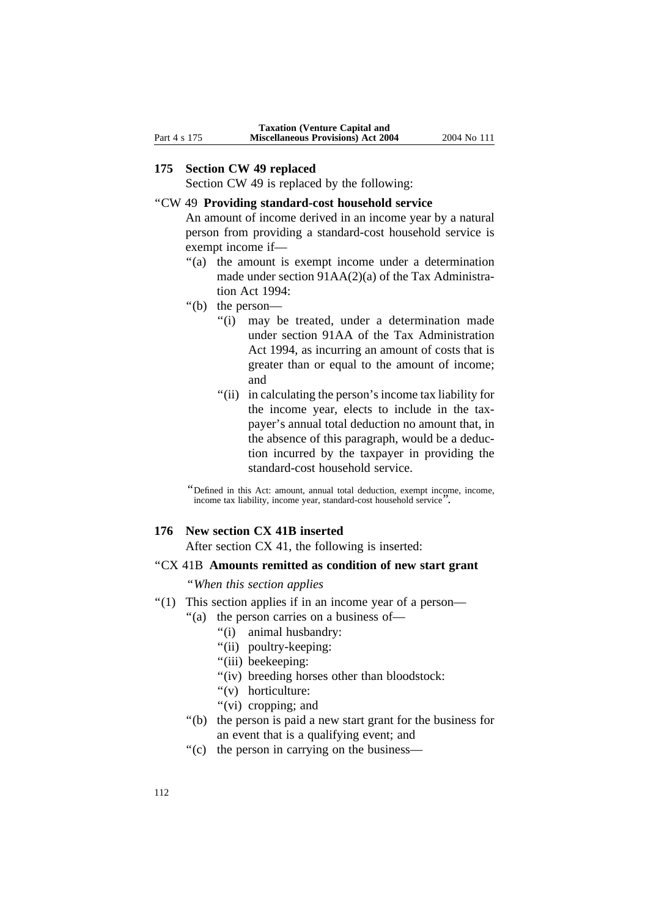### 175 Section CW 49 replaced

Section CW 49 is replaced by the following:

"CW 49 **Providing standard-cost household service**

An amount of income derived in an income year by a natural person from providing a standard-cost household service is exempt income if—

"(a) the amount is exempt income under a determination made under section 91AA(2)(a) of the Tax Administration Act 1994:

"(b) the person—

"(i) may be treated, under a determination made under section 91AA of the Tax Administration Act 1994, as incurring an amount of costs that is greater than or equal to the amount of income; and

"(ii) in calculating the person's income tax liability for the income year, elects to include in the taxpayer's annual total deduction no amount that, in the absence of this paragraph, would be a deduction incurred by the taxpayer in providing the standard-cost household service.

"Defined in this Act: amount, annual total deduction, exempt income, income, income tax liability, income year, standard-cost household service".

### 176 New section CX 41B inserted

After section CX 41, the following is inserted:

"CX 41B **Amounts remitted as condition of new start grant**

"*When this section applies*

"(1) This section applies if in an income year of a person—

"(a) the person carries on a business of—

"(i) animal husbandry:

"(ii) poultry-keeping:

"(iii) beekeeping:

"(iv) breeding horses other than bloodstock:

"(v) horticulture:

"(vi) cropping; and

"(b) the person is paid a new start grant for the business for an event that is a qualifying event; and

"(c) the person in carrying on the business—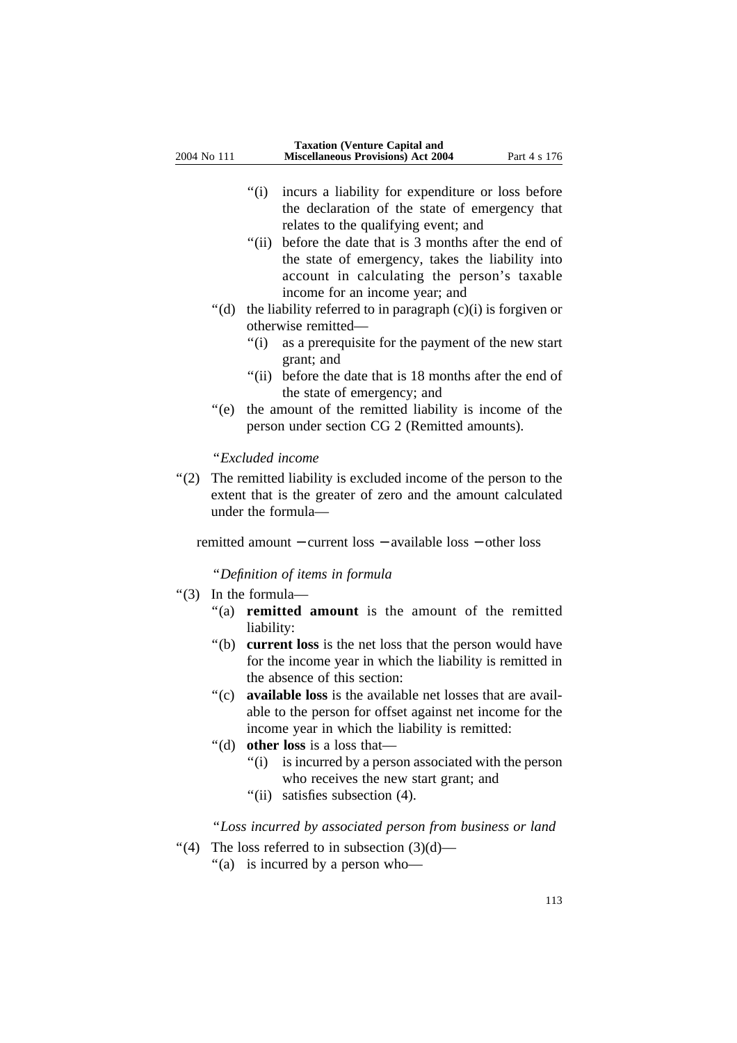"(i) incurs a liability for expenditure or loss before the declaration of the state of emergency that relates to the qualifying event; and

"(ii) before the date that is 3 months after the end of the state of emergency, takes the liability into account in calculating the person's taxable income for an income year; and

"(d) the liability referred to in paragraph (c)(i) is forgiven or otherwise remitted—

"(i) as a prerequisite for the payment of the new start grant; and

"(ii) before the date that is 18 months after the end of the state of emergency; and

"(e) the amount of the remitted liability is income of the person under section CG 2 (Remitted amounts).

*"Excluded income*

"(2) The remitted liability is excluded income of the person to the extent that is the greater of zero and the amount calculated under the formula—

$$\text{remitted amount} - \text{current loss} - \text{available loss} - \text{other loss}$$

*"Definition of items in formula*

"(3) In the formula—

"(a) **remitted amount** is the amount of the remitted liability:

"(b) **current loss** is the net loss that the person would have for the income year in which the liability is remitted in the absence of this section:

"(c) **available loss** is the available net losses that are available to the person for offset against net income for the income year in which the liability is remitted:

"(d) **other loss** is a loss that—

"(i) is incurred by a person associated with the person who receives the new start grant; and

"(ii) satisfies subsection (4).

*"Loss incurred by associated person from business or land*

"(4) The loss referred to in subsection (3)(d)—

"(a) is incurred by a person who—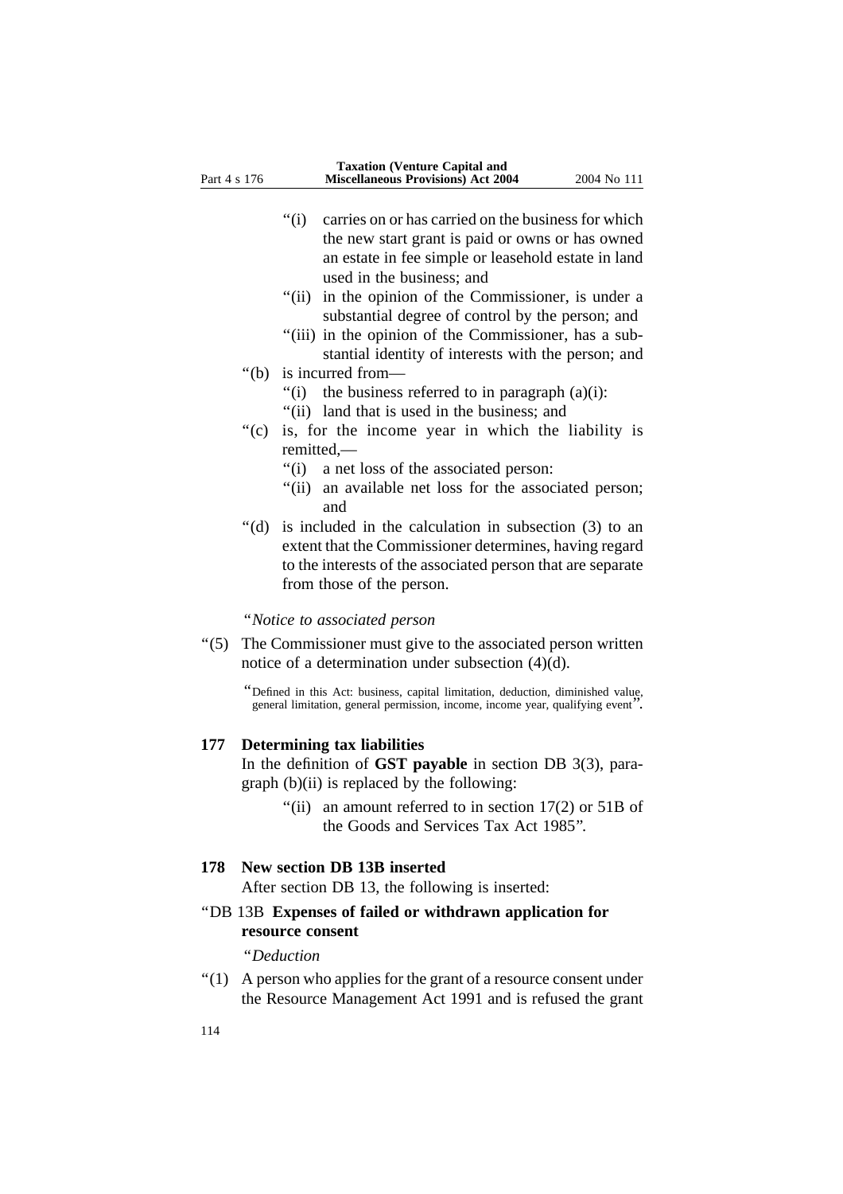"(i) carries on or has carried on the business for which the new start grant is paid or owns or has owned an estate in fee simple or leasehold estate in land used in the business; and

"(ii) in the opinion of the Commissioner, is under a substantial degree of control by the person; and

"(iii) in the opinion of the Commissioner, has a substantial identity of interests with the person; and

"(b) is incurred from—

"(i) the business referred to in paragraph (a)(i):

"(ii) land that is used in the business; and

"(c) is, for the income year in which the liability is remitted,—

"(i) a net loss of the associated person:

"(ii) an available net loss for the associated person; and

"(d) is included in the calculation in subsection (3) to an extent that the Commissioner determines, having regard to the interests of the associated person that are separate from those of the person.

"*Notice to associated person*

"(5) The Commissioner must give to the associated person written notice of a determination under subsection (4)(d).

"Defined in this Act: business, capital limitation, deduction, diminished value, general limitation, general permission, income, income year, qualifying event".

### 177 Determining tax liabilities

In the definition of **GST payable** in section DB 3(3), paragraph (b)(ii) is replaced by the following:

"(ii) an amount referred to in section 17(2) or 51B of the Goods and Services Tax Act 1985".

### 178 New section DB 13B inserted

After section DB 13, the following is inserted:

"DB 13B **Expenses of failed or withdrawn application for resource consent**

"*Deduction*

"(1) A person who applies for the grant of a resource consent under the Resource Management Act 1991 and is refused the grant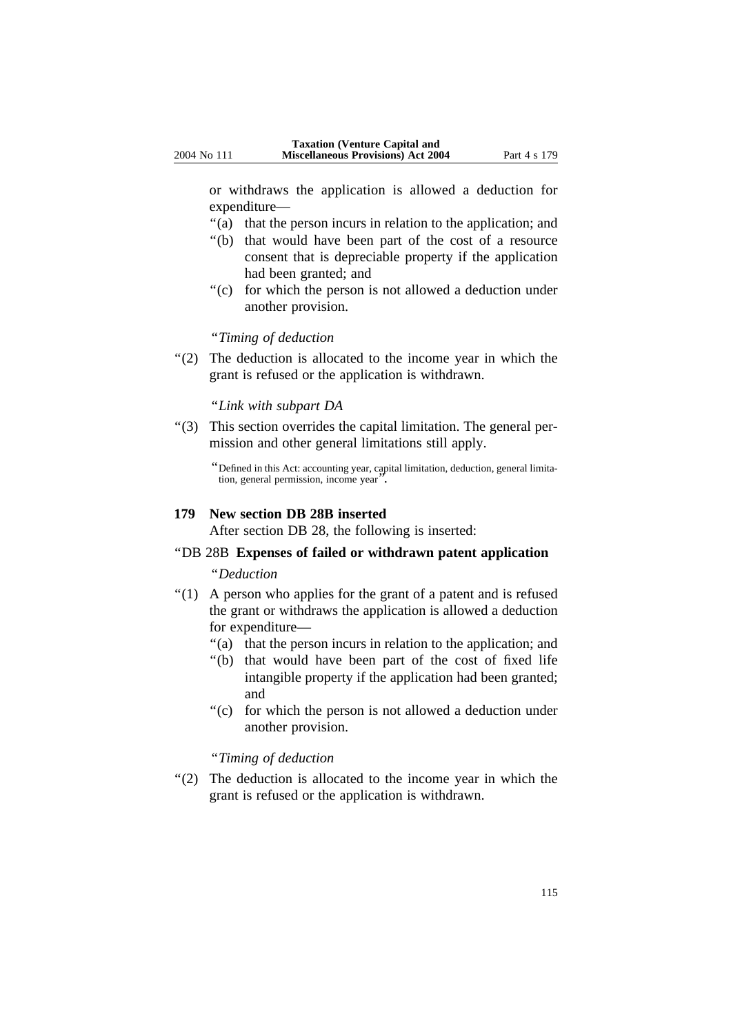or withdraws the application is allowed a deduction for expenditure—

“(a) that the person incurs in relation to the application; and

“(b) that would have been part of the cost of a resource consent that is depreciable property if the application had been granted; and

“(c) for which the person is not allowed a deduction under another provision.

“*Timing of deduction*

“(2) The deduction is allocated to the income year in which the grant is refused or the application is withdrawn.

“*Link with subpart DA*

“(3) This section overrides the capital limitation. The general permission and other general limitations still apply.

“Defined in this Act: accounting year, capital limitation, deduction, general limitation, general permission, income year”.

**179 New section DB 28B inserted**

After section DB 28, the following is inserted:

“DB 28B **Expenses of failed or withdrawn patent application**

“*Deduction*

“(1) A person who applies for the grant of a patent and is refused the grant or withdraws the application is allowed a deduction for expenditure—

“(a) that the person incurs in relation to the application; and

“(b) that would have been part of the cost of fixed life intangible property if the application had been granted; and

“(c) for which the person is not allowed a deduction under another provision.

“*Timing of deduction*

“(2) The deduction is allocated to the income year in which the grant is refused or the application is withdrawn.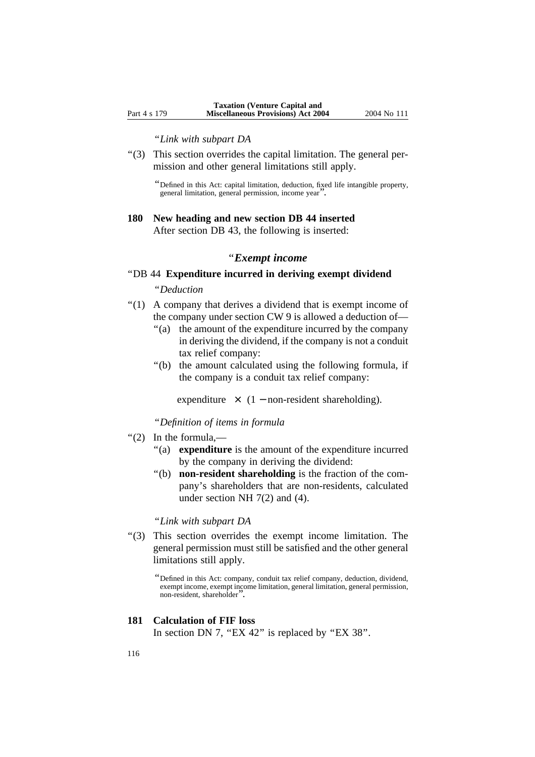“*Link with subpart DA*

“(3) This section overrides the capital limitation. The general permission and other general limitations still apply.

“Defined in this Act: capital limitation, deduction, fixed life intangible property, general limitation, general permission, income year”.

**180 New heading and new section DB 44 inserted**

After section DB 43, the following is inserted:

### “*Exempt income*

“DB 44 **Expenditure incurred in deriving exempt dividend**

“*Deduction*

“(1) A company that derives a dividend that is exempt income of the company under section CW 9 is allowed a deduction of—

“(a) the amount of the expenditure incurred by the company in deriving the dividend, if the company is not a conduit tax relief company:

“(b) the amount calculated using the following formula, if the company is a conduit tax relief company:

$$\text{expenditure} \times (1 - \text{non-resident shareholding}).$$

“*Definition of items in formula*

“(2) In the formula,—

“(a) **expenditure** is the amount of the expenditure incurred by the company in deriving the dividend:

“(b) **non-resident shareholding** is the fraction of the company’s shareholders that are non-residents, calculated under section NH 7(2) and (4).

“*Link with subpart DA*

“(3) This section overrides the exempt income limitation. The general permission must still be satisfied and the other general limitations still apply.

“Defined in this Act: company, conduit tax relief company, deduction, dividend, exempt income, exempt income limitation, general limitation, general permission, non-resident, shareholder”.

**181 Calculation of FIF loss**

In section DN 7, “EX 42” is replaced by “EX 38”.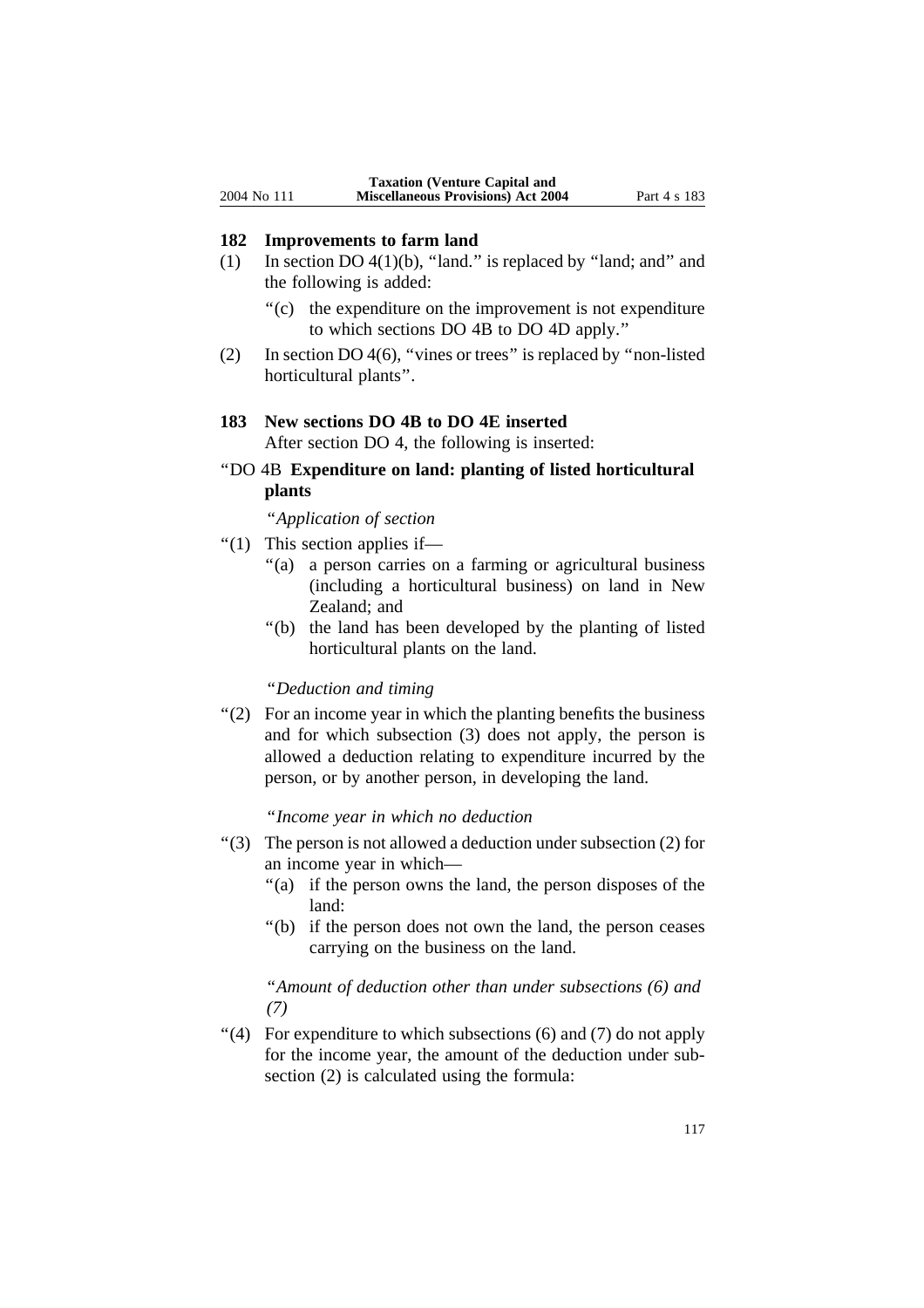### 182 Improvements to farm land

(1) In section DO 4(1)(b), "land." is replaced by "land; and" and the following is added:

"(c) the expenditure on the improvement is not expenditure to which sections DO 4B to DO 4D apply."

(2) In section DO 4(6), "vines or trees" is replaced by "non-listed horticultural plants".

### 183 New sections DO 4B to DO 4E inserted

After section DO 4, the following is inserted:

"DO 4B **Expenditure on land: planting of listed horticultural plants**

"*Application of section*

"(1) This section applies if—

"(a) a person carries on a farming or agricultural business (including a horticultural business) on land in New Zealand; and

"(b) the land has been developed by the planting of listed horticultural plants on the land.

"*Deduction and timing*

"(2) For an income year in which the planting benefits the business and for which subsection (3) does not apply, the person is allowed a deduction relating to expenditure incurred by the person, or by another person, in developing the land.

"*Income year in which no deduction*

"(3) The person is not allowed a deduction under subsection (2) for an income year in which—

"(a) if the person owns the land, the person disposes of the land:

"(b) if the person does not own the land, the person ceases carrying on the business on the land.

"*Amount of deduction other than under subsections (6) and (7)*

"(4) For expenditure to which subsections (6) and (7) do not apply for the income year, the amount of the deduction under subsection (2) is calculated using the formula: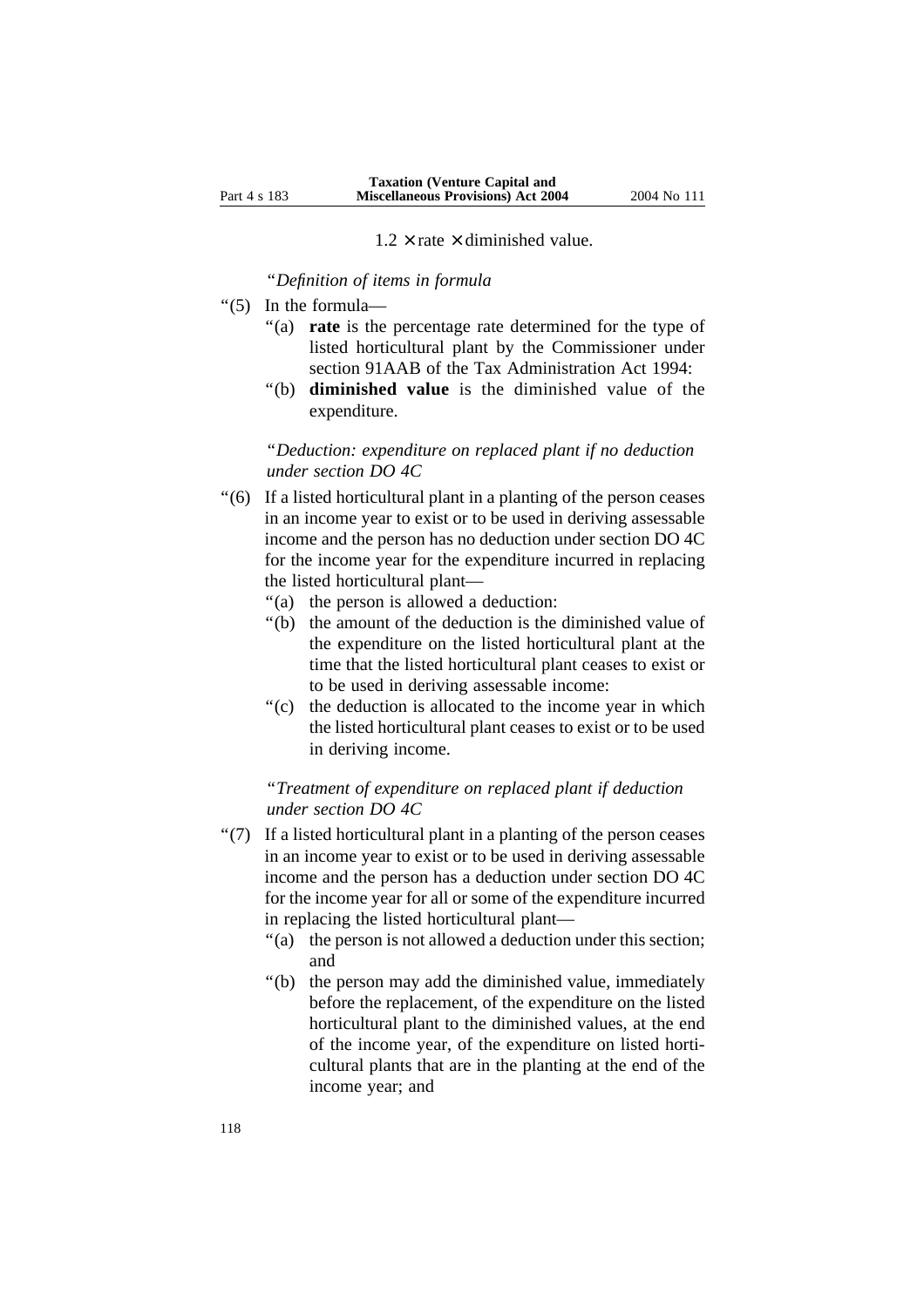$$1.2 \times \text{rate} \times \text{diminished value.}$$

"*Definition of items in formula*

"(5) In the formula—

"(a) **rate** is the percentage rate determined for the type of listed horticultural plant by the Commissioner under section 91AAB of the Tax Administration Act 1994:

"(b) **diminished value** is the diminished value of the expenditure.

"*Deduction: expenditure on replaced plant if no deduction under section DO 4C*

"(6) If a listed horticultural plant in a planting of the person ceases in an income year to exist or to be used in deriving assessable income and the person has no deduction under section DO 4C for the income year for the expenditure incurred in replacing the listed horticultural plant—

"(a) the person is allowed a deduction:

"(b) the amount of the deduction is the diminished value of the expenditure on the listed horticultural plant at the time that the listed horticultural plant ceases to exist or to be used in deriving assessable income:

"(c) the deduction is allocated to the income year in which the listed horticultural plant ceases to exist or to be used in deriving income.

"*Treatment of expenditure on replaced plant if deduction under section DO 4C*

"(7) If a listed horticultural plant in a planting of the person ceases in an income year to exist or to be used in deriving assessable income and the person has a deduction under section DO 4C for the income year for all or some of the expenditure incurred in replacing the listed horticultural plant—

"(a) the person is not allowed a deduction under this section; and

"(b) the person may add the diminished value, immediately before the replacement, of the expenditure on the listed horticultural plant to the diminished values, at the end of the income year, of the expenditure on listed horticultural plants that are in the planting at the end of the income year; and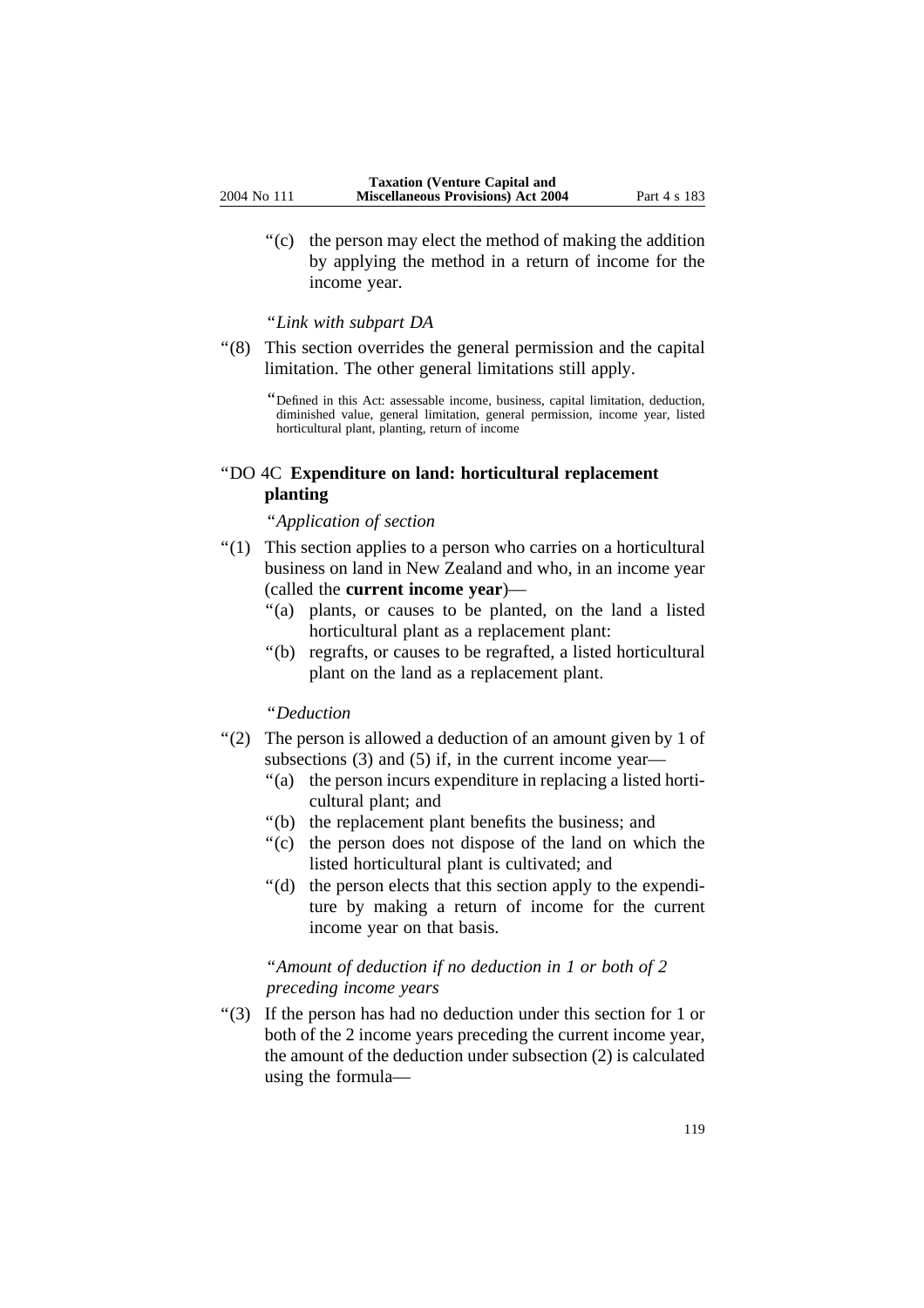“(c) the person may elect the method of making the addition by applying the method in a return of income for the income year.

“*Link with subpart DA*

“(8) This section overrides the general permission and the capital limitation. The other general limitations still apply.

“Defined in this Act: assessable income, business, capital limitation, deduction, diminished value, general limitation, general permission, income year, listed horticultural plant, planting, return of income

### “DO 4C **Expenditure on land: horticultural replacement planting**

“*Application of section*

“(1) This section applies to a person who carries on a horticultural business on land in New Zealand and who, in an income year (called the **current income year**)—

“(a) plants, or causes to be planted, on the land a listed horticultural plant as a replacement plant:

“(b) regrafts, or causes to be regrafted, a listed horticultural plant on the land as a replacement plant.

“*Deduction*

“(2) The person is allowed a deduction of an amount given by 1 of subsections (3) and (5) if, in the current income year—

“(a) the person incurs expenditure in replacing a listed horticultural plant; and

“(b) the replacement plant benefits the business; and

“(c) the person does not dispose of the land on which the listed horticultural plant is cultivated; and

“(d) the person elects that this section apply to the expenditure by making a return of income for the current income year on that basis.

“*Amount of deduction if no deduction in 1 or both of 2 preceding income years*

“(3) If the person has had no deduction under this section for 1 or both of the 2 income years preceding the current income year, the amount of the deduction under subsection (2) is calculated using the formula—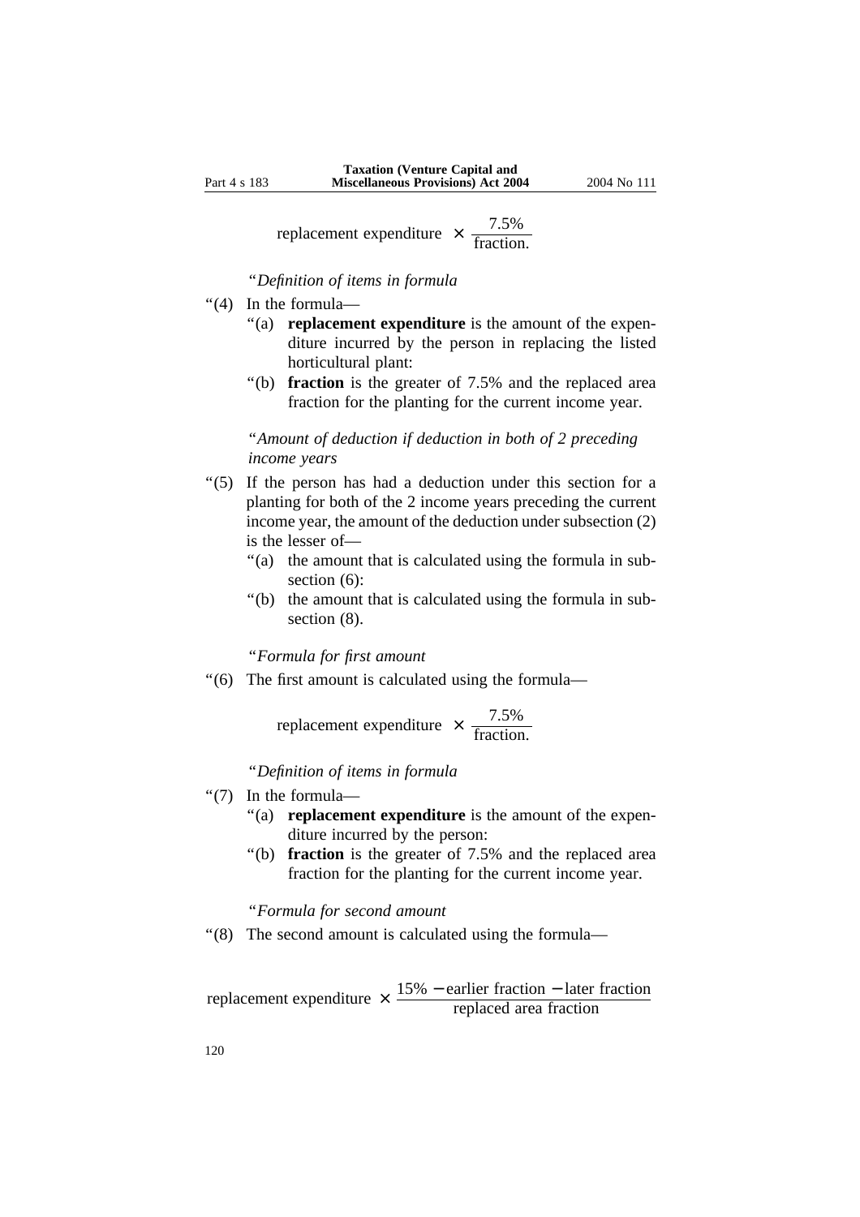$$\text{replacement expenditure} \times \frac{7.5\%}{\text{fraction.}}$$

"*Definition of items in formula*

"(4) In the formula—

"(a) **replacement expenditure** is the amount of the expenditure incurred by the person in replacing the listed horticultural plant:

"(b) **fraction** is the greater of 7.5% and the replaced area fraction for the planting for the current income year.

"*Amount of deduction if deduction in both of 2 preceding income years*

"(5) If the person has had a deduction under this section for a planting for both of the 2 income years preceding the current income year, the amount of the deduction under subsection (2) is the lesser of—

"(a) the amount that is calculated using the formula in subsection (6):

"(b) the amount that is calculated using the formula in subsection (8).

"*Formula for first amount*

"(6) The first amount is calculated using the formula—

$$\text{replacement expenditure} \times \frac{7.5\%}{\text{fraction.}}$$

"*Definition of items in formula*

"(7) In the formula—

"(a) **replacement expenditure** is the amount of the expenditure incurred by the person:

"(b) **fraction** is the greater of 7.5% and the replaced area fraction for the planting for the current income year.

"*Formula for second amount*

"(8) The second amount is calculated using the formula—

$$\text{replacement expenditure} \times \frac{15\% - \text{earlier fraction} - \text{later fraction}}{\text{replaced area fraction}}$$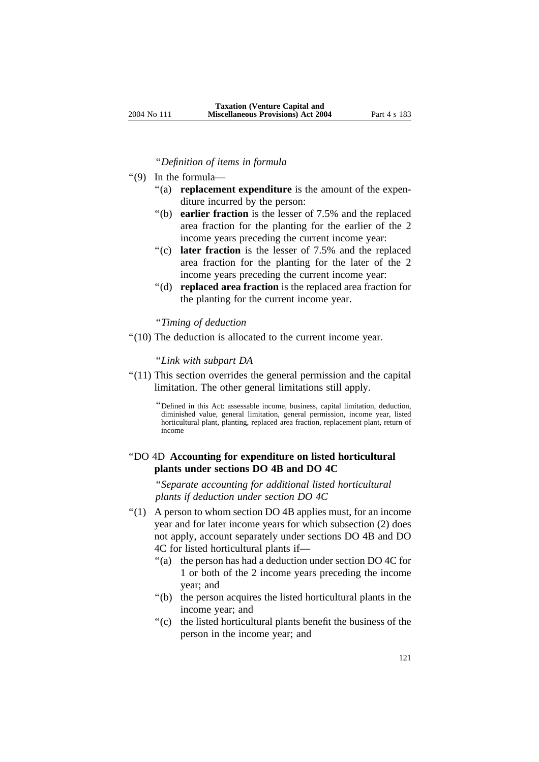"*Definition of items in formula*

"(9) In the formula—

"(a) **replacement expenditure** is the amount of the expenditure incurred by the person:

"(b) **earlier fraction** is the lesser of 7.5% and the replaced area fraction for the planting for the earlier of the 2 income years preceding the current income year:

"(c) **later fraction** is the lesser of 7.5% and the replaced area fraction for the planting for the later of the 2 income years preceding the current income year:

"(d) **replaced area fraction** is the replaced area fraction for the planting for the current income year.

"*Timing of deduction*

"(10) The deduction is allocated to the current income year.

"*Link with subpart DA*

"(11) This section overrides the general permission and the capital limitation. The other general limitations still apply.

"Defined in this Act: assessable income, business, capital limitation, deduction, diminished value, general limitation, general permission, income year, listed horticultural plant, planting, replaced area fraction, replacement plant, return of income

"DO 4D **Accounting for expenditure on listed horticultural plants under sections DO 4B and DO 4C**

"*Separate accounting for additional listed horticultural plants if deduction under section DO 4C*

"(1) A person to whom section DO 4B applies must, for an income year and for later income years for which subsection (2) does not apply, account separately under sections DO 4B and DO 4C for listed horticultural plants if—

"(a) the person has had a deduction under section DO 4C for 1 or both of the 2 income years preceding the income year; and

"(b) the person acquires the listed horticultural plants in the income year; and

"(c) the listed horticultural plants benefit the business of the person in the income year; and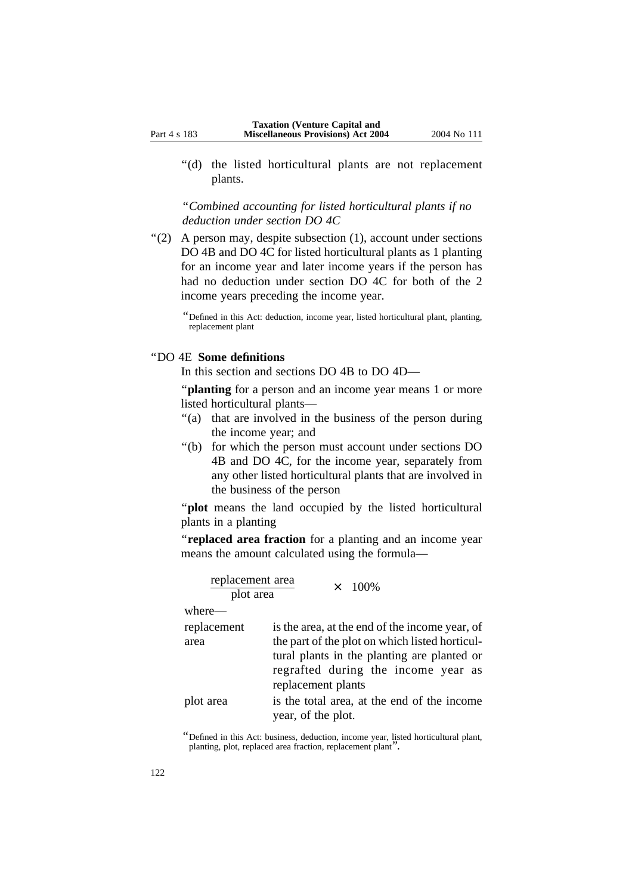“(d) the listed horticultural plants are not replacement plants.

“*Combined accounting for listed horticultural plants if no deduction under section DO 4C*

“(2) A person may, despite subsection (1), account under sections DO 4B and DO 4C for listed horticultural plants as 1 planting for an income year and later income years if the person has had no deduction under section DO 4C for both of the 2 income years preceding the income year.

“Defined in this Act: deduction, income year, listed horticultural plant, planting, replacement plant

“DO 4E **Some definitions**

In this section and sections DO 4B to DO 4D—

“**planting** for a person and an income year means 1 or more listed horticultural plants—

“(a) that are involved in the business of the person during the income year; and

“(b) for which the person must account under sections DO 4B and DO 4C, for the income year, separately from any other listed horticultural plants that are involved in the business of the person

“**plot** means the land occupied by the listed horticultural plants in a planting

“**replaced area fraction** for a planting and an income year means the amount calculated using the formula—

$$\frac{\text{replacement area}}{\text{plot area}} \times 100\%$$

where—

| | |
|---|---|
| replacement area | is the area, at the end of the income year, of the part of the plot on which listed horticultural plants in the planting are planted or regrafted during the income year as replacement plants |
| plot area | is the total area, at the end of the income year, of the plot. |

“Defined in this Act: business, deduction, income year, listed horticultural plant, planting, plot, replaced area fraction, replacement plant”.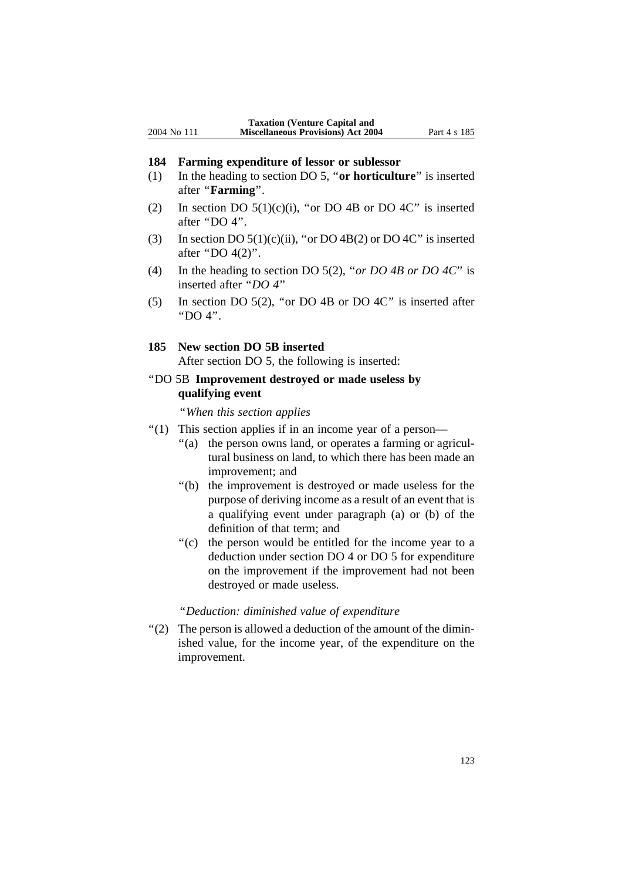## 184 Farming expenditure of lessor or sublessor

(1) In the heading to section DO 5, "**or horticulture**" is inserted after "**Farming**".

(2) In section DO 5(1)(c)(i), "or DO 4B or DO 4C" is inserted after "DO 4".

(3) In section DO 5(1)(c)(ii), "or DO 4B(2) or DO 4C" is inserted after "DO 4(2)".

(4) In the heading to section DO 5(2), "*or DO 4B or DO 4C*" is inserted after "*DO 4*"

(5) In section DO 5(2), "or DO 4B or DO 4C" is inserted after "DO 4".

## 185 New section DO 5B inserted

After section DO 5, the following is inserted:

"DO 5B **Improvement destroyed or made useless by qualifying event**

"*When this section applies*

"(1) This section applies if in an income year of a person—

"(a) the person owns land, or operates a farming or agricultural business on land, to which there has been made an improvement; and

"(b) the improvement is destroyed or made useless for the purpose of deriving income as a result of an event that is a qualifying event under paragraph (a) or (b) of the definition of that term; and

"(c) the person would be entitled for the income year to a deduction under section DO 4 or DO 5 for expenditure on the improvement if the improvement had not been destroyed or made useless.

"*Deduction: diminished value of expenditure*

"(2) The person is allowed a deduction of the amount of the diminished value, for the income year, of the expenditure on the improvement.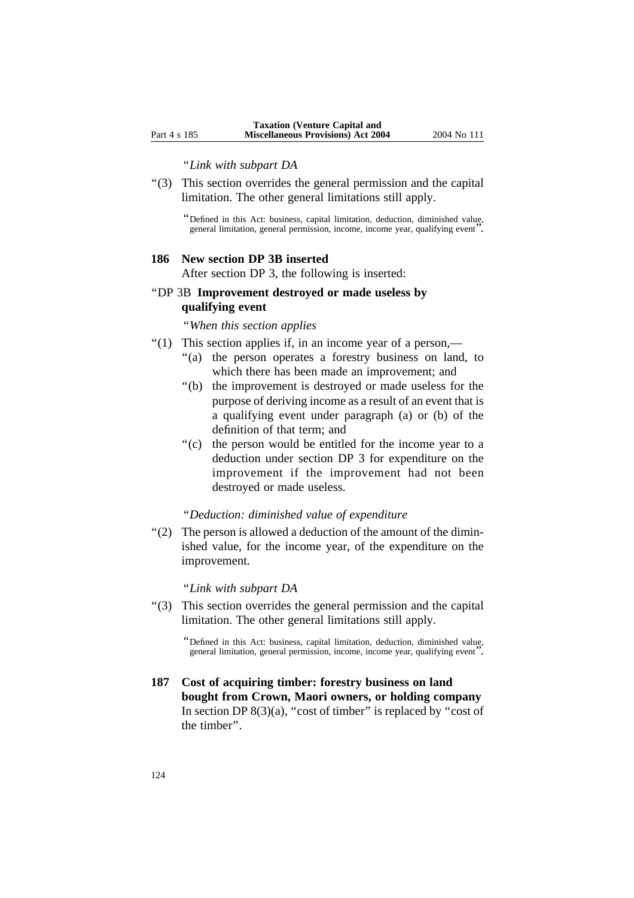"*Link with subpart DA*

"(3) This section overrides the general permission and the capital limitation. The other general limitations still apply.

"Defined in this Act: business, capital limitation, deduction, diminished value, general limitation, general permission, income, income year, qualifying event".

**186 New section DP 3B inserted**

After section DP 3, the following is inserted:

"DP 3B **Improvement destroyed or made useless by qualifying event**

"*When this section applies*

"(1) This section applies if, in an income year of a person,—

"(a) the person operates a forestry business on land, to which there has been made an improvement; and

"(b) the improvement is destroyed or made useless for the purpose of deriving income as a result of an event that is a qualifying event under paragraph (a) or (b) of the definition of that term; and

"(c) the person would be entitled for the income year to a deduction under section DP 3 for expenditure on the improvement if the improvement had not been destroyed or made useless.

"*Deduction: diminished value of expenditure*

"(2) The person is allowed a deduction of the amount of the diminished value, for the income year, of the expenditure on the improvement.

"*Link with subpart DA*

"(3) This section overrides the general permission and the capital limitation. The other general limitations still apply.

"Defined in this Act: business, capital limitation, deduction, diminished value, general limitation, general permission, income, income year, qualifying event".

**187 Cost of acquiring timber: forestry business on land bought from Crown, Maori owners, or holding company**

In section DP 8(3)(a), "cost of timber" is replaced by "cost of the timber".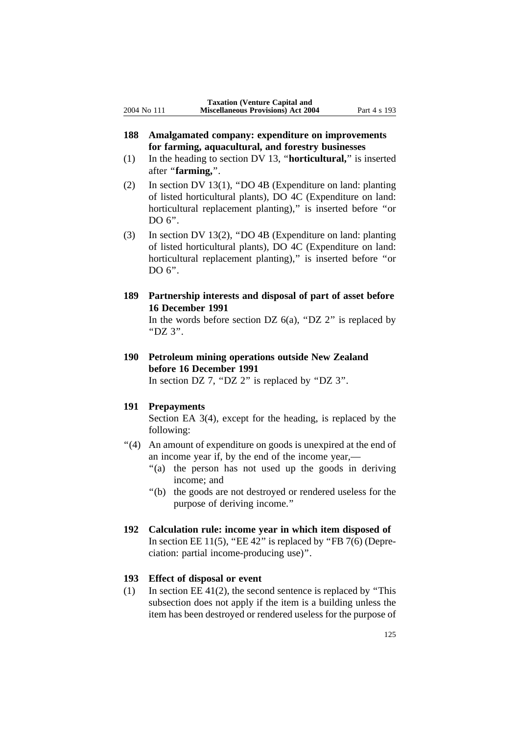### 188 Amalgamated company: expenditure on improvements for farming, aquacultural, and forestry businesses

(1) In the heading to section DV 13, "**horticultural,**" is inserted after "**farming,**".

(2) In section DV 13(1), "DO 4B (Expenditure on land: planting of listed horticultural plants), DO 4C (Expenditure on land: horticultural replacement planting)," is inserted before "or DO 6".

(3) In section DV 13(2), "DO 4B (Expenditure on land: planting of listed horticultural plants), DO 4C (Expenditure on land: horticultural replacement planting)," is inserted before "or DO 6".

### 189 Partnership interests and disposal of part of asset before 16 December 1991

In the words before section DZ 6(a), "DZ 2" is replaced by "DZ 3".

### 190 Petroleum mining operations outside New Zealand before 16 December 1991

In section DZ 7, "DZ 2" is replaced by "DZ 3".

### 191 Prepayments

Section EA 3(4), except for the heading, is replaced by the following:

"(4) An amount of expenditure on goods is unexpired at the end of an income year if, by the end of the income year,—

"(a) the person has not used up the goods in deriving income; and

"(b) the goods are not destroyed or rendered useless for the purpose of deriving income."

### 192 Calculation rule: income year in which item disposed of

In section EE 11(5), "EE 42" is replaced by "FB 7(6) (Depreciation: partial income-producing use)".

### 193 Effect of disposal or event

(1) In section EE 41(2), the second sentence is replaced by "This subsection does not apply if the item is a building unless the item has been destroyed or rendered useless for the purpose of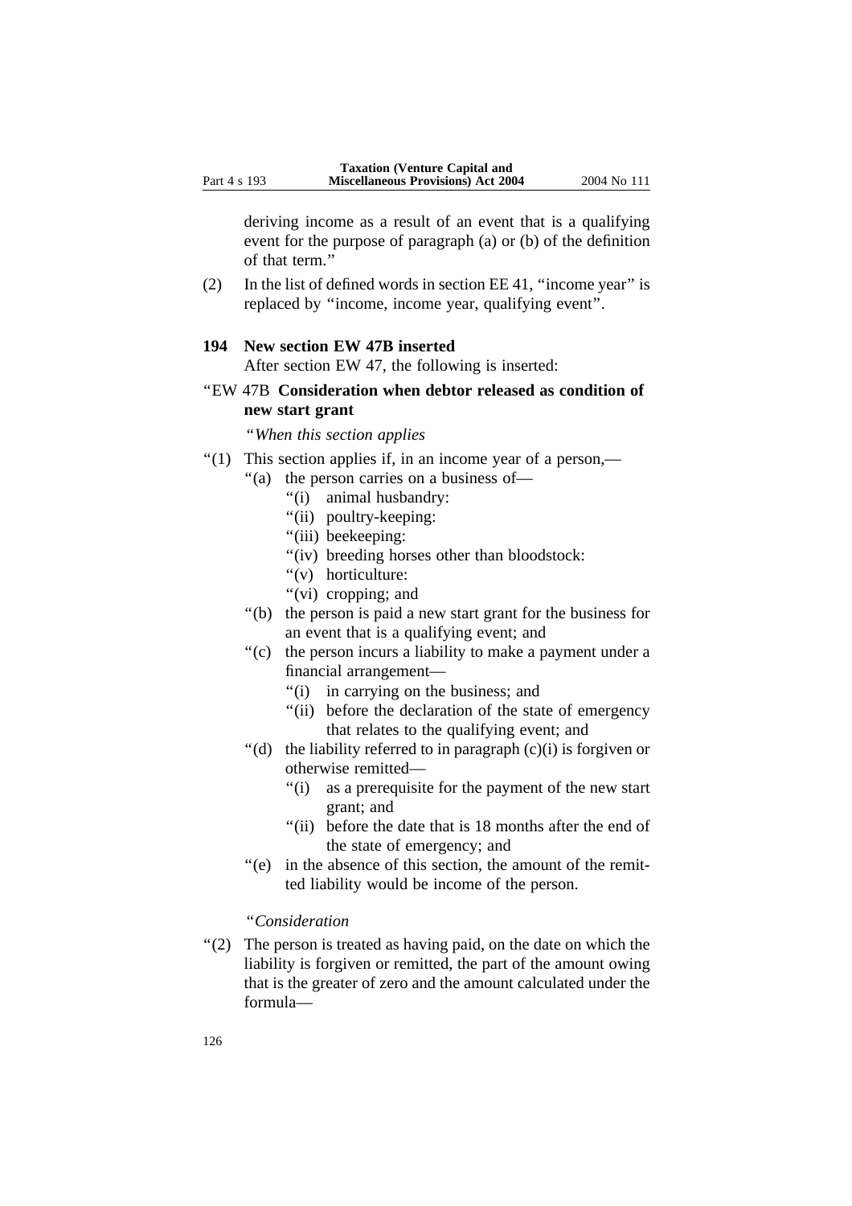deriving income as a result of an event that is a qualifying event for the purpose of paragraph (a) or (b) of the definition of that term."

(2) In the list of defined words in section EE 41, "income year" is replaced by "income, income year, qualifying event".

**194 New section EW 47B inserted**

After section EW 47, the following is inserted:

"EW 47B **Consideration when debtor released as condition of new start grant**

"*When this section applies*

"(1) This section applies if, in an income year of a person,—

"(a) the person carries on a business of—

"(i) animal husbandry:

"(ii) poultry-keeping:

"(iii) beekeeping:

"(iv) breeding horses other than bloodstock:

"(v) horticulture:

"(vi) cropping; and

"(b) the person is paid a new start grant for the business for an event that is a qualifying event; and

"(c) the person incurs a liability to make a payment under a financial arrangement—

"(i) in carrying on the business; and

"(ii) before the declaration of the state of emergency that relates to the qualifying event; and

"(d) the liability referred to in paragraph (c)(i) is forgiven or otherwise remitted—

"(i) as a prerequisite for the payment of the new start grant; and

"(ii) before the date that is 18 months after the end of the state of emergency; and

"(e) in the absence of this section, the amount of the remitted liability would be income of the person.

"*Consideration*

"(2) The person is treated as having paid, on the date on which the liability is forgiven or remitted, the part of the amount owing that is the greater of zero and the amount calculated under the formula—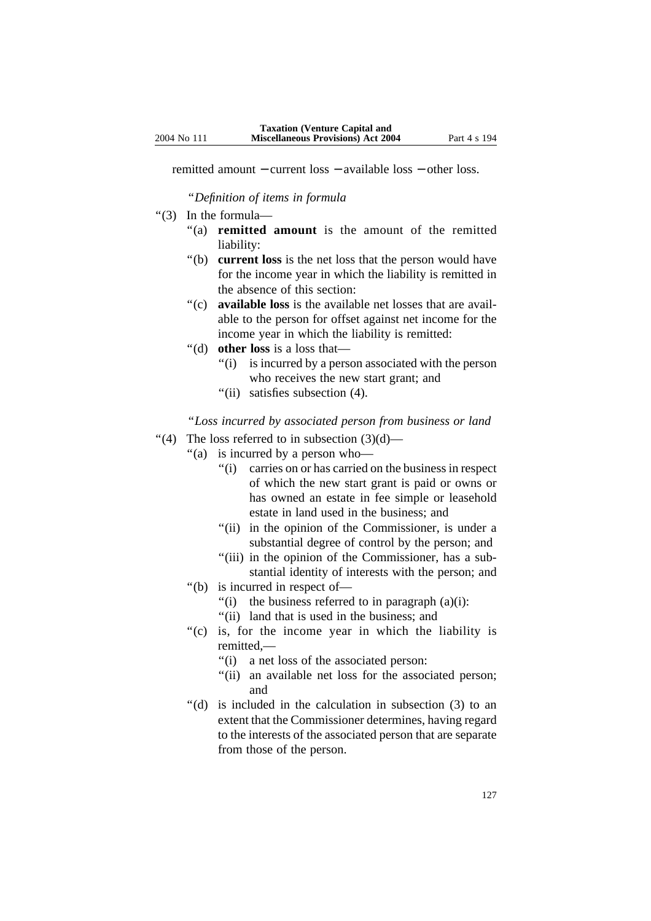remitted amount − current loss − available loss − other loss.

"*Definition of items in formula*

"(3) In the formula—

"(a) **remitted amount** is the amount of the remitted liability:

"(b) **current loss** is the net loss that the person would have for the income year in which the liability is remitted in the absence of this section:

"(c) **available loss** is the available net losses that are available to the person for offset against net income for the income year in which the liability is remitted:

"(d) **other loss** is a loss that—

"(i) is incurred by a person associated with the person who receives the new start grant; and

"(ii) satisfies subsection (4).

"*Loss incurred by associated person from business or land*

"(4) The loss referred to in subsection (3)(d)—

"(a) is incurred by a person who—

"(i) carries on or has carried on the business in respect of which the new start grant is paid or owns or has owned an estate in fee simple or leasehold estate in land used in the business; and

"(ii) in the opinion of the Commissioner, is under a substantial degree of control by the person; and

"(iii) in the opinion of the Commissioner, has a substantial identity of interests with the person; and

"(b) is incurred in respect of—

"(i) the business referred to in paragraph (a)(i):

"(ii) land that is used in the business; and

"(c) is, for the income year in which the liability is remitted,—

"(i) a net loss of the associated person:

"(ii) an available net loss for the associated person; and

"(d) is included in the calculation in subsection (3) to an extent that the Commissioner determines, having regard to the interests of the associated person that are separate from those of the person.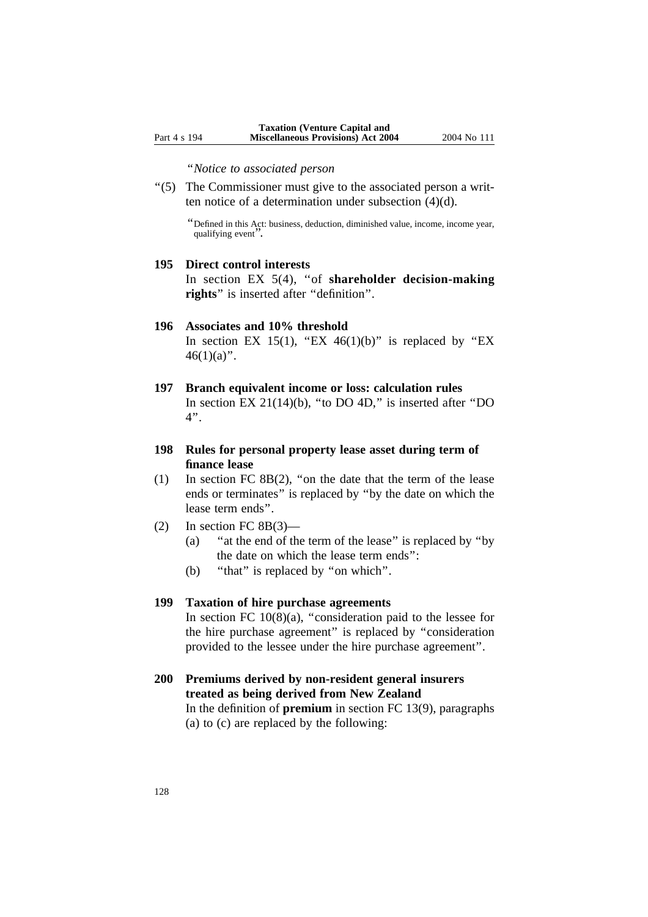"*Notice to associated person*

"(5) The Commissioner must give to the associated person a written notice of a determination under subsection (4)(d).

"Defined in this Act: business, deduction, diminished value, income, income year, qualifying event".

### 195 Direct control interests

In section EX 5(4), "of **shareholder decision-making rights**" is inserted after "definition".

### 196 Associates and 10% threshold

In section EX 15(1), "EX 46(1)(b)" is replaced by "EX 46(1)(a)".

### 197 Branch equivalent income or loss: calculation rules

In section EX 21(14)(b), "to DO 4D," is inserted after "DO 4".

### 198 Rules for personal property lease asset during term of finance lease

(1) In section FC 8B(2), "on the date that the term of the lease ends or terminates" is replaced by "by the date on which the lease term ends".

(2) In section FC 8B(3)—
- (a) "at the end of the term of the lease" is replaced by "by the date on which the lease term ends":
- (b) "that" is replaced by "on which".

### 199 Taxation of hire purchase agreements

In section FC 10(8)(a), "consideration paid to the lessee for the hire purchase agreement" is replaced by "consideration provided to the lessee under the hire purchase agreement".

### 200 Premiums derived by non-resident general insurers treated as being derived from New Zealand

In the definition of **premium** in section FC 13(9), paragraphs (a) to (c) are replaced by the following: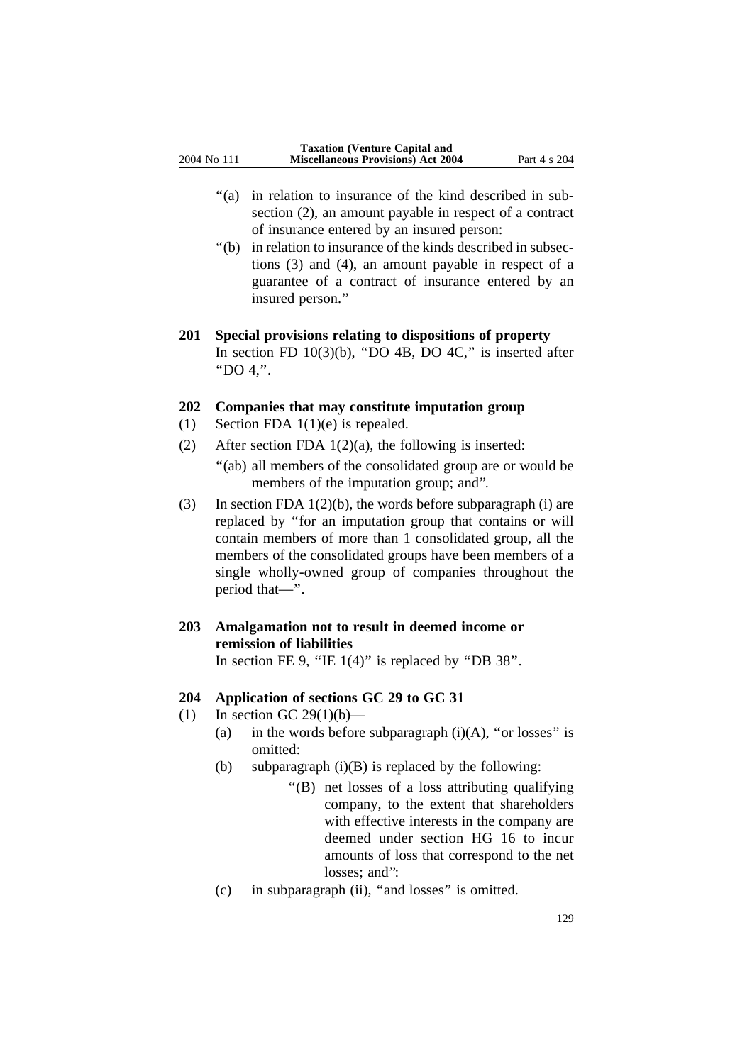“(a) in relation to insurance of the kind described in subsection (2), an amount payable in respect of a contract of insurance entered by an insured person:

“(b) in relation to insurance of the kinds described in subsections (3) and (4), an amount payable in respect of a guarantee of a contract of insurance entered by an insured person.”

### 201 Special provisions relating to dispositions of property

In section FD 10(3)(b), “DO 4B, DO 4C,” is inserted after “DO 4,”.

### 202 Companies that may constitute imputation group

(1) Section FDA 1(1)(e) is repealed.

(2) After section FDA 1(2)(a), the following is inserted:

“(ab) all members of the consolidated group are or would be members of the imputation group; and”.

(3) In section FDA 1(2)(b), the words before subparagraph (i) are replaced by “for an imputation group that contains or will contain members of more than 1 consolidated group, all the members of the consolidated groups have been members of a single wholly-owned group of companies throughout the period that—”.

### 203 Amalgamation not to result in deemed income or remission of liabilities

In section FE 9, “IE 1(4)” is replaced by “DB 38”.

### 204 Application of sections GC 29 to GC 31

(1) In section GC 29(1)(b)—

(a) in the words before subparagraph (i)(A), “or losses” is omitted:

(b) subparagraph (i)(B) is replaced by the following:

“(B) net losses of a loss attributing qualifying company, to the extent that shareholders with effective interests in the company are deemed under section HG 16 to incur amounts of loss that correspond to the net losses; and”:

(c) in subparagraph (ii), “and losses” is omitted.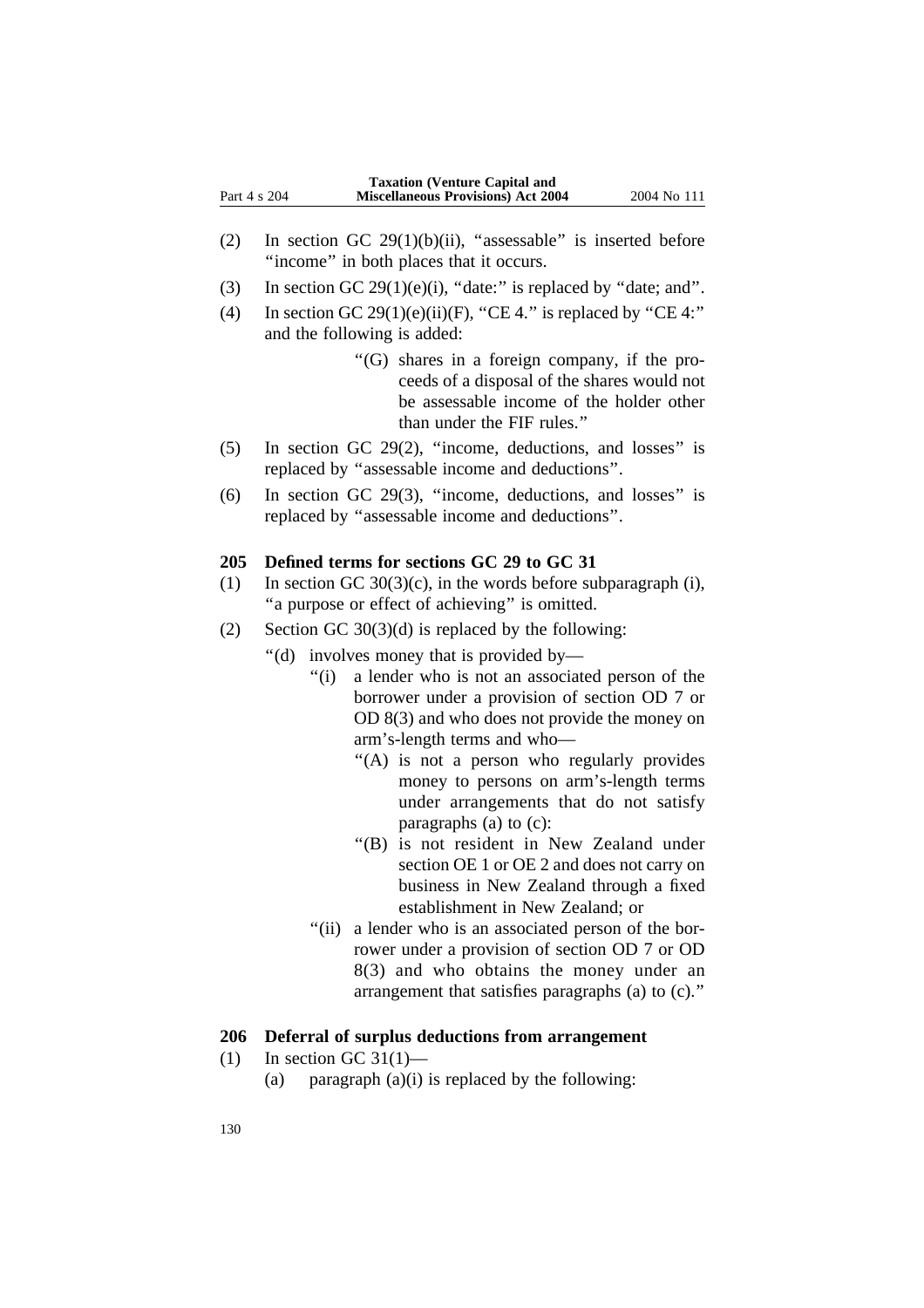(2) In section GC 29(1)(b)(ii), "assessable" is inserted before "income" in both places that it occurs.

(3) In section GC 29(1)(e)(i), "date:" is replaced by "date; and".

(4) In section GC 29(1)(e)(ii)(F), "CE 4." is replaced by "CE 4:" and the following is added:

> "(G) shares in a foreign company, if the proceeds of a disposal of the shares would not be assessable income of the holder other than under the FIF rules."

(5) In section GC 29(2), "income, deductions, and losses" is replaced by "assessable income and deductions".

(6) In section GC 29(3), "income, deductions, and losses" is replaced by "assessable income and deductions".

### 205 Defined terms for sections GC 29 to GC 31

(1) In section GC 30(3)(c), in the words before subparagraph (i), "a purpose or effect of achieving" is omitted.

(2) Section GC 30(3)(d) is replaced by the following:

> "(d) involves money that is provided by—
>
> > "(i) a lender who is not an associated person of the borrower under a provision of section OD 7 or OD 8(3) and who does not provide the money on arm's-length terms and who—
> >
> > > "(A) is not a person who regularly provides money to persons on arm's-length terms under arrangements that do not satisfy paragraphs (a) to (c):
> > >
> > > "(B) is not resident in New Zealand under section OE 1 or OE 2 and does not carry on business in New Zealand through a fixed establishment in New Zealand; or
> >
> > "(ii) a lender who is an associated person of the borrower under a provision of section OD 7 or OD 8(3) and who obtains the money under an arrangement that satisfies paragraphs (a) to (c)."

### 206 Deferral of surplus deductions from arrangement

(1) In section GC 31(1)—

(a) paragraph (a)(i) is replaced by the following: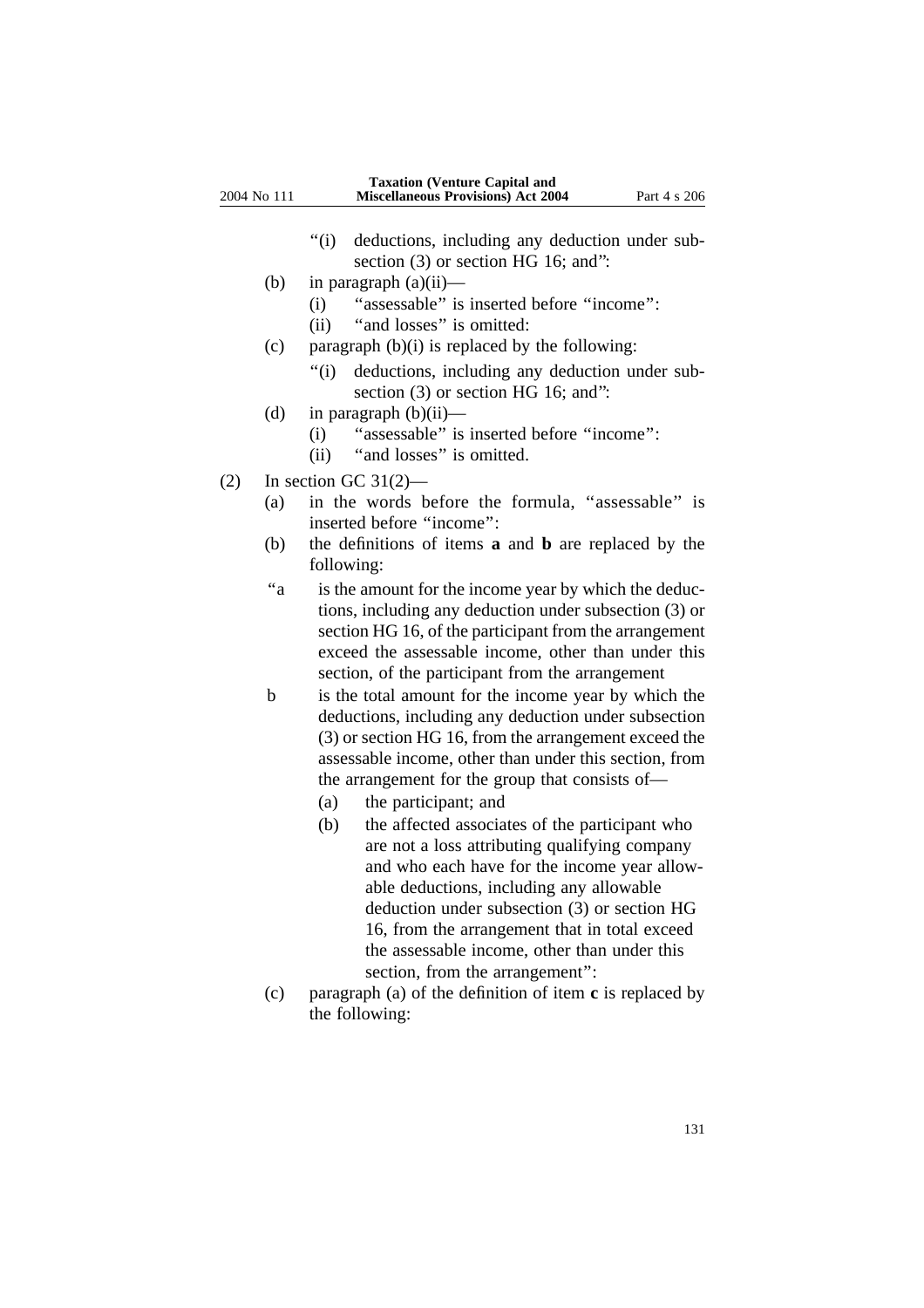"(i) deductions, including any deduction under subsection (3) or section HG 16; and":

(b) in paragraph (a)(ii)—

(i) "assessable" is inserted before "income":

(ii) "and losses" is omitted:

(c) paragraph (b)(i) is replaced by the following:

"(i) deductions, including any deduction under subsection (3) or section HG 16; and":

(d) in paragraph (b)(ii)—

(i) "assessable" is inserted before "income":

(ii) "and losses" is omitted.

(2) In section GC 31(2)—

(a) in the words before the formula, "assessable" is inserted before "income":

(b) the definitions of items **a** and **b** are replaced by the following:

"a is the amount for the income year by which the deductions, including any deduction under subsection (3) or section HG 16, of the participant from the arrangement exceed the assessable income, other than under this section, of the participant from the arrangement

b is the total amount for the income year by which the deductions, including any deduction under subsection (3) or section HG 16, from the arrangement exceed the assessable income, other than under this section, from the arrangement for the group that consists of—

(a) the participant; and

(b) the affected associates of the participant who are not a loss attributing qualifying company and who each have for the income year allowable deductions, including any allowable deduction under subsection (3) or section HG 16, from the arrangement that in total exceed the assessable income, other than under this section, from the arrangement":

(c) paragraph (a) of the definition of item **c** is replaced by the following: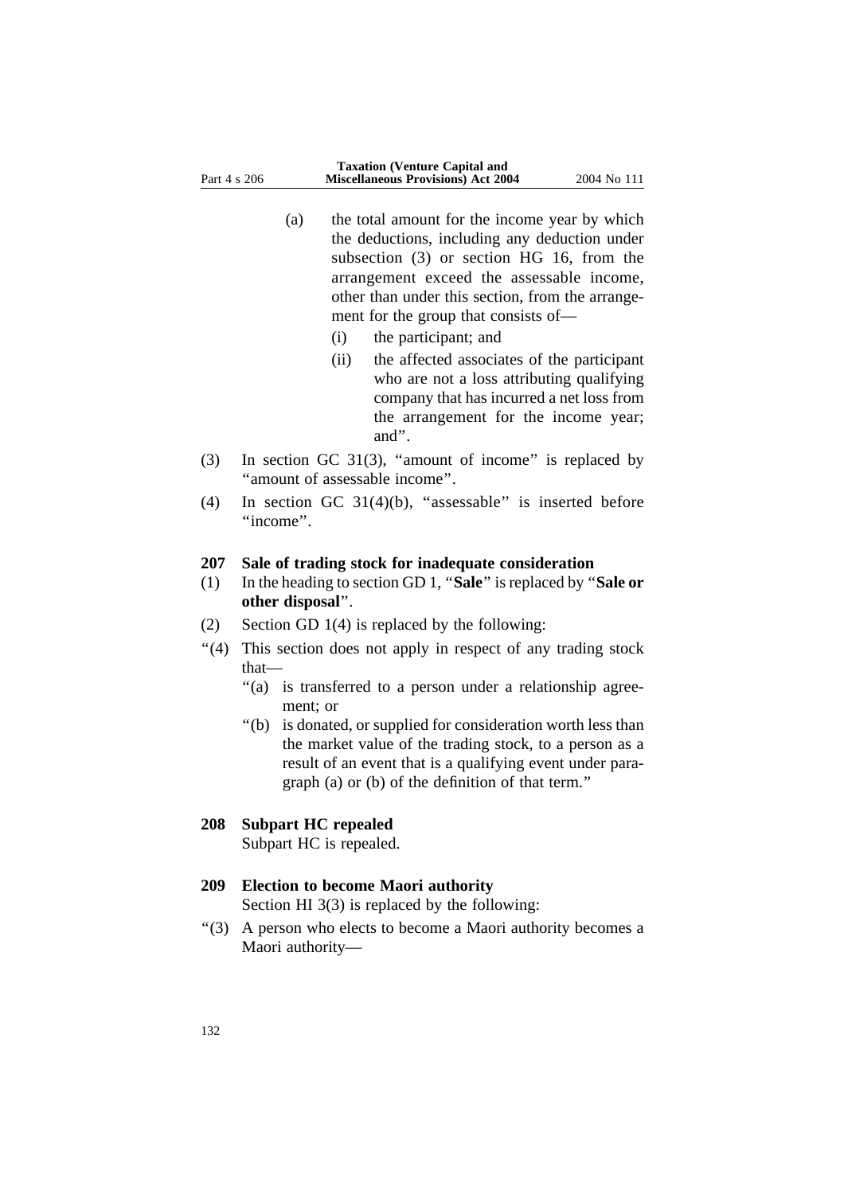(a) the total amount for the income year by which the deductions, including any deduction under subsection (3) or section HG 16, from the arrangement exceed the assessable income, other than under this section, from the arrangement for the group that consists of—

  (i) the participant; and

  (ii) the affected associates of the participant who are not a loss attributing qualifying company that has incurred a net loss from the arrangement for the income year; and".

(3) In section GC 31(3), "amount of income" is replaced by "amount of assessable income".

(4) In section GC 31(4)(b), "assessable" is inserted before "income".

### 207 Sale of trading stock for inadequate consideration

(1) In the heading to section GD 1, "**Sale**" is replaced by "**Sale or other disposal**".

(2) Section GD 1(4) is replaced by the following:

"(4) This section does not apply in respect of any trading stock that—

  "(a) is transferred to a person under a relationship agreement; or

  "(b) is donated, or supplied for consideration worth less than the market value of the trading stock, to a person as a result of an event that is a qualifying event under paragraph (a) or (b) of the definition of that term."

### 208 Subpart HC repealed

Subpart HC is repealed.

### 209 Election to become Maori authority

Section HI 3(3) is replaced by the following:

"(3) A person who elects to become a Maori authority becomes a Maori authority—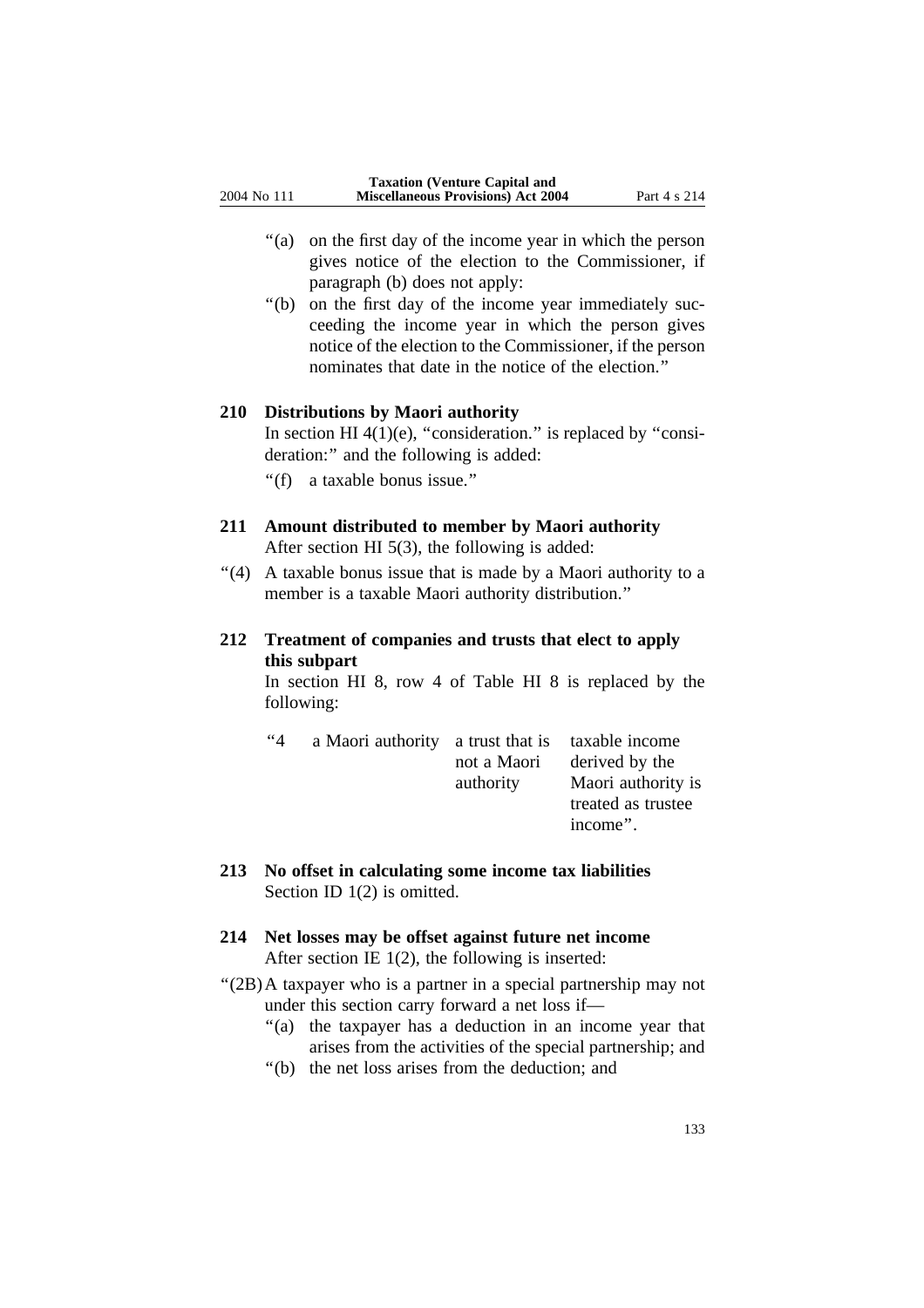“(a) on the first day of the income year in which the person gives notice of the election to the Commissioner, if paragraph (b) does not apply:

“(b) on the first day of the income year immediately succeeding the income year in which the person gives notice of the election to the Commissioner, if the person nominates that date in the notice of the election.”

### 210 Distributions by Maori authority

In section HI 4(1)(e), “consideration.” is replaced by “consideration:” and the following is added:

“(f) a taxable bonus issue.”

### 211 Amount distributed to member by Maori authority

After section HI 5(3), the following is added:

“(4) A taxable bonus issue that is made by a Maori authority to a member is a taxable Maori authority distribution.”

### 212 Treatment of companies and trusts that elect to apply this subpart

In section HI 8, row 4 of Table HI 8 is replaced by the following:

| | | | |
|---|---|---|---|
| “4 | a Maori authority | a trust that is not a Maori authority | taxable income derived by the Maori authority is treated as trustee income”. |

### 213 No offset in calculating some income tax liabilities

Section ID 1(2) is omitted.

### 214 Net losses may be offset against future net income

After section IE 1(2), the following is inserted:

“(2B) A taxpayer who is a partner in a special partnership may not under this section carry forward a net loss if—

“(a) the taxpayer has a deduction in an income year that arises from the activities of the special partnership; and

“(b) the net loss arises from the deduction; and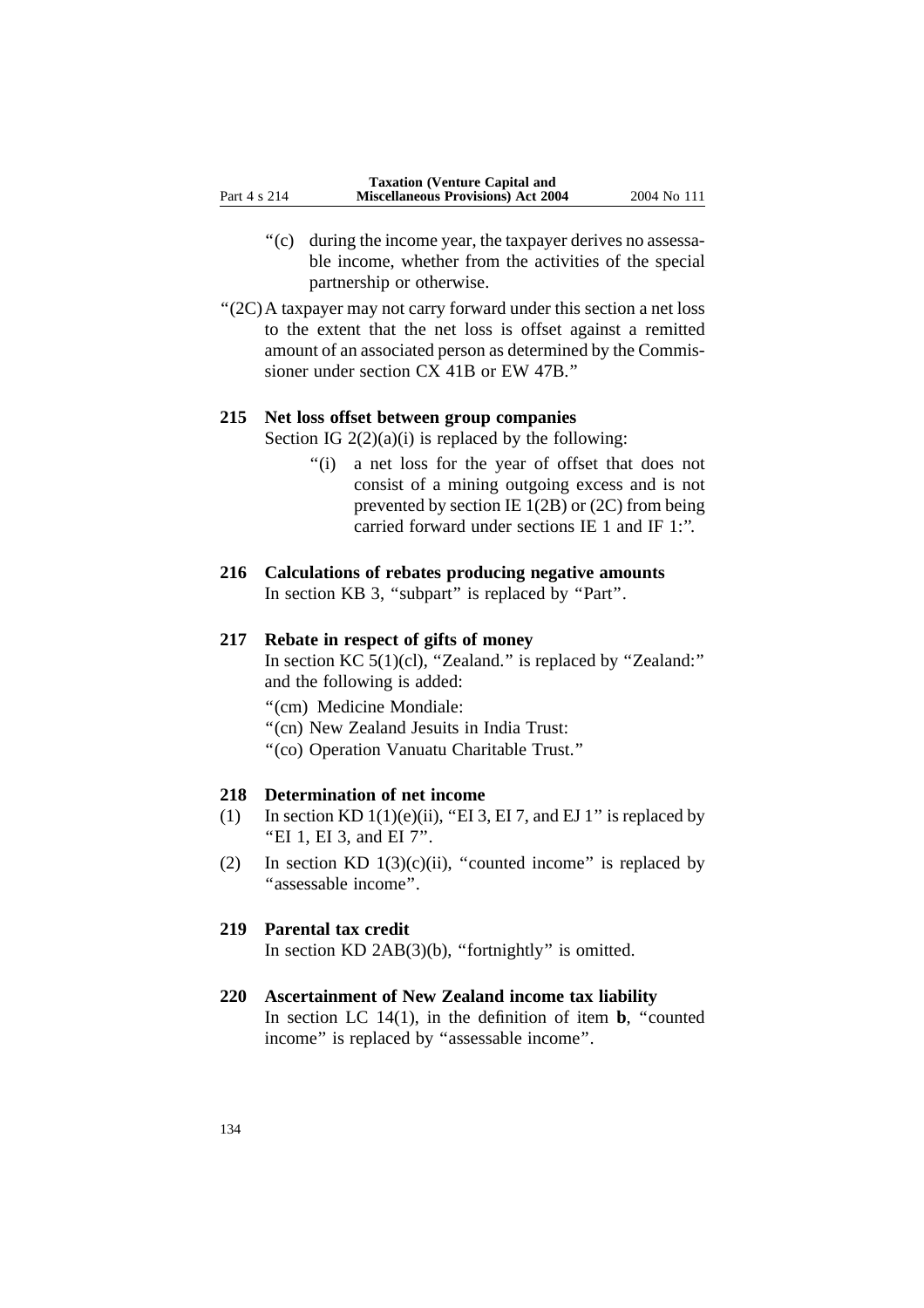"(c) during the income year, the taxpayer derives no assessable income, whether from the activities of the special partnership or otherwise.

"(2C) A taxpayer may not carry forward under this section a net loss to the extent that the net loss is offset against a remitted amount of an associated person as determined by the Commissioner under section CX 41B or EW 47B."

### 215 Net loss offset between group companies

Section IG 2(2)(a)(i) is replaced by the following:

"(i) a net loss for the year of offset that does not consist of a mining outgoing excess and is not prevented by section IE 1(2B) or (2C) from being carried forward under sections IE 1 and IF 1:".

### 216 Calculations of rebates producing negative amounts

In section KB 3, "subpart" is replaced by "Part".

### 217 Rebate in respect of gifts of money

In section KC 5(1)(cl), "Zealand." is replaced by "Zealand:" and the following is added:

"(cm) Medicine Mondiale:

"(cn) New Zealand Jesuits in India Trust:

"(co) Operation Vanuatu Charitable Trust."

### 218 Determination of net income

(1) In section KD 1(1)(e)(ii), "EI 3, EI 7, and EJ 1" is replaced by "EI 1, EI 3, and EI 7".

(2) In section KD 1(3)(c)(ii), "counted income" is replaced by "assessable income".

### 219 Parental tax credit

In section KD 2AB(3)(b), "fortnightly" is omitted.

### 220 Ascertainment of New Zealand income tax liability

In section LC 14(1), in the definition of item **b**, "counted income" is replaced by "assessable income".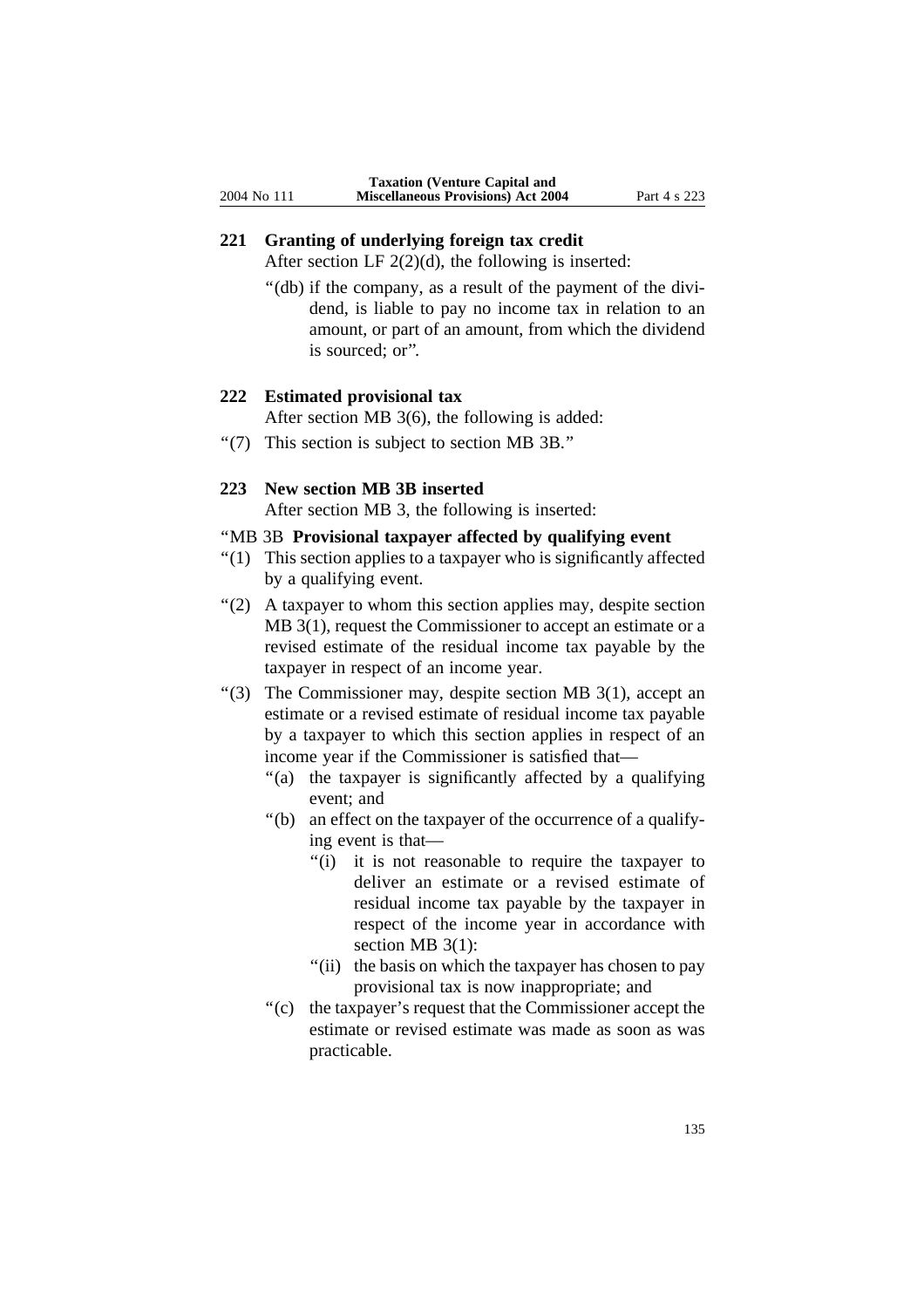## 221 Granting of underlying foreign tax credit

After section LF 2(2)(d), the following is inserted:

"(db) if the company, as a result of the payment of the dividend, is liable to pay no income tax in relation to an amount, or part of an amount, from which the dividend is sourced; or".

## 222 Estimated provisional tax

After section MB 3(6), the following is added:

"(7) This section is subject to section MB 3B."

## 223 New section MB 3B inserted

After section MB 3, the following is inserted:

"MB 3B **Provisional taxpayer affected by qualifying event**

"(1) This section applies to a taxpayer who is significantly affected by a qualifying event.

"(2) A taxpayer to whom this section applies may, despite section MB 3(1), request the Commissioner to accept an estimate or a revised estimate of the residual income tax payable by the taxpayer in respect of an income year.

"(3) The Commissioner may, despite section MB 3(1), accept an estimate or a revised estimate of residual income tax payable by a taxpayer to which this section applies in respect of an income year if the Commissioner is satisfied that—

- "(a) the taxpayer is significantly affected by a qualifying event; and
- "(b) an effect on the taxpayer of the occurrence of a qualifying event is that—
  - "(i) it is not reasonable to require the taxpayer to deliver an estimate or a revised estimate of residual income tax payable by the taxpayer in respect of the income year in accordance with section MB 3(1):
  - "(ii) the basis on which the taxpayer has chosen to pay provisional tax is now inappropriate; and
- "(c) the taxpayer's request that the Commissioner accept the estimate or revised estimate was made as soon as was practicable.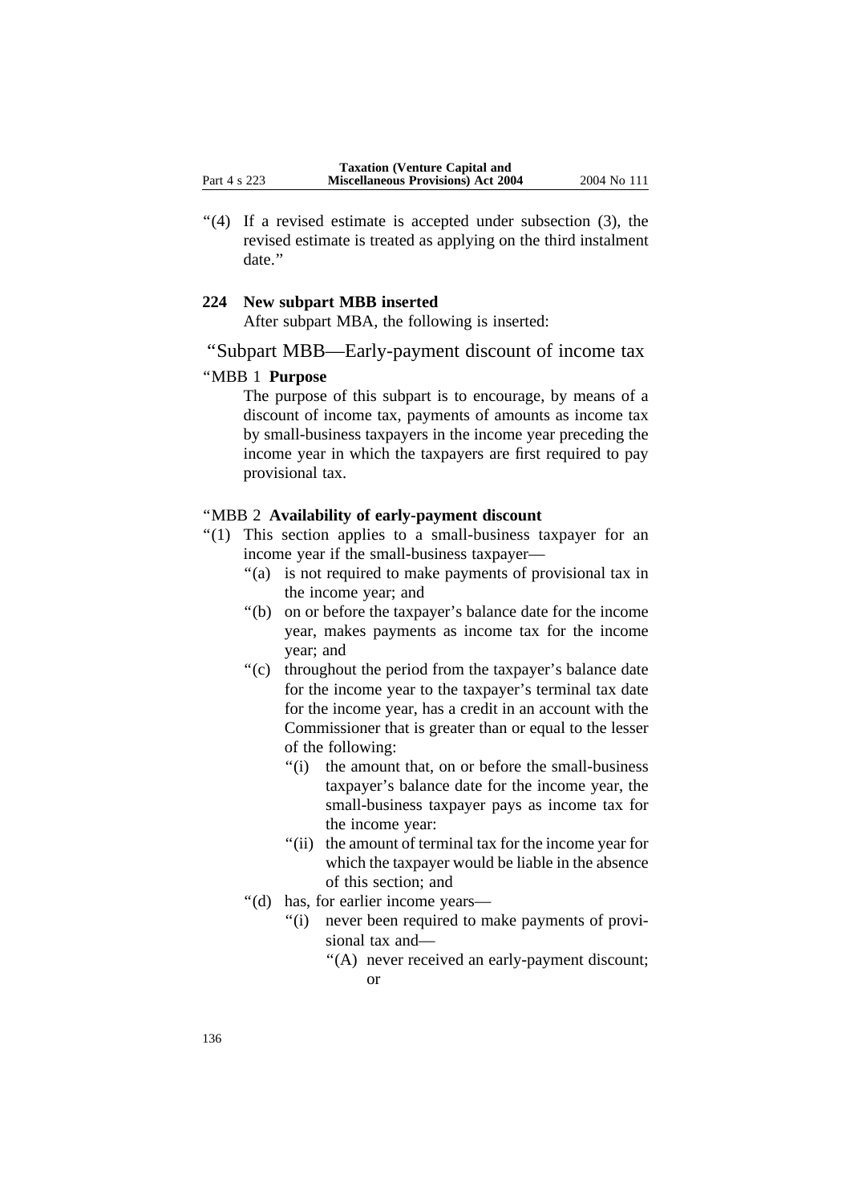“(4) If a revised estimate is accepted under subsection (3), the revised estimate is treated as applying on the third instalment date.”

**224 New subpart MBB inserted**

After subpart MBA, the following is inserted:

“Subpart MBB—Early-payment discount of income tax

“MBB 1 **Purpose**

The purpose of this subpart is to encourage, by means of a discount of income tax, payments of amounts as income tax by small-business taxpayers in the income year preceding the income year in which the taxpayers are first required to pay provisional tax.

“MBB 2 **Availability of early-payment discount**

“(1) This section applies to a small-business taxpayer for an income year if the small-business taxpayer—

“(a) is not required to make payments of provisional tax in the income year; and

“(b) on or before the taxpayer’s balance date for the income year, makes payments as income tax for the income year; and

“(c) throughout the period from the taxpayer’s balance date for the income year to the taxpayer’s terminal tax date for the income year, has a credit in an account with the Commissioner that is greater than or equal to the lesser of the following:

“(i) the amount that, on or before the small-business taxpayer’s balance date for the income year, the small-business taxpayer pays as income tax for the income year:

“(ii) the amount of terminal tax for the income year for which the taxpayer would be liable in the absence of this section; and

“(d) has, for earlier income years—

“(i) never been required to make payments of provisional tax and—

“(A) never received an early-payment discount; or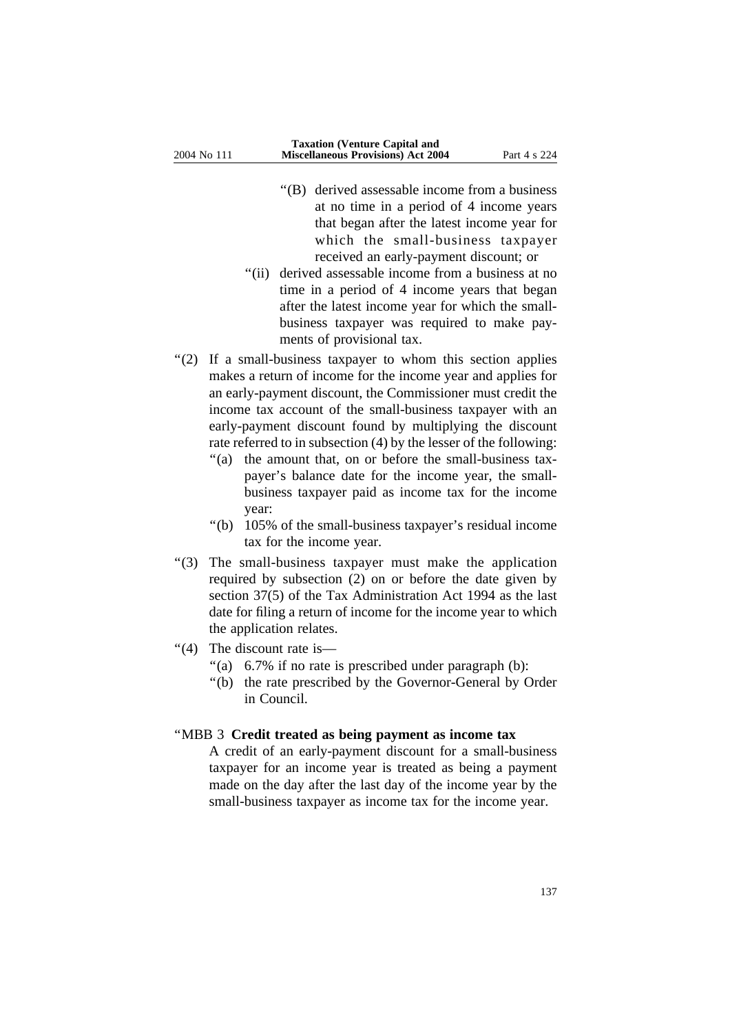"(B) derived assessable income from a business at no time in a period of 4 income years that began after the latest income year for which the small-business taxpayer received an early-payment discount; or

"(ii) derived assessable income from a business at no time in a period of 4 income years that began after the latest income year for which the small-business taxpayer was required to make payments of provisional tax.

"(2) If a small-business taxpayer to whom this section applies makes a return of income for the income year and applies for an early-payment discount, the Commissioner must credit the income tax account of the small-business taxpayer with an early-payment discount found by multiplying the discount rate referred to in subsection (4) by the lesser of the following:

"(a) the amount that, on or before the small-business taxpayer's balance date for the income year, the small-business taxpayer paid as income tax for the income year:

"(b) 105% of the small-business taxpayer's residual income tax for the income year.

"(3) The small-business taxpayer must make the application required by subsection (2) on or before the date given by section 37(5) of the Tax Administration Act 1994 as the last date for filing a return of income for the income year to which the application relates.

"(4) The discount rate is—

"(a) 6.7% if no rate is prescribed under paragraph (b):

"(b) the rate prescribed by the Governor-General by Order in Council.

"MBB 3 **Credit treated as being payment as income tax**

A credit of an early-payment discount for a small-business taxpayer for an income year is treated as being a payment made on the day after the last day of the income year by the small-business taxpayer as income tax for the income year.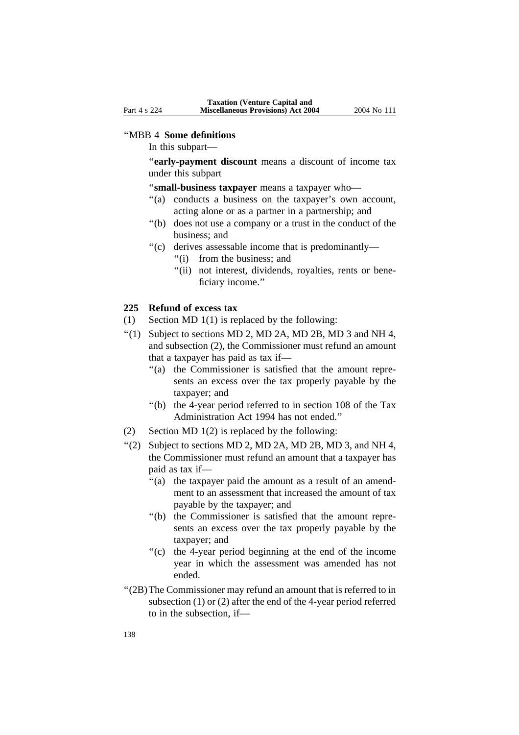"MBB 4 **Some definitions**

In this subpart—

"**early-payment discount** means a discount of income tax under this subpart

"**small-business taxpayer** means a taxpayer who—

"(a) conducts a business on the taxpayer's own account, acting alone or as a partner in a partnership; and

"(b) does not use a company or a trust in the conduct of the business; and

"(c) derives assessable income that is predominantly—

"(i) from the business; and

"(ii) not interest, dividends, royalties, rents or beneficiary income."

## 225 Refund of excess tax

(1) Section MD 1(1) is replaced by the following:

"(1) Subject to sections MD 2, MD 2A, MD 2B, MD 3 and NH 4, and subsection (2), the Commissioner must refund an amount that a taxpayer has paid as tax if—

"(a) the Commissioner is satisfied that the amount represents an excess over the tax properly payable by the taxpayer; and

"(b) the 4-year period referred to in section 108 of the Tax Administration Act 1994 has not ended."

(2) Section MD 1(2) is replaced by the following:

"(2) Subject to sections MD 2, MD 2A, MD 2B, MD 3, and NH 4, the Commissioner must refund an amount that a taxpayer has paid as tax if—

"(a) the taxpayer paid the amount as a result of an amendment to an assessment that increased the amount of tax payable by the taxpayer; and

"(b) the Commissioner is satisfied that the amount represents an excess over the tax properly payable by the taxpayer; and

"(c) the 4-year period beginning at the end of the income year in which the assessment was amended has not ended.

"(2B) The Commissioner may refund an amount that is referred to in subsection (1) or (2) after the end of the 4-year period referred to in the subsection, if—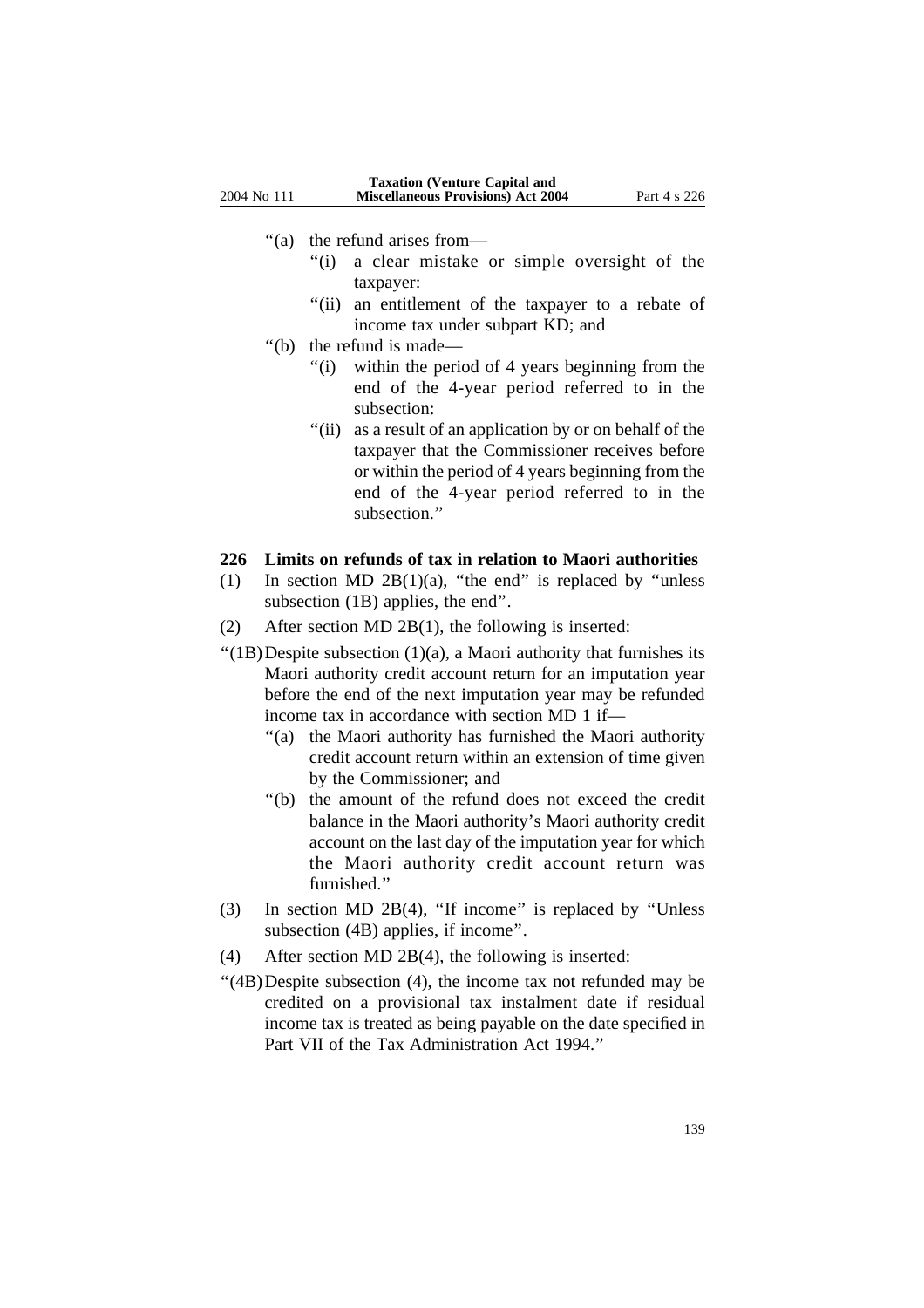"(a) the refund arises from—

"(i) a clear mistake or simple oversight of the taxpayer:

"(ii) an entitlement of the taxpayer to a rebate of income tax under subpart KD; and

"(b) the refund is made—

"(i) within the period of 4 years beginning from the end of the 4-year period referred to in the subsection:

"(ii) as a result of an application by or on behalf of the taxpayer that the Commissioner receives before or within the period of 4 years beginning from the end of the 4-year period referred to in the subsection."

**226 Limits on refunds of tax in relation to Maori authorities**

(1) In section MD 2B(1)(a), "the end" is replaced by "unless subsection (1B) applies, the end".

(2) After section MD 2B(1), the following is inserted:

"(1B) Despite subsection (1)(a), a Maori authority that furnishes its Maori authority credit account return for an imputation year before the end of the next imputation year may be refunded income tax in accordance with section MD 1 if—

"(a) the Maori authority has furnished the Maori authority credit account return within an extension of time given by the Commissioner; and

"(b) the amount of the refund does not exceed the credit balance in the Maori authority's Maori authority credit account on the last day of the imputation year for which the Maori authority credit account return was furnished."

(3) In section MD 2B(4), "If income" is replaced by "Unless subsection (4B) applies, if income".

(4) After section MD 2B(4), the following is inserted:

"(4B) Despite subsection (4), the income tax not refunded may be credited on a provisional tax instalment date if residual income tax is treated as being payable on the date specified in Part VII of the Tax Administration Act 1994."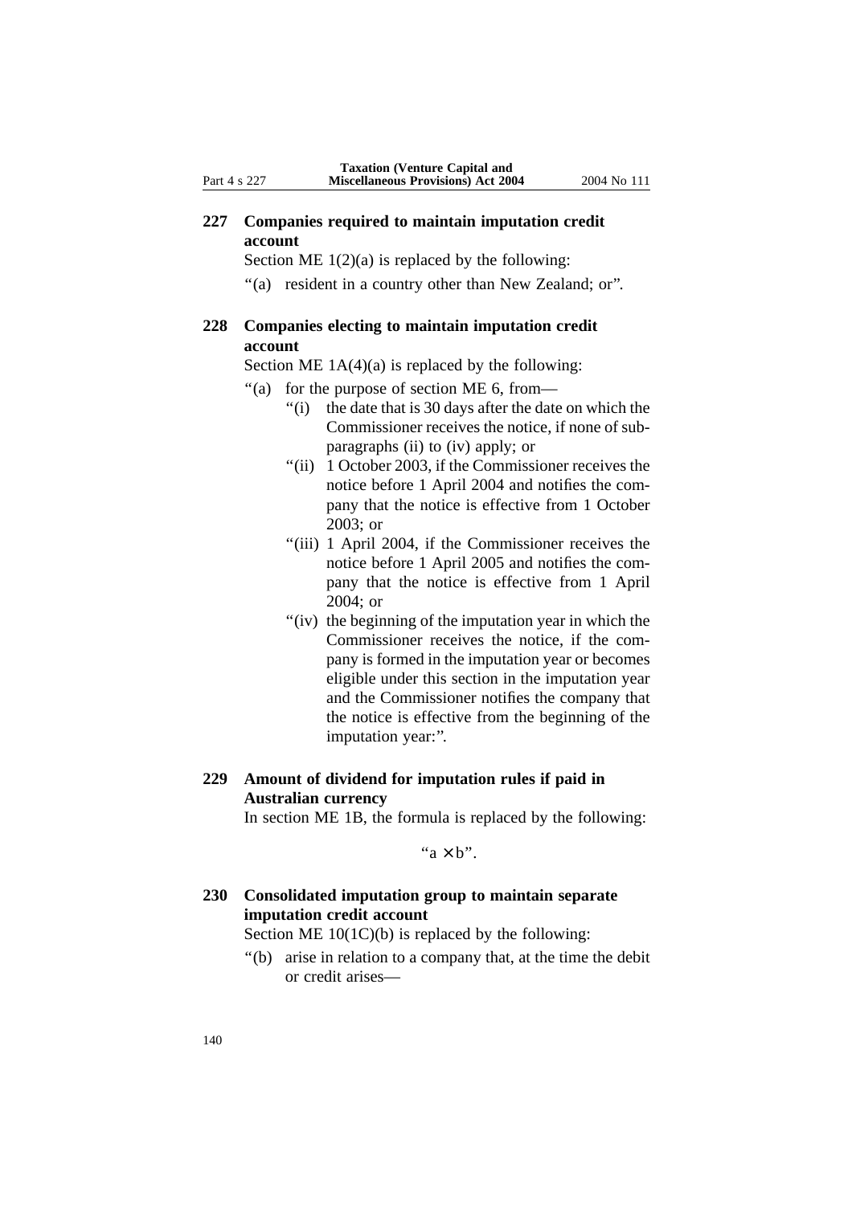## 227 Companies required to maintain imputation credit account

Section ME 1(2)(a) is replaced by the following:

"(a) resident in a country other than New Zealand; or".

## 228 Companies electing to maintain imputation credit account

Section ME 1A(4)(a) is replaced by the following:

"(a) for the purpose of section ME 6, from—

"(i) the date that is 30 days after the date on which the Commissioner receives the notice, if none of subparagraphs (ii) to (iv) apply; or

"(ii) 1 October 2003, if the Commissioner receives the notice before 1 April 2004 and notifies the company that the notice is effective from 1 October 2003; or

"(iii) 1 April 2004, if the Commissioner receives the notice before 1 April 2005 and notifies the company that the notice is effective from 1 April 2004; or

"(iv) the beginning of the imputation year in which the Commissioner receives the notice, if the company is formed in the imputation year or becomes eligible under this section in the imputation year and the Commissioner notifies the company that the notice is effective from the beginning of the imputation year:".

## 229 Amount of dividend for imputation rules if paid in Australian currency

In section ME 1B, the formula is replaced by the following:

"$a \times b$".

## 230 Consolidated imputation group to maintain separate imputation credit account

Section ME 10(1C)(b) is replaced by the following:

"(b) arise in relation to a company that, at the time the debit or credit arises—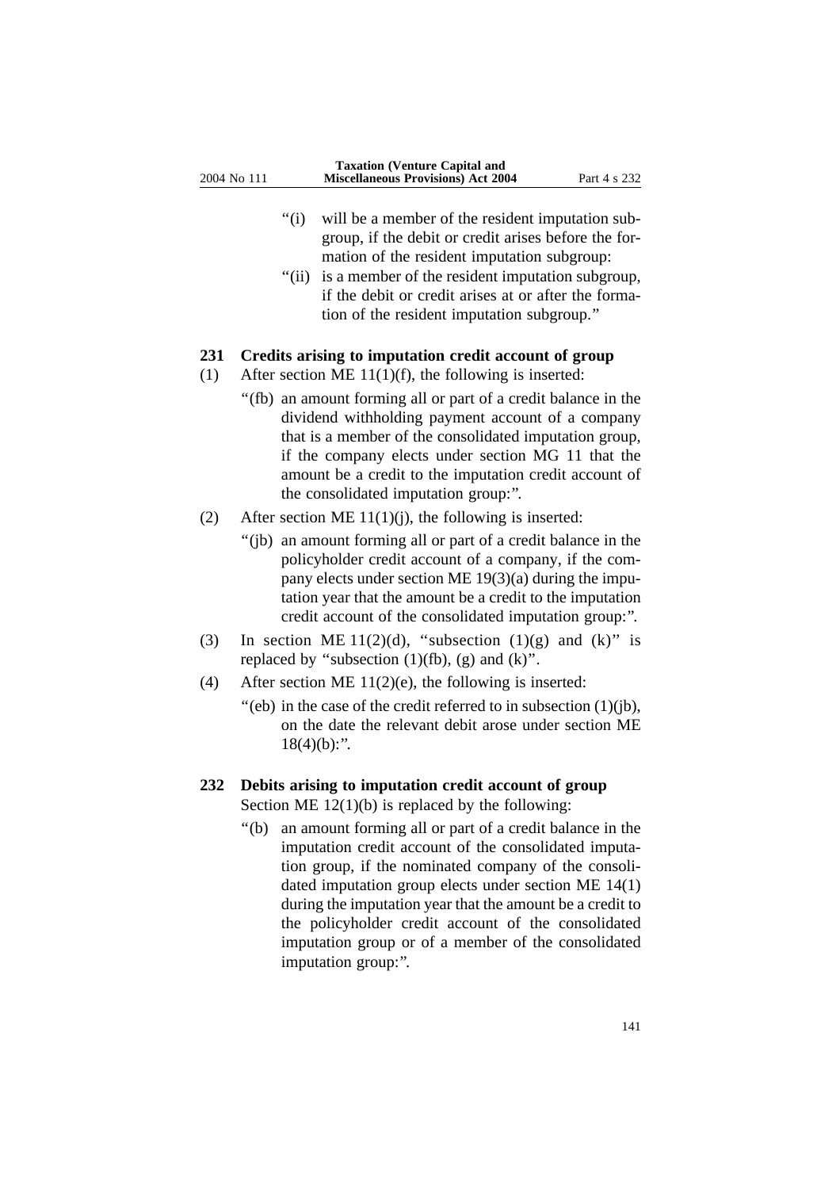"(i) will be a member of the resident imputation subgroup, if the debit or credit arises before the formation of the resident imputation subgroup:

"(ii) is a member of the resident imputation subgroup, if the debit or credit arises at or after the formation of the resident imputation subgroup."

### 231 Credits arising to imputation credit account of group

(1) After section ME 11(1)(f), the following is inserted:

"(fb) an amount forming all or part of a credit balance in the dividend withholding payment account of a company that is a member of the consolidated imputation group, if the company elects under section MG 11 that the amount be a credit to the imputation credit account of the consolidated imputation group:".

(2) After section ME 11(1)(j), the following is inserted:

"(jb) an amount forming all or part of a credit balance in the policyholder credit account of a company, if the company elects under section ME 19(3)(a) during the imputation year that the amount be a credit to the imputation credit account of the consolidated imputation group:".

(3) In section ME 11(2)(d), "subsection (1)(g) and (k)" is replaced by "subsection (1)(fb), (g) and (k)".

(4) After section ME 11(2)(e), the following is inserted:

"(eb) in the case of the credit referred to in subsection (1)(jb), on the date the relevant debit arose under section ME 18(4)(b):".

### 232 Debits arising to imputation credit account of group

Section ME 12(1)(b) is replaced by the following:

"(b) an amount forming all or part of a credit balance in the imputation credit account of the consolidated imputation group, if the nominated company of the consolidated imputation group elects under section ME 14(1) during the imputation year that the amount be a credit to the policyholder credit account of the consolidated imputation group or of a member of the consolidated imputation group:".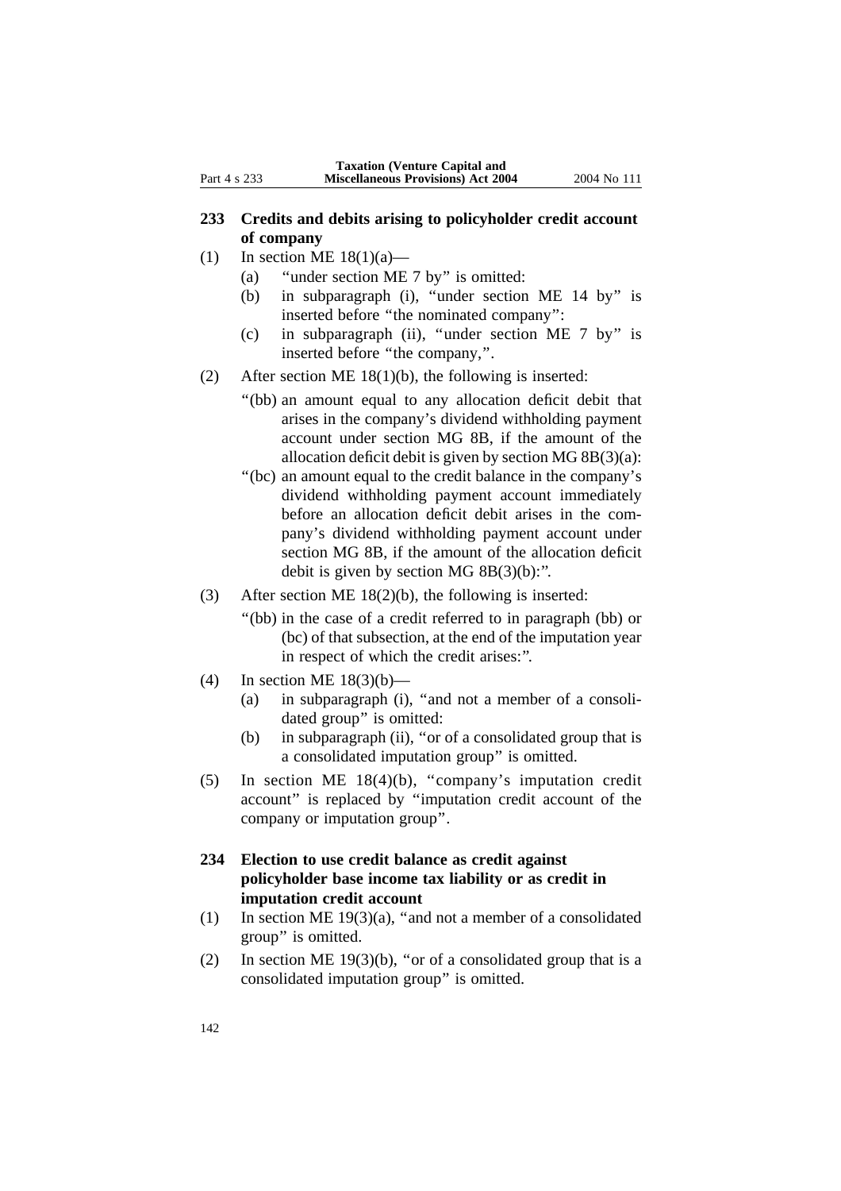## 233 Credits and debits arising to policyholder credit account of company

(1) In section ME 18(1)(a)—

- (a) "under section ME 7 by" is omitted:
- (b) in subparagraph (i), "under section ME 14 by" is inserted before "the nominated company":
- (c) in subparagraph (ii), "under section ME 7 by" is inserted before "the company,".

(2) After section ME 18(1)(b), the following is inserted:

"(bb) an amount equal to any allocation deficit debit that arises in the company's dividend withholding payment account under section MG 8B, if the amount of the allocation deficit debit is given by section MG 8B(3)(a):

"(bc) an amount equal to the credit balance in the company's dividend withholding payment account immediately before an allocation deficit debit arises in the company's dividend withholding payment account under section MG 8B, if the amount of the allocation deficit debit is given by section MG 8B(3)(b):".

(3) After section ME 18(2)(b), the following is inserted:

"(bb) in the case of a credit referred to in paragraph (bb) or (bc) of that subsection, at the end of the imputation year in respect of which the credit arises:".

(4) In section ME 18(3)(b)—

- (a) in subparagraph (i), "and not a member of a consolidated group" is omitted:
- (b) in subparagraph (ii), "or of a consolidated group that is a consolidated imputation group" is omitted.

(5) In section ME 18(4)(b), "company's imputation credit account" is replaced by "imputation credit account of the company or imputation group".

## 234 Election to use credit balance as credit against policyholder base income tax liability or as credit in imputation credit account

(1) In section ME 19(3)(a), "and not a member of a consolidated group" is omitted.

(2) In section ME 19(3)(b), "or of a consolidated group that is a consolidated imputation group" is omitted.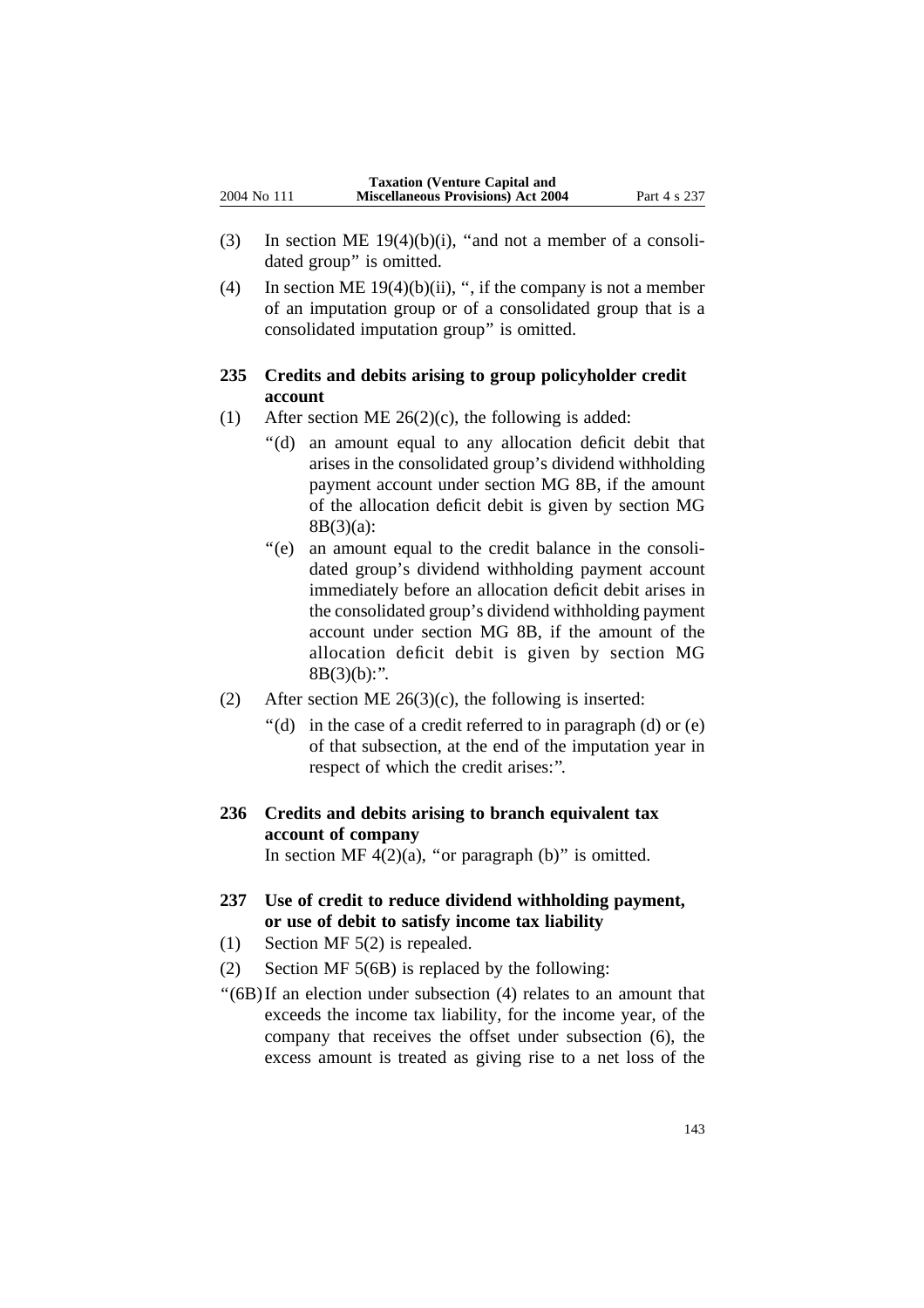(3) In section ME 19(4)(b)(i), "and not a member of a consolidated group" is omitted.

(4) In section ME 19(4)(b)(ii), ", if the company is not a member of an imputation group or of a consolidated group that is a consolidated imputation group" is omitted.

### 235 Credits and debits arising to group policyholder credit account

(1) After section ME 26(2)(c), the following is added:

"(d) an amount equal to any allocation deficit debit that arises in the consolidated group's dividend withholding payment account under section MG 8B, if the amount of the allocation deficit debit is given by section MG 8B(3)(a):

"(e) an amount equal to the credit balance in the consolidated group's dividend withholding payment account immediately before an allocation deficit debit arises in the consolidated group's dividend withholding payment account under section MG 8B, if the amount of the allocation deficit debit is given by section MG 8B(3)(b):".

(2) After section ME 26(3)(c), the following is inserted:

"(d) in the case of a credit referred to in paragraph (d) or (e) of that subsection, at the end of the imputation year in respect of which the credit arises:".

### 236 Credits and debits arising to branch equivalent tax account of company

In section MF 4(2)(a), "or paragraph (b)" is omitted.

### 237 Use of credit to reduce dividend withholding payment, or use of debit to satisfy income tax liability

(1) Section MF 5(2) is repealed.

(2) Section MF 5(6B) is replaced by the following:

"(6B) If an election under subsection (4) relates to an amount that exceeds the income tax liability, for the income year, of the company that receives the offset under subsection (6), the excess amount is treated as giving rise to a net loss of the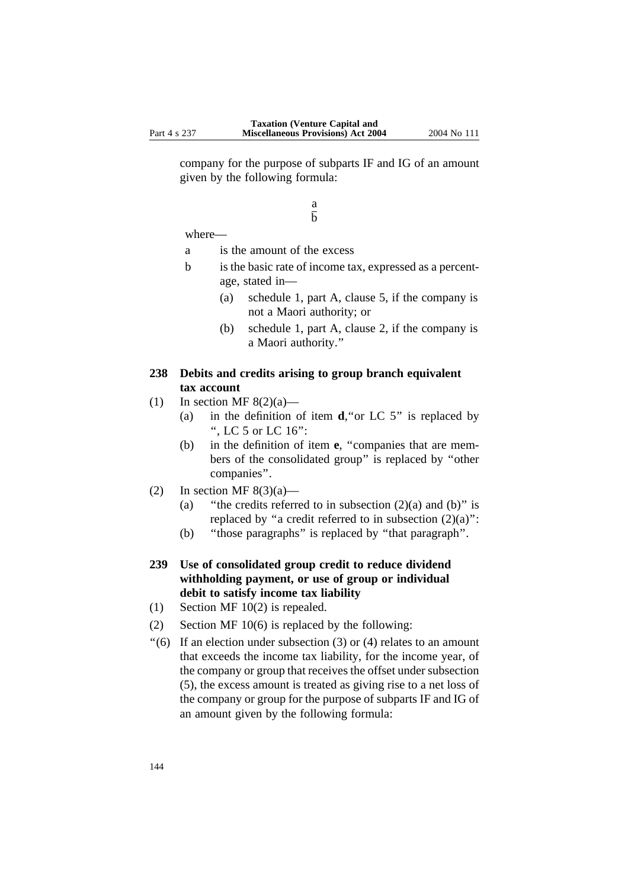company for the purpose of subparts IF and IG of an amount given by the following formula:

$$\frac{a}{b}$$

where—

a is the amount of the excess

b is the basic rate of income tax, expressed as a percentage, stated in—

- (a) schedule 1, part A, clause 5, if the company is not a Maori authority; or
- (b) schedule 1, part A, clause 2, if the company is a Maori authority."

### 238 Debits and credits arising to group branch equivalent tax account

(1) In section MF 8(2)(a)—

- (a) in the definition of item **d**, "or LC 5" is replaced by ", LC 5 or LC 16":
- (b) in the definition of item **e**, "companies that are members of the consolidated group" is replaced by "other companies".

(2) In section MF 8(3)(a)—

- (a) "the credits referred to in subsection (2)(a) and (b)" is replaced by "a credit referred to in subsection (2)(a)":
- (b) "those paragraphs" is replaced by "that paragraph".

### 239 Use of consolidated group credit to reduce dividend withholding payment, or use of group or individual debit to satisfy income tax liability

(1) Section MF 10(2) is repealed.

(2) Section MF 10(6) is replaced by the following:

"(6) If an election under subsection (3) or (4) relates to an amount that exceeds the income tax liability, for the income year, of the company or group that receives the offset under subsection (5), the excess amount is treated as giving rise to a net loss of the company or group for the purpose of subparts IF and IG of an amount given by the following formula: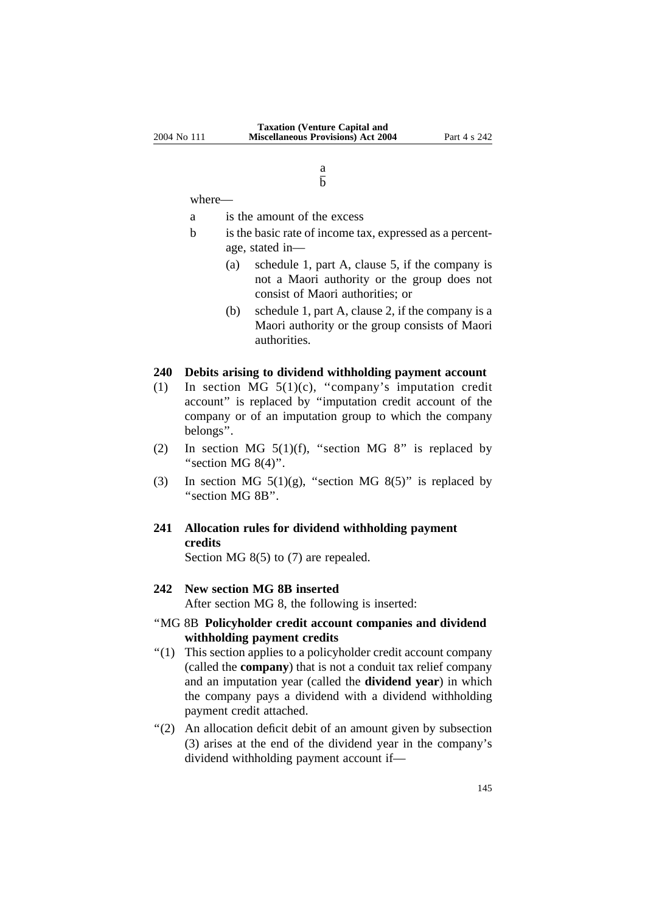$$\frac{a}{b}$$

where—

a is the amount of the excess

b is the basic rate of income tax, expressed as a percentage, stated in—

(a) schedule 1, part A, clause 5, if the company is not a Maori authority or the group does not consist of Maori authorities; or

(b) schedule 1, part A, clause 2, if the company is a Maori authority or the group consists of Maori authorities.

**240 Debits arising to dividend withholding payment account**

(1) In section MG 5(1)(c), "company's imputation credit account" is replaced by "imputation credit account of the company or of an imputation group to which the company belongs".

(2) In section MG 5(1)(f), "section MG 8" is replaced by "section MG 8(4)".

(3) In section MG 5(1)(g), "section MG 8(5)" is replaced by "section MG 8B".

**241 Allocation rules for dividend withholding payment credits**

Section MG 8(5) to (7) are repealed.

**242 New section MG 8B inserted**

After section MG 8, the following is inserted:

"MG 8B **Policyholder credit account companies and dividend withholding payment credits**

"(1) This section applies to a policyholder credit account company (called the **company**) that is not a conduit tax relief company and an imputation year (called the **dividend year**) in which the company pays a dividend with a dividend withholding payment credit attached.

"(2) An allocation deficit debit of an amount given by subsection (3) arises at the end of the dividend year in the company's dividend withholding payment account if—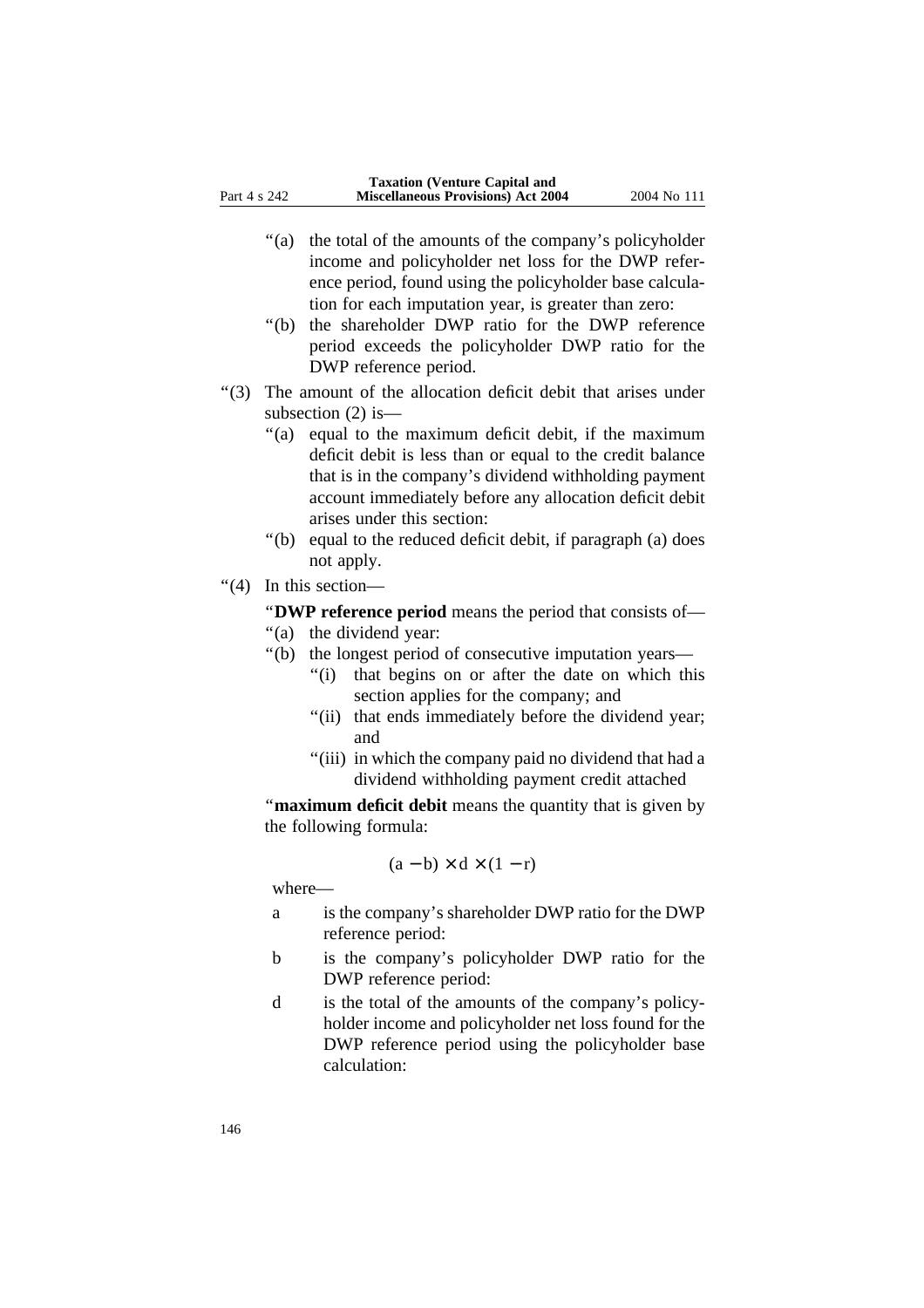"(a) the total of the amounts of the company's policyholder income and policyholder net loss for the DWP reference period, found using the policyholder base calculation for each imputation year, is greater than zero:

"(b) the shareholder DWP ratio for the DWP reference period exceeds the policyholder DWP ratio for the DWP reference period.

"(3) The amount of the allocation deficit debit that arises under subsection (2) is—

"(a) equal to the maximum deficit debit, if the maximum deficit debit is less than or equal to the credit balance that is in the company's dividend withholding payment account immediately before any allocation deficit debit arises under this section:

"(b) equal to the reduced deficit debit, if paragraph (a) does not apply.

"(4) In this section—

"**DWP reference period** means the period that consists of—

"(a) the dividend year:

"(b) the longest period of consecutive imputation years—

"(i) that begins on or after the date on which this section applies for the company; and

"(ii) that ends immediately before the dividend year; and

"(iii) in which the company paid no dividend that had a dividend withholding payment credit attached

"**maximum deficit debit** means the quantity that is given by the following formula:

$$(a - b) \times d \times (1 - r)$$

where—

a is the company's shareholder DWP ratio for the DWP reference period:

b is the company's policyholder DWP ratio for the DWP reference period:

d is the total of the amounts of the company's policyholder income and policyholder net loss found for the DWP reference period using the policyholder base calculation: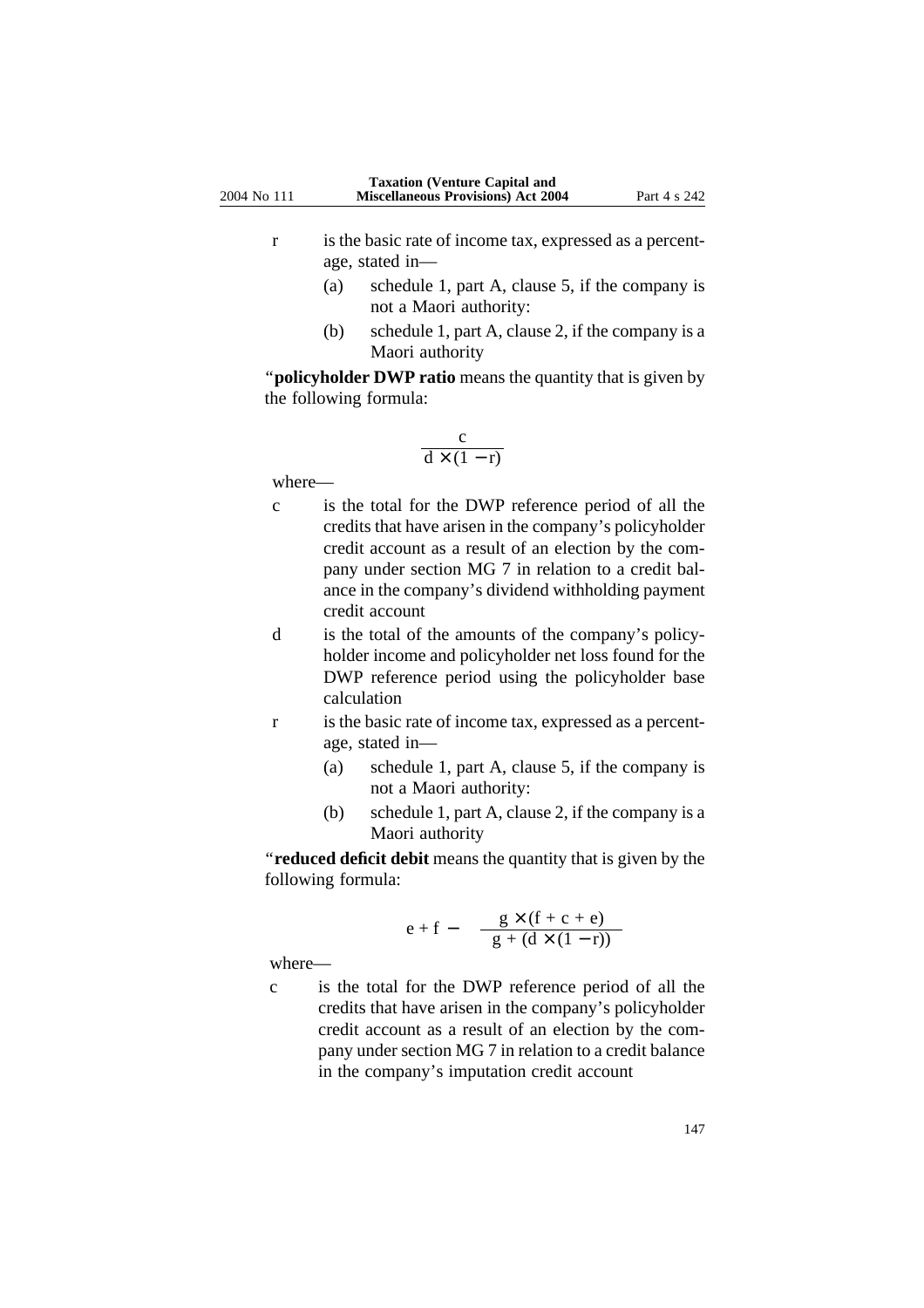r is the basic rate of income tax, expressed as a percentage, stated in—

(a) schedule 1, part A, clause 5, if the company is not a Maori authority:

(b) schedule 1, part A, clause 2, if the company is a Maori authority

"**policyholder DWP ratio** means the quantity that is given by the following formula:

$$\frac{c}{d \times (1 - r)}$$

where—

c is the total for the DWP reference period of all the credits that have arisen in the company's policyholder credit account as a result of an election by the company under section MG 7 in relation to a credit balance in the company's dividend withholding payment credit account

d is the total of the amounts of the company's policyholder income and policyholder net loss found for the DWP reference period using the policyholder base calculation

r is the basic rate of income tax, expressed as a percentage, stated in—

(a) schedule 1, part A, clause 5, if the company is not a Maori authority:

(b) schedule 1, part A, clause 2, if the company is a Maori authority

"**reduced deficit debit** means the quantity that is given by the following formula:

$$e + f - \frac{g \times (f + c + e)}{g + (d \times (1 - r))}$$

where—

c is the total for the DWP reference period of all the credits that have arisen in the company's policyholder credit account as a result of an election by the company under section MG 7 in relation to a credit balance in the company's imputation credit account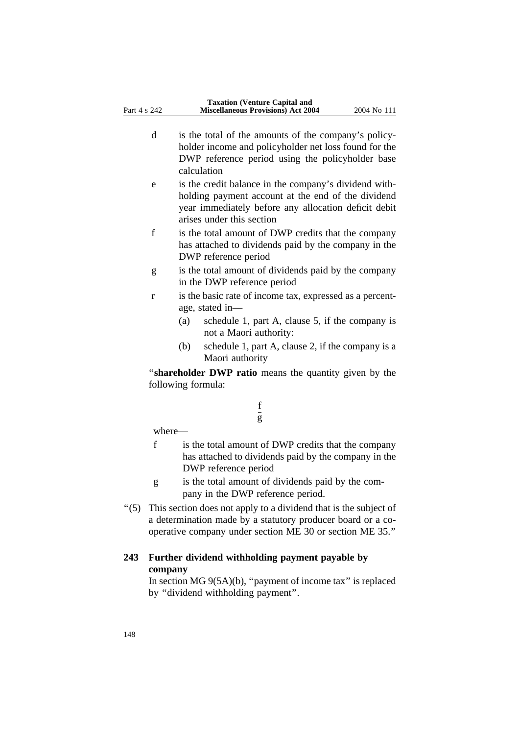d is the total of the amounts of the company's policyholder income and policyholder net loss found for the DWP reference period using the policyholder base calculation

e is the credit balance in the company's dividend withholding payment account at the end of the dividend year immediately before any allocation deficit debit arises under this section

f is the total amount of DWP credits that the company has attached to dividends paid by the company in the DWP reference period

g is the total amount of dividends paid by the company in the DWP reference period

r is the basic rate of income tax, expressed as a percentage, stated in—

- (a) schedule 1, part A, clause 5, if the company is not a Maori authority:
- (b) schedule 1, part A, clause 2, if the company is a Maori authority

"**shareholder DWP ratio** means the quantity given by the following formula:

$$\frac{f}{g}$$

where—

f is the total amount of DWP credits that the company has attached to dividends paid by the company in the DWP reference period

g is the total amount of dividends paid by the company in the DWP reference period.

"(5) This section does not apply to a dividend that is the subject of a determination made by a statutory producer board or a co-operative company under section ME 30 or section ME 35."

## 243 Further dividend withholding payment payable by company

In section MG 9(5A)(b), "payment of income tax" is replaced by "dividend withholding payment".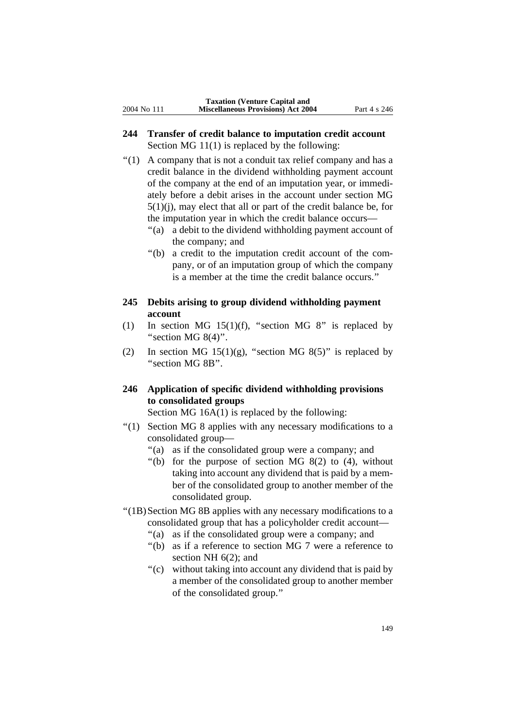## 244 Transfer of credit balance to imputation credit account

Section MG 11(1) is replaced by the following:

"(1) A company that is not a conduit tax relief company and has a credit balance in the dividend withholding payment account of the company at the end of an imputation year, or immediately before a debit arises in the account under section MG 5(1)(j), may elect that all or part of the credit balance be, for the imputation year in which the credit balance occurs—

"(a) a debit to the dividend withholding payment account of the company; and

"(b) a credit to the imputation credit account of the company, or of an imputation group of which the company is a member at the time the credit balance occurs."

## 245 Debits arising to group dividend withholding payment account

(1) In section MG 15(1)(f), "section MG 8" is replaced by "section MG 8(4)".

(2) In section MG 15(1)(g), "section MG 8(5)" is replaced by "section MG 8B".

## 246 Application of specific dividend withholding provisions to consolidated groups

Section MG 16A(1) is replaced by the following:

"(1) Section MG 8 applies with any necessary modifications to a consolidated group—

"(a) as if the consolidated group were a company; and

"(b) for the purpose of section MG 8(2) to (4), without taking into account any dividend that is paid by a member of the consolidated group to another member of the consolidated group.

"(1B) Section MG 8B applies with any necessary modifications to a consolidated group that has a policyholder credit account—

"(a) as if the consolidated group were a company; and

"(b) as if a reference to section MG 7 were a reference to section NH 6(2); and

"(c) without taking into account any dividend that is paid by a member of the consolidated group to another member of the consolidated group."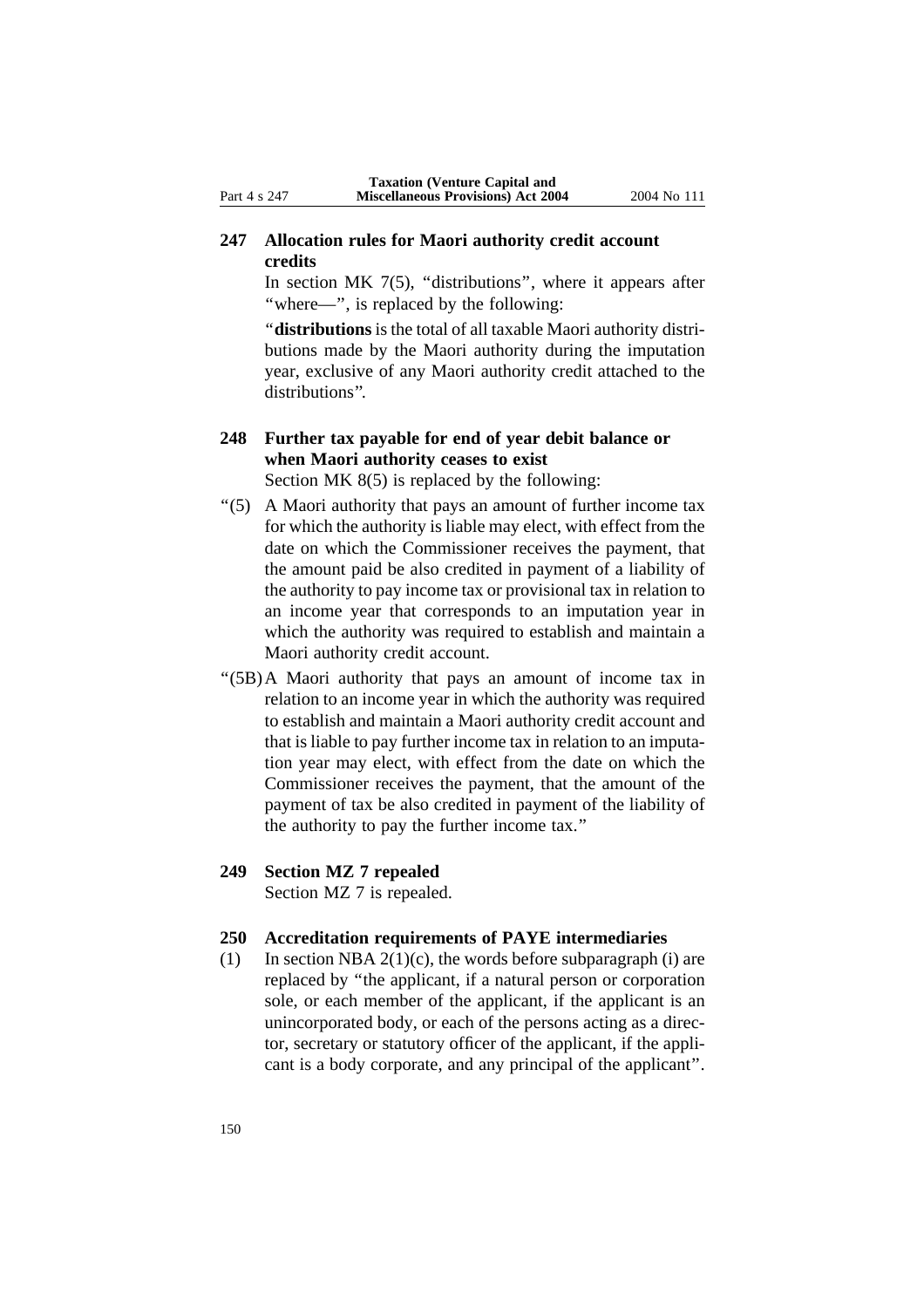### 247 Allocation rules for Maori authority credit account credits

In section MK 7(5), "distributions", where it appears after "where—", is replaced by the following:

"**distributions** is the total of all taxable Maori authority distributions made by the Maori authority during the imputation year, exclusive of any Maori authority credit attached to the distributions".

### 248 Further tax payable for end of year debit balance or when Maori authority ceases to exist

Section MK 8(5) is replaced by the following:

"(5) A Maori authority that pays an amount of further income tax for which the authority is liable may elect, with effect from the date on which the Commissioner receives the payment, that the amount paid be also credited in payment of a liability of the authority to pay income tax or provisional tax in relation to an income year that corresponds to an imputation year in which the authority was required to establish and maintain a Maori authority credit account.

"(5B) A Maori authority that pays an amount of income tax in relation to an income year in which the authority was required to establish and maintain a Maori authority credit account and that is liable to pay further income tax in relation to an imputation year may elect, with effect from the date on which the Commissioner receives the payment, that the amount of the payment of tax be also credited in payment of the liability of the authority to pay the further income tax."

### 249 Section MZ 7 repealed

Section MZ 7 is repealed.

### 250 Accreditation requirements of PAYE intermediaries

(1) In section NBA 2(1)(c), the words before subparagraph (i) are replaced by "the applicant, if a natural person or corporation sole, or each member of the applicant, if the applicant is an unincorporated body, or each of the persons acting as a director, secretary or statutory officer of the applicant, if the applicant is a body corporate, and any principal of the applicant".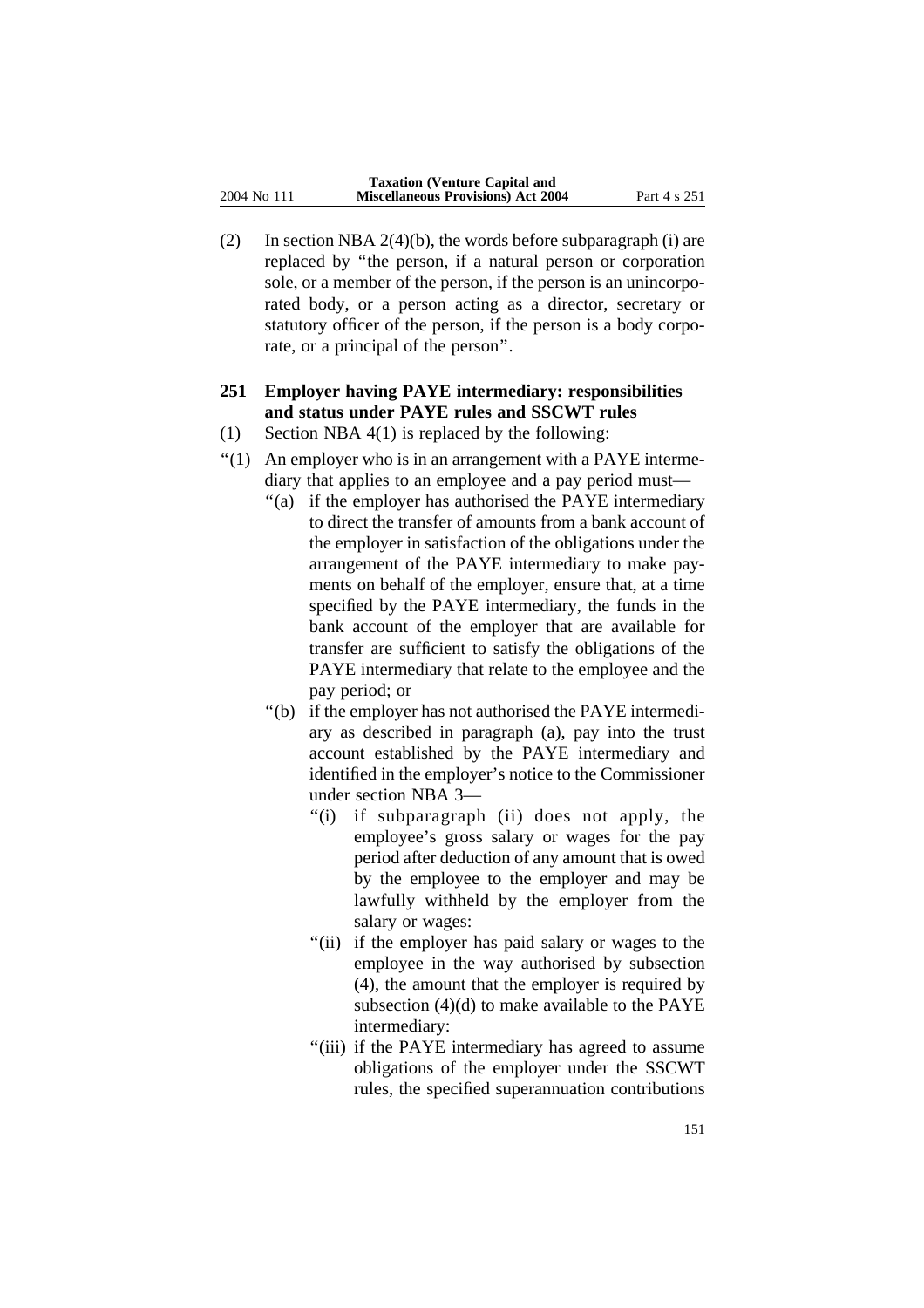(2) In section NBA 2(4)(b), the words before subparagraph (i) are replaced by "the person, if a natural person or corporation sole, or a member of the person, if the person is an unincorporated body, or a person acting as a director, secretary or statutory officer of the person, if the person is a body corporate, or a principal of the person".

### 251 Employer having PAYE intermediary: responsibilities and status under PAYE rules and SSCWT rules

(1) Section NBA 4(1) is replaced by the following:

"(1) An employer who is in an arrangement with a PAYE intermediary that applies to an employee and a pay period must—

"(a) if the employer has authorised the PAYE intermediary to direct the transfer of amounts from a bank account of the employer in satisfaction of the obligations under the arrangement of the PAYE intermediary to make payments on behalf of the employer, ensure that, at a time specified by the PAYE intermediary, the funds in the bank account of the employer that are available for transfer are sufficient to satisfy the obligations of the PAYE intermediary that relate to the employee and the pay period; or

"(b) if the employer has not authorised the PAYE intermediary as described in paragraph (a), pay into the trust account established by the PAYE intermediary and identified in the employer's notice to the Commissioner under section NBA 3—

"(i) if subparagraph (ii) does not apply, the employee's gross salary or wages for the pay period after deduction of any amount that is owed by the employee to the employer and may be lawfully withheld by the employer from the salary or wages:

"(ii) if the employer has paid salary or wages to the employee in the way authorised by subsection (4), the amount that the employer is required by subsection (4)(d) to make available to the PAYE intermediary:

"(iii) if the PAYE intermediary has agreed to assume obligations of the employer under the SSCWT rules, the specified superannuation contributions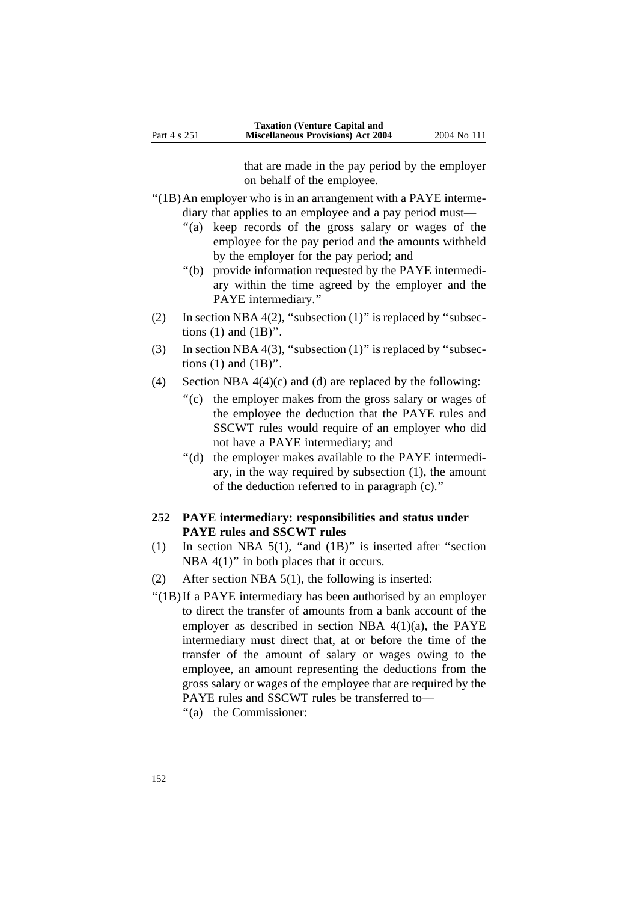that are made in the pay period by the employer on behalf of the employee.

"(1B) An employer who is in an arrangement with a PAYE intermediary that applies to an employee and a pay period must—

"(a) keep records of the gross salary or wages of the employee for the pay period and the amounts withheld by the employer for the pay period; and

"(b) provide information requested by the PAYE intermediary within the time agreed by the employer and the PAYE intermediary."

(2) In section NBA 4(2), "subsection (1)" is replaced by "subsections (1) and (1B)".

(3) In section NBA 4(3), "subsection (1)" is replaced by "subsections (1) and (1B)".

(4) Section NBA 4(4)(c) and (d) are replaced by the following:

"(c) the employer makes from the gross salary or wages of the employee the deduction that the PAYE rules and SSCWT rules would require of an employer who did not have a PAYE intermediary; and

"(d) the employer makes available to the PAYE intermediary, in the way required by subsection (1), the amount of the deduction referred to in paragraph (c)."

**252 PAYE intermediary: responsibilities and status under PAYE rules and SSCWT rules**

(1) In section NBA 5(1), "and (1B)" is inserted after "section NBA 4(1)" in both places that it occurs.

(2) After section NBA 5(1), the following is inserted:

"(1B) If a PAYE intermediary has been authorised by an employer to direct the transfer of amounts from a bank account of the employer as described in section NBA 4(1)(a), the PAYE intermediary must direct that, at or before the time of the transfer of the amount of salary or wages owing to the employee, an amount representing the deductions from the gross salary or wages of the employee that are required by the PAYE rules and SSCWT rules be transferred to—

"(a) the Commissioner: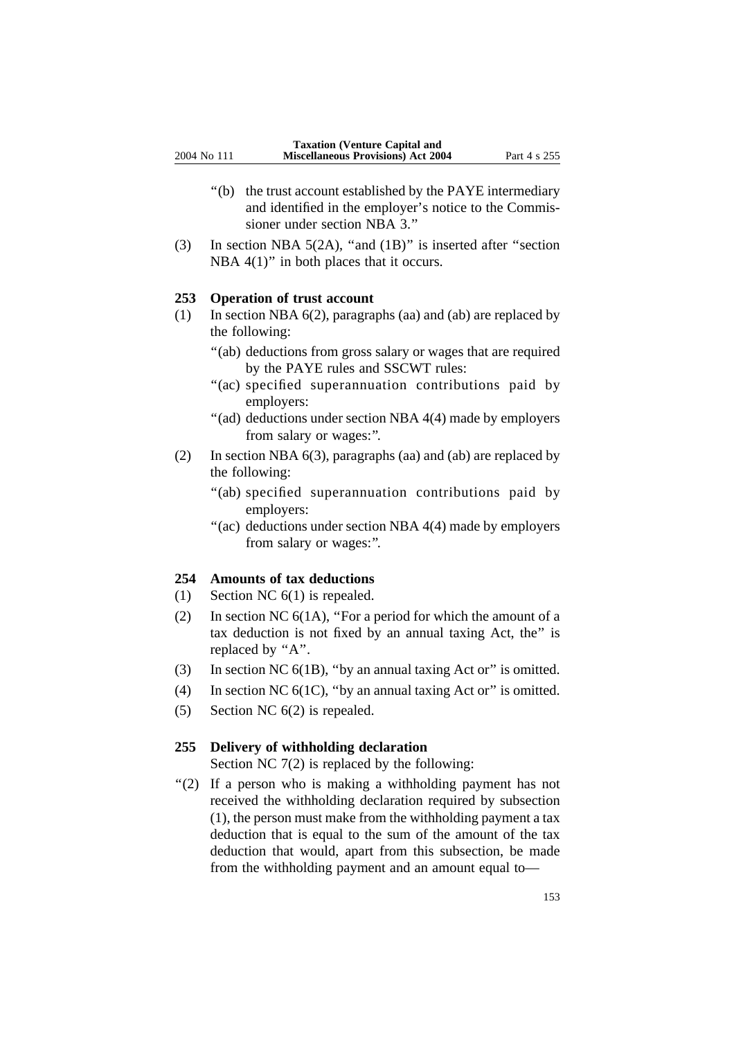"(b) the trust account established by the PAYE intermediary and identified in the employer's notice to the Commissioner under section NBA 3."

(3) In section NBA 5(2A), "and (1B)" is inserted after "section NBA 4(1)" in both places that it occurs.

### 253 Operation of trust account

(1) In section NBA 6(2), paragraphs (aa) and (ab) are replaced by the following:

"(ab) deductions from gross salary or wages that are required by the PAYE rules and SSCWT rules:

"(ac) specified superannuation contributions paid by employers:

"(ad) deductions under section NBA 4(4) made by employers from salary or wages:".

(2) In section NBA 6(3), paragraphs (aa) and (ab) are replaced by the following:

"(ab) specified superannuation contributions paid by employers:

"(ac) deductions under section NBA 4(4) made by employers from salary or wages:".

### 254 Amounts of tax deductions

(1) Section NC 6(1) is repealed.

(2) In section NC 6(1A), "For a period for which the amount of a tax deduction is not fixed by an annual taxing Act, the" is replaced by "A".

(3) In section NC 6(1B), "by an annual taxing Act or" is omitted.

(4) In section NC 6(1C), "by an annual taxing Act or" is omitted.

(5) Section NC 6(2) is repealed.

### 255 Delivery of withholding declaration

Section NC 7(2) is replaced by the following:

"(2) If a person who is making a withholding payment has not received the withholding declaration required by subsection (1), the person must make from the withholding payment a tax deduction that is equal to the sum of the amount of the tax deduction that would, apart from this subsection, be made from the withholding payment and an amount equal to—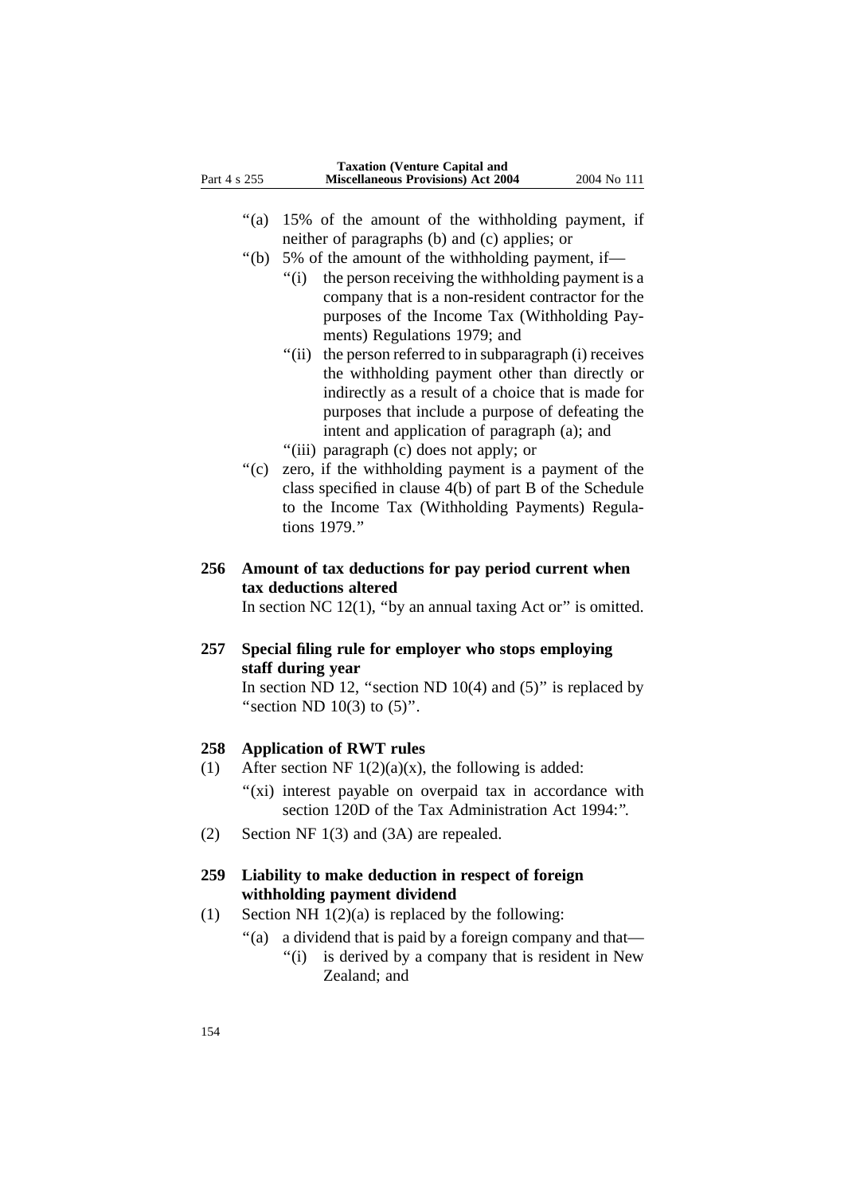"(a) 15% of the amount of the withholding payment, if neither of paragraphs (b) and (c) applies; or

"(b) 5% of the amount of the withholding payment, if—

"(i) the person receiving the withholding payment is a company that is a non-resident contractor for the purposes of the Income Tax (Withholding Payments) Regulations 1979; and

"(ii) the person referred to in subparagraph (i) receives the withholding payment other than directly or indirectly as a result of a choice that is made for purposes that include a purpose of defeating the intent and application of paragraph (a); and

"(iii) paragraph (c) does not apply; or

"(c) zero, if the withholding payment is a payment of the class specified in clause 4(b) of part B of the Schedule to the Income Tax (Withholding Payments) Regulations 1979."

**256 Amount of tax deductions for pay period current when tax deductions altered**

In section NC 12(1), "by an annual taxing Act or" is omitted.

**257 Special filing rule for employer who stops employing staff during year**

In section ND 12, "section ND 10(4) and (5)" is replaced by "section ND 10(3) to (5)".

**258 Application of RWT rules**

(1) After section NF 1(2)(a)(x), the following is added:

"(xi) interest payable on overpaid tax in accordance with section 120D of the Tax Administration Act 1994:".

(2) Section NF 1(3) and (3A) are repealed.

**259 Liability to make deduction in respect of foreign withholding payment dividend**

(1) Section NH 1(2)(a) is replaced by the following:

"(a) a dividend that is paid by a foreign company and that—

"(i) is derived by a company that is resident in New Zealand; and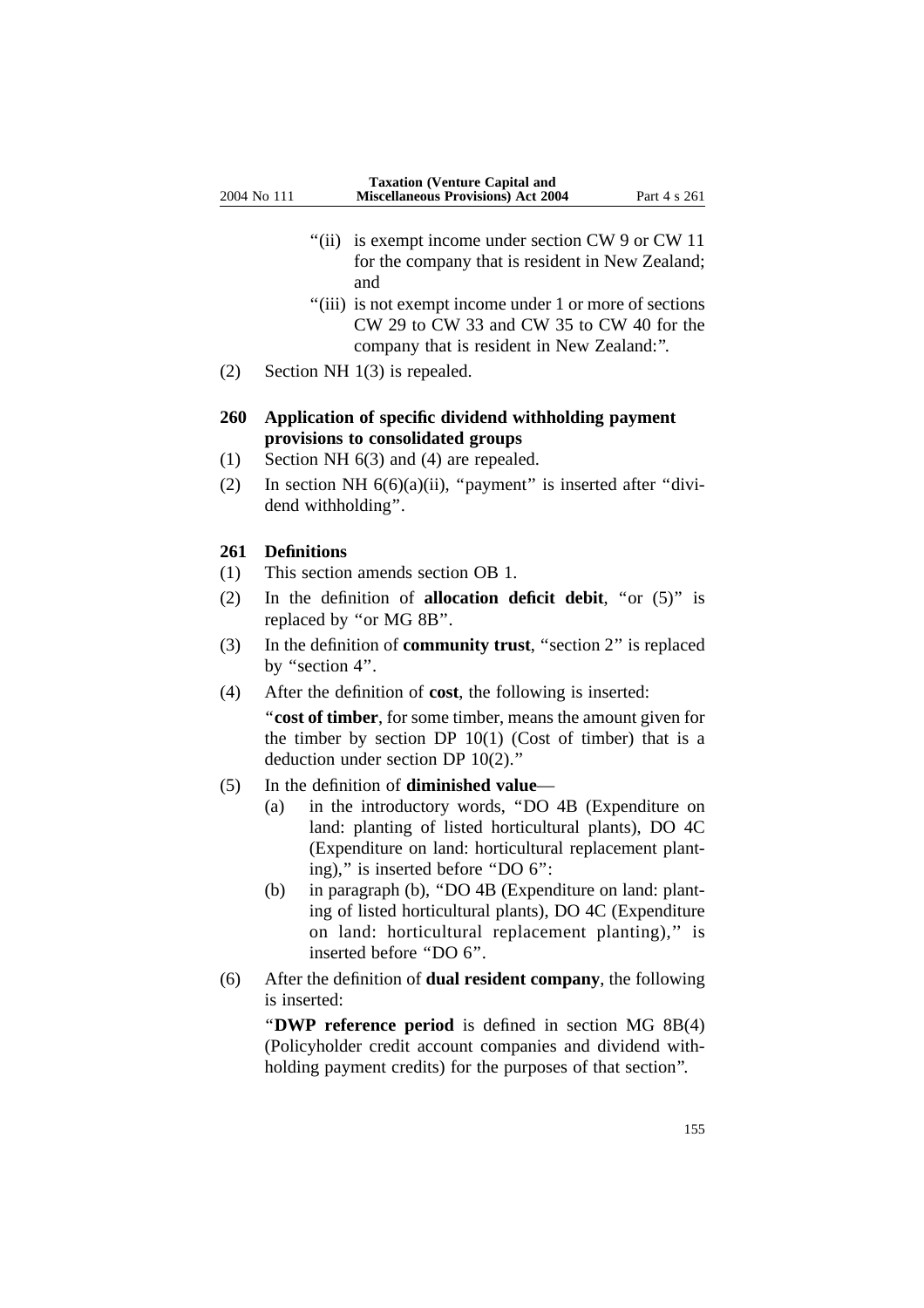"(ii) is exempt income under section CW 9 or CW 11 for the company that is resident in New Zealand; and

"(iii) is not exempt income under 1 or more of sections CW 29 to CW 33 and CW 35 to CW 40 for the company that is resident in New Zealand:".

(2) Section NH 1(3) is repealed.

### 260 Application of specific dividend withholding payment provisions to consolidated groups

(1) Section NH 6(3) and (4) are repealed.

(2) In section NH 6(6)(a)(ii), "payment" is inserted after "dividend withholding".

### 261 Definitions

(1) This section amends section OB 1.

(2) In the definition of **allocation deficit debit**, "or (5)" is replaced by "or MG 8B".

(3) In the definition of **community trust**, "section 2" is replaced by "section 4".

(4) After the definition of **cost**, the following is inserted:

"**cost of timber**, for some timber, means the amount given for the timber by section DP 10(1) (Cost of timber) that is a deduction under section DP 10(2)."

(5) In the definition of **diminished value**—

(a) in the introductory words, "DO 4B (Expenditure on land: planting of listed horticultural plants), DO 4C (Expenditure on land: horticultural replacement planting)," is inserted before "DO 6":

(b) in paragraph (b), "DO 4B (Expenditure on land: planting of listed horticultural plants), DO 4C (Expenditure on land: horticultural replacement planting)," is inserted before "DO 6".

(6) After the definition of **dual resident company**, the following is inserted:

"**DWP reference period** is defined in section MG 8B(4) (Policyholder credit account companies and dividend withholding payment credits) for the purposes of that section".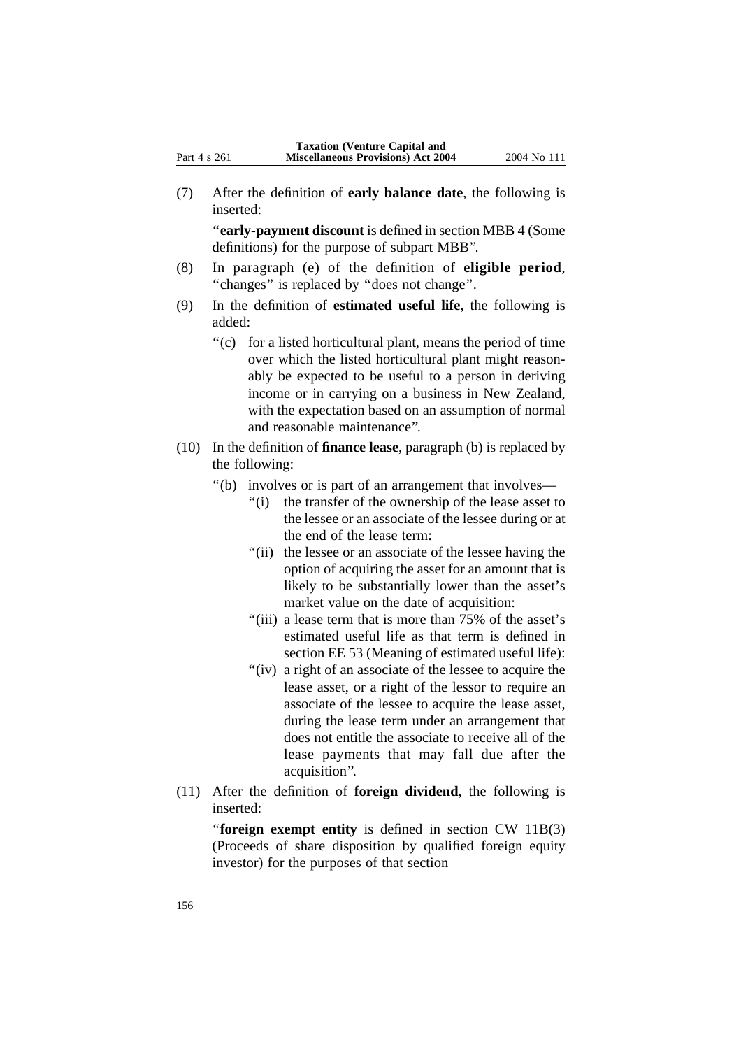(7) After the definition of **early balance date**, the following is inserted:

"**early-payment discount** is defined in section MBB 4 (Some definitions) for the purpose of subpart MBB".

(8) In paragraph (e) of the definition of **eligible period**, "changes" is replaced by "does not change".

(9) In the definition of **estimated useful life**, the following is added:

"(c) for a listed horticultural plant, means the period of time over which the listed horticultural plant might reasonably be expected to be useful to a person in deriving income or in carrying on a business in New Zealand, with the expectation based on an assumption of normal and reasonable maintenance".

(10) In the definition of **finance lease**, paragraph (b) is replaced by the following:

"(b) involves or is part of an arrangement that involves—

"(i) the transfer of the ownership of the lease asset to the lessee or an associate of the lessee during or at the end of the lease term:

"(ii) the lessee or an associate of the lessee having the option of acquiring the asset for an amount that is likely to be substantially lower than the asset's market value on the date of acquisition:

"(iii) a lease term that is more than 75% of the asset's estimated useful life as that term is defined in section EE 53 (Meaning of estimated useful life):

"(iv) a right of an associate of the lessee to acquire the lease asset, or a right of the lessor to require an associate of the lessee to acquire the lease asset, during the lease term under an arrangement that does not entitle the associate to receive all of the lease payments that may fall due after the acquisition".

(11) After the definition of **foreign dividend**, the following is inserted:

"**foreign exempt entity** is defined in section CW 11B(3) (Proceeds of share disposition by qualified foreign equity investor) for the purposes of that section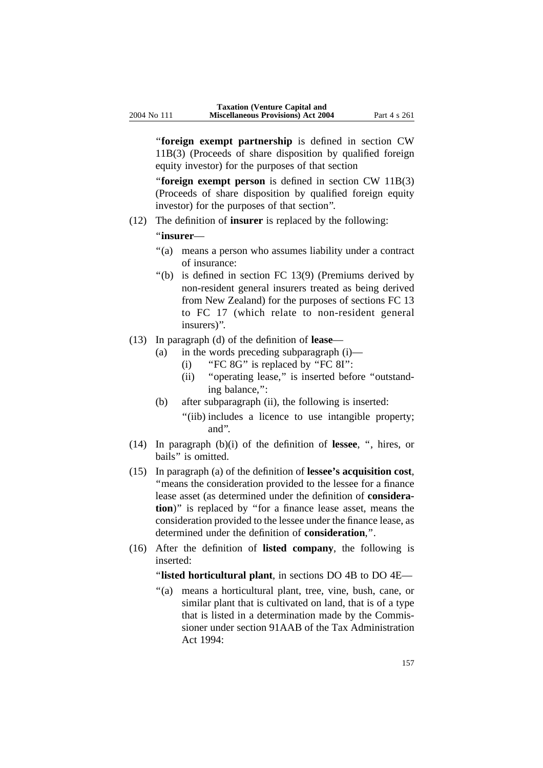"**foreign exempt partnership** is defined in section CW 11B(3) (Proceeds of share disposition by qualified foreign equity investor) for the purposes of that section

"**foreign exempt person** is defined in section CW 11B(3) (Proceeds of share disposition by qualified foreign equity investor) for the purposes of that section".

(12) The definition of **insurer** is replaced by the following:

"**insurer**—

"(a) means a person who assumes liability under a contract of insurance:

"(b) is defined in section FC 13(9) (Premiums derived by non-resident general insurers treated as being derived from New Zealand) for the purposes of sections FC 13 to FC 17 (which relate to non-resident general insurers)".

(13) In paragraph (d) of the definition of **lease**—

- (a) in the words preceding subparagraph (i)—
  - (i) "FC 8G" is replaced by "FC 8I":
  - (ii) "operating lease," is inserted before "outstanding balance,":
- (b) after subparagraph (ii), the following is inserted:

  "(iib) includes a licence to use intangible property; and".

(14) In paragraph (b)(i) of the definition of **lessee**, ", hires, or bails" is omitted.

(15) In paragraph (a) of the definition of **lessee's acquisition cost**, "means the consideration provided to the lessee for a finance lease asset (as determined under the definition of **consideration**)" is replaced by "for a finance lease asset, means the consideration provided to the lessee under the finance lease, as determined under the definition of **consideration**,".

(16) After the definition of **listed company**, the following is inserted:

"**listed horticultural plant**, in sections DO 4B to DO 4E—

"(a) means a horticultural plant, tree, vine, bush, cane, or similar plant that is cultivated on land, that is of a type that is listed in a determination made by the Commissioner under section 91AAB of the Tax Administration Act 1994: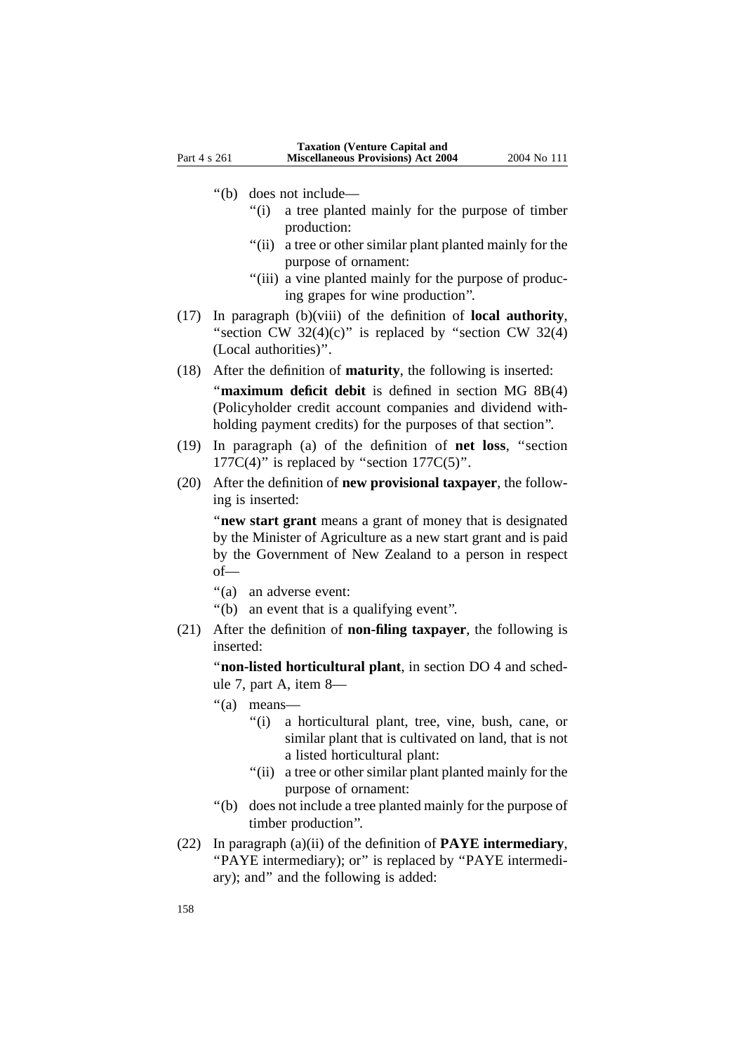"(b) does not include—

"(i) a tree planted mainly for the purpose of timber production:

"(ii) a tree or other similar plant planted mainly for the purpose of ornament:

"(iii) a vine planted mainly for the purpose of producing grapes for wine production".

(17) In paragraph (b)(viii) of the definition of **local authority**, "section CW 32(4)(c)" is replaced by "section CW 32(4) (Local authorities)".

(18) After the definition of **maturity**, the following is inserted:

"**maximum deficit debit** is defined in section MG 8B(4) (Policyholder credit account companies and dividend withholding payment credits) for the purposes of that section".

(19) In paragraph (a) of the definition of **net loss**, "section 177C(4)" is replaced by "section 177C(5)".

(20) After the definition of **new provisional taxpayer**, the following is inserted:

"**new start grant** means a grant of money that is designated by the Minister of Agriculture as a new start grant and is paid by the Government of New Zealand to a person in respect of—

"(a) an adverse event:

"(b) an event that is a qualifying event".

(21) After the definition of **non-filing taxpayer**, the following is inserted:

"**non-listed horticultural plant**, in section DO 4 and schedule 7, part A, item 8—

"(a) means—

"(i) a horticultural plant, tree, vine, bush, cane, or similar plant that is cultivated on land, that is not a listed horticultural plant:

"(ii) a tree or other similar plant planted mainly for the purpose of ornament:

"(b) does not include a tree planted mainly for the purpose of timber production".

(22) In paragraph (a)(ii) of the definition of **PAYE intermediary**, "PAYE intermediary); or" is replaced by "PAYE intermediary); and" and the following is added: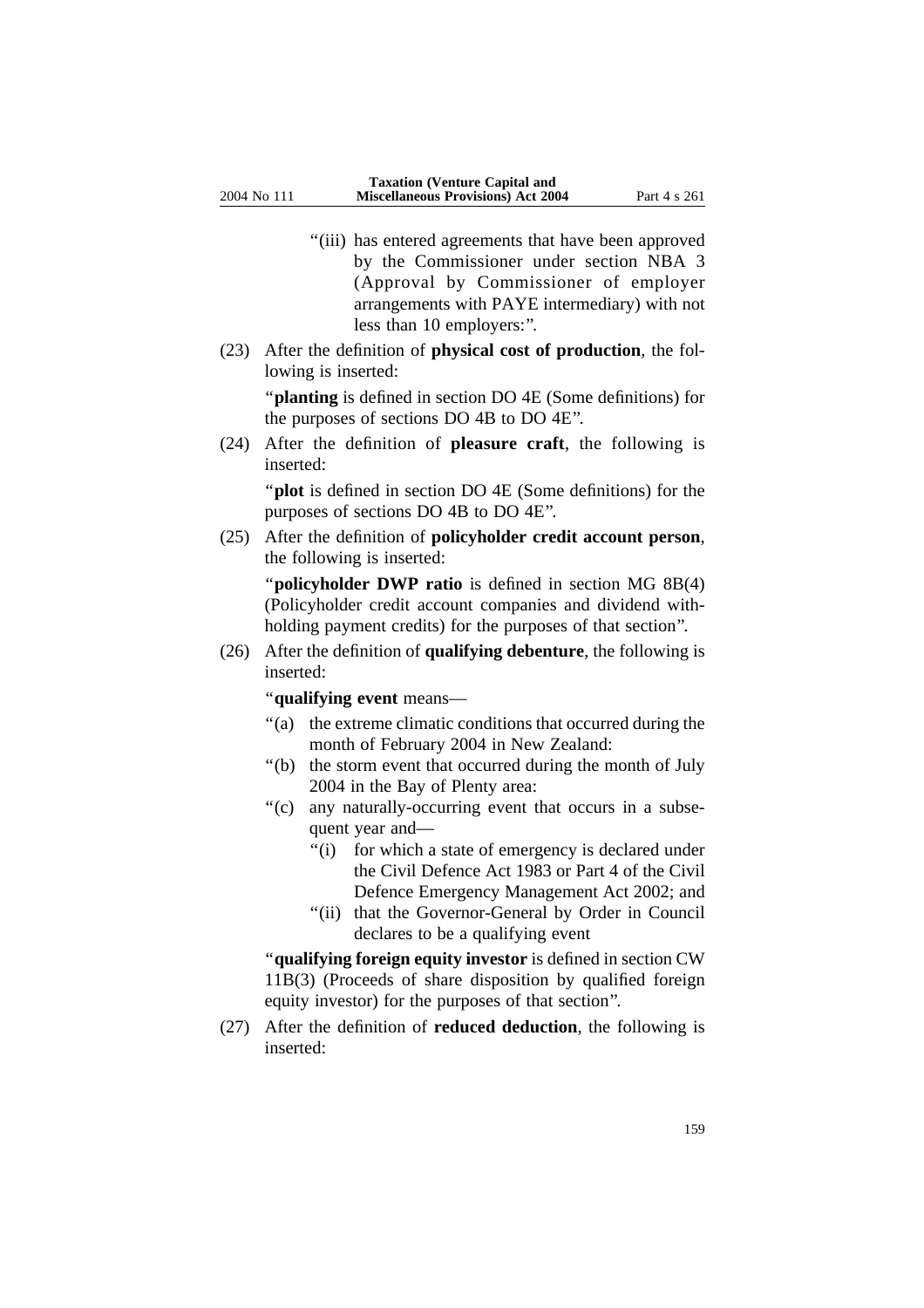"(iii) has entered agreements that have been approved by the Commissioner under section NBA 3 (Approval by Commissioner of employer arrangements with PAYE intermediary) with not less than 10 employers:".

(23) After the definition of **physical cost of production**, the following is inserted:

"**planting** is defined in section DO 4E (Some definitions) for the purposes of sections DO 4B to DO 4E".

(24) After the definition of **pleasure craft**, the following is inserted:

"**plot** is defined in section DO 4E (Some definitions) for the purposes of sections DO 4B to DO 4E".

(25) After the definition of **policyholder credit account person**, the following is inserted:

"**policyholder DWP ratio** is defined in section MG 8B(4) (Policyholder credit account companies and dividend withholding payment credits) for the purposes of that section".

(26) After the definition of **qualifying debenture**, the following is inserted:

"**qualifying event** means—

"(a) the extreme climatic conditions that occurred during the month of February 2004 in New Zealand:

"(b) the storm event that occurred during the month of July 2004 in the Bay of Plenty area:

"(c) any naturally-occurring event that occurs in a subsequent year and—

"(i) for which a state of emergency is declared under the Civil Defence Act 1983 or Part 4 of the Civil Defence Emergency Management Act 2002; and

"(ii) that the Governor-General by Order in Council declares to be a qualifying event

"**qualifying foreign equity investor** is defined in section CW 11B(3) (Proceeds of share disposition by qualified foreign equity investor) for the purposes of that section".

(27) After the definition of **reduced deduction**, the following is inserted: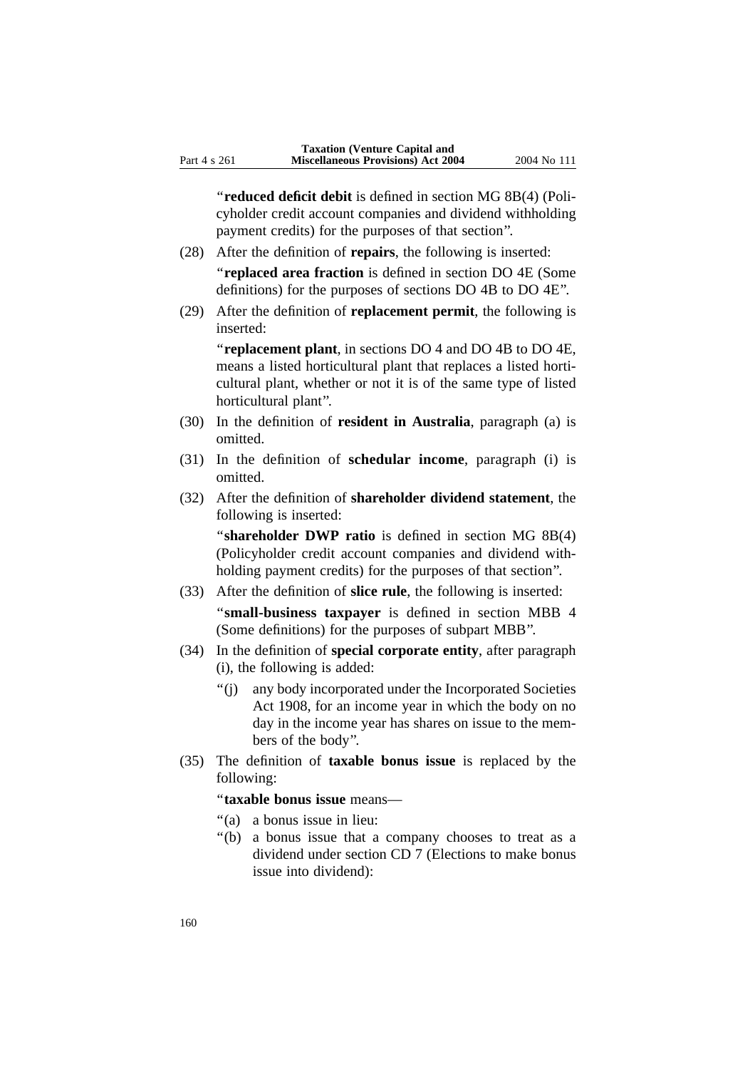"**reduced deficit debit** is defined in section MG 8B(4) (Policyholder credit account companies and dividend withholding payment credits) for the purposes of that section".

(28) After the definition of **repairs**, the following is inserted:

"**replaced area fraction** is defined in section DO 4E (Some definitions) for the purposes of sections DO 4B to DO 4E".

(29) After the definition of **replacement permit**, the following is inserted:

"**replacement plant**, in sections DO 4 and DO 4B to DO 4E, means a listed horticultural plant that replaces a listed horticultural plant, whether or not it is of the same type of listed horticultural plant".

(30) In the definition of **resident in Australia**, paragraph (a) is omitted.

(31) In the definition of **schedular income**, paragraph (i) is omitted.

(32) After the definition of **shareholder dividend statement**, the following is inserted:

"**shareholder DWP ratio** is defined in section MG 8B(4) (Policyholder credit account companies and dividend withholding payment credits) for the purposes of that section".

(33) After the definition of **slice rule**, the following is inserted:

"**small-business taxpayer** is defined in section MBB 4 (Some definitions) for the purposes of subpart MBB".

(34) In the definition of **special corporate entity**, after paragraph (i), the following is added:

"(j) any body incorporated under the Incorporated Societies Act 1908, for an income year in which the body on no day in the income year has shares on issue to the members of the body".

(35) The definition of **taxable bonus issue** is replaced by the following:

"**taxable bonus issue** means—

"(a) a bonus issue in lieu:

"(b) a bonus issue that a company chooses to treat as a dividend under section CD 7 (Elections to make bonus issue into dividend):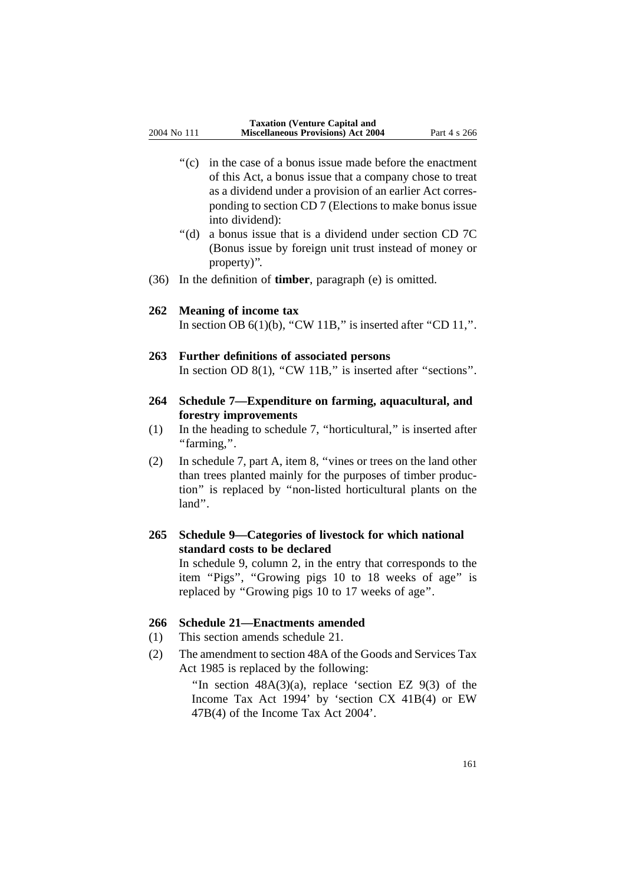"(c) in the case of a bonus issue made before the enactment of this Act, a bonus issue that a company chose to treat as a dividend under a provision of an earlier Act corresponding to section CD 7 (Elections to make bonus issue into dividend):

"(d) a bonus issue that is a dividend under section CD 7C (Bonus issue by foreign unit trust instead of money or property)".

(36) In the definition of **timber**, paragraph (e) is omitted.

### 262 Meaning of income tax

In section OB 6(1)(b), "CW 11B," is inserted after "CD 11,".

### 263 Further definitions of associated persons

In section OD 8(1), "CW 11B," is inserted after "sections".

### 264 Schedule 7—Expenditure on farming, aquacultural, and forestry improvements

(1) In the heading to schedule 7, "horticultural," is inserted after "farming,".

(2) In schedule 7, part A, item 8, "vines or trees on the land other than trees planted mainly for the purposes of timber production" is replaced by "non-listed horticultural plants on the land".

### 265 Schedule 9—Categories of livestock for which national standard costs to be declared

In schedule 9, column 2, in the entry that corresponds to the item "Pigs", "Growing pigs 10 to 18 weeks of age" is replaced by "Growing pigs 10 to 17 weeks of age".

### 266 Schedule 21—Enactments amended

(1) This section amends schedule 21.

(2) The amendment to section 48A of the Goods and Services Tax Act 1985 is replaced by the following:

"In section 48A(3)(a), replace 'section EZ 9(3) of the Income Tax Act 1994' by 'section CX 41B(4) or EW 47B(4) of the Income Tax Act 2004'.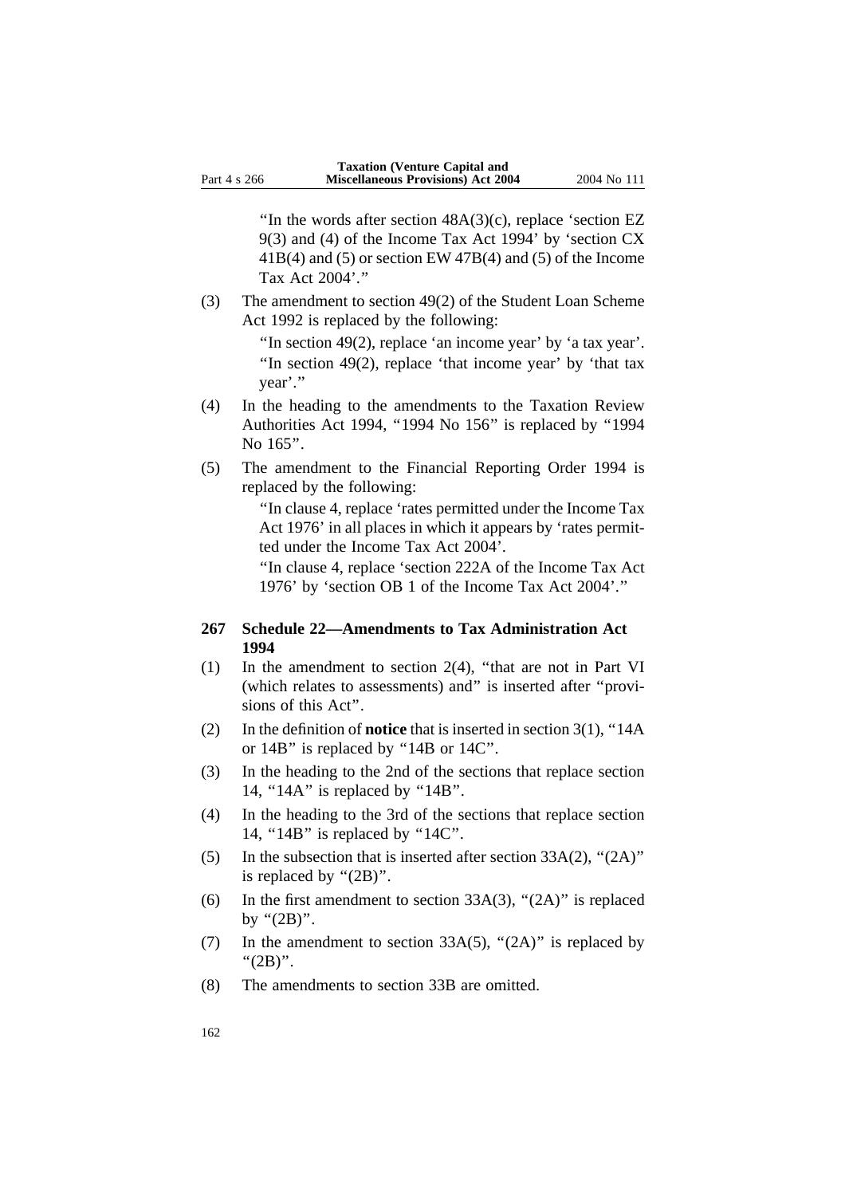"In the words after section 48A(3)(c), replace 'section EZ 9(3) and (4) of the Income Tax Act 1994' by 'section CX 41B(4) and (5) or section EW 47B(4) and (5) of the Income Tax Act 2004'."

(3) The amendment to section 49(2) of the Student Loan Scheme Act 1992 is replaced by the following:

"In section 49(2), replace 'an income year' by 'a tax year'.
"In section 49(2), replace 'that income year' by 'that tax year'."

(4) In the heading to the amendments to the Taxation Review Authorities Act 1994, "1994 No 156" is replaced by "1994 No 165".

(5) The amendment to the Financial Reporting Order 1994 is replaced by the following:

"In clause 4, replace 'rates permitted under the Income Tax Act 1976' in all places in which it appears by 'rates permitted under the Income Tax Act 2004'.
"In clause 4, replace 'section 222A of the Income Tax Act 1976' by 'section OB 1 of the Income Tax Act 2004'."

### 267 Schedule 22—Amendments to Tax Administration Act 1994

(1) In the amendment to section 2(4), "that are not in Part VI (which relates to assessments) and" is inserted after "provisions of this Act".

(2) In the definition of **notice** that is inserted in section 3(1), "14A or 14B" is replaced by "14B or 14C".

(3) In the heading to the 2nd of the sections that replace section 14, "14A" is replaced by "14B".

(4) In the heading to the 3rd of the sections that replace section 14, "14B" is replaced by "14C".

(5) In the subsection that is inserted after section 33A(2), "(2A)" is replaced by "(2B)".

(6) In the first amendment to section 33A(3), "(2A)" is replaced by "(2B)".

(7) In the amendment to section 33A(5), "(2A)" is replaced by "(2B)".

(8) The amendments to section 33B are omitted.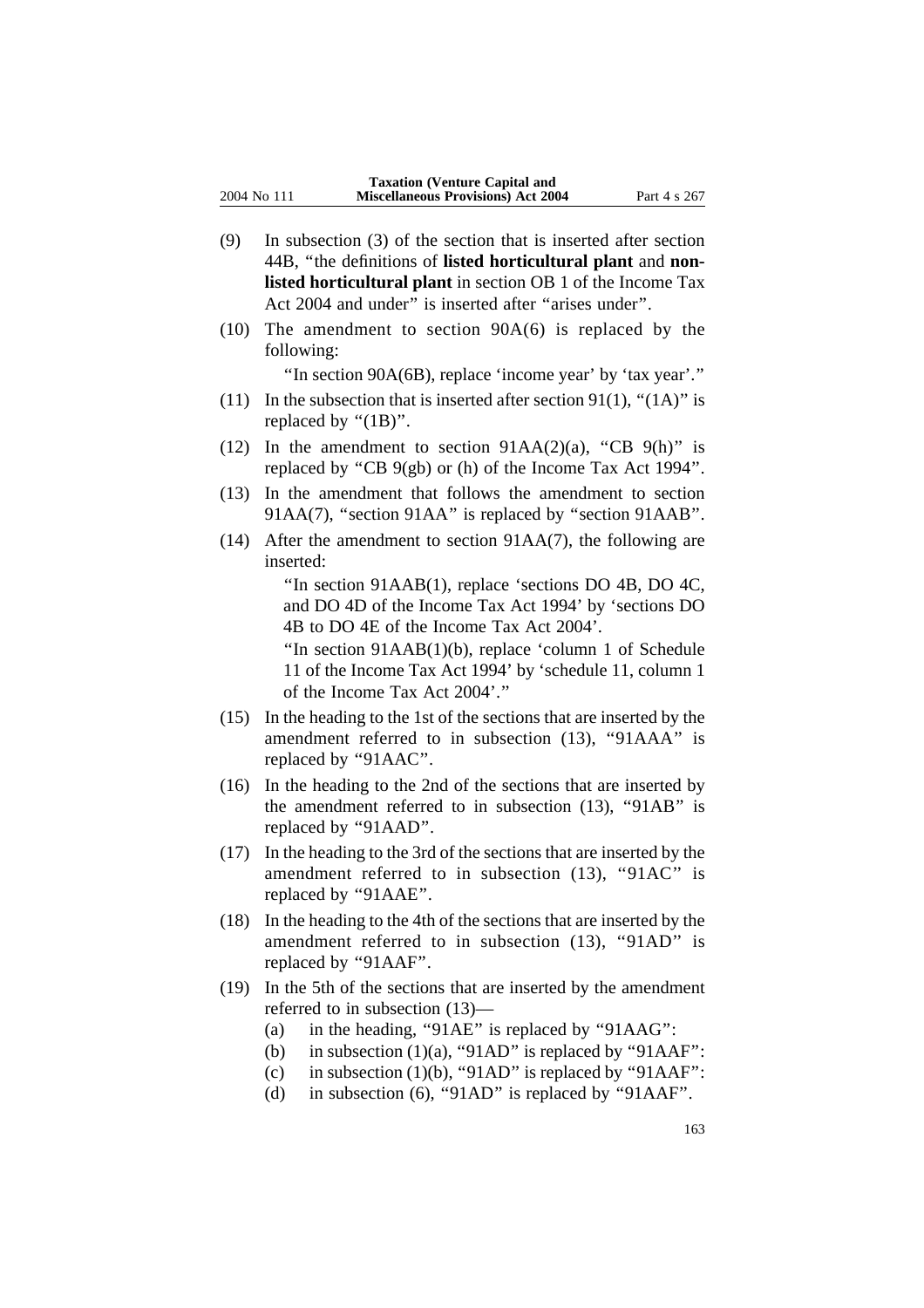(9) In subsection (3) of the section that is inserted after section 44B, "the definitions of **listed horticultural plant** and **non-listed horticultural plant** in section OB 1 of the Income Tax Act 2004 and under" is inserted after "arises under".

(10) The amendment to section 90A(6) is replaced by the following:

"In section 90A(6B), replace 'income year' by 'tax year'."

(11) In the subsection that is inserted after section 91(1), "(1A)" is replaced by "(1B)".

(12) In the amendment to section 91AA(2)(a), "CB 9(h)" is replaced by "CB 9(gb) or (h) of the Income Tax Act 1994".

(13) In the amendment that follows the amendment to section 91AA(7), "section 91AA" is replaced by "section 91AAB".

(14) After the amendment to section 91AA(7), the following are inserted:

"In section 91AAB(1), replace 'sections DO 4B, DO 4C, and DO 4D of the Income Tax Act 1994' by 'sections DO 4B to DO 4E of the Income Tax Act 2004'.

"In section 91AAB(1)(b), replace 'column 1 of Schedule 11 of the Income Tax Act 1994' by 'schedule 11, column 1 of the Income Tax Act 2004'."

(15) In the heading to the 1st of the sections that are inserted by the amendment referred to in subsection (13), "91AAA" is replaced by "91AAC".

(16) In the heading to the 2nd of the sections that are inserted by the amendment referred to in subsection (13), "91AB" is replaced by "91AAD".

(17) In the heading to the 3rd of the sections that are inserted by the amendment referred to in subsection (13), "91AC" is replaced by "91AAE".

(18) In the heading to the 4th of the sections that are inserted by the amendment referred to in subsection (13), "91AD" is replaced by "91AAF".

(19) In the 5th of the sections that are inserted by the amendment referred to in subsection (13)—

(a) in the heading, "91AE" is replaced by "91AAG":

(b) in subsection (1)(a), "91AD" is replaced by "91AAF":

(c) in subsection (1)(b), "91AD" is replaced by "91AAF":

(d) in subsection (6), "91AD" is replaced by "91AAF".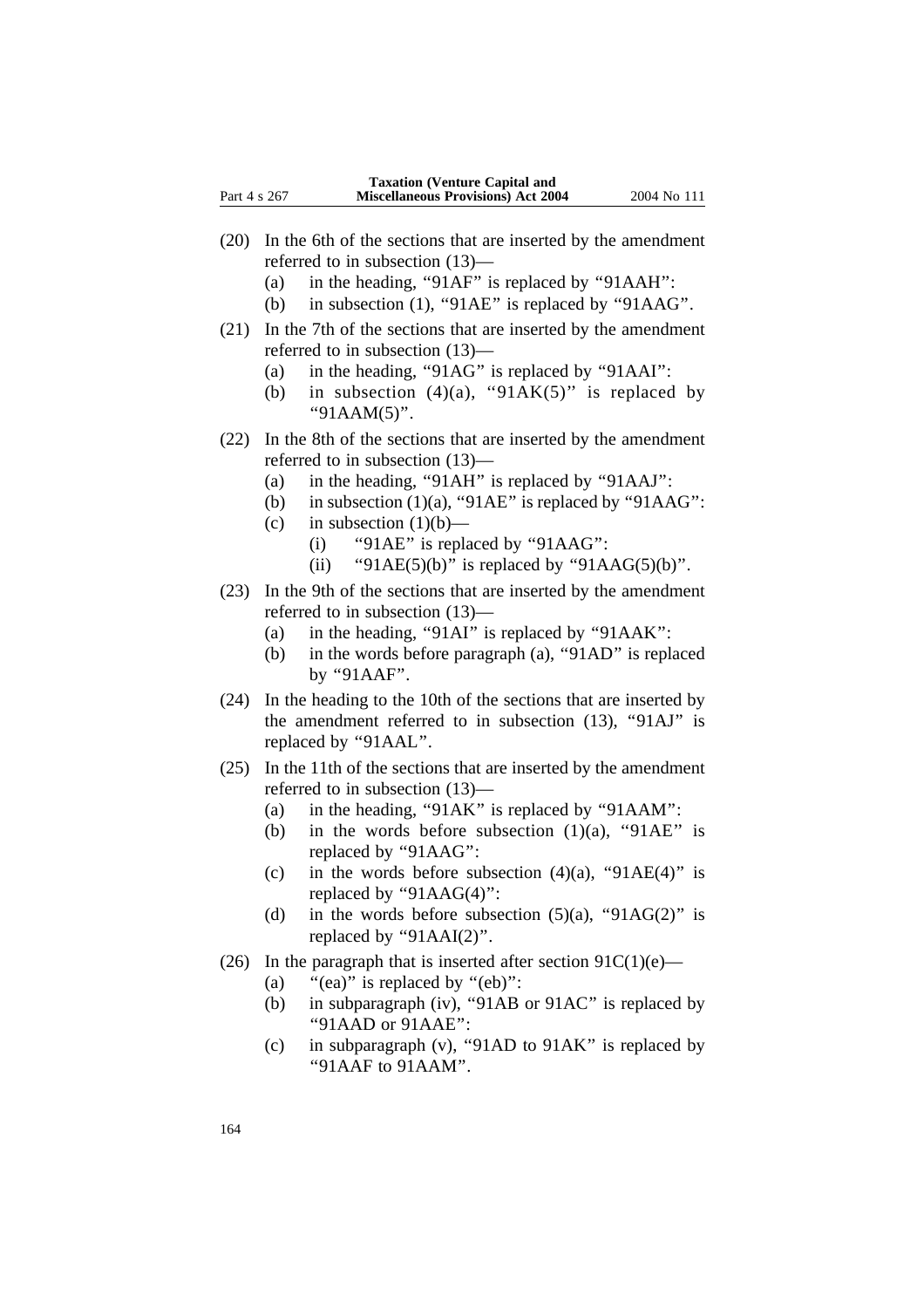(20) In the 6th of the sections that are inserted by the amendment referred to in subsection (13)—

  (a) in the heading, "91AF" is replaced by "91AAH":

  (b) in subsection (1), "91AE" is replaced by "91AAG".

(21) In the 7th of the sections that are inserted by the amendment referred to in subsection (13)—

  (a) in the heading, "91AG" is replaced by "91AAI":

  (b) in subsection (4)(a), "91AK(5)" is replaced by "91AAM(5)".

(22) In the 8th of the sections that are inserted by the amendment referred to in subsection (13)—

  (a) in the heading, "91AH" is replaced by "91AAJ":

  (b) in subsection (1)(a), "91AE" is replaced by "91AAG":

  (c) in subsection (1)(b)—

    (i) "91AE" is replaced by "91AAG":

    (ii) "91AE(5)(b)" is replaced by "91AAG(5)(b)".

(23) In the 9th of the sections that are inserted by the amendment referred to in subsection (13)—

  (a) in the heading, "91AI" is replaced by "91AAK":

  (b) in the words before paragraph (a), "91AD" is replaced by "91AAF".

(24) In the heading to the 10th of the sections that are inserted by the amendment referred to in subsection (13), "91AJ" is replaced by "91AAL".

(25) In the 11th of the sections that are inserted by the amendment referred to in subsection (13)—

  (a) in the heading, "91AK" is replaced by "91AAM":

  (b) in the words before subsection (1)(a), "91AE" is replaced by "91AAG":

  (c) in the words before subsection (4)(a), "91AE(4)" is replaced by "91AAG(4)":

  (d) in the words before subsection (5)(a), "91AG(2)" is replaced by "91AAI(2)".

(26) In the paragraph that is inserted after section 91C(1)(e)—

  (a) "(ea)" is replaced by "(eb)":

  (b) in subparagraph (iv), "91AB or 91AC" is replaced by "91AAD or 91AAE":

  (c) in subparagraph (v), "91AD to 91AK" is replaced by "91AAF to 91AAM".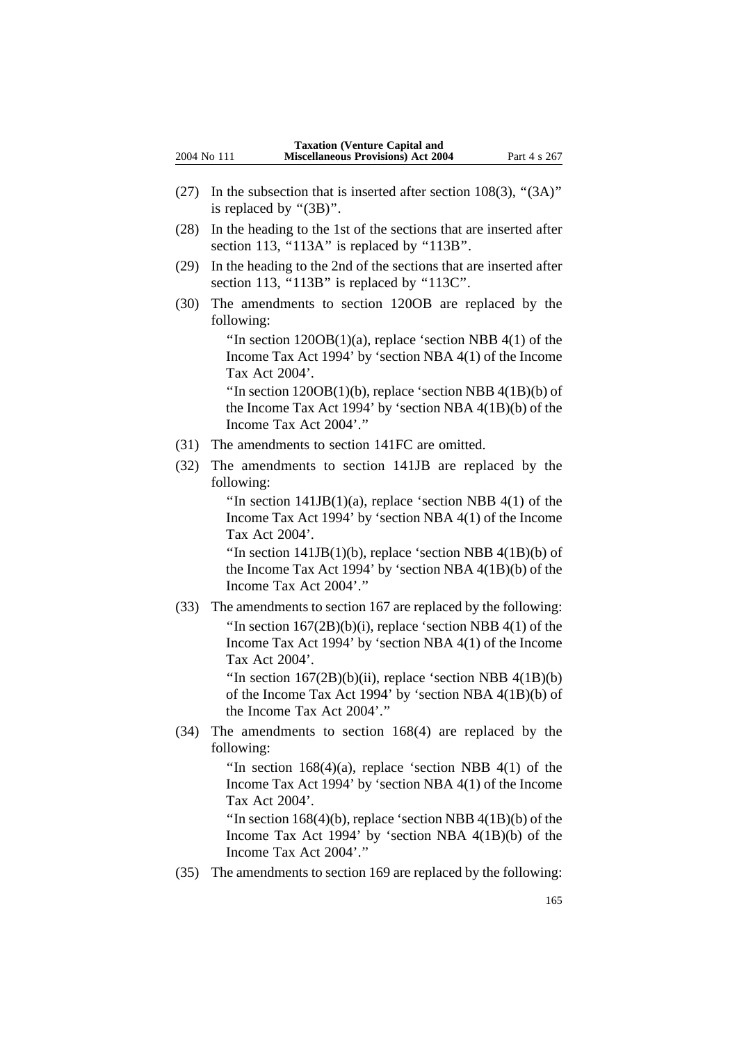(27) In the subsection that is inserted after section 108(3), "(3A)" is replaced by "(3B)".

(28) In the heading to the 1st of the sections that are inserted after section 113, "113A" is replaced by "113B".

(29) In the heading to the 2nd of the sections that are inserted after section 113, "113B" is replaced by "113C".

(30) The amendments to section 120OB are replaced by the following:

> "In section 120OB(1)(a), replace 'section NBB 4(1) of the Income Tax Act 1994' by 'section NBA 4(1) of the Income Tax Act 2004'.
>
> "In section 120OB(1)(b), replace 'section NBB 4(1B)(b) of the Income Tax Act 1994' by 'section NBA 4(1B)(b) of the Income Tax Act 2004'."

(31) The amendments to section 141FC are omitted.

(32) The amendments to section 141JB are replaced by the following:

> "In section 141JB(1)(a), replace 'section NBB 4(1) of the Income Tax Act 1994' by 'section NBA 4(1) of the Income Tax Act 2004'.
>
> "In section 141JB(1)(b), replace 'section NBB 4(1B)(b) of the Income Tax Act 1994' by 'section NBA 4(1B)(b) of the Income Tax Act 2004'."

(33) The amendments to section 167 are replaced by the following:

> "In section 167(2B)(b)(i), replace 'section NBB 4(1) of the Income Tax Act 1994' by 'section NBA 4(1) of the Income Tax Act 2004'.
>
> "In section 167(2B)(b)(ii), replace 'section NBB 4(1B)(b) of the Income Tax Act 1994' by 'section NBA 4(1B)(b) of the Income Tax Act 2004'."

(34) The amendments to section 168(4) are replaced by the following:

> "In section 168(4)(a), replace 'section NBB 4(1) of the Income Tax Act 1994' by 'section NBA 4(1) of the Income Tax Act 2004'.
>
> "In section 168(4)(b), replace 'section NBB 4(1B)(b) of the Income Tax Act 1994' by 'section NBA 4(1B)(b) of the Income Tax Act 2004'."

(35) The amendments to section 169 are replaced by the following: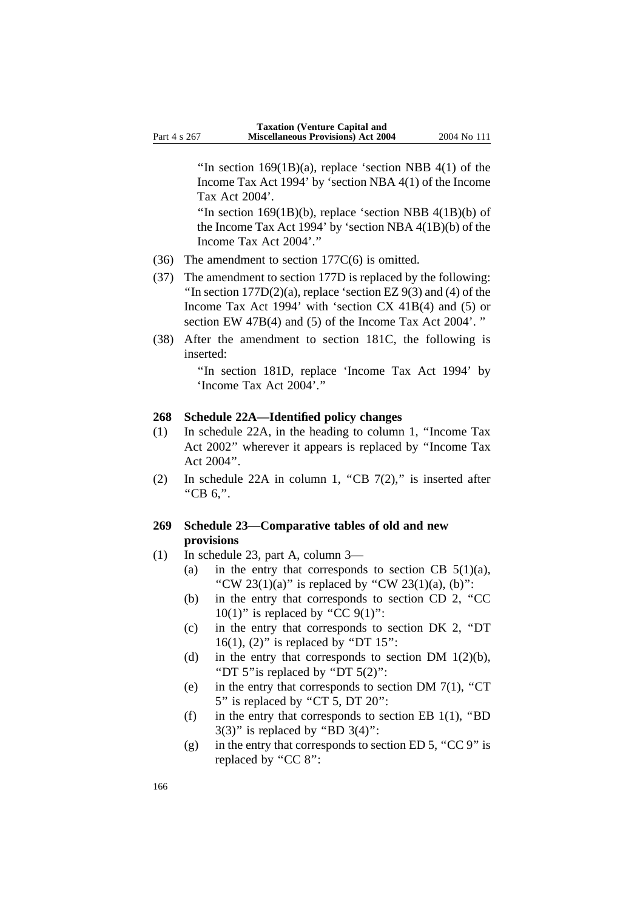"In section 169(1B)(a), replace 'section NBB 4(1) of the Income Tax Act 1994' by 'section NBA 4(1) of the Income Tax Act 2004'.

"In section 169(1B)(b), replace 'section NBB 4(1B)(b) of the Income Tax Act 1994' by 'section NBA 4(1B)(b) of the Income Tax Act 2004'."

(36) The amendment to section 177C(6) is omitted.

(37) The amendment to section 177D is replaced by the following: "In section 177D(2)(a), replace 'section EZ 9(3) and (4) of the Income Tax Act 1994' with 'section CX 41B(4) and (5) or section EW 47B(4) and (5) of the Income Tax Act 2004'. "

(38) After the amendment to section 181C, the following is inserted:

"In section 181D, replace 'Income Tax Act 1994' by 'Income Tax Act 2004'."

**268 Schedule 22A—Identified policy changes**

(1) In schedule 22A, in the heading to column 1, "Income Tax Act 2002" wherever it appears is replaced by "Income Tax Act 2004".

(2) In schedule 22A in column 1, "CB 7(2)," is inserted after "CB 6,".

**269 Schedule 23—Comparative tables of old and new provisions**

(1) In schedule 23, part A, column 3—

(a) in the entry that corresponds to section CB 5(1)(a), "CW 23(1)(a)" is replaced by "CW 23(1)(a), (b)":

(b) in the entry that corresponds to section CD 2, "CC 10(1)" is replaced by "CC 9(1)":

(c) in the entry that corresponds to section DK 2, "DT 16(1), (2)" is replaced by "DT 15":

(d) in the entry that corresponds to section DM 1(2)(b), "DT 5"is replaced by "DT 5(2)":

(e) in the entry that corresponds to section DM 7(1), "CT 5" is replaced by "CT 5, DT 20":

(f) in the entry that corresponds to section EB 1(1), "BD 3(3)" is replaced by "BD 3(4)":

(g) in the entry that corresponds to section ED 5, "CC 9" is replaced by "CC 8":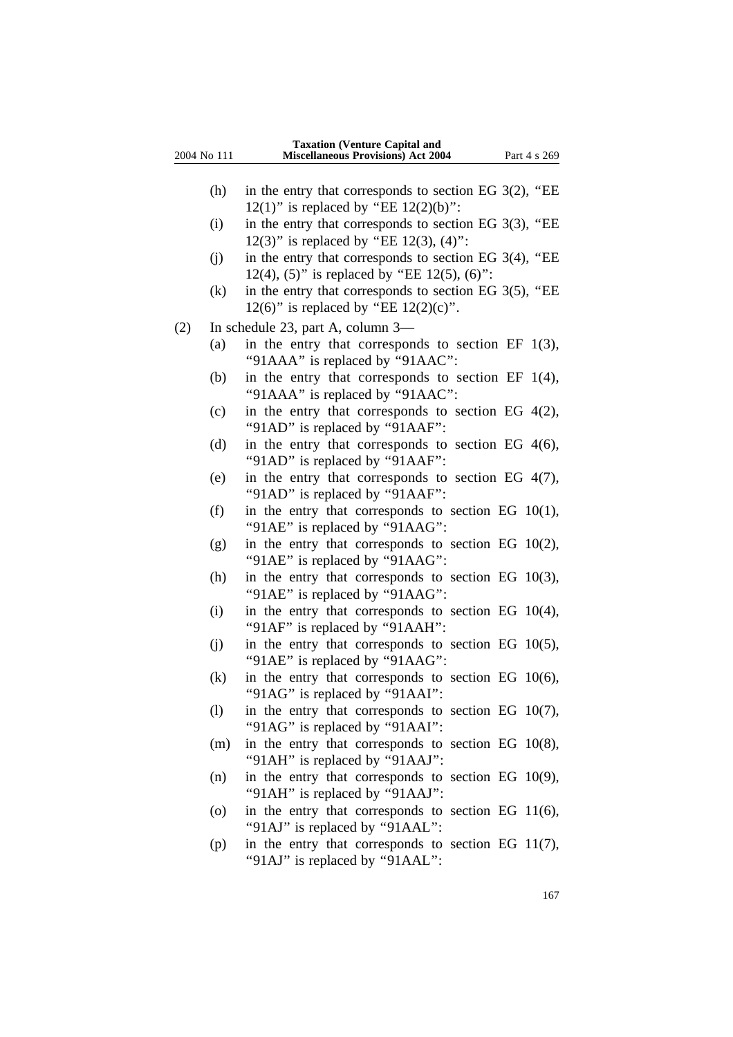(h) in the entry that corresponds to section EG 3(2), "EE 12(1)" is replaced by "EE 12(2)(b)":

(i) in the entry that corresponds to section EG 3(3), "EE 12(3)" is replaced by "EE 12(3), (4)":

(j) in the entry that corresponds to section EG 3(4), "EE 12(4), (5)" is replaced by "EE 12(5), (6)":

(k) in the entry that corresponds to section EG 3(5), "EE 12(6)" is replaced by "EE 12(2)(c)".

(2) In schedule 23, part A, column 3—

(a) in the entry that corresponds to section EF 1(3), "91AAA" is replaced by "91AAC":

(b) in the entry that corresponds to section EF 1(4), "91AAA" is replaced by "91AAC":

(c) in the entry that corresponds to section EG 4(2), "91AD" is replaced by "91AAF":

(d) in the entry that corresponds to section EG 4(6), "91AD" is replaced by "91AAF":

(e) in the entry that corresponds to section EG 4(7), "91AD" is replaced by "91AAF":

(f) in the entry that corresponds to section EG 10(1), "91AE" is replaced by "91AAG":

(g) in the entry that corresponds to section EG 10(2), "91AE" is replaced by "91AAG":

(h) in the entry that corresponds to section EG 10(3), "91AE" is replaced by "91AAG":

(i) in the entry that corresponds to section EG 10(4), "91AF" is replaced by "91AAH":

(j) in the entry that corresponds to section EG 10(5), "91AE" is replaced by "91AAG":

(k) in the entry that corresponds to section EG 10(6), "91AG" is replaced by "91AAI":

(l) in the entry that corresponds to section EG 10(7), "91AG" is replaced by "91AAI":

(m) in the entry that corresponds to section EG 10(8), "91AH" is replaced by "91AAJ":

(n) in the entry that corresponds to section EG 10(9), "91AH" is replaced by "91AAJ":

(o) in the entry that corresponds to section EG 11(6), "91AJ" is replaced by "91AAL":

(p) in the entry that corresponds to section EG 11(7), "91AJ" is replaced by "91AAL":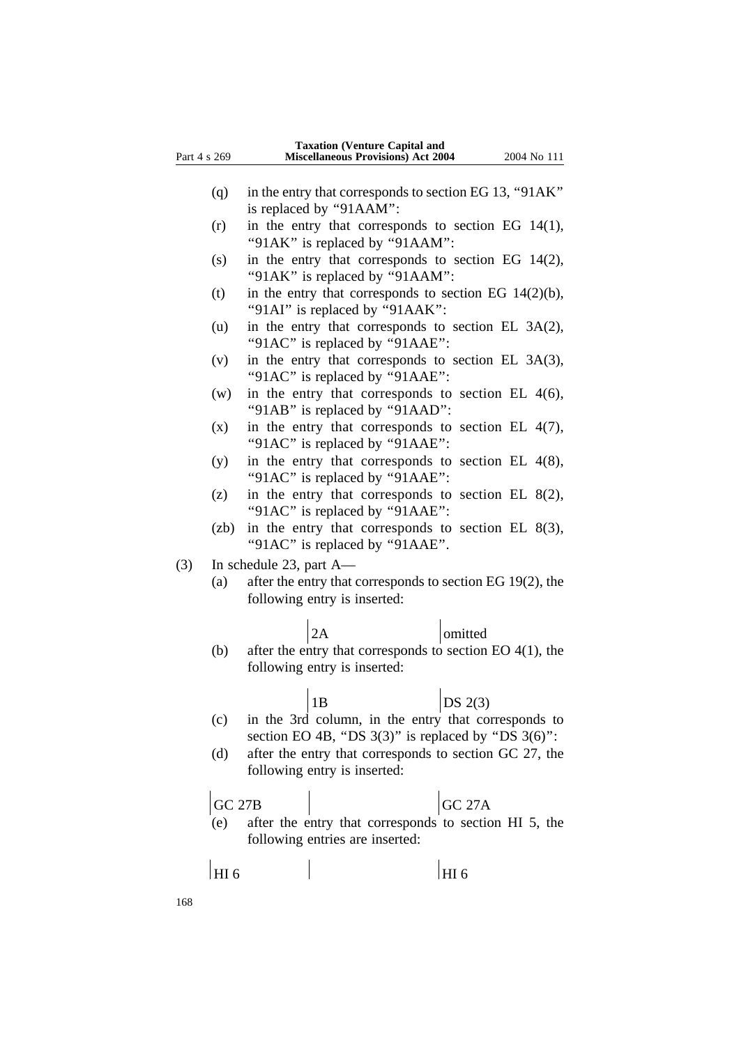(q) in the entry that corresponds to section EG 13, "91AK" is replaced by "91AAM":

(r) in the entry that corresponds to section EG 14(1), "91AK" is replaced by "91AAM":

(s) in the entry that corresponds to section EG 14(2), "91AK" is replaced by "91AAM":

(t) in the entry that corresponds to section EG 14(2)(b), "91AI" is replaced by "91AAK":

(u) in the entry that corresponds to section EL 3A(2), "91AC" is replaced by "91AAE":

(v) in the entry that corresponds to section EL 3A(3), "91AC" is replaced by "91AAE":

(w) in the entry that corresponds to section EL 4(6), "91AB" is replaced by "91AAD":

(x) in the entry that corresponds to section EL 4(7), "91AC" is replaced by "91AAE":

(y) in the entry that corresponds to section EL 4(8), "91AC" is replaced by "91AAE":

(z) in the entry that corresponds to section EL 8(2), "91AC" is replaced by "91AAE":

(zb) in the entry that corresponds to section EL 8(3), "91AC" is replaced by "91AAE".

(3) In schedule 23, part A—

(a) after the entry that corresponds to section EG 19(2), the following entry is inserted:

| | 2A | omitted |
|---|---|---|

(b) after the entry that corresponds to section EO 4(1), the following entry is inserted:

| | 1B | DS 2(3) |
|---|---|---|

(c) in the 3rd column, in the entry that corresponds to section EO 4B, "DS 3(3)" is replaced by "DS 3(6)":

(d) after the entry that corresponds to section GC 27, the following entry is inserted:

| GC 27B | | GC 27A |
|---|---|---|

(e) after the entry that corresponds to section HI 5, the following entries are inserted:

| HI 6 | | HI 6 |
|---|---|---|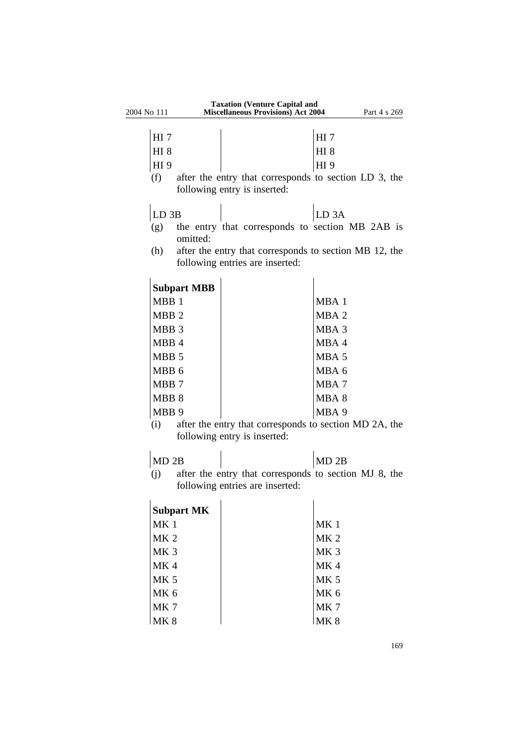| | | |
|---|---|---|
| HI 7 | | HI 7 |
| HI 8 | | HI 8 |
| HI 9 | | HI 9 |

(f) after the entry that corresponds to section LD 3, the following entry is inserted:

| | | |
|---|---|---|
| LD 3B | | LD 3A |

(g) the entry that corresponds to section MB 2AB is omitted:

(h) after the entry that corresponds to section MB 12, the following entries are inserted:

| | | |
|---|---|---|
| **Subpart MBB** | | |
| MBB 1 | | MBA 1 |
| MBB 2 | | MBA 2 |
| MBB 3 | | MBA 3 |
| MBB 4 | | MBA 4 |
| MBB 5 | | MBA 5 |
| MBB 6 | | MBA 6 |
| MBB 7 | | MBA 7 |
| MBB 8 | | MBA 8 |
| MBB 9 | | MBA 9 |

(i) after the entry that corresponds to section MD 2A, the following entry is inserted:

| | | |
|---|---|---|
| MD 2B | | MD 2B |

(j) after the entry that corresponds to section MJ 8, the following entries are inserted:

| | | |
|---|---|---|
| **Subpart MK** | | |
| MK 1 | | MK 1 |
| MK 2 | | MK 2 |
| MK 3 | | MK 3 |
| MK 4 | | MK 4 |
| MK 5 | | MK 5 |
| MK 6 | | MK 6 |
| MK 7 | | MK 7 |
| MK 8 | | MK 8 |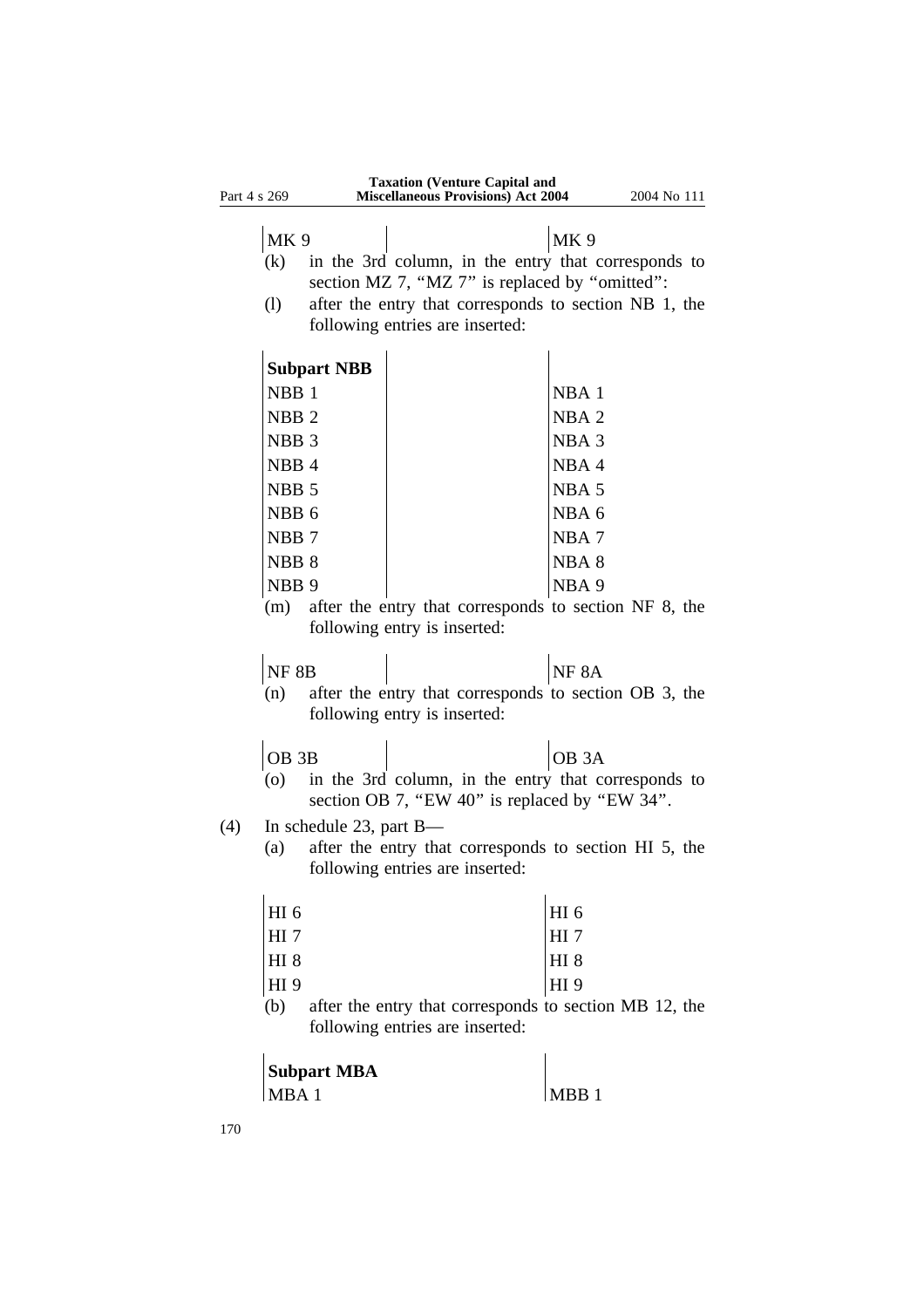| | | |
|---|---|---|
| MK 9 | | MK 9 |

(k) in the 3rd column, in the entry that corresponds to section MZ 7, "MZ 7" is replaced by "omitted":

(l) after the entry that corresponds to section NB 1, the following entries are inserted:

| | | |
|---|---|---|
| **Subpart NBB** | | |
| NBB 1 | | NBA 1 |
| NBB 2 | | NBA 2 |
| NBB 3 | | NBA 3 |
| NBB 4 | | NBA 4 |
| NBB 5 | | NBA 5 |
| NBB 6 | | NBA 6 |
| NBB 7 | | NBA 7 |
| NBB 8 | | NBA 8 |
| NBB 9 | | NBA 9 |

(m) after the entry that corresponds to section NF 8, the following entry is inserted:

| | | |
|---|---|---|
| NF 8B | | NF 8A |

(n) after the entry that corresponds to section OB 3, the following entry is inserted:

| | | |
|---|---|---|
| OB 3B | | OB 3A |

(o) in the 3rd column, in the entry that corresponds to section OB 7, "EW 40" is replaced by "EW 34".

(4) In schedule 23, part B—

(a) after the entry that corresponds to section HI 5, the following entries are inserted:

| | |
|---|---|
| HI 6 | HI 6 |
| HI 7 | HI 7 |
| HI 8 | HI 8 |
| HI 9 | HI 9 |

(b) after the entry that corresponds to section MB 12, the following entries are inserted:

| | |
|---|---|
| **Subpart MBA** | |
| MBA 1 | MBB 1 |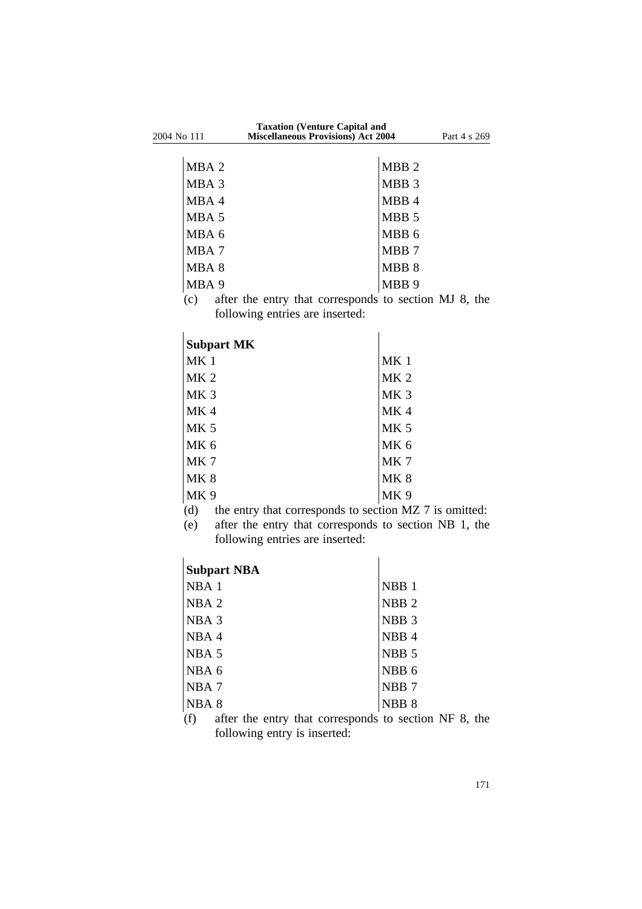| | |
|---|---|
| MBA 2 | MBB 2 |
| MBA 3 | MBB 3 |
| MBA 4 | MBB 4 |
| MBA 5 | MBB 5 |
| MBA 6 | MBB 6 |
| MBA 7 | MBB 7 |
| MBA 8 | MBB 8 |
| MBA 9 | MBB 9 |

(c) after the entry that corresponds to section MJ 8, the following entries are inserted:

| | |
|---|---|
| **Subpart MK** | |
| MK 1 | MK 1 |
| MK 2 | MK 2 |
| MK 3 | MK 3 |
| MK 4 | MK 4 |
| MK 5 | MK 5 |
| MK 6 | MK 6 |
| MK 7 | MK 7 |
| MK 8 | MK 8 |
| MK 9 | MK 9 |

(d) the entry that corresponds to section MZ 7 is omitted:

(e) after the entry that corresponds to section NB 1, the following entries are inserted:

| | |
|---|---|
| **Subpart NBA** | |
| NBA 1 | NBB 1 |
| NBA 2 | NBB 2 |
| NBA 3 | NBB 3 |
| NBA 4 | NBB 4 |
| NBA 5 | NBB 5 |
| NBA 6 | NBB 6 |
| NBA 7 | NBB 7 |
| NBA 8 | NBB 8 |

(f) after the entry that corresponds to section NF 8, the following entry is inserted: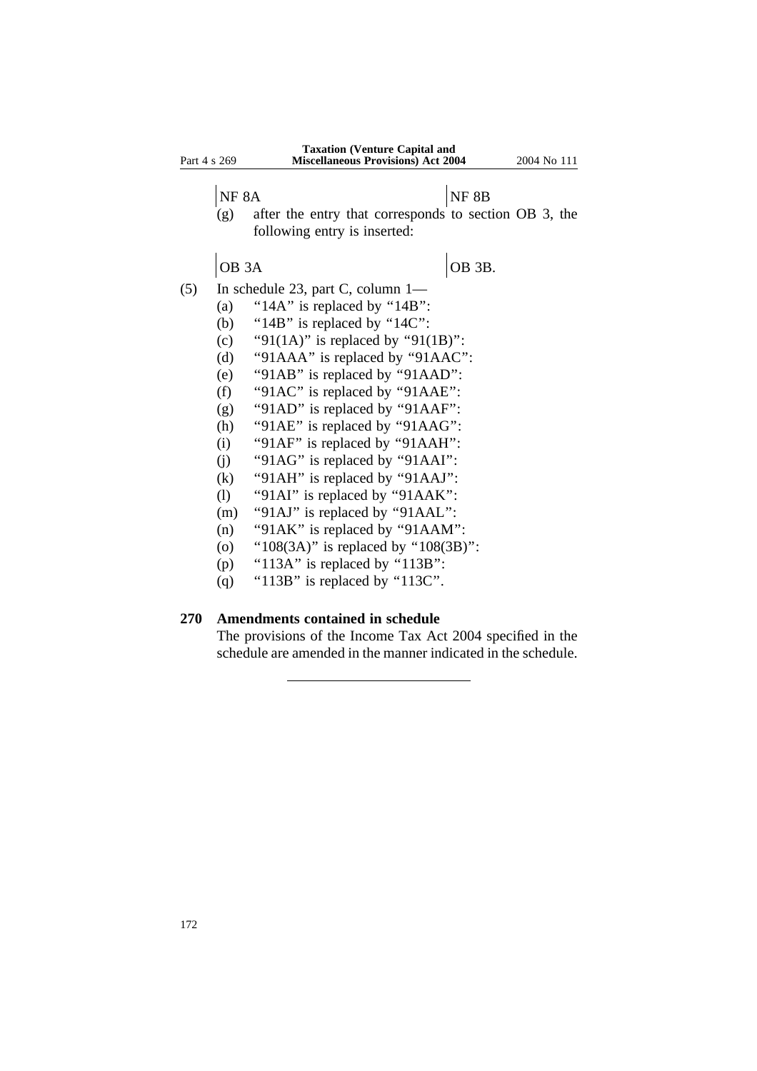| NF 8A | NF 8B |
|---|---|

(g) after the entry that corresponds to section OB 3, the following entry is inserted:

| OB 3A | OB 3B. |
|---|---|

(5) In schedule 23, part C, column 1—

(a) "14A" is replaced by "14B":

(b) "14B" is replaced by "14C":

(c) "91(1A)" is replaced by "91(1B)":

(d) "91AAA" is replaced by "91AAC":

(e) "91AB" is replaced by "91AAD":

(f) "91AC" is replaced by "91AAE":

(g) "91AD" is replaced by "91AAF":

(h) "91AE" is replaced by "91AAG":

(i) "91AF" is replaced by "91AAH":

(j) "91AG" is replaced by "91AAI":

(k) "91AH" is replaced by "91AAJ":

(l) "91AI" is replaced by "91AAK":

(m) "91AJ" is replaced by "91AAL":

(n) "91AK" is replaced by "91AAM":

(o) "108(3A)" is replaced by "108(3B)":

(p) "113A" is replaced by "113B":

(q) "113B" is replaced by "113C".

**270 Amendments contained in schedule**

The provisions of the Income Tax Act 2004 specified in the schedule are amended in the manner indicated in the schedule.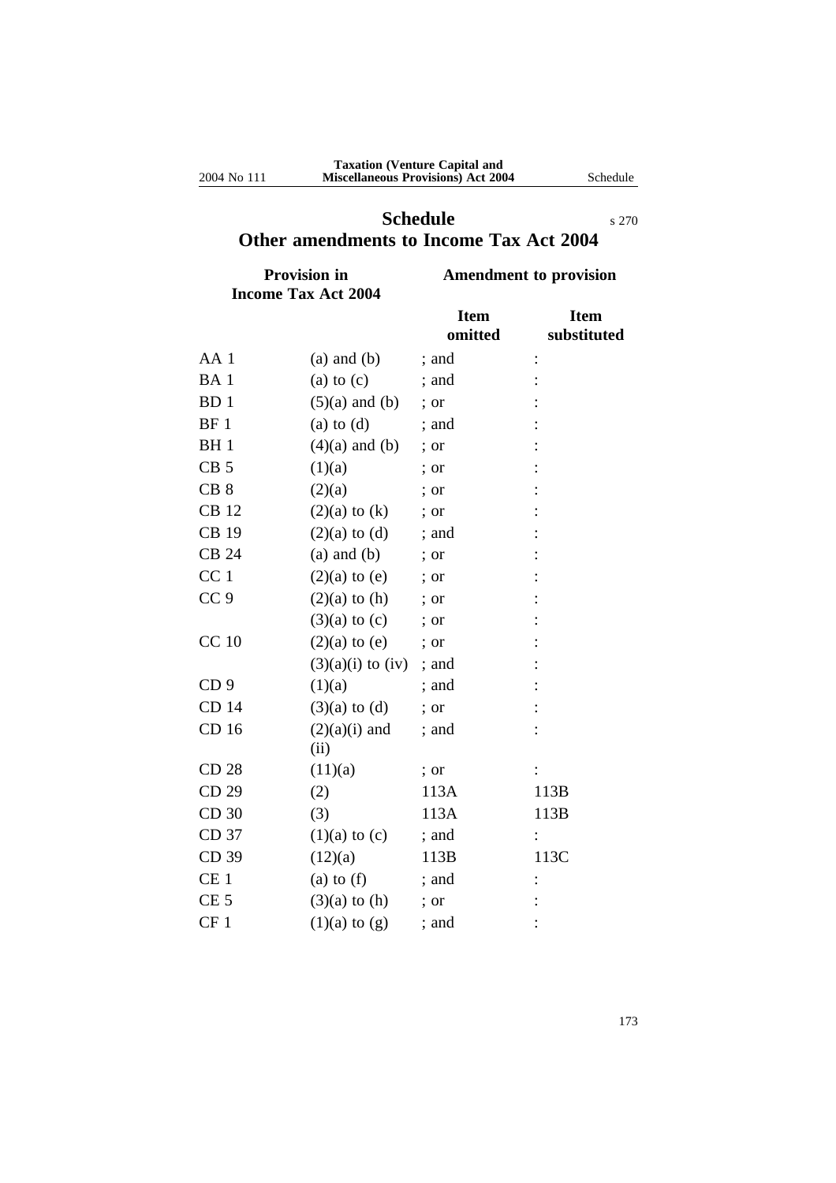# Schedule

s 270

## Other amendments to Income Tax Act 2004

| Provision in Income Tax Act 2004 | | Amendment to provision | |
|---|---|---|---|
| | | **Item omitted** | **Item substituted** |
| AA 1 | (a) and (b) | ; and | : |
| BA 1 | (a) to (c) | ; and | : |
| BD 1 | (5)(a) and (b) | ; or | : |
| BF 1 | (a) to (d) | ; and | : |
| BH 1 | (4)(a) and (b) | ; or | : |
| CB 5 | (1)(a) | ; or | : |
| CB 8 | (2)(a) | ; or | : |
| CB 12 | (2)(a) to (k) | ; or | : |
| CB 19 | (2)(a) to (d) | ; and | : |
| CB 24 | (a) and (b) | ; or | : |
| CC 1 | (2)(a) to (e) | ; or | : |
| CC 9 | (2)(a) to (h) | ; or | : |
| | (3)(a) to (c) | ; or | : |
| CC 10 | (2)(a) to (e) | ; or | : |
| | (3)(a)(i) to (iv) | ; and | : |
| CD 9 | (1)(a) | ; and | : |
| CD 14 | (3)(a) to (d) | ; or | : |
| CD 16 | (2)(a)(i) and (ii) | ; and | : |
| CD 28 | (11)(a) | ; or | : |
| CD 29 | (2) | 113A | 113B |
| CD 30 | (3) | 113A | 113B |
| CD 37 | (1)(a) to (c) | ; and | : |
| CD 39 | (12)(a) | 113B | 113C |
| CE 1 | (a) to (f) | ; and | : |
| CE 5 | (3)(a) to (h) | ; or | : |
| CF 1 | (1)(a) to (g) | ; and | : |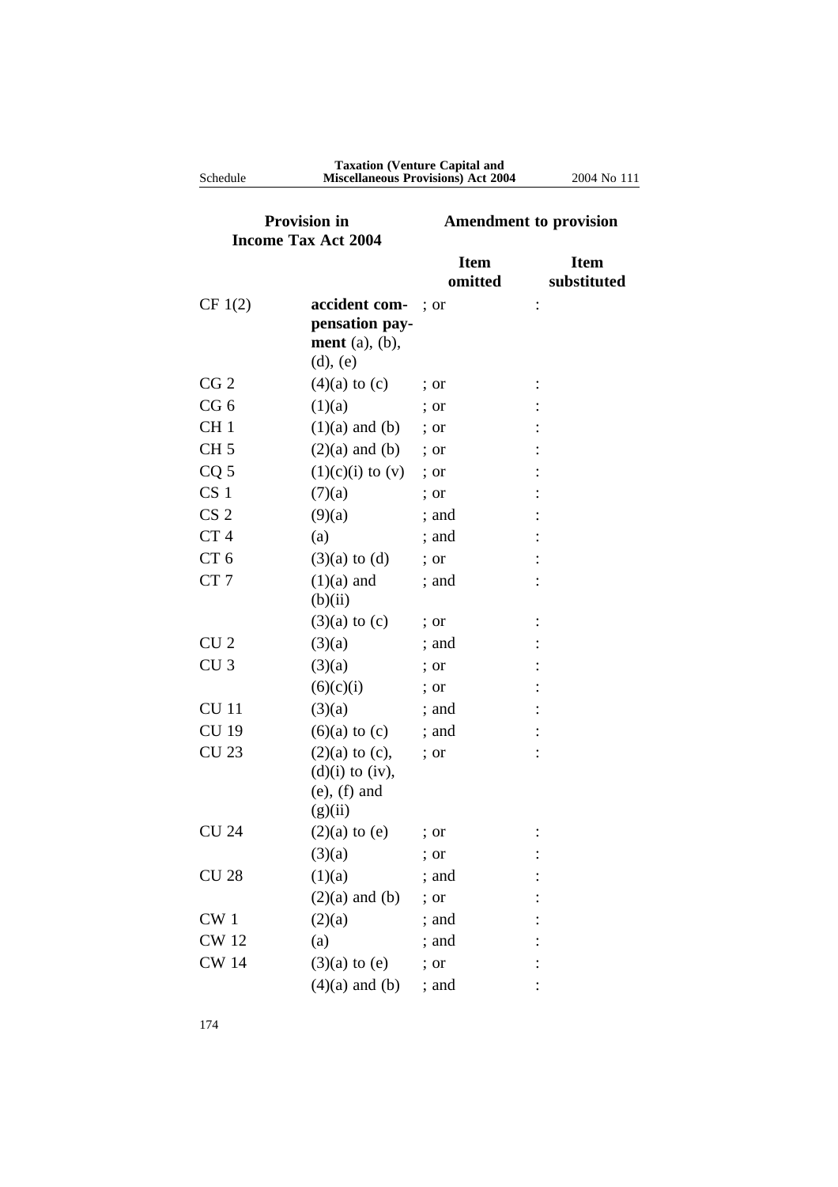| Provision in Income Tax Act 2004 | | Amendment to provision | |
|---|---|---|---|
| | | Item omitted | Item substituted |
| CF 1(2) | **accident compensation payment** (a), (b), (d), (e) | ; or | : |
| CG 2 | (4)(a) to (c) | ; or | : |
| CG 6 | (1)(a) | ; or | : |
| CH 1 | (1)(a) and (b) | ; or | : |
| CH 5 | (2)(a) and (b) | ; or | : |
| CQ 5 | (1)(c)(i) to (v) | ; or | : |
| CS 1 | (7)(a) | ; or | : |
| CS 2 | (9)(a) | ; and | : |
| CT 4 | (a) | ; and | : |
| CT 6 | (3)(a) to (d) | ; or | : |
| CT 7 | (1)(a) and (b)(ii) | ; and | : |
| | (3)(a) to (c) | ; or | : |
| CU 2 | (3)(a) | ; and | : |
| CU 3 | (3)(a) | ; or | : |
| | (6)(c)(i) | ; or | : |
| CU 11 | (3)(a) | ; and | : |
| CU 19 | (6)(a) to (c) | ; and | : |
| CU 23 | (2)(a) to (c), (d)(i) to (iv), (e), (f) and (g)(ii) | ; or | : |
| CU 24 | (2)(a) to (e) | ; or | : |
| | (3)(a) | ; or | : |
| CU 28 | (1)(a) | ; and | : |
| | (2)(a) and (b) | ; or | : |
| CW 1 | (2)(a) | ; and | : |
| CW 12 | (a) | ; and | : |
| CW 14 | (3)(a) to (e) | ; or | : |
| | (4)(a) and (b) | ; and | : |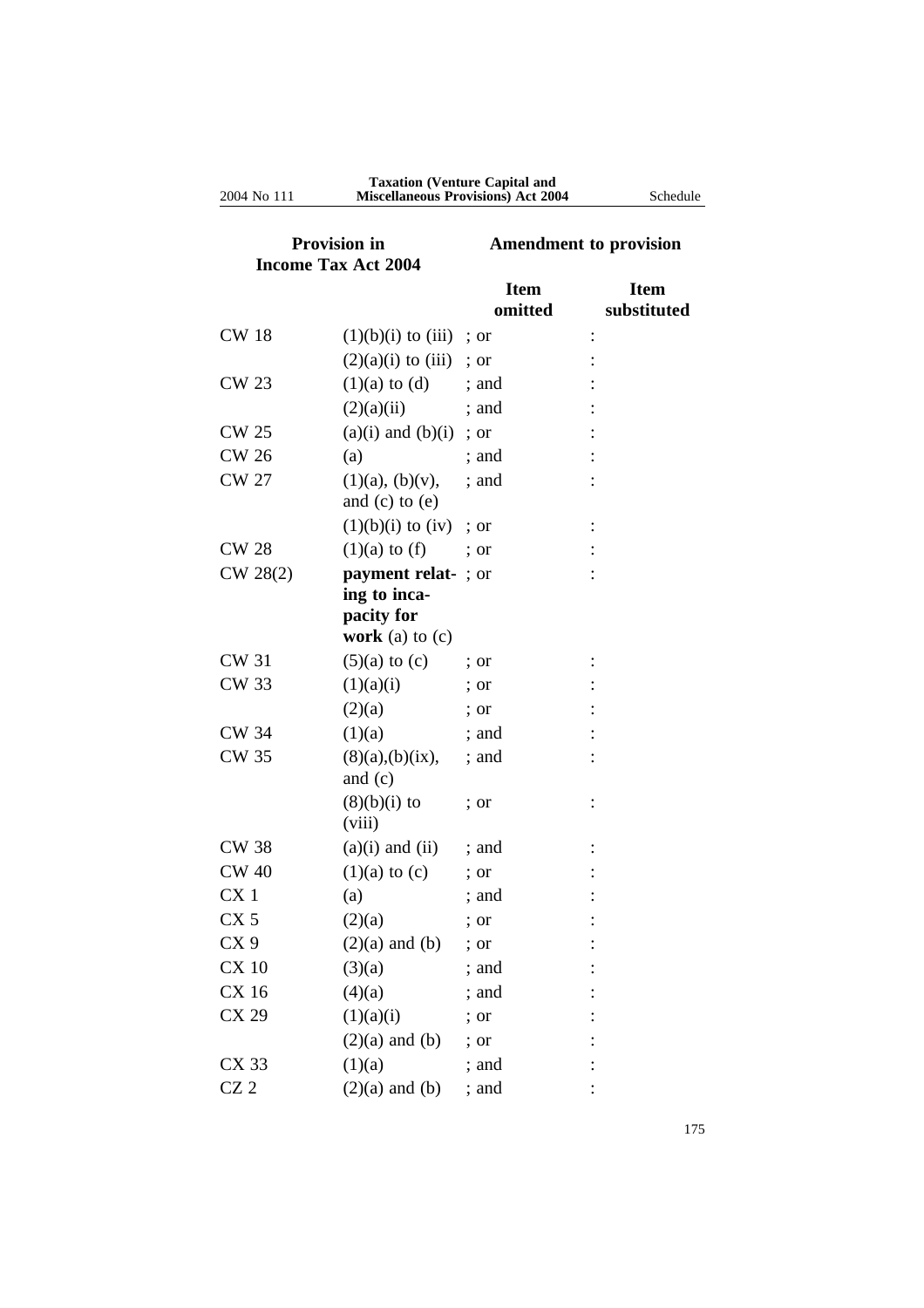| Provision in Income Tax Act 2004 | | Amendment to provision | |
|---|---|---|---|
| | | **Item omitted** | **Item substituted** |
| CW 18 | (1)(b)(i) to (iii) | ; or | : |
| | (2)(a)(i) to (iii) | ; or | : |
| CW 23 | (1)(a) to (d) | ; and | : |
| | (2)(a)(ii) | ; and | : |
| CW 25 | (a)(i) and (b)(i) | ; or | : |
| CW 26 | (a) | ; and | : |
| CW 27 | (1)(a), (b)(v), and (c) to (e) | ; and | : |
| | (1)(b)(i) to (iv) | ; or | : |
| CW 28 | (1)(a) to (f) | ; or | : |
| CW 28(2) | **payment relating to incapacity for work** (a) to (c) | ; or | : |
| CW 31 | (5)(a) to (c) | ; or | : |
| CW 33 | (1)(a)(i) | ; or | : |
| | (2)(a) | ; or | : |
| CW 34 | (1)(a) | ; and | : |
| CW 35 | (8)(a),(b)(ix), and (c) | ; and | : |
| | (8)(b)(i) to (viii) | ; or | : |
| CW 38 | (a)(i) and (ii) | ; and | : |
| CW 40 | (1)(a) to (c) | ; or | : |
| CX 1 | (a) | ; and | : |
| CX 5 | (2)(a) | ; or | : |
| CX 9 | (2)(a) and (b) | ; or | : |
| CX 10 | (3)(a) | ; and | : |
| CX 16 | (4)(a) | ; and | : |
| CX 29 | (1)(a)(i) | ; or | : |
| | (2)(a) and (b) | ; or | : |
| CX 33 | (1)(a) | ; and | : |
| CZ 2 | (2)(a) and (b) | ; and | : |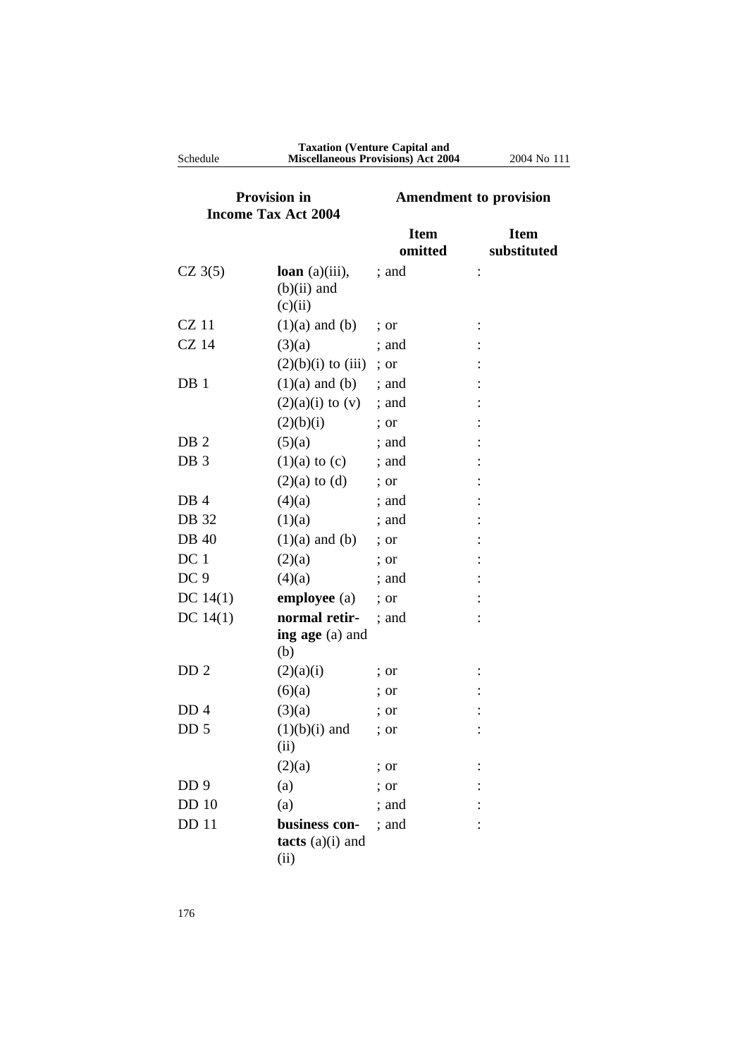| Provision in Income Tax Act 2004 | | Amendment to provision | |
|---|---|---|---|
| | | Item omitted | Item substituted |
| CZ 3(5) | **loan** (a)(iii), (b)(ii) and (c)(ii) | ; and | : |
| CZ 11 | (1)(a) and (b) | ; or | : |
| CZ 14 | (3)(a) | ; and | : |
| | (2)(b)(i) to (iii) | ; or | : |
| DB 1 | (1)(a) and (b) | ; and | : |
| | (2)(a)(i) to (v) | ; and | : |
| | (2)(b)(i) | ; or | : |
| DB 2 | (5)(a) | ; and | : |
| DB 3 | (1)(a) to (c) | ; and | : |
| | (2)(a) to (d) | ; or | : |
| DB 4 | (4)(a) | ; and | : |
| DB 32 | (1)(a) | ; and | : |
| DB 40 | (1)(a) and (b) | ; or | : |
| DC 1 | (2)(a) | ; or | : |
| DC 9 | (4)(a) | ; and | : |
| DC 14(1) | **employee** (a) | ; or | : |
| DC 14(1) | **normal retiring age** (a) and (b) | ; and | : |
| DD 2 | (2)(a)(i) | ; or | : |
| | (6)(a) | ; or | : |
| DD 4 | (3)(a) | ; or | : |
| DD 5 | (1)(b)(i) and (ii) | ; or | : |
| | (2)(a) | ; or | : |
| DD 9 | (a) | ; or | : |
| DD 10 | (a) | ; and | : |
| DD 11 | **business contacts** (a)(i) and (ii) | ; and | : |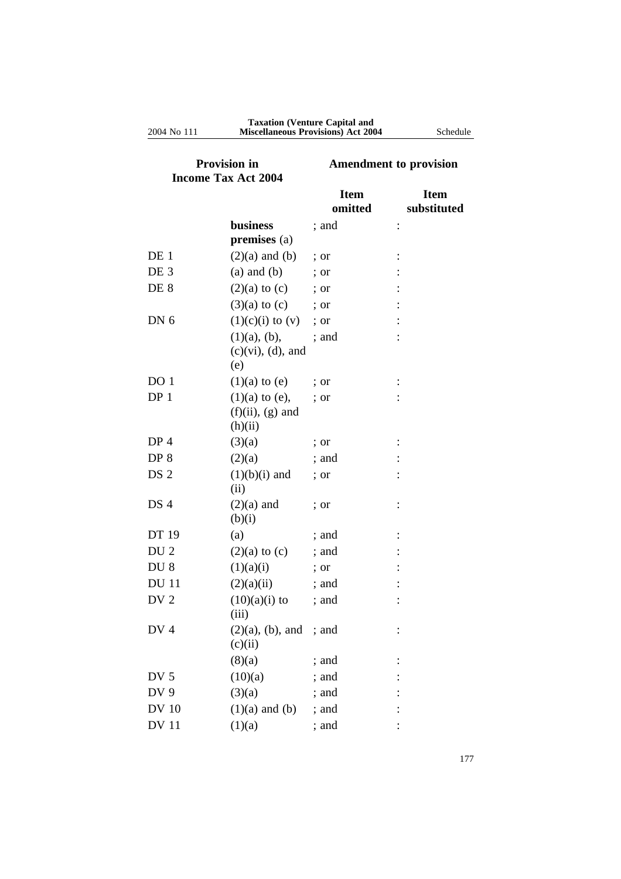| Provision in Income Tax Act 2004 | | Amendment to provision | |
|---|---|---|---|
| | | Item omitted | Item substituted |
| | **business premises** (a) | ; and | : |
| DE 1 | (2)(a) and (b) | ; or | : |
| DE 3 | (a) and (b) | ; or | : |
| DE 8 | (2)(a) to (c) | ; or | : |
| | (3)(a) to (c) | ; or | : |
| DN 6 | (1)(c)(i) to (v) | ; or | : |
| | (1)(a), (b), (c)(vi), (d), and (e) | ; and | : |
| DO 1 | (1)(a) to (e) | ; or | : |
| DP 1 | (1)(a) to (e), (f)(ii), (g) and (h)(ii) | ; or | : |
| DP 4 | (3)(a) | ; or | : |
| DP 8 | (2)(a) | ; and | : |
| DS 2 | (1)(b)(i) and (ii) | ; or | : |
| DS 4 | (2)(a) and (b)(i) | ; or | : |
| DT 19 | (a) | ; and | : |
| DU 2 | (2)(a) to (c) | ; and | : |
| DU 8 | (1)(a)(i) | ; or | : |
| DU 11 | (2)(a)(ii) | ; and | : |
| DV 2 | (10)(a)(i) to (iii) | ; and | : |
| DV 4 | (2)(a), (b), and (c)(ii) | ; and | : |
| | (8)(a) | ; and | : |
| DV 5 | (10)(a) | ; and | : |
| DV 9 | (3)(a) | ; and | : |
| DV 10 | (1)(a) and (b) | ; and | : |
| DV 11 | (1)(a) | ; and | : |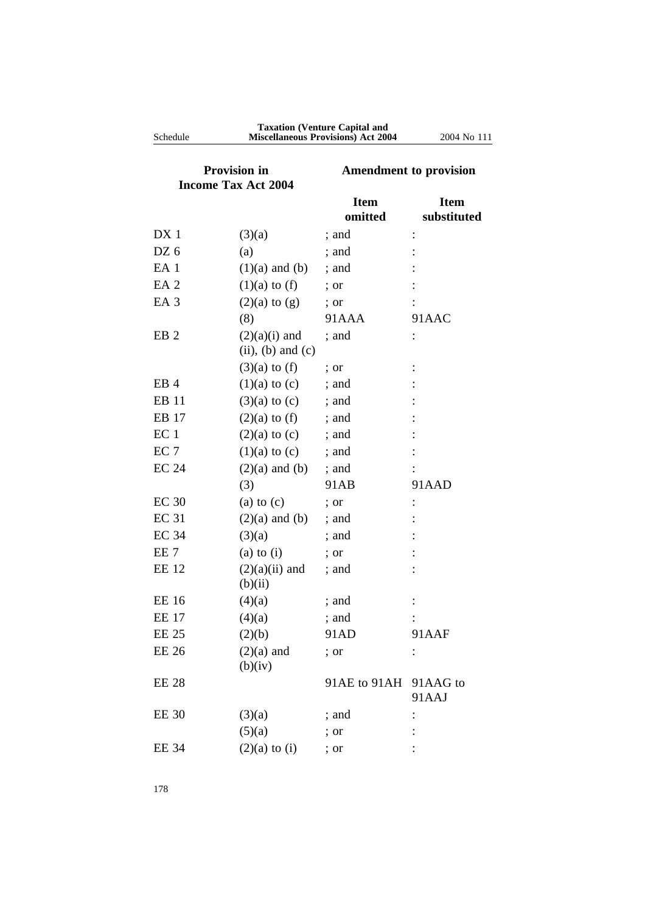| Provision in Income Tax Act 2004 | | Amendment to provision | |
|---|---|---|---|
| | | Item omitted | Item substituted |
| DX 1 | (3)(a) | ; and | : |
| DZ 6 | (a) | ; and | : |
| EA 1 | (1)(a) and (b) | ; and | : |
| EA 2 | (1)(a) to (f) | ; or | : |
| EA 3 | (2)(a) to (g) | ; or | : |
| | (8) | 91AAA | 91AAC |
| EB 2 | (2)(a)(i) and (ii), (b) and (c) | ; and | : |
| | (3)(a) to (f) | ; or | : |
| EB 4 | (1)(a) to (c) | ; and | : |
| EB 11 | (3)(a) to (c) | ; and | : |
| EB 17 | (2)(a) to (f) | ; and | : |
| EC 1 | (2)(a) to (c) | ; and | : |
| EC 7 | (1)(a) to (c) | ; and | : |
| EC 24 | (2)(a) and (b) | ; and | : |
| | (3) | 91AB | 91AAD |
| EC 30 | (a) to (c) | ; or | : |
| EC 31 | (2)(a) and (b) | ; and | : |
| EC 34 | (3)(a) | ; and | : |
| EE 7 | (a) to (i) | ; or | : |
| EE 12 | (2)(a)(ii) and (b)(ii) | ; and | : |
| EE 16 | (4)(a) | ; and | : |
| EE 17 | (4)(a) | ; and | : |
| EE 25 | (2)(b) | 91AD | 91AAF |
| EE 26 | (2)(a) and (b)(iv) | ; or | : |
| EE 28 | | 91AE to 91AH | 91AAG to 91AAJ |
| EE 30 | (3)(a) | ; and | : |
| | (5)(a) | ; or | : |
| EE 34 | (2)(a) to (i) | ; or | : |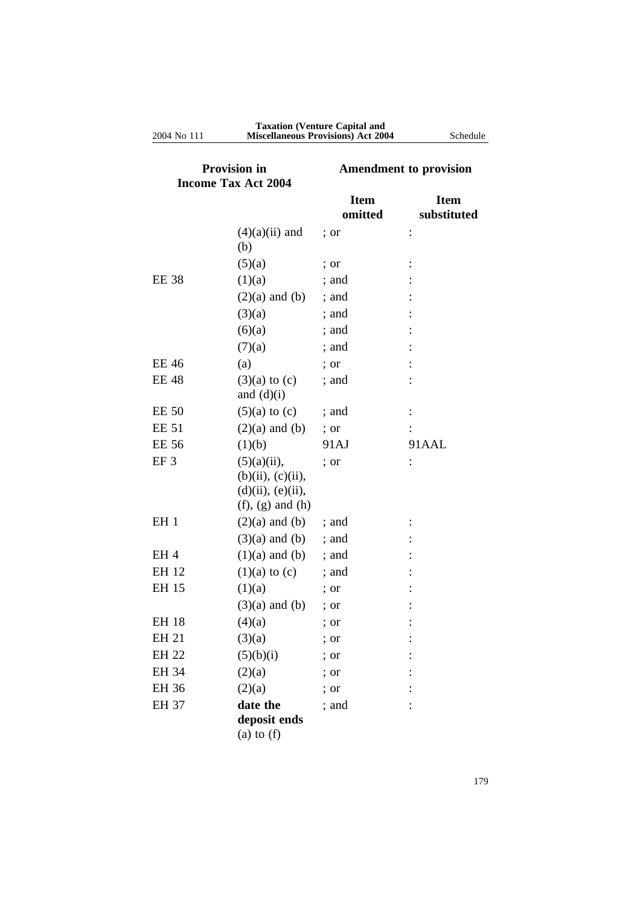| Provision in Income Tax Act 2004 | | Amendment to provision | |
|---|---|---|---|
| | | **Item omitted** | **Item substituted** |
| | (4)(a)(ii) and (b) | ; or | : |
| | (5)(a) | ; or | : |
| EE 38 | (1)(a) | ; and | : |
| | (2)(a) and (b) | ; and | : |
| | (3)(a) | ; and | : |
| | (6)(a) | ; and | : |
| | (7)(a) | ; and | : |
| EE 46 | (a) | ; or | : |
| EE 48 | (3)(a) to (c) and (d)(i) | ; and | : |
| EE 50 | (5)(a) to (c) | ; and | : |
| EE 51 | (2)(a) and (b) | ; or | : |
| EE 56 | (1)(b) | 91AJ | 91AAL |
| EF 3 | (5)(a)(ii), (b)(ii), (c)(ii), (d)(ii), (e)(ii), (f), (g) and (h) | ; or | : |
| EH 1 | (2)(a) and (b) | ; and | : |
| | (3)(a) and (b) | ; and | : |
| EH 4 | (1)(a) and (b) | ; and | : |
| EH 12 | (1)(a) to (c) | ; and | : |
| EH 15 | (1)(a) | ; or | : |
| | (3)(a) and (b) | ; or | : |
| EH 18 | (4)(a) | ; or | : |
| EH 21 | (3)(a) | ; or | : |
| EH 22 | (5)(b)(i) | ; or | : |
| EH 34 | (2)(a) | ; or | : |
| EH 36 | (2)(a) | ; or | : |
| EH 37 | **date the deposit ends** (a) to (f) | ; and | : |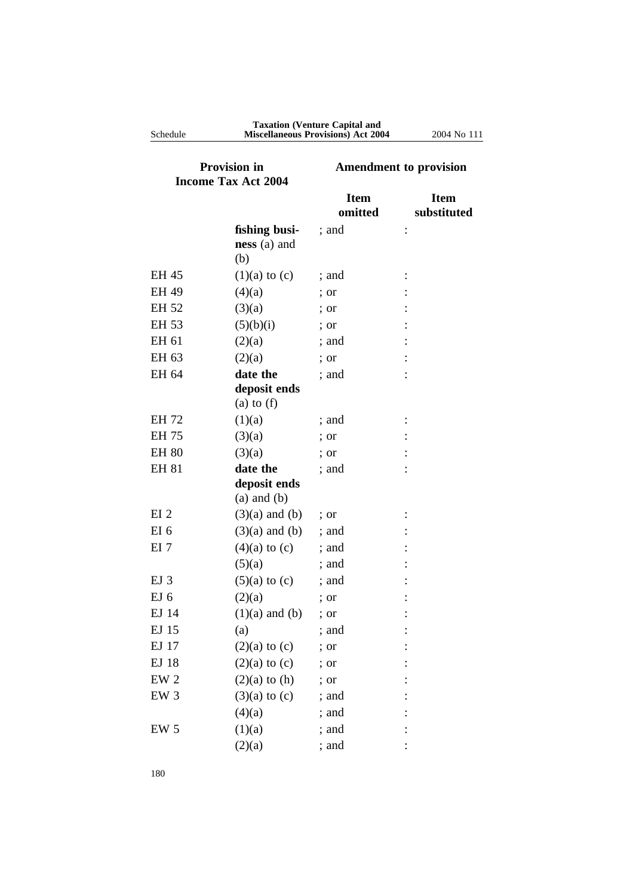| Provision in Income Tax Act 2004 | | Amendment to provision | |
|---|---|---|---|
| | | Item omitted | Item substituted |
| | **fishing business** (a) and (b) | ; and | : |
| EH 45 | (1)(a) to (c) | ; and | : |
| EH 49 | (4)(a) | ; or | : |
| EH 52 | (3)(a) | ; or | : |
| EH 53 | (5)(b)(i) | ; or | : |
| EH 61 | (2)(a) | ; and | : |
| EH 63 | (2)(a) | ; or | : |
| EH 64 | **date the deposit ends** (a) to (f) | ; and | : |
| EH 72 | (1)(a) | ; and | : |
| EH 75 | (3)(a) | ; or | : |
| EH 80 | (3)(a) | ; or | : |
| EH 81 | **date the deposit ends** (a) and (b) | ; and | : |
| EI 2 | (3)(a) and (b) | ; or | : |
| EI 6 | (3)(a) and (b) | ; and | : |
| EI 7 | (4)(a) to (c) | ; and | : |
| | (5)(a) | ; and | : |
| EJ 3 | (5)(a) to (c) | ; and | : |
| EJ 6 | (2)(a) | ; or | : |
| EJ 14 | (1)(a) and (b) | ; or | : |
| EJ 15 | (a) | ; and | : |
| EJ 17 | (2)(a) to (c) | ; or | : |
| EJ 18 | (2)(a) to (c) | ; or | : |
| EW 2 | (2)(a) to (h) | ; or | : |
| EW 3 | (3)(a) to (c) | ; and | : |
| | (4)(a) | ; and | : |
| EW 5 | (1)(a) | ; and | : |
| | (2)(a) | ; and | : |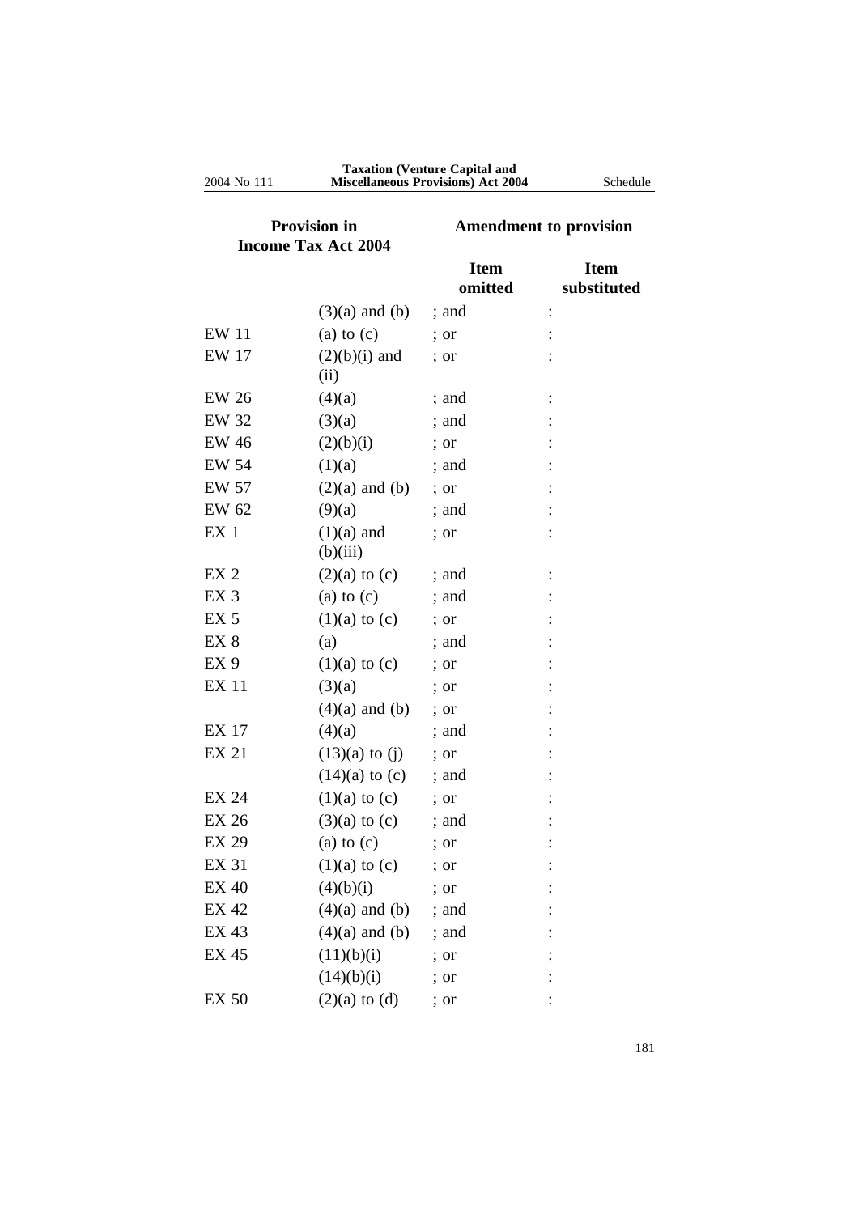| Provision in Income Tax Act 2004 | | Amendment to provision | |
|---|---|---|---|
| | | Item omitted | Item substituted |
| | (3)(a) and (b) | ; and | : |
| EW 11 | (a) to (c) | ; or | : |
| EW 17 | (2)(b)(i) and (ii) | ; or | : |
| EW 26 | (4)(a) | ; and | : |
| EW 32 | (3)(a) | ; and | : |
| EW 46 | (2)(b)(i) | ; or | : |
| EW 54 | (1)(a) | ; and | : |
| EW 57 | (2)(a) and (b) | ; or | : |
| EW 62 | (9)(a) | ; and | : |
| EX 1 | (1)(a) and (b)(iii) | ; or | : |
| EX 2 | (2)(a) to (c) | ; and | : |
| EX 3 | (a) to (c) | ; and | : |
| EX 5 | (1)(a) to (c) | ; or | : |
| EX 8 | (a) | ; and | : |
| EX 9 | (1)(a) to (c) | ; or | : |
| EX 11 | (3)(a) | ; or | : |
| | (4)(a) and (b) | ; or | : |
| EX 17 | (4)(a) | ; and | : |
| EX 21 | (13)(a) to (j) | ; or | : |
| | (14)(a) to (c) | ; and | : |
| EX 24 | (1)(a) to (c) | ; or | : |
| EX 26 | (3)(a) to (c) | ; and | : |
| EX 29 | (a) to (c) | ; or | : |
| EX 31 | (1)(a) to (c) | ; or | : |
| EX 40 | (4)(b)(i) | ; or | : |
| EX 42 | (4)(a) and (b) | ; and | : |
| EX 43 | (4)(a) and (b) | ; and | : |
| EX 45 | (11)(b)(i) | ; or | : |
| | (14)(b)(i) | ; or | : |
| EX 50 | (2)(a) to (d) | ; or | : |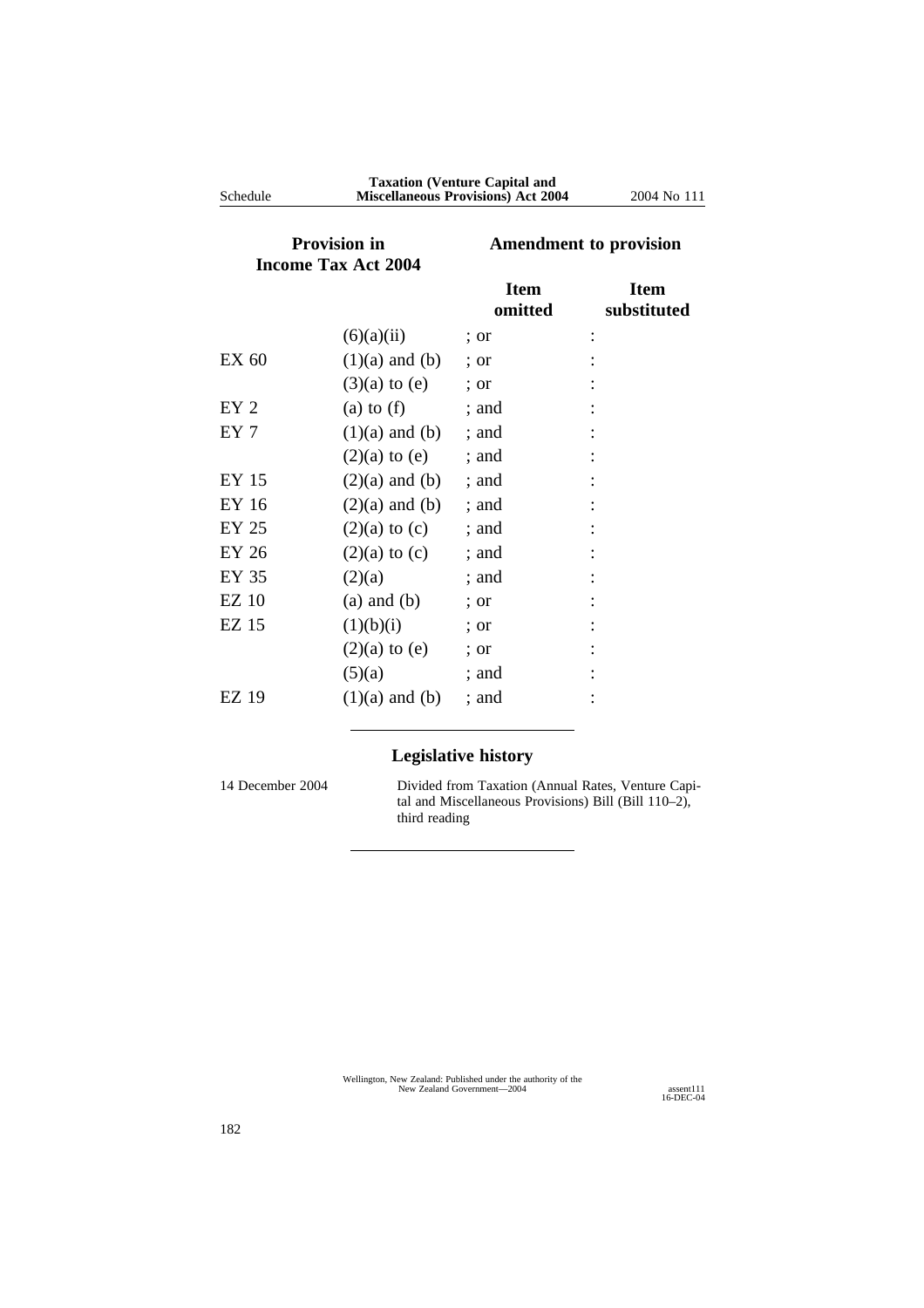| Provision in Income Tax Act 2004 | | Amendment to provision | |
|---|---|---|---|
| | | Item omitted | Item substituted |
| | (6)(a)(ii) | ; or | : |
| EX 60 | (1)(a) and (b) | ; or | : |
| | (3)(a) to (e) | ; or | : |
| EY 2 | (a) to (f) | ; and | : |
| EY 7 | (1)(a) and (b) | ; and | : |
| | (2)(a) to (e) | ; and | : |
| EY 15 | (2)(a) and (b) | ; and | : |
| EY 16 | (2)(a) and (b) | ; and | : |
| EY 25 | (2)(a) to (c) | ; and | : |
| EY 26 | (2)(a) to (c) | ; and | : |
| EY 35 | (2)(a) | ; and | : |
| EZ 10 | (a) and (b) | ; or | : |
| EZ 15 | (1)(b)(i) | ; or | : |
| | (2)(a) to (e) | ; or | : |
| | (5)(a) | ; and | : |
| EZ 19 | (1)(a) and (b) | ; and | : |

## Legislative history

| | |
|---|---|
| 14 December 2004 | Divided from Taxation (Annual Rates, Venture Capital and Miscellaneous Provisions) Bill (Bill 110–2), third reading |

Wellington, New Zealand: Published under the authority of the New Zealand Government—2004

assent111
16-DEC-04